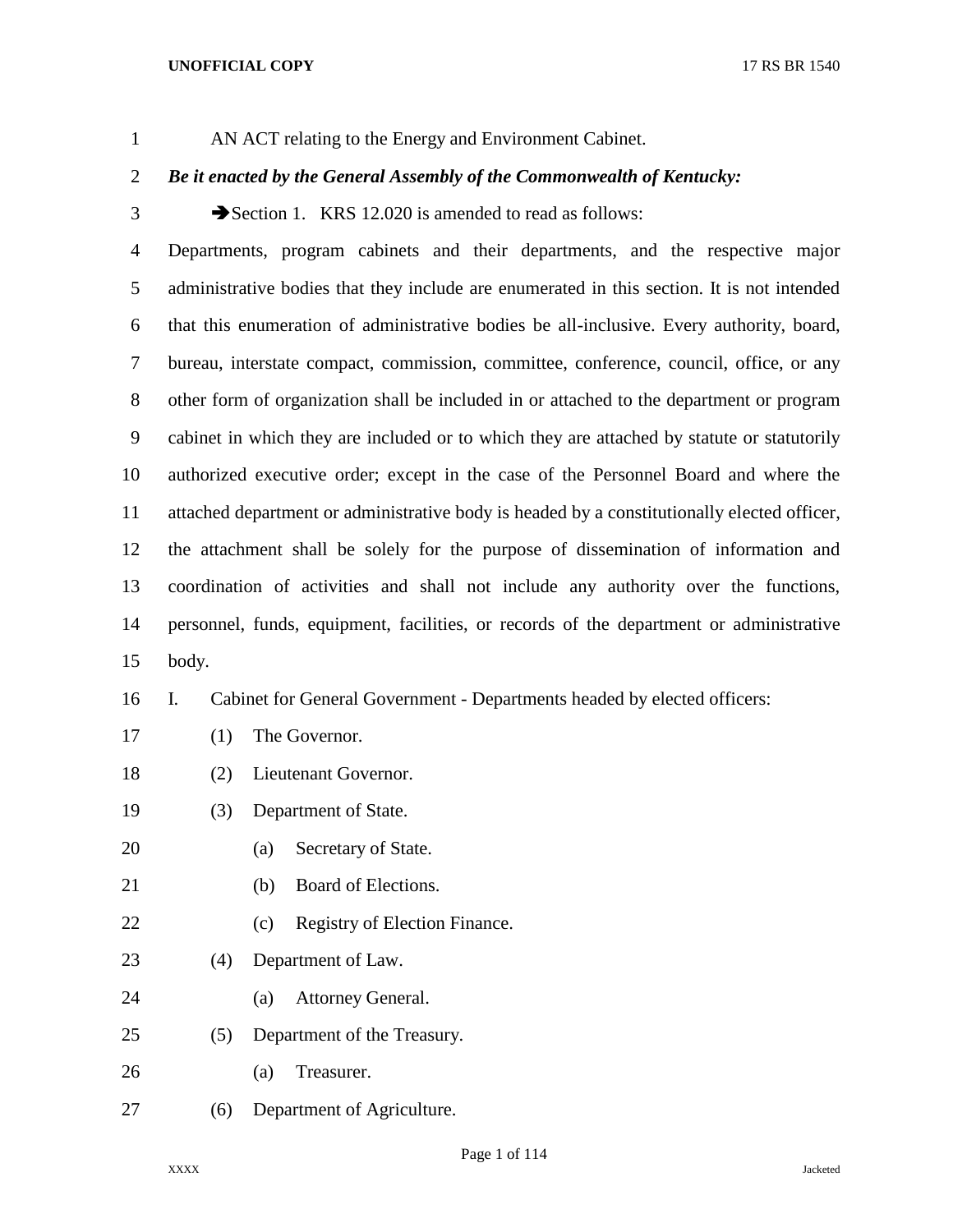AN ACT relating to the Energy and Environment Cabinet.

***Be it enacted by the General Assembly of the Commonwealth of Kentucky:***

➔Section 1. KRS 12.020 is amended to read as follows:

Departments, program cabinets and their departments, and the respective major administrative bodies that they include are enumerated in this section. It is not intended that this enumeration of administrative bodies be all-inclusive. Every authority, board, bureau, interstate compact, commission, committee, conference, council, office, or any other form of organization shall be included in or attached to the department or program cabinet in which they are included or to which they are attached by statute or statutorily authorized executive order; except in the case of the Personnel Board and where the attached department or administrative body is headed by a constitutionally elected officer, the attachment shall be solely for the purpose of dissemination of information and coordination of activities and shall not include any authority over the functions, personnel, funds, equipment, facilities, or records of the department or administrative body.

I. Cabinet for General Government - Departments headed by elected officers:

(1) The Governor.

(2) Lieutenant Governor.

(3) Department of State.

(a) Secretary of State.

(b) Board of Elections.

(c) Registry of Election Finance.

(4) Department of Law.

(a) Attorney General.

(5) Department of the Treasury.

(a) Treasurer.

(6) Department of Agriculture.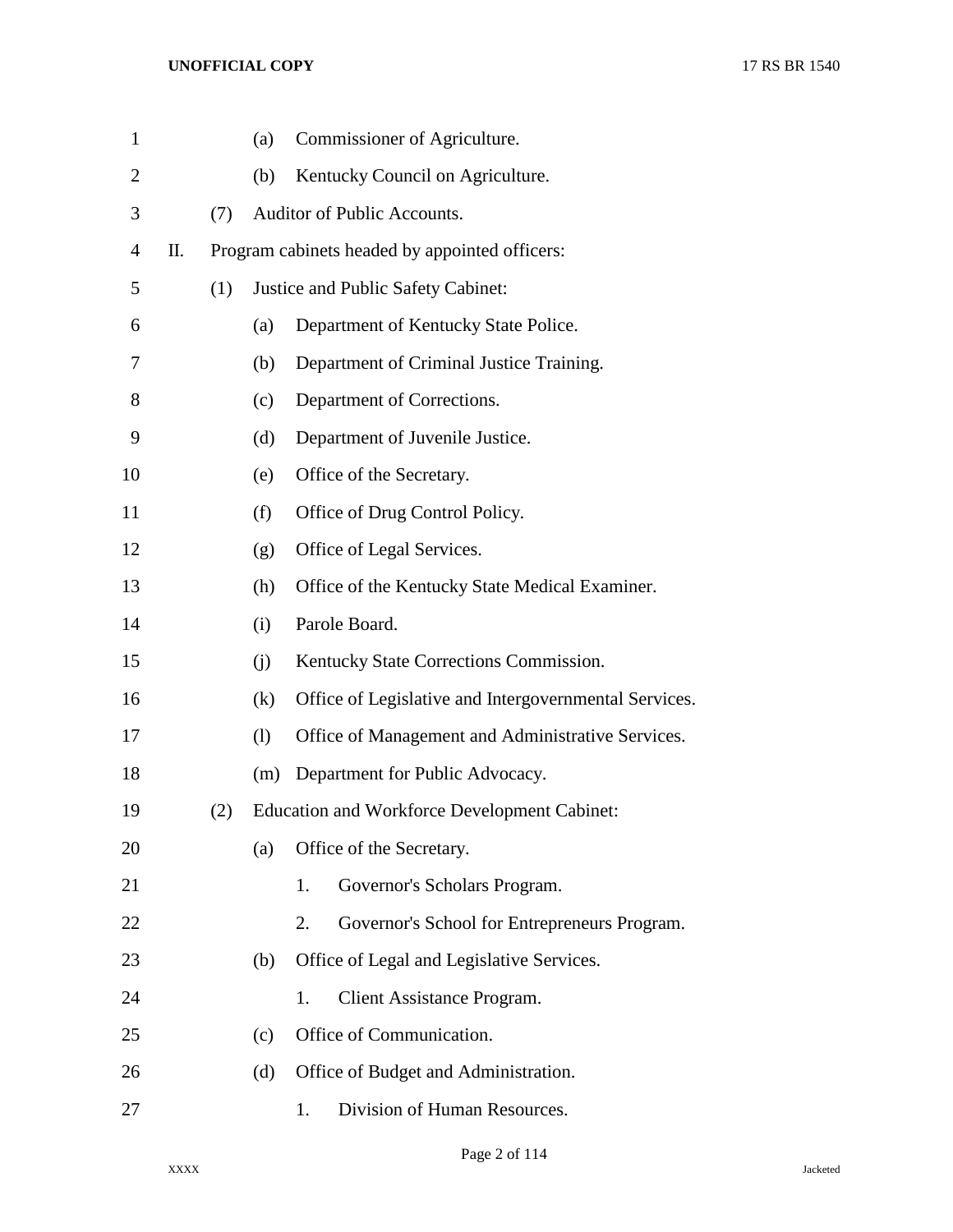(a) Commissioner of Agriculture.

(b) Kentucky Council on Agriculture.

(7) Auditor of Public Accounts.

II. Program cabinets headed by appointed officers:

(1) Justice and Public Safety Cabinet:

(a) Department of Kentucky State Police.

(b) Department of Criminal Justice Training.

(c) Department of Corrections.

(d) Department of Juvenile Justice.

(e) Office of the Secretary.

(f) Office of Drug Control Policy.

(g) Office of Legal Services.

(h) Office of the Kentucky State Medical Examiner.

(i) Parole Board.

(j) Kentucky State Corrections Commission.

(k) Office of Legislative and Intergovernmental Services.

(l) Office of Management and Administrative Services.

(m) Department for Public Advocacy.

(2) Education and Workforce Development Cabinet:

(a) Office of the Secretary.

1. Governor's Scholars Program.

2. Governor's School for Entrepreneurs Program.

(b) Office of Legal and Legislative Services.

1. Client Assistance Program.

(c) Office of Communication.

(d) Office of Budget and Administration.

1. Division of Human Resources.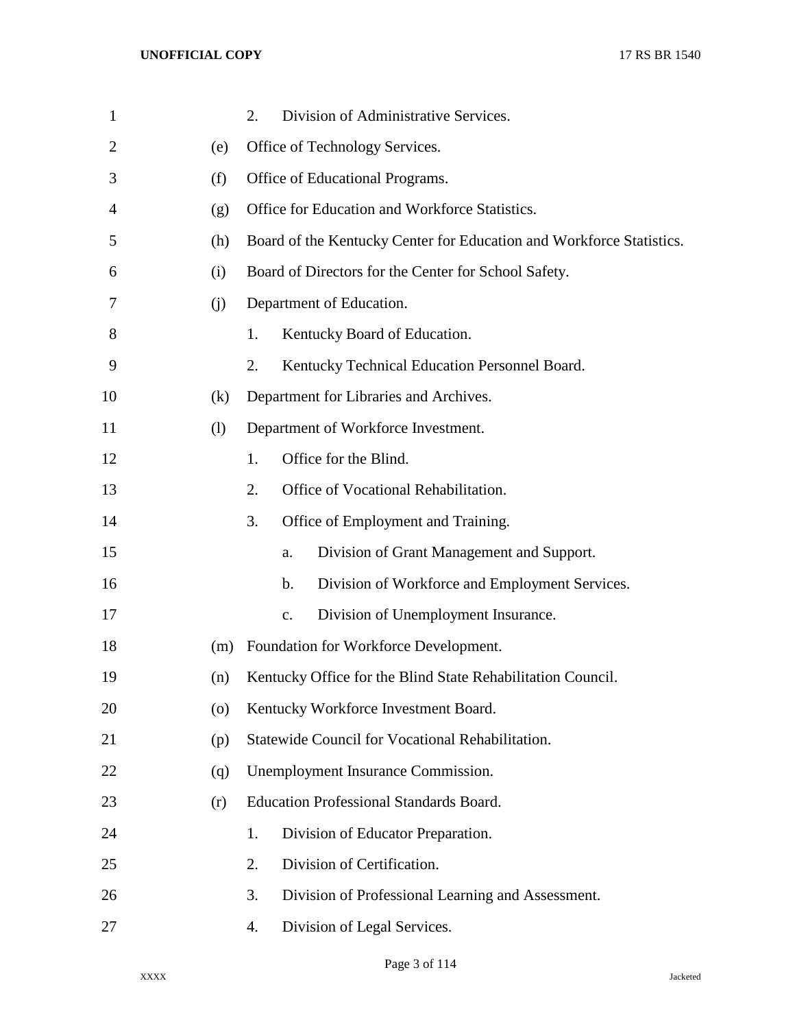2. Division of Administrative Services.

(e) Office of Technology Services.

(f) Office of Educational Programs.

(g) Office for Education and Workforce Statistics.

(h) Board of the Kentucky Center for Education and Workforce Statistics.

(i) Board of Directors for the Center for School Safety.

(j) Department of Education.

1. Kentucky Board of Education.
2. Kentucky Technical Education Personnel Board.

(k) Department for Libraries and Archives.

(l) Department of Workforce Investment.

1. Office for the Blind.
2. Office of Vocational Rehabilitation.
3. Office of Employment and Training.
   a. Division of Grant Management and Support.
   b. Division of Workforce and Employment Services.
   c. Division of Unemployment Insurance.

(m) Foundation for Workforce Development.

(n) Kentucky Office for the Blind State Rehabilitation Council.

(o) Kentucky Workforce Investment Board.

(p) Statewide Council for Vocational Rehabilitation.

(q) Unemployment Insurance Commission.

(r) Education Professional Standards Board.

1. Division of Educator Preparation.
2. Division of Certification.
3. Division of Professional Learning and Assessment.
4. Division of Legal Services.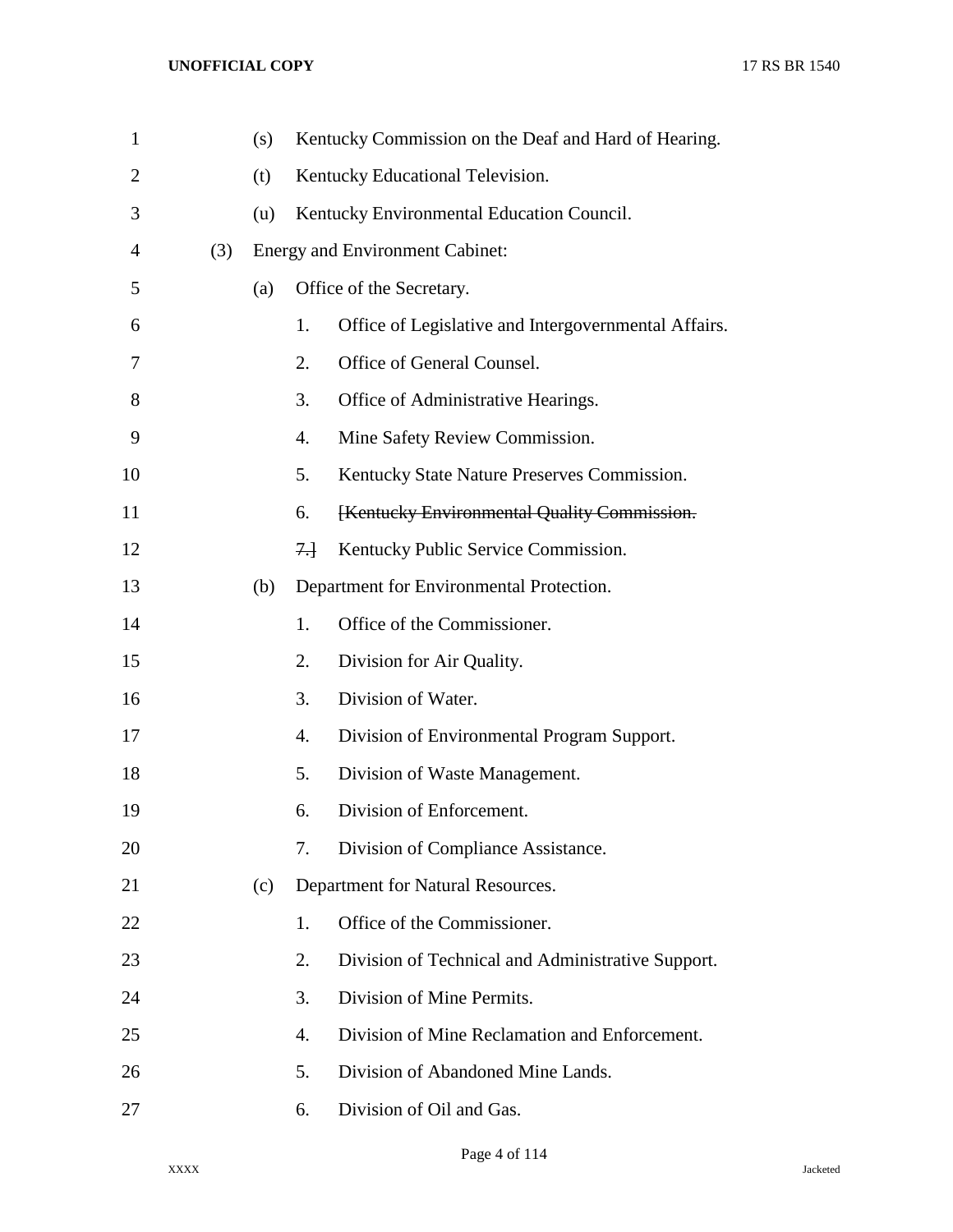(s) Kentucky Commission on the Deaf and Hard of Hearing.

(t) Kentucky Educational Television.

(u) Kentucky Environmental Education Council.

(3) Energy and Environment Cabinet:

(a) Office of the Secretary.

1. Office of Legislative and Intergovernmental Affairs.
2. Office of General Counsel.
3. Office of Administrative Hearings.
4. Mine Safety Review Commission.
5. Kentucky State Nature Preserves Commission.
6. ~~[Kentucky Environmental Quality Commission.~~

~~7.]~~ Kentucky Public Service Commission.

(b) Department for Environmental Protection.

1. Office of the Commissioner.
2. Division for Air Quality.
3. Division of Water.
4. Division of Environmental Program Support.
5. Division of Waste Management.
6. Division of Enforcement.
7. Division of Compliance Assistance.

(c) Department for Natural Resources.

1. Office of the Commissioner.
2. Division of Technical and Administrative Support.
3. Division of Mine Permits.
4. Division of Mine Reclamation and Enforcement.
5. Division of Abandoned Mine Lands.
6. Division of Oil and Gas.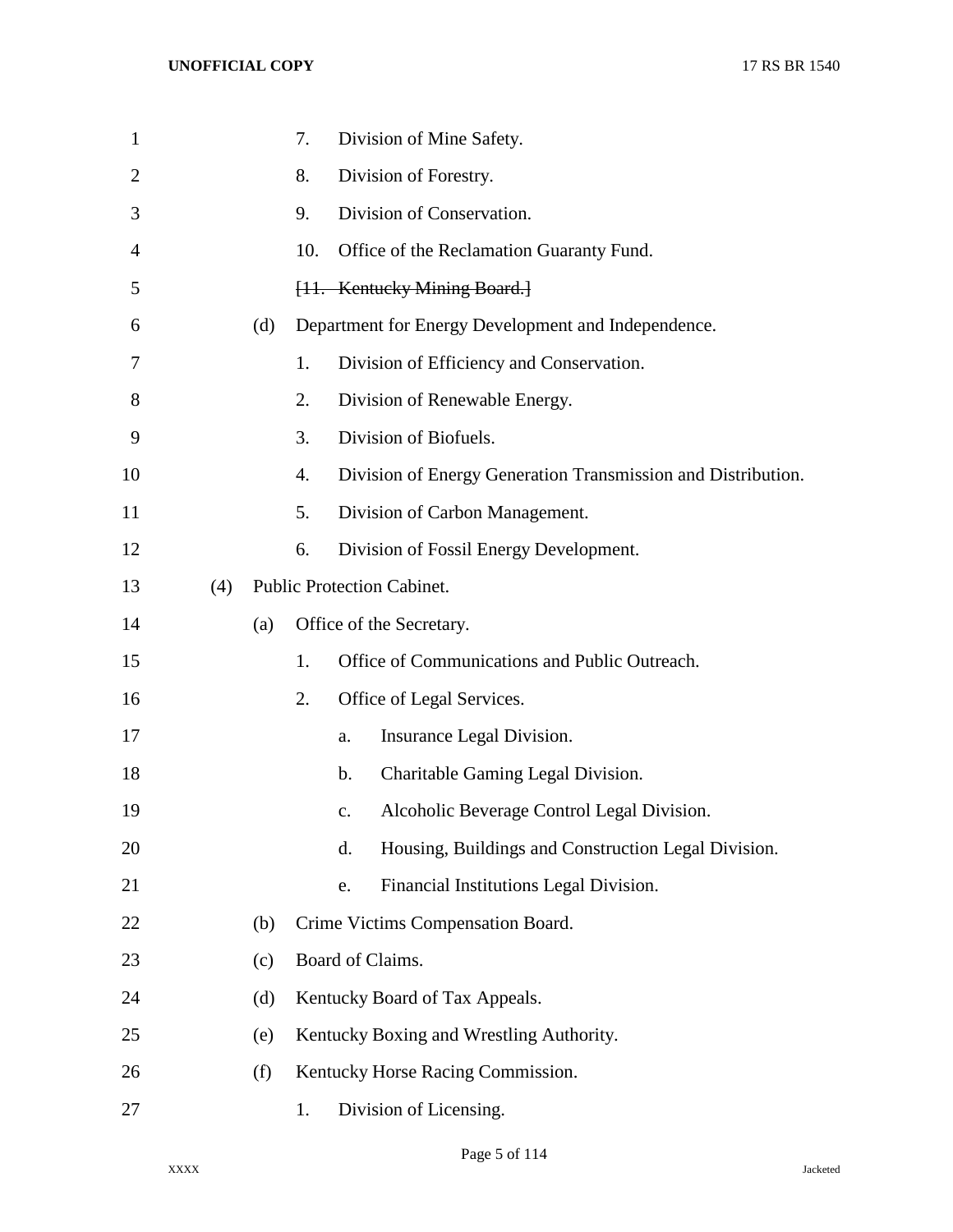7. Division of Mine Safety.
8. Division of Forestry.
9. Division of Conservation.
10. Office of the Reclamation Guaranty Fund.
~~[11. Kentucky Mining Board.]~~

(d) Department for Energy Development and Independence.

1. Division of Efficiency and Conservation.
2. Division of Renewable Energy.
3. Division of Biofuels.
4. Division of Energy Generation Transmission and Distribution.
5. Division of Carbon Management.
6. Division of Fossil Energy Development.

(4) Public Protection Cabinet.

(a) Office of the Secretary.

1. Office of Communications and Public Outreach.
2. Office of Legal Services.
   a. Insurance Legal Division.
   b. Charitable Gaming Legal Division.
   c. Alcoholic Beverage Control Legal Division.
   d. Housing, Buildings and Construction Legal Division.
   e. Financial Institutions Legal Division.

(b) Crime Victims Compensation Board.

(c) Board of Claims.

(d) Kentucky Board of Tax Appeals.

(e) Kentucky Boxing and Wrestling Authority.

(f) Kentucky Horse Racing Commission.

1. Division of Licensing.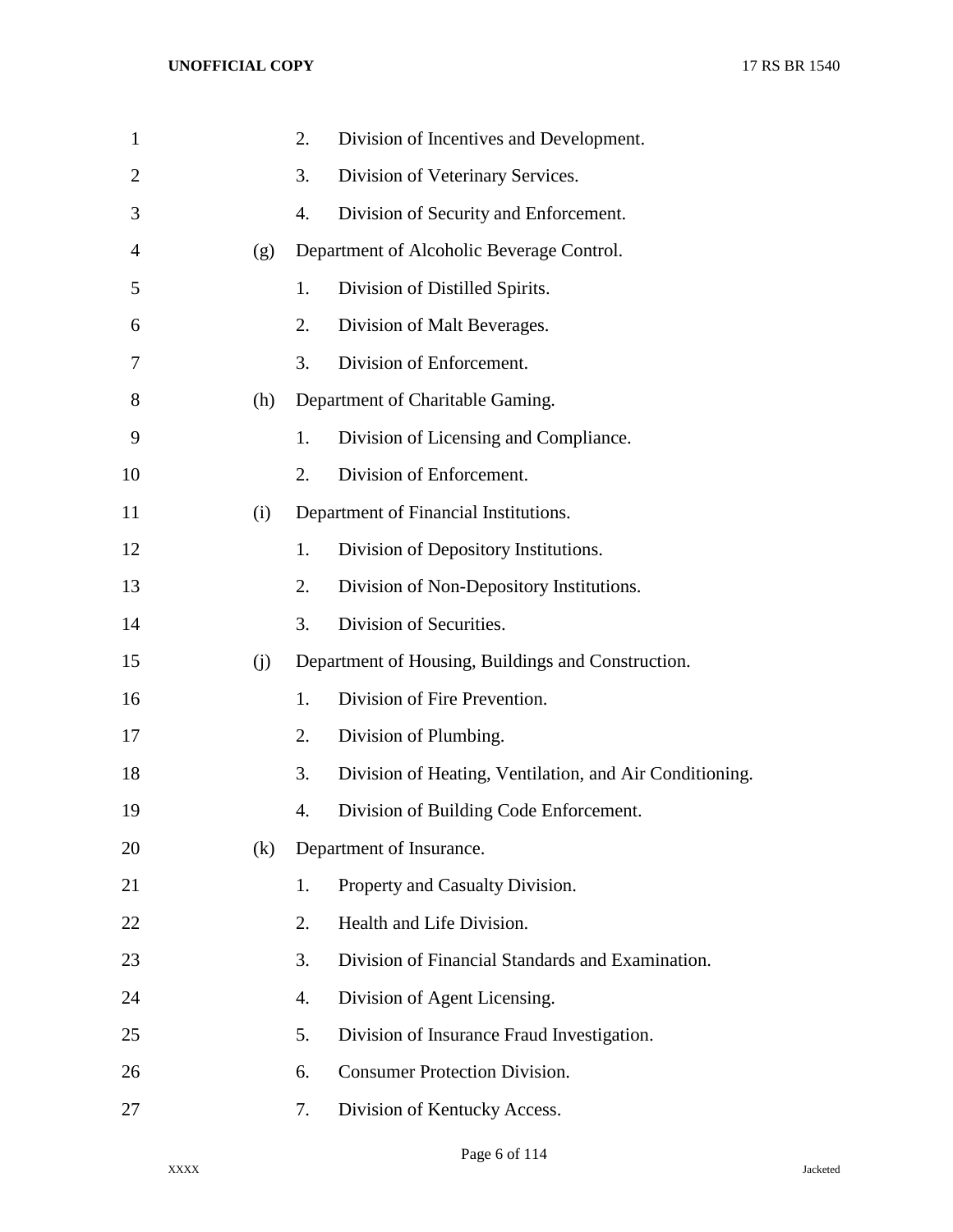2. Division of Incentives and Development.

3. Division of Veterinary Services.

4. Division of Security and Enforcement.

(g) Department of Alcoholic Beverage Control.

1. Division of Distilled Spirits.

2. Division of Malt Beverages.

3. Division of Enforcement.

(h) Department of Charitable Gaming.

1. Division of Licensing and Compliance.

2. Division of Enforcement.

(i) Department of Financial Institutions.

1. Division of Depository Institutions.

2. Division of Non-Depository Institutions.

3. Division of Securities.

(j) Department of Housing, Buildings and Construction.

1. Division of Fire Prevention.

2. Division of Plumbing.

3. Division of Heating, Ventilation, and Air Conditioning.

4. Division of Building Code Enforcement.

(k) Department of Insurance.

1. Property and Casualty Division.

2. Health and Life Division.

3. Division of Financial Standards and Examination.

4. Division of Agent Licensing.

5. Division of Insurance Fraud Investigation.

6. Consumer Protection Division.

7. Division of Kentucky Access.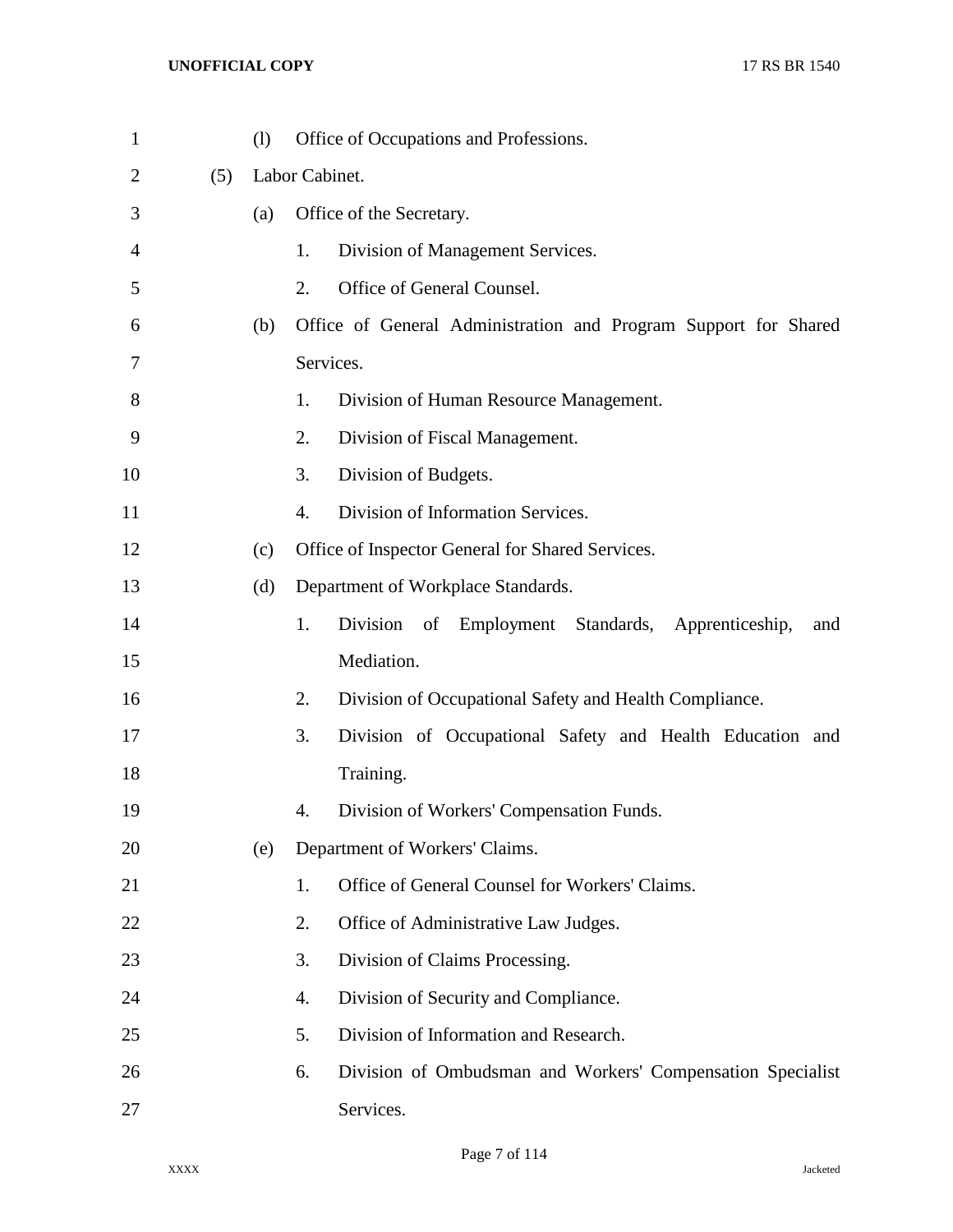(l) Office of Occupations and Professions.

(5) Labor Cabinet.

(a) Office of the Secretary.

1. Division of Management Services.
2. Office of General Counsel.

(b) Office of General Administration and Program Support for Shared Services.

1. Division of Human Resource Management.
2. Division of Fiscal Management.
3. Division of Budgets.
4. Division of Information Services.

(c) Office of Inspector General for Shared Services.

(d) Department of Workplace Standards.

1. Division of Employment Standards, Apprenticeship, and Mediation.
2. Division of Occupational Safety and Health Compliance.
3. Division of Occupational Safety and Health Education and Training.
4. Division of Workers' Compensation Funds.

(e) Department of Workers' Claims.

1. Office of General Counsel for Workers' Claims.
2. Office of Administrative Law Judges.
3. Division of Claims Processing.
4. Division of Security and Compliance.
5. Division of Information and Research.
6. Division of Ombudsman and Workers' Compensation Specialist Services.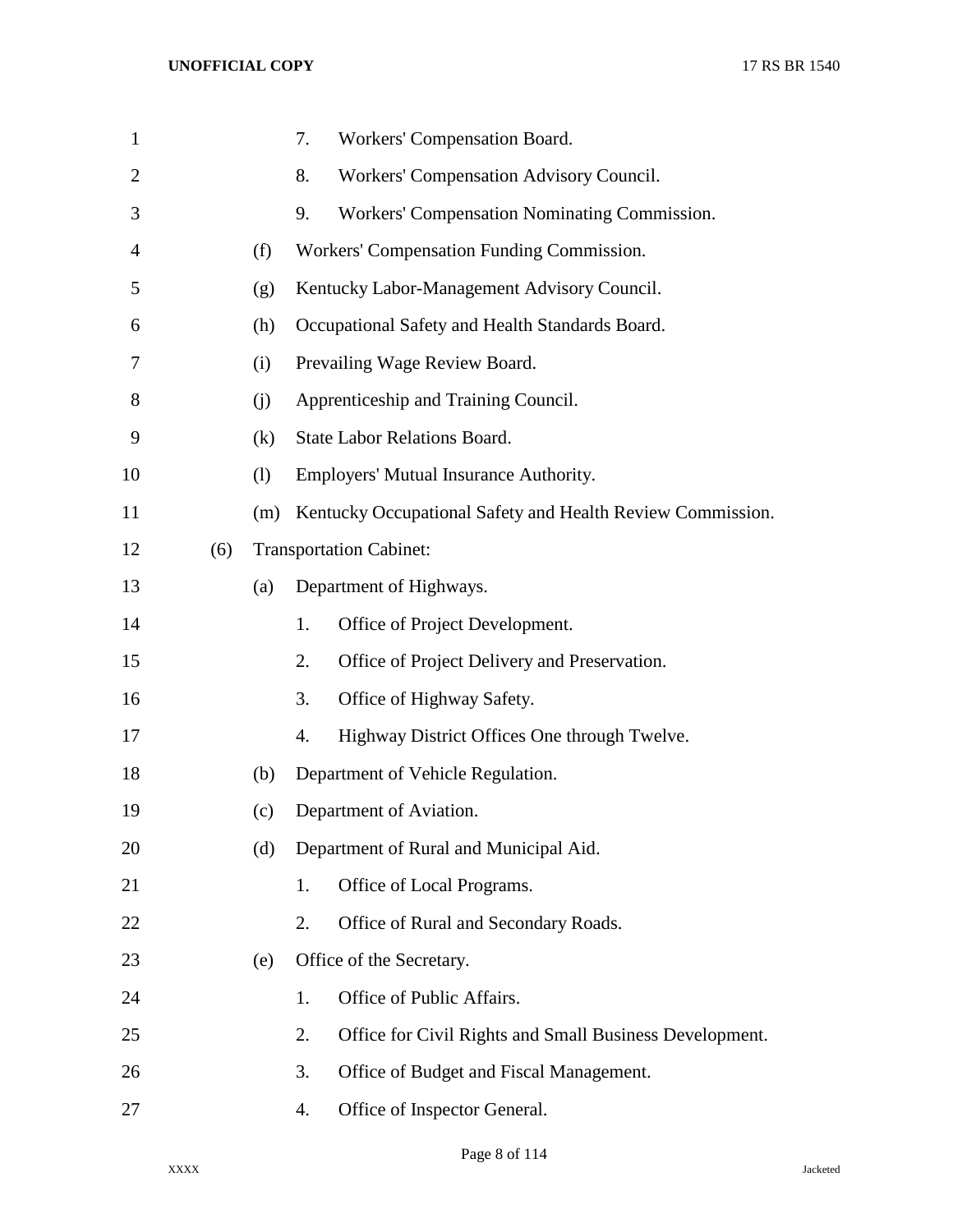7. Workers' Compensation Board.
8. Workers' Compensation Advisory Council.
9. Workers' Compensation Nominating Commission.

(f) Workers' Compensation Funding Commission.

(g) Kentucky Labor-Management Advisory Council.

(h) Occupational Safety and Health Standards Board.

(i) Prevailing Wage Review Board.

(j) Apprenticeship and Training Council.

(k) State Labor Relations Board.

(l) Employers' Mutual Insurance Authority.

(m) Kentucky Occupational Safety and Health Review Commission.

(6) Transportation Cabinet:

(a) Department of Highways.

1. Office of Project Development.
2. Office of Project Delivery and Preservation.
3. Office of Highway Safety.
4. Highway District Offices One through Twelve.

(b) Department of Vehicle Regulation.

(c) Department of Aviation.

(d) Department of Rural and Municipal Aid.

1. Office of Local Programs.
2. Office of Rural and Secondary Roads.

(e) Office of the Secretary.

1. Office of Public Affairs.
2. Office for Civil Rights and Small Business Development.
3. Office of Budget and Fiscal Management.
4. Office of Inspector General.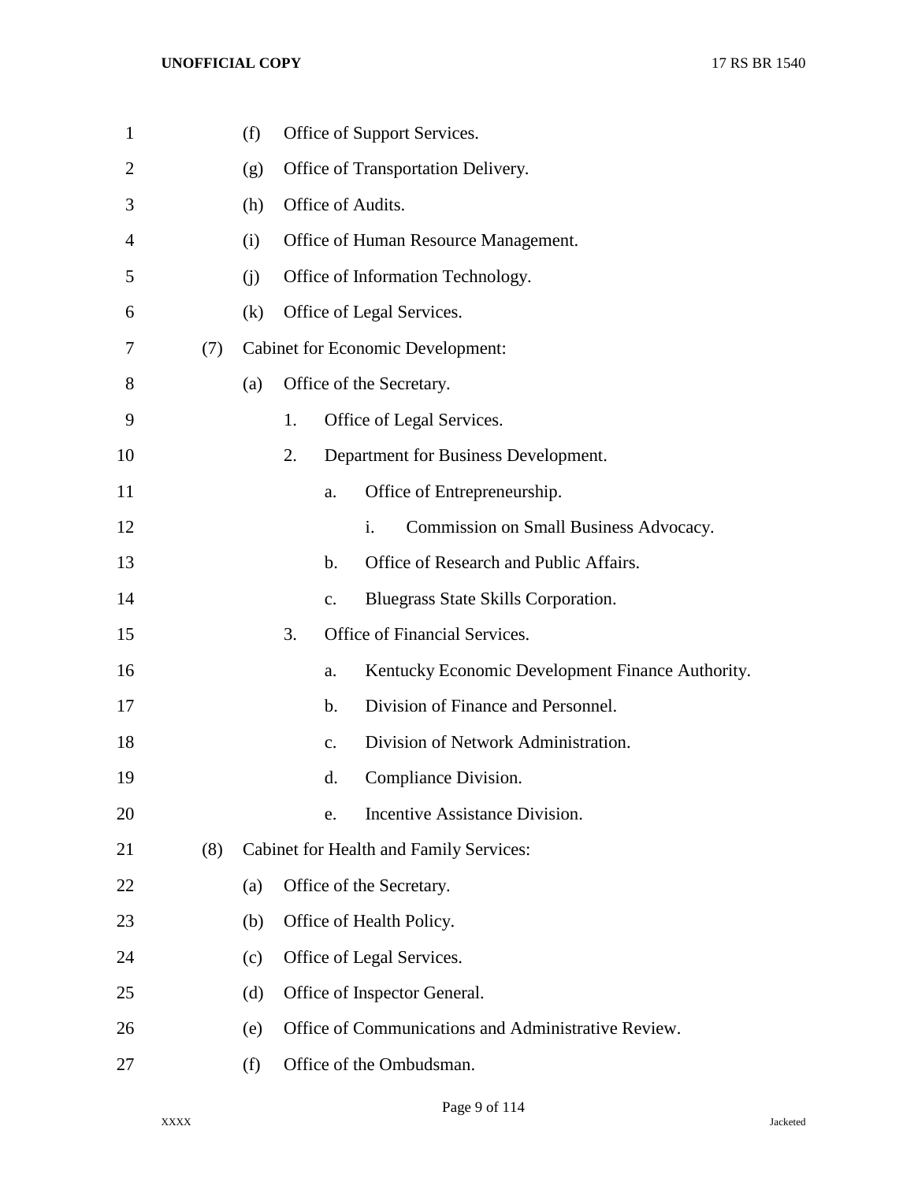(f) Office of Support Services.

(g) Office of Transportation Delivery.

(h) Office of Audits.

(i) Office of Human Resource Management.

(j) Office of Information Technology.

(k) Office of Legal Services.

(7) Cabinet for Economic Development:

(a) Office of the Secretary.

1. Office of Legal Services.

2. Department for Business Development.

a. Office of Entrepreneurship.

i. Commission on Small Business Advocacy.

b. Office of Research and Public Affairs.

c. Bluegrass State Skills Corporation.

3. Office of Financial Services.

a. Kentucky Economic Development Finance Authority.

b. Division of Finance and Personnel.

c. Division of Network Administration.

d. Compliance Division.

e. Incentive Assistance Division.

(8) Cabinet for Health and Family Services:

(a) Office of the Secretary.

(b) Office of Health Policy.

(c) Office of Legal Services.

(d) Office of Inspector General.

(e) Office of Communications and Administrative Review.

(f) Office of the Ombudsman.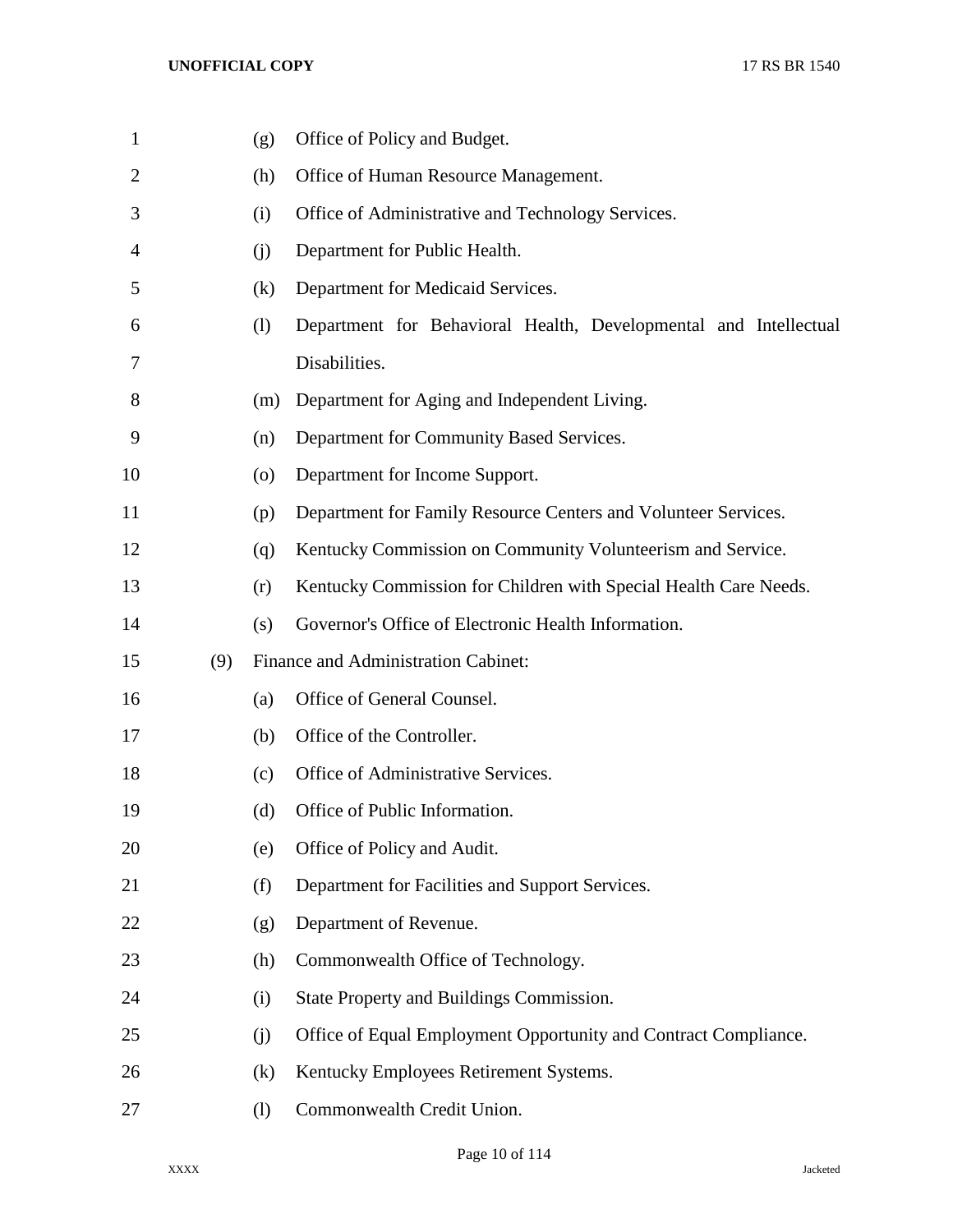(g) Office of Policy and Budget.

(h) Office of Human Resource Management.

(i) Office of Administrative and Technology Services.

(j) Department for Public Health.

(k) Department for Medicaid Services.

(l) Department for Behavioral Health, Developmental and Intellectual Disabilities.

(m) Department for Aging and Independent Living.

(n) Department for Community Based Services.

(o) Department for Income Support.

(p) Department for Family Resource Centers and Volunteer Services.

(q) Kentucky Commission on Community Volunteerism and Service.

(r) Kentucky Commission for Children with Special Health Care Needs.

(s) Governor's Office of Electronic Health Information.

(9) Finance and Administration Cabinet:

(a) Office of General Counsel.

(b) Office of the Controller.

(c) Office of Administrative Services.

(d) Office of Public Information.

(e) Office of Policy and Audit.

(f) Department for Facilities and Support Services.

(g) Department of Revenue.

(h) Commonwealth Office of Technology.

(i) State Property and Buildings Commission.

(j) Office of Equal Employment Opportunity and Contract Compliance.

(k) Kentucky Employees Retirement Systems.

(l) Commonwealth Credit Union.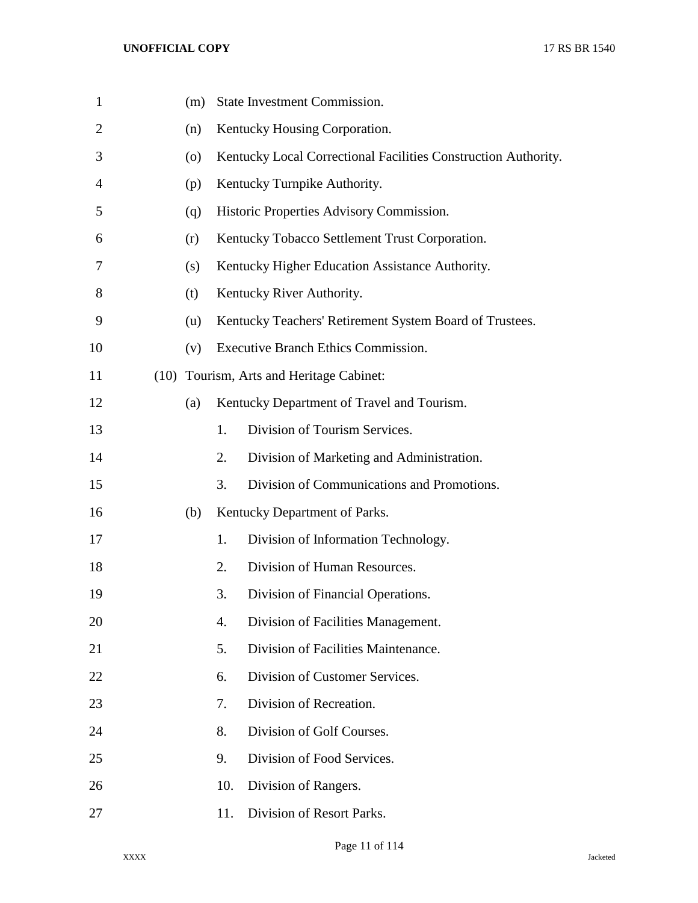(m) State Investment Commission.

(n) Kentucky Housing Corporation.

(o) Kentucky Local Correctional Facilities Construction Authority.

(p) Kentucky Turnpike Authority.

(q) Historic Properties Advisory Commission.

(r) Kentucky Tobacco Settlement Trust Corporation.

(s) Kentucky Higher Education Assistance Authority.

(t) Kentucky River Authority.

(u) Kentucky Teachers' Retirement System Board of Trustees.

(v) Executive Branch Ethics Commission.

(10) Tourism, Arts and Heritage Cabinet:

(a) Kentucky Department of Travel and Tourism.

1. Division of Tourism Services.
2. Division of Marketing and Administration.
3. Division of Communications and Promotions.

(b) Kentucky Department of Parks.

1. Division of Information Technology.
2. Division of Human Resources.
3. Division of Financial Operations.
4. Division of Facilities Management.
5. Division of Facilities Maintenance.
6. Division of Customer Services.
7. Division of Recreation.
8. Division of Golf Courses.
9. Division of Food Services.
10. Division of Rangers.
11. Division of Resort Parks.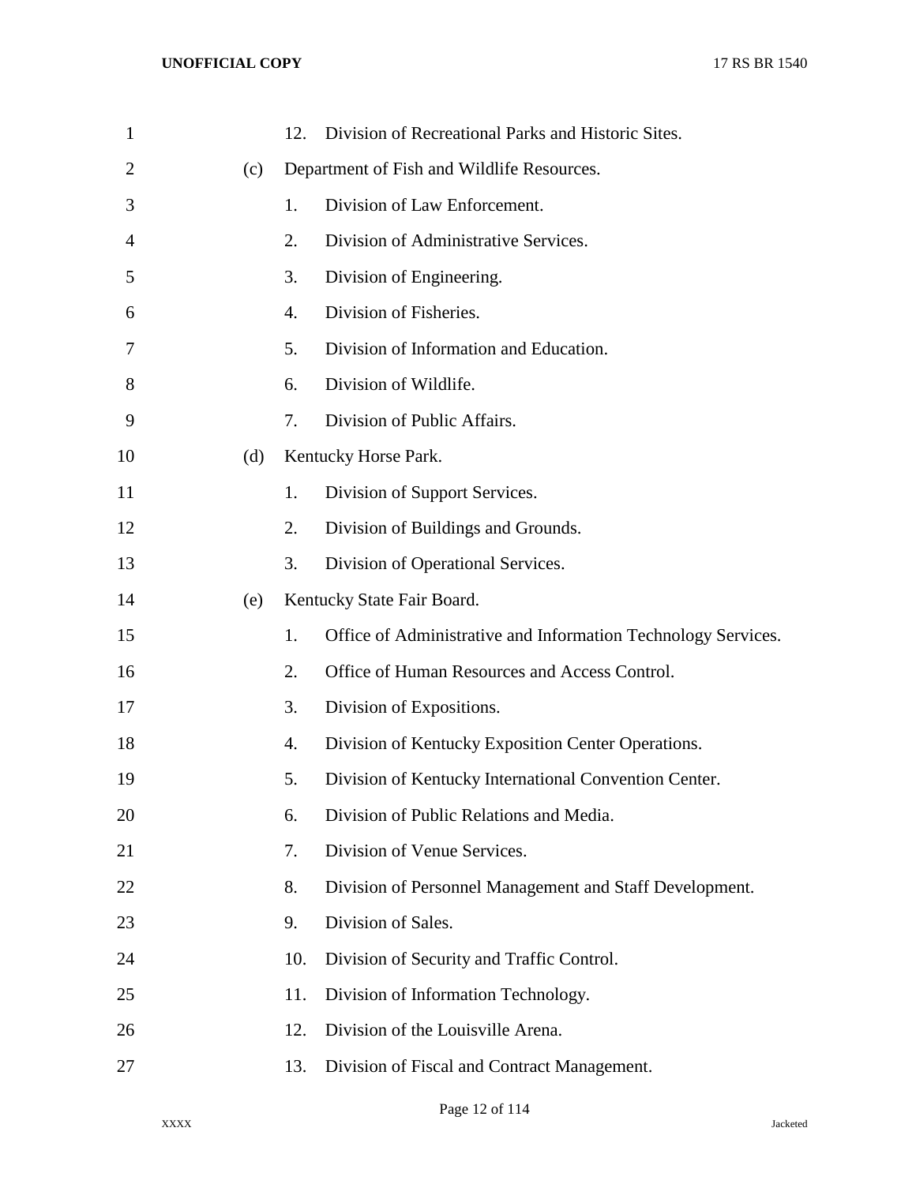12. Division of Recreational Parks and Historic Sites.

(c) Department of Fish and Wildlife Resources.

1. Division of Law Enforcement.
2. Division of Administrative Services.
3. Division of Engineering.
4. Division of Fisheries.
5. Division of Information and Education.
6. Division of Wildlife.
7. Division of Public Affairs.

(d) Kentucky Horse Park.

1. Division of Support Services.
2. Division of Buildings and Grounds.
3. Division of Operational Services.

(e) Kentucky State Fair Board.

1. Office of Administrative and Information Technology Services.
2. Office of Human Resources and Access Control.
3. Division of Expositions.
4. Division of Kentucky Exposition Center Operations.
5. Division of Kentucky International Convention Center.
6. Division of Public Relations and Media.
7. Division of Venue Services.
8. Division of Personnel Management and Staff Development.
9. Division of Sales.
10. Division of Security and Traffic Control.
11. Division of Information Technology.
12. Division of the Louisville Arena.
13. Division of Fiscal and Contract Management.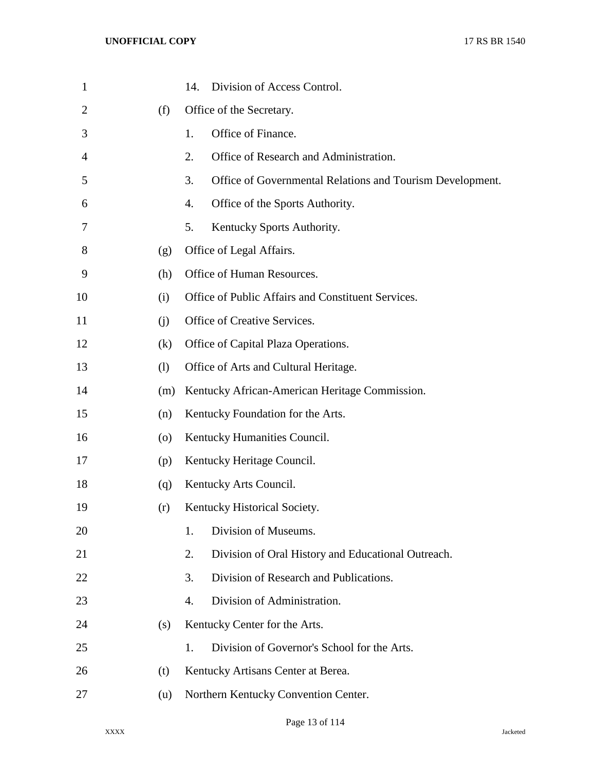14. Division of Access Control.

(f) Office of the Secretary.

1. Office of Finance.
2. Office of Research and Administration.
3. Office of Governmental Relations and Tourism Development.
4. Office of the Sports Authority.
5. Kentucky Sports Authority.

(g) Office of Legal Affairs.

(h) Office of Human Resources.

(i) Office of Public Affairs and Constituent Services.

(j) Office of Creative Services.

(k) Office of Capital Plaza Operations.

(l) Office of Arts and Cultural Heritage.

(m) Kentucky African-American Heritage Commission.

(n) Kentucky Foundation for the Arts.

(o) Kentucky Humanities Council.

(p) Kentucky Heritage Council.

(q) Kentucky Arts Council.

(r) Kentucky Historical Society.

1. Division of Museums.
2. Division of Oral History and Educational Outreach.
3. Division of Research and Publications.
4. Division of Administration.

(s) Kentucky Center for the Arts.

1. Division of Governor's School for the Arts.

(t) Kentucky Artisans Center at Berea.

(u) Northern Kentucky Convention Center.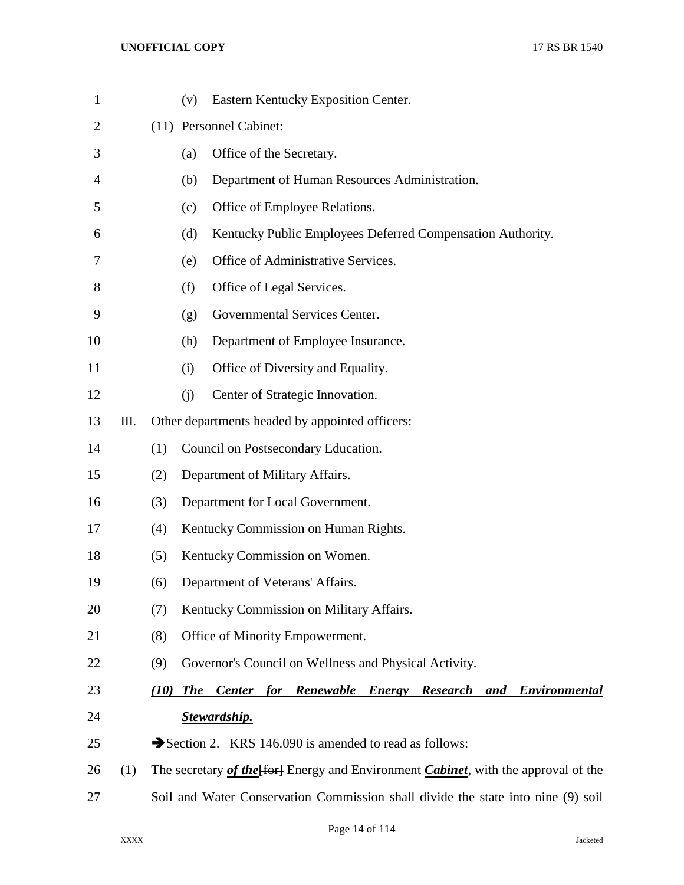(v) Eastern Kentucky Exposition Center.

(11) Personnel Cabinet:

(a) Office of the Secretary.

(b) Department of Human Resources Administration.

(c) Office of Employee Relations.

(d) Kentucky Public Employees Deferred Compensation Authority.

(e) Office of Administrative Services.

(f) Office of Legal Services.

(g) Governmental Services Center.

(h) Department of Employee Insurance.

(i) Office of Diversity and Equality.

(j) Center of Strategic Innovation.

III. Other departments headed by appointed officers:

(1) Council on Postsecondary Education.

(2) Department of Military Affairs.

(3) Department for Local Government.

(4) Kentucky Commission on Human Rights.

(5) Kentucky Commission on Women.

(6) Department of Veterans' Affairs.

(7) Kentucky Commission on Military Affairs.

(8) Office of Minority Empowerment.

(9) Governor's Council on Wellness and Physical Activity.

***(10) The Center for Renewable Energy Research and Environmental Stewardship.***

➔Section 2. KRS 146.090 is amended to read as follows:

(1) The secretary ***of the***[for] Energy and Environment ***Cabinet***, with the approval of the Soil and Water Conservation Commission shall divide the state into nine (9) soil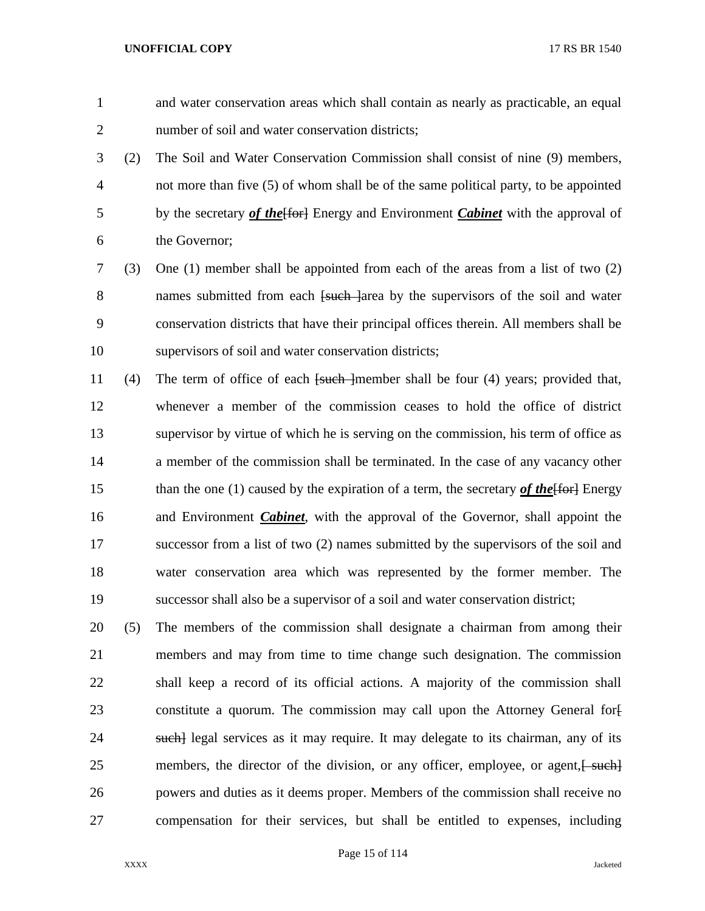and water conservation areas which shall contain as nearly as practicable, an equal number of soil and water conservation districts;

(2) The Soil and Water Conservation Commission shall consist of nine (9) members, not more than five (5) of whom shall be of the same political party, to be appointed by the secretary ***of the***~~[for]~~ Energy and Environment ***Cabinet*** with the approval of the Governor;

(3) One (1) member shall be appointed from each of the areas from a list of two (2) names submitted from each ~~[such ]~~area by the supervisors of the soil and water conservation districts that have their principal offices therein. All members shall be supervisors of soil and water conservation districts;

(4) The term of office of each ~~[such ]~~member shall be four (4) years; provided that, whenever a member of the commission ceases to hold the office of district supervisor by virtue of which he is serving on the commission, his term of office as a member of the commission shall be terminated. In the case of any vacancy other than the one (1) caused by the expiration of a term, the secretary ***of the***~~[for]~~ Energy and Environment ***Cabinet***, with the approval of the Governor, shall appoint the successor from a list of two (2) names submitted by the supervisors of the soil and water conservation area which was represented by the former member. The successor shall also be a supervisor of a soil and water conservation district;

(5) The members of the commission shall designate a chairman from among their members and may from time to time change such designation. The commission shall keep a record of its official actions. A majority of the commission shall constitute a quorum. The commission may call upon the Attorney General for~~[ such]~~ legal services as it may require. It may delegate to its chairman, any of its members, the director of the division, or any officer, employee, or agent,~~[ such]~~ powers and duties as it deems proper. Members of the commission shall receive no compensation for their services, but shall be entitled to expenses, including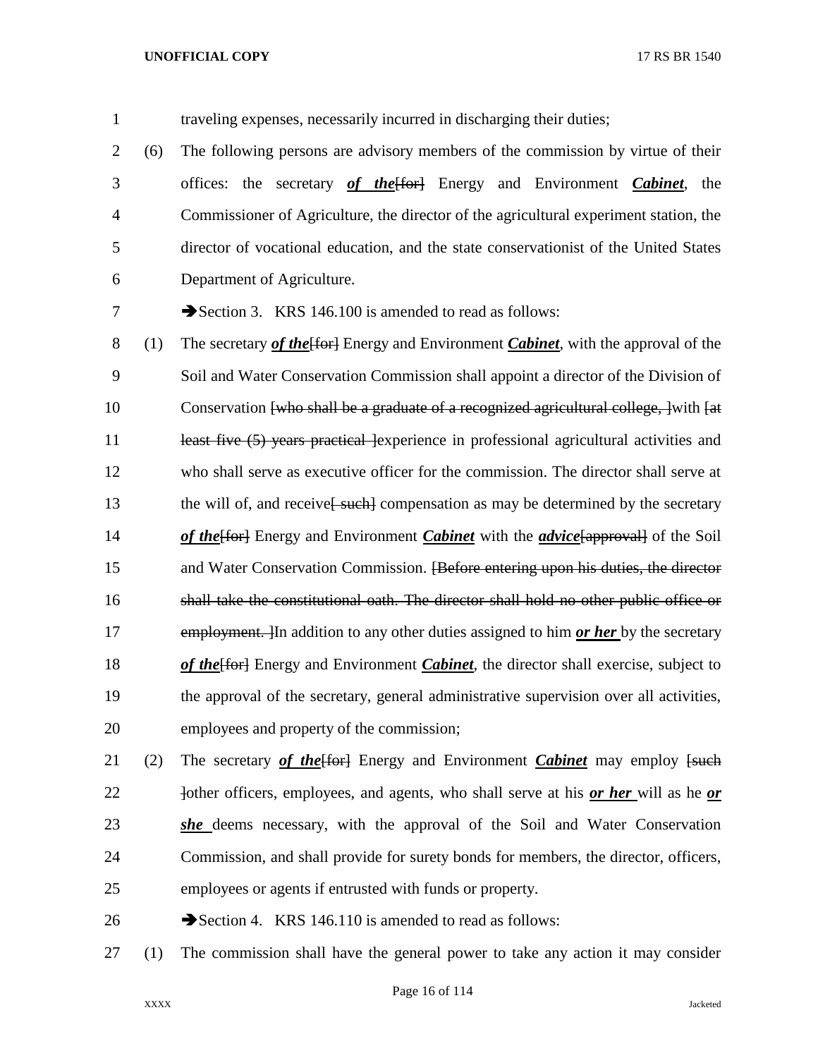traveling expenses, necessarily incurred in discharging their duties;

(6) The following persons are advisory members of the commission by virtue of their offices: the secretary ***of the***~~[for]~~ Energy and Environment ***Cabinet***, the Commissioner of Agriculture, the director of the agricultural experiment station, the director of vocational education, and the state conservationist of the United States Department of Agriculture.

➔Section 3. KRS 146.100 is amended to read as follows:

(1) The secretary ***of the***~~[for]~~ Energy and Environment ***Cabinet***, with the approval of the Soil and Water Conservation Commission shall appoint a director of the Division of Conservation ~~[who shall be a graduate of a recognized agricultural college, ]~~with ~~[at least five (5) years practical ]~~experience in professional agricultural activities and who shall serve as executive officer for the commission. The director shall serve at the will of, and receive~~[ such]~~ compensation as may be determined by the secretary ***of the***~~[for]~~ Energy and Environment ***Cabinet*** with the ***advice***~~[approval]~~ of the Soil and Water Conservation Commission. ~~[Before entering upon his duties, the director shall take the constitutional oath. The director shall hold no other public office or employment. ]~~In addition to any other duties assigned to him ***or her*** by the secretary ***of the***~~[for]~~ Energy and Environment ***Cabinet***, the director shall exercise, subject to the approval of the secretary, general administrative supervision over all activities, employees and property of the commission;

(2) The secretary ***of the***~~[for]~~ Energy and Environment ***Cabinet*** may employ ~~[such ]~~other officers, employees, and agents, who shall serve at his ***or her*** will as he ***or she*** deems necessary, with the approval of the Soil and Water Conservation Commission, and shall provide for surety bonds for members, the director, officers, employees or agents if entrusted with funds or property.

➔Section 4. KRS 146.110 is amended to read as follows:

(1) The commission shall have the general power to take any action it may consider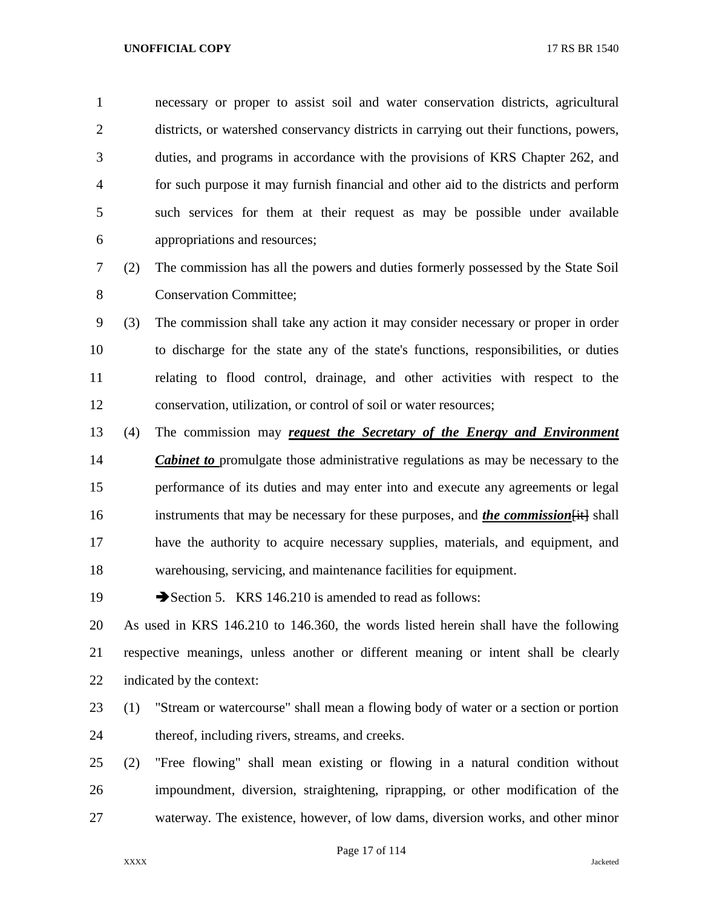necessary or proper to assist soil and water conservation districts, agricultural districts, or watershed conservancy districts in carrying out their functions, powers, duties, and programs in accordance with the provisions of KRS Chapter 262, and for such purpose it may furnish financial and other aid to the districts and perform such services for them at their request as may be possible under available appropriations and resources;

(2) The commission has all the powers and duties formerly possessed by the State Soil Conservation Committee;

(3) The commission shall take any action it may consider necessary or proper in order to discharge for the state any of the state's functions, responsibilities, or duties relating to flood control, drainage, and other activities with respect to the conservation, utilization, or control of soil or water resources;

(4) The commission may ***request the Secretary of the Energy and Environment Cabinet to*** promulgate those administrative regulations as may be necessary to the performance of its duties and may enter into and execute any agreements or legal instruments that may be necessary for these purposes, and ***the commission***~~[it]~~ shall have the authority to acquire necessary supplies, materials, and equipment, and warehousing, servicing, and maintenance facilities for equipment.

➔Section 5. KRS 146.210 is amended to read as follows:

As used in KRS 146.210 to 146.360, the words listed herein shall have the following respective meanings, unless another or different meaning or intent shall be clearly indicated by the context:

(1) "Stream or watercourse" shall mean a flowing body of water or a section or portion thereof, including rivers, streams, and creeks.

(2) "Free flowing" shall mean existing or flowing in a natural condition without impoundment, diversion, straightening, riprapping, or other modification of the waterway. The existence, however, of low dams, diversion works, and other minor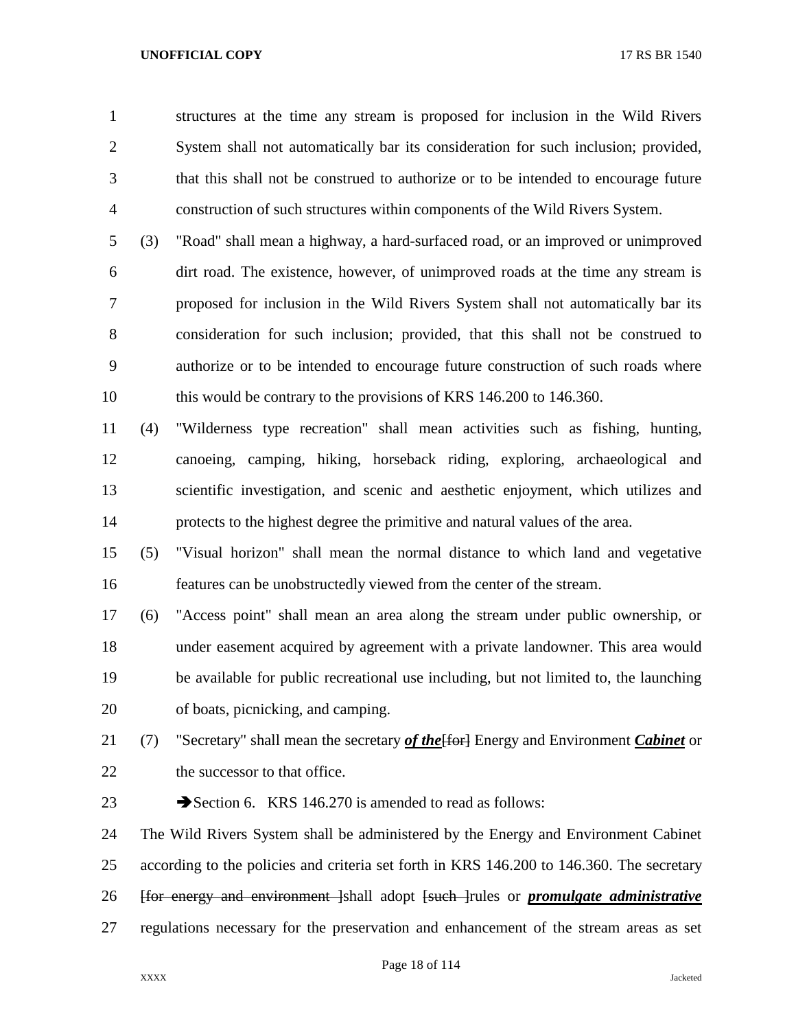structures at the time any stream is proposed for inclusion in the Wild Rivers System shall not automatically bar its consideration for such inclusion; provided, that this shall not be construed to authorize or to be intended to encourage future construction of such structures within components of the Wild Rivers System.

(3) "Road" shall mean a highway, a hard-surfaced road, or an improved or unimproved dirt road. The existence, however, of unimproved roads at the time any stream is proposed for inclusion in the Wild Rivers System shall not automatically bar its consideration for such inclusion; provided, that this shall not be construed to authorize or to be intended to encourage future construction of such roads where this would be contrary to the provisions of KRS 146.200 to 146.360.

(4) "Wilderness type recreation" shall mean activities such as fishing, hunting, canoeing, camping, hiking, horseback riding, exploring, archaeological and scientific investigation, and scenic and aesthetic enjoyment, which utilizes and protects to the highest degree the primitive and natural values of the area.

(5) "Visual horizon" shall mean the normal distance to which land and vegetative features can be unobstructedly viewed from the center of the stream.

(6) "Access point" shall mean an area along the stream under public ownership, or under easement acquired by agreement with a private landowner. This area would be available for public recreational use including, but not limited to, the launching of boats, picnicking, and camping.

(7) "Secretary" shall mean the secretary ***of the***~~[for]~~ Energy and Environment ***Cabinet*** or the successor to that office.

➔Section 6. KRS 146.270 is amended to read as follows:

The Wild Rivers System shall be administered by the Energy and Environment Cabinet according to the policies and criteria set forth in KRS 146.200 to 146.360. The secretary ~~[for energy and environment ]~~shall adopt ~~[such ]~~rules or ***promulgate administrative*** regulations necessary for the preservation and enhancement of the stream areas as set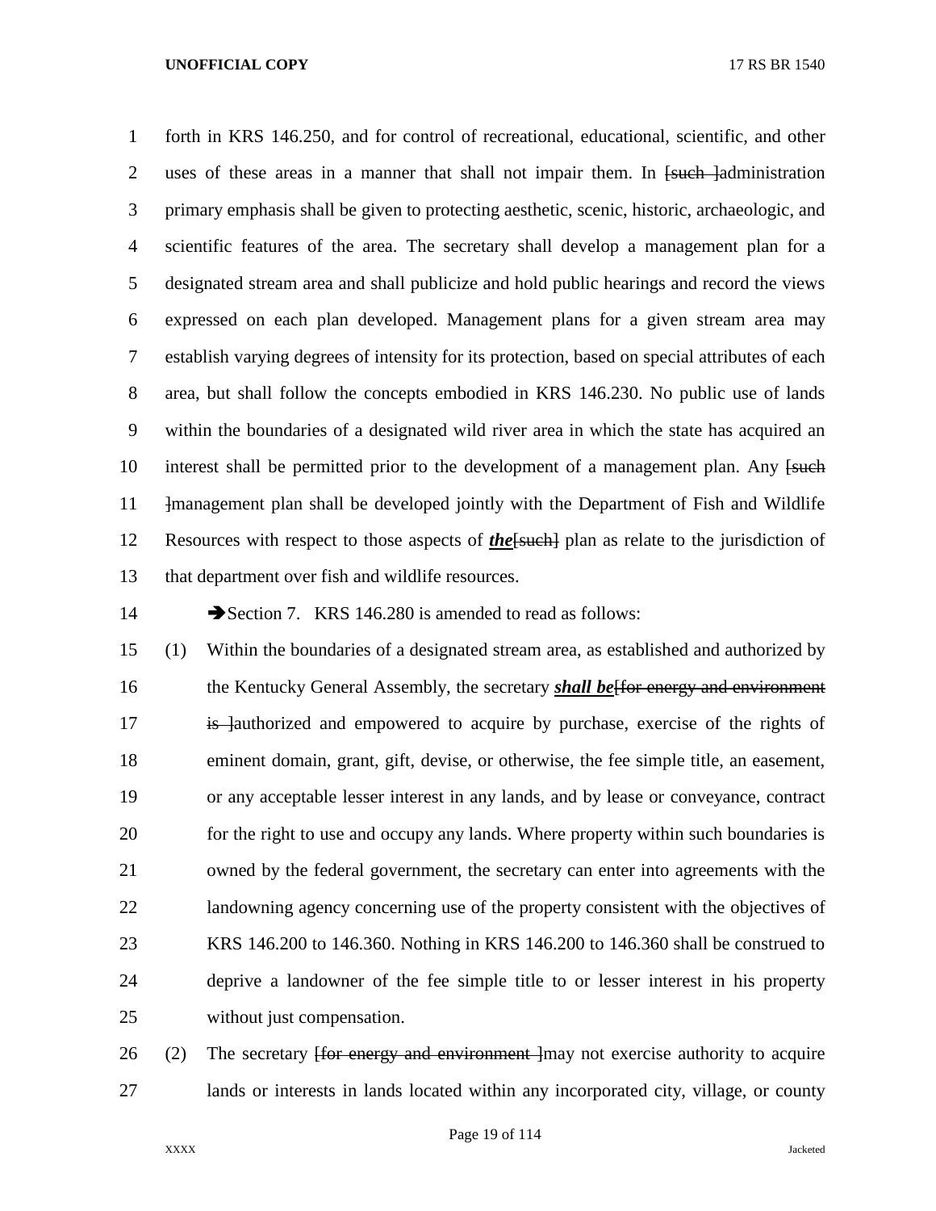forth in KRS 146.250, and for control of recreational, educational, scientific, and other uses of these areas in a manner that shall not impair them. In [such ]administration primary emphasis shall be given to protecting aesthetic, scenic, historic, archaeologic, and scientific features of the area. The secretary shall develop a management plan for a designated stream area and shall publicize and hold public hearings and record the views expressed on each plan developed. Management plans for a given stream area may establish varying degrees of intensity for its protection, based on special attributes of each area, but shall follow the concepts embodied in KRS 146.230. No public use of lands within the boundaries of a designated wild river area in which the state has acquired an interest shall be permitted prior to the development of a management plan. Any [such ]management plan shall be developed jointly with the Department of Fish and Wildlife Resources with respect to those aspects of ***the***[such] plan as relate to the jurisdiction of that department over fish and wildlife resources.

➔Section 7. KRS 146.280 is amended to read as follows:

(1) Within the boundaries of a designated stream area, as established and authorized by the Kentucky General Assembly, the secretary ***shall be***[for energy and environment is ]authorized and empowered to acquire by purchase, exercise of the rights of eminent domain, grant, gift, devise, or otherwise, the fee simple title, an easement, or any acceptable lesser interest in any lands, and by lease or conveyance, contract for the right to use and occupy any lands. Where property within such boundaries is owned by the federal government, the secretary can enter into agreements with the landowning agency concerning use of the property consistent with the objectives of KRS 146.200 to 146.360. Nothing in KRS 146.200 to 146.360 shall be construed to deprive a landowner of the fee simple title to or lesser interest in his property without just compensation.

(2) The secretary [for energy and environment ]may not exercise authority to acquire lands or interests in lands located within any incorporated city, village, or county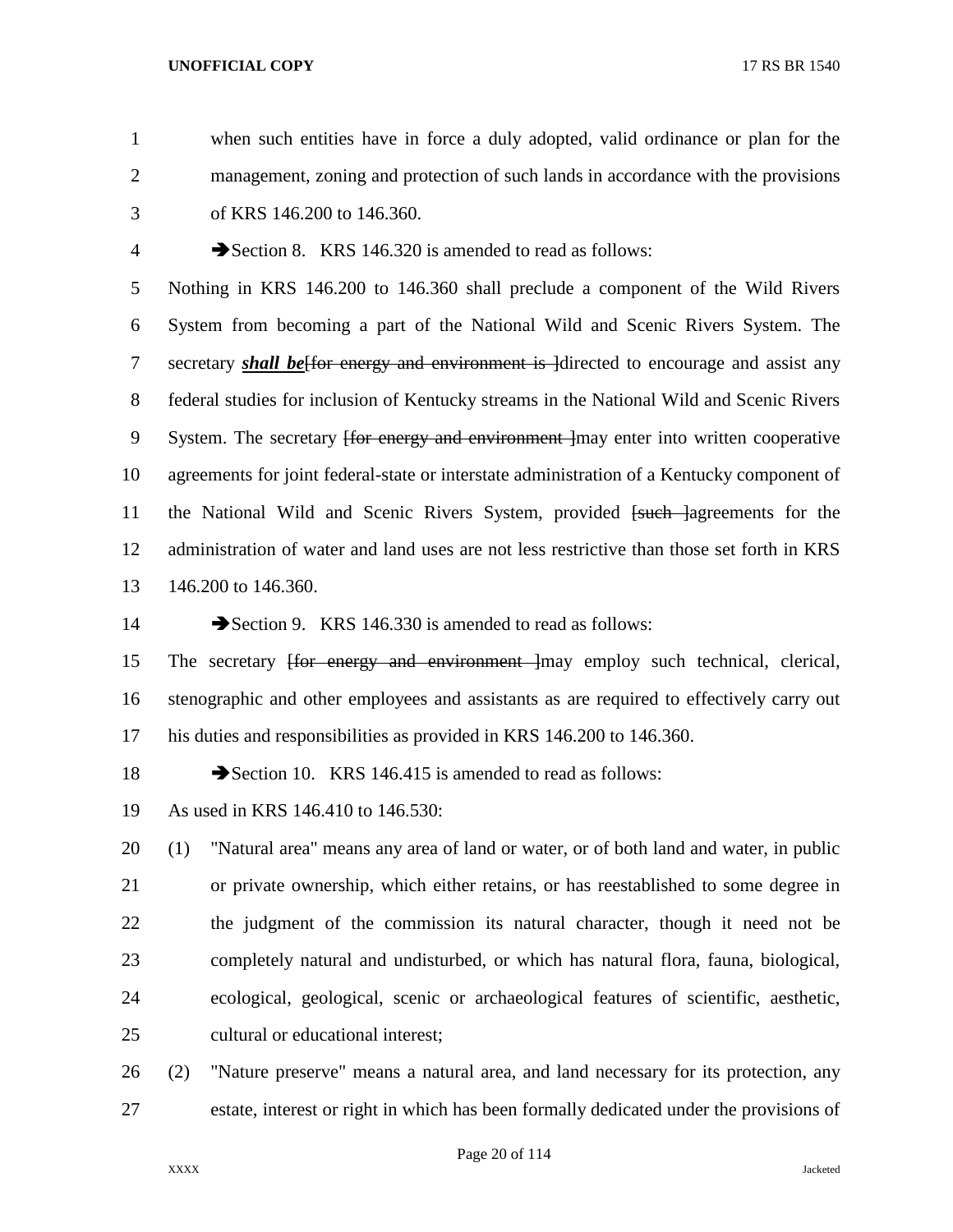when such entities have in force a duly adopted, valid ordinance or plan for the management, zoning and protection of such lands in accordance with the provisions of KRS 146.200 to 146.360.

➔Section 8. KRS 146.320 is amended to read as follows:

Nothing in KRS 146.200 to 146.360 shall preclude a component of the Wild Rivers System from becoming a part of the National Wild and Scenic Rivers System. The secretary ***shall be***[~~for energy and environment is~~ ]directed to encourage and assist any federal studies for inclusion of Kentucky streams in the National Wild and Scenic Rivers System. The secretary [~~for energy and environment~~ ]may enter into written cooperative agreements for joint federal-state or interstate administration of a Kentucky component of the National Wild and Scenic Rivers System, provided [~~such~~ ]agreements for the administration of water and land uses are not less restrictive than those set forth in KRS 146.200 to 146.360.

➔Section 9. KRS 146.330 is amended to read as follows:

The secretary [~~for energy and environment~~ ]may employ such technical, clerical, stenographic and other employees and assistants as are required to effectively carry out his duties and responsibilities as provided in KRS 146.200 to 146.360.

➔Section 10. KRS 146.415 is amended to read as follows:

As used in KRS 146.410 to 146.530:

(1) "Natural area" means any area of land or water, or of both land and water, in public or private ownership, which either retains, or has reestablished to some degree in the judgment of the commission its natural character, though it need not be completely natural and undisturbed, or which has natural flora, fauna, biological, ecological, geological, scenic or archaeological features of scientific, aesthetic, cultural or educational interest;

(2) "Nature preserve" means a natural area, and land necessary for its protection, any estate, interest or right in which has been formally dedicated under the provisions of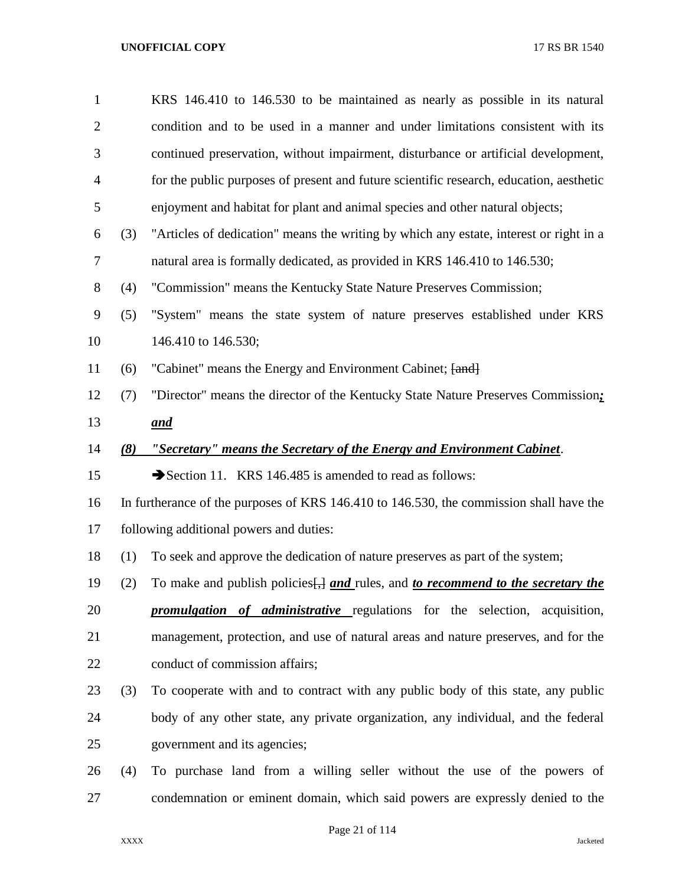KRS 146.410 to 146.530 to be maintained as nearly as possible in its natural condition and to be used in a manner and under limitations consistent with its continued preservation, without impairment, disturbance or artificial development, for the public purposes of present and future scientific research, education, aesthetic enjoyment and habitat for plant and animal species and other natural objects;

(3) "Articles of dedication" means the writing by which any estate, interest or right in a natural area is formally dedicated, as provided in KRS 146.410 to 146.530;

(4) "Commission" means the Kentucky State Nature Preserves Commission;

(5) "System" means the state system of nature preserves established under KRS 146.410 to 146.530;

(6) "Cabinet" means the Energy and Environment Cabinet; ~~[and]~~

(7) "Director" means the director of the Kentucky State Nature Preserves Commission***;*** ***and***

***(8) "Secretary" means the Secretary of the Energy and Environment Cabinet***.

➔Section 11. KRS 146.485 is amended to read as follows:

In furtherance of the purposes of KRS 146.410 to 146.530, the commission shall have the following additional powers and duties:

(1) To seek and approve the dedication of nature preserves as part of the system;

(2) To make and publish policies~~[,]~~ ***and*** rules, and ***to recommend to the secretary the promulgation of administrative*** regulations for the selection, acquisition, management, protection, and use of natural areas and nature preserves, and for the conduct of commission affairs;

(3) To cooperate with and to contract with any public body of this state, any public body of any other state, any private organization, any individual, and the federal government and its agencies;

(4) To purchase land from a willing seller without the use of the powers of condemnation or eminent domain, which said powers are expressly denied to the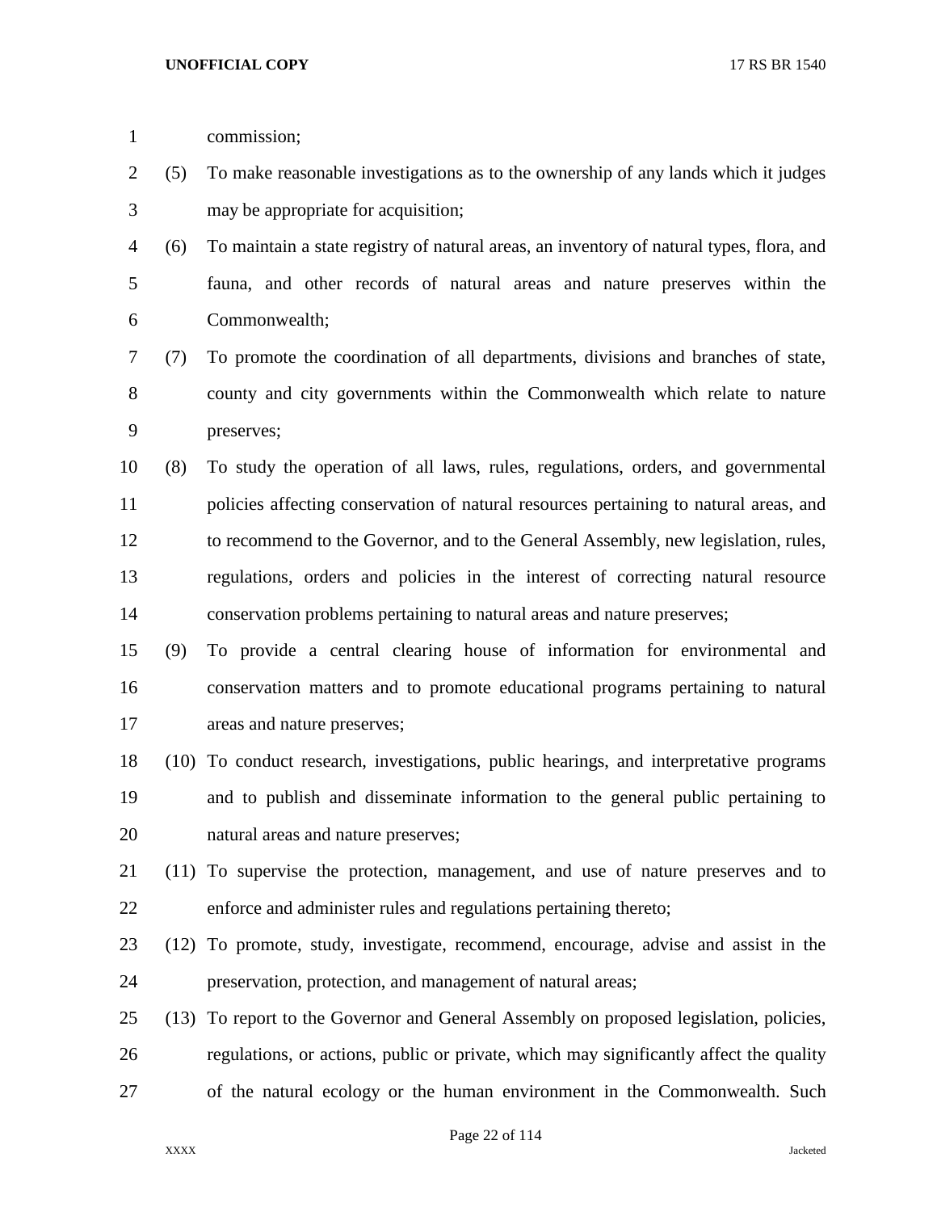commission;

(5) To make reasonable investigations as to the ownership of any lands which it judges may be appropriate for acquisition;

(6) To maintain a state registry of natural areas, an inventory of natural types, flora, and fauna, and other records of natural areas and nature preserves within the Commonwealth;

(7) To promote the coordination of all departments, divisions and branches of state, county and city governments within the Commonwealth which relate to nature preserves;

(8) To study the operation of all laws, rules, regulations, orders, and governmental policies affecting conservation of natural resources pertaining to natural areas, and to recommend to the Governor, and to the General Assembly, new legislation, rules, regulations, orders and policies in the interest of correcting natural resource conservation problems pertaining to natural areas and nature preserves;

(9) To provide a central clearing house of information for environmental and conservation matters and to promote educational programs pertaining to natural areas and nature preserves;

(10) To conduct research, investigations, public hearings, and interpretative programs and to publish and disseminate information to the general public pertaining to natural areas and nature preserves;

(11) To supervise the protection, management, and use of nature preserves and to enforce and administer rules and regulations pertaining thereto;

(12) To promote, study, investigate, recommend, encourage, advise and assist in the preservation, protection, and management of natural areas;

(13) To report to the Governor and General Assembly on proposed legislation, policies, regulations, or actions, public or private, which may significantly affect the quality of the natural ecology or the human environment in the Commonwealth. Such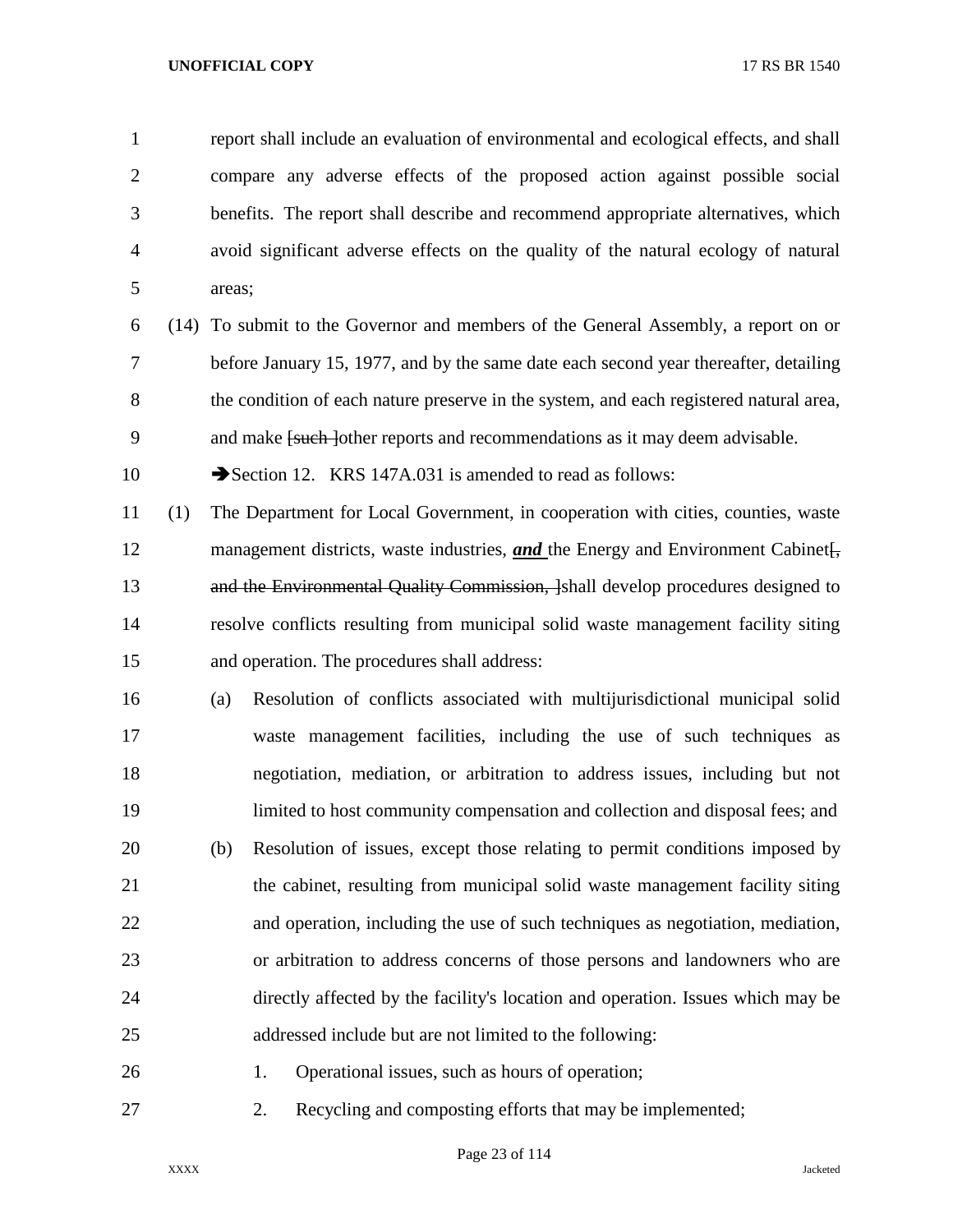report shall include an evaluation of environmental and ecological effects, and shall compare any adverse effects of the proposed action against possible social benefits. The report shall describe and recommend appropriate alternatives, which avoid significant adverse effects on the quality of the natural ecology of natural areas;

(14) To submit to the Governor and members of the General Assembly, a report on or before January 15, 1977, and by the same date each second year thereafter, detailing the condition of each nature preserve in the system, and each registered natural area, and make ~~[such ]~~other reports and recommendations as it may deem advisable.

➔Section 12. KRS 147A.031 is amended to read as follows:

(1) The Department for Local Government, in cooperation with cities, counties, waste management districts, waste industries, ***and*** the Energy and Environment Cabinet~~[, and the Environmental Quality Commission, ]~~shall develop procedures designed to resolve conflicts resulting from municipal solid waste management facility siting and operation. The procedures shall address:

(a) Resolution of conflicts associated with multijurisdictional municipal solid waste management facilities, including the use of such techniques as negotiation, mediation, or arbitration to address issues, including but not limited to host community compensation and collection and disposal fees; and

(b) Resolution of issues, except those relating to permit conditions imposed by the cabinet, resulting from municipal solid waste management facility siting and operation, including the use of such techniques as negotiation, mediation, or arbitration to address concerns of those persons and landowners who are directly affected by the facility's location and operation. Issues which may be addressed include but are not limited to the following:

1. Operational issues, such as hours of operation;

2. Recycling and composting efforts that may be implemented;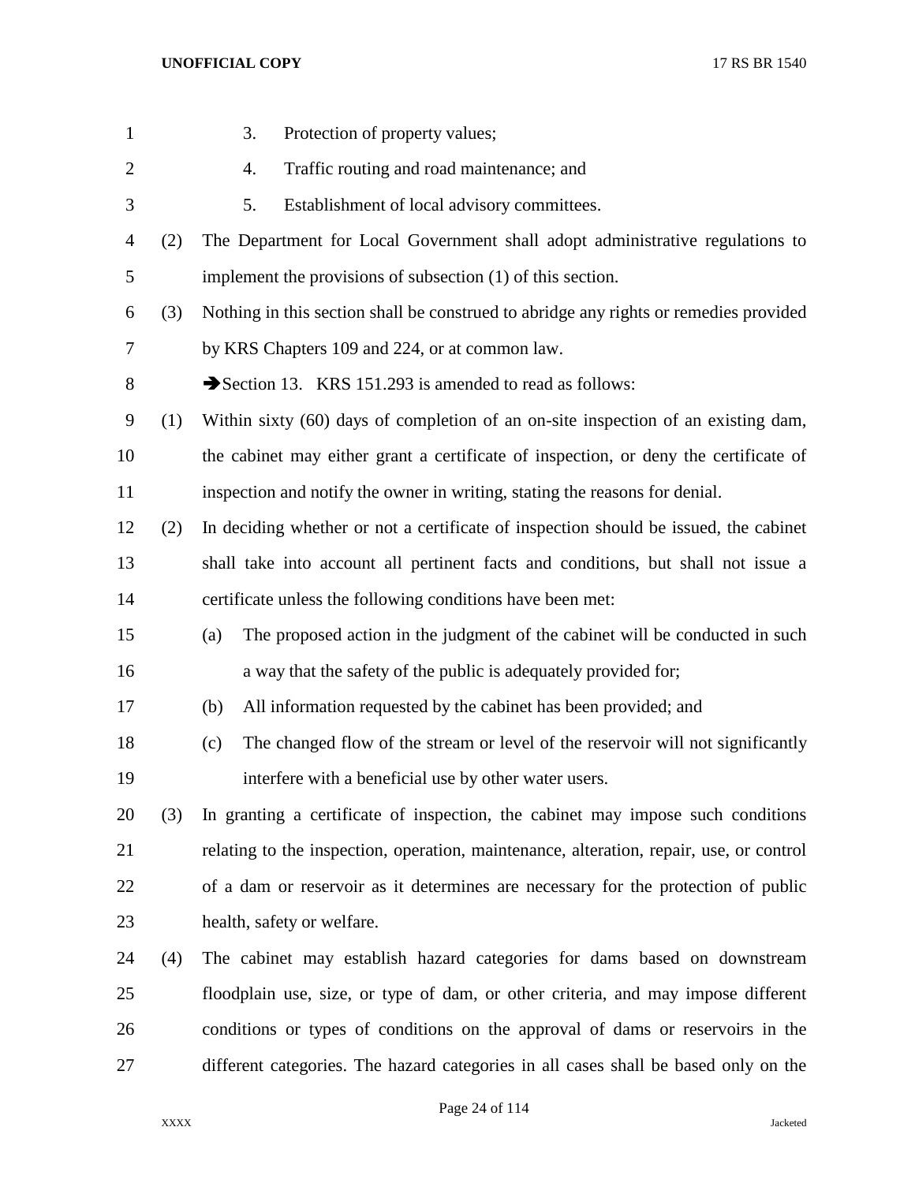3. Protection of property values;

4. Traffic routing and road maintenance; and

5. Establishment of local advisory committees.

(2) The Department for Local Government shall adopt administrative regulations to implement the provisions of subsection (1) of this section.

(3) Nothing in this section shall be construed to abridge any rights or remedies provided by KRS Chapters 109 and 224, or at common law.

➔Section 13. KRS 151.293 is amended to read as follows:

(1) Within sixty (60) days of completion of an on-site inspection of an existing dam, the cabinet may either grant a certificate of inspection, or deny the certificate of inspection and notify the owner in writing, stating the reasons for denial.

(2) In deciding whether or not a certificate of inspection should be issued, the cabinet shall take into account all pertinent facts and conditions, but shall not issue a certificate unless the following conditions have been met:

(a) The proposed action in the judgment of the cabinet will be conducted in such a way that the safety of the public is adequately provided for;

(b) All information requested by the cabinet has been provided; and

(c) The changed flow of the stream or level of the reservoir will not significantly interfere with a beneficial use by other water users.

(3) In granting a certificate of inspection, the cabinet may impose such conditions relating to the inspection, operation, maintenance, alteration, repair, use, or control of a dam or reservoir as it determines are necessary for the protection of public health, safety or welfare.

(4) The cabinet may establish hazard categories for dams based on downstream floodplain use, size, or type of dam, or other criteria, and may impose different conditions or types of conditions on the approval of dams or reservoirs in the different categories. The hazard categories in all cases shall be based only on the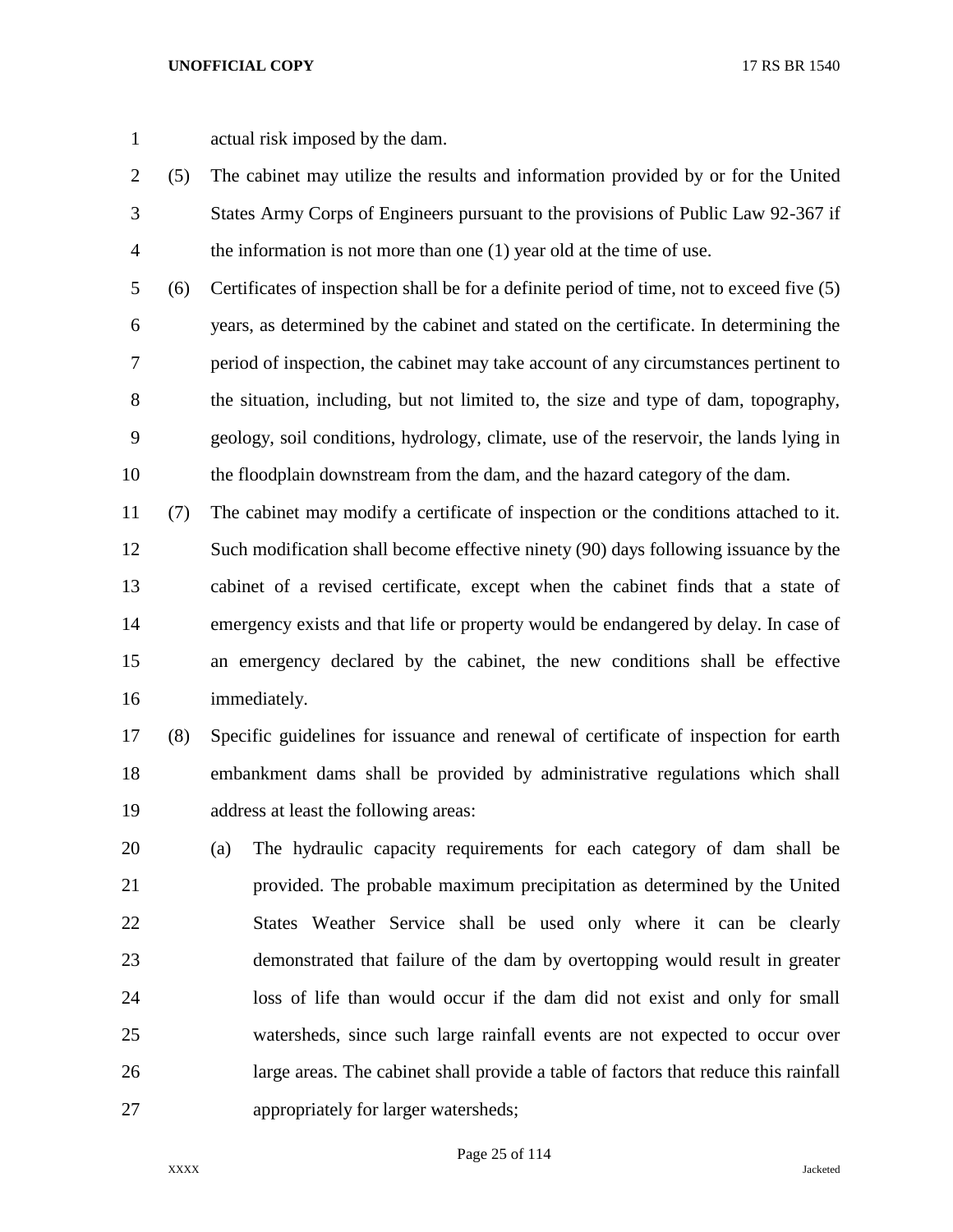actual risk imposed by the dam.

(5) The cabinet may utilize the results and information provided by or for the United States Army Corps of Engineers pursuant to the provisions of Public Law 92-367 if the information is not more than one (1) year old at the time of use.

(6) Certificates of inspection shall be for a definite period of time, not to exceed five (5) years, as determined by the cabinet and stated on the certificate. In determining the period of inspection, the cabinet may take account of any circumstances pertinent to the situation, including, but not limited to, the size and type of dam, topography, geology, soil conditions, hydrology, climate, use of the reservoir, the lands lying in the floodplain downstream from the dam, and the hazard category of the dam.

(7) The cabinet may modify a certificate of inspection or the conditions attached to it. Such modification shall become effective ninety (90) days following issuance by the cabinet of a revised certificate, except when the cabinet finds that a state of emergency exists and that life or property would be endangered by delay. In case of an emergency declared by the cabinet, the new conditions shall be effective immediately.

(8) Specific guidelines for issuance and renewal of certificate of inspection for earth embankment dams shall be provided by administrative regulations which shall address at least the following areas:

(a) The hydraulic capacity requirements for each category of dam shall be provided. The probable maximum precipitation as determined by the United States Weather Service shall be used only where it can be clearly demonstrated that failure of the dam by overtopping would result in greater loss of life than would occur if the dam did not exist and only for small watersheds, since such large rainfall events are not expected to occur over large areas. The cabinet shall provide a table of factors that reduce this rainfall appropriately for larger watersheds;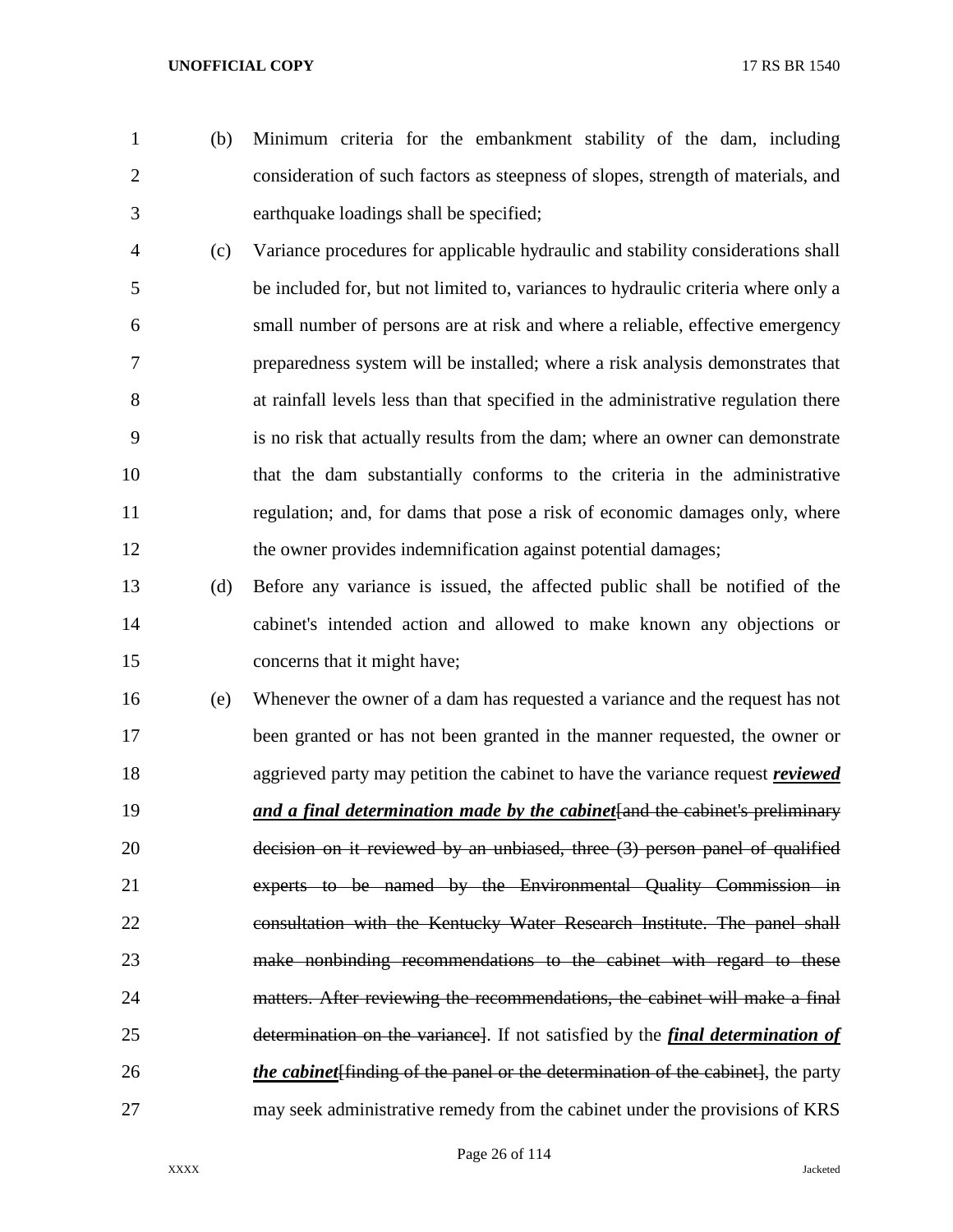(b) Minimum criteria for the embankment stability of the dam, including consideration of such factors as steepness of slopes, strength of materials, and earthquake loadings shall be specified;

(c) Variance procedures for applicable hydraulic and stability considerations shall be included for, but not limited to, variances to hydraulic criteria where only a small number of persons are at risk and where a reliable, effective emergency preparedness system will be installed; where a risk analysis demonstrates that at rainfall levels less than that specified in the administrative regulation there is no risk that actually results from the dam; where an owner can demonstrate that the dam substantially conforms to the criteria in the administrative regulation; and, for dams that pose a risk of economic damages only, where the owner provides indemnification against potential damages;

(d) Before any variance is issued, the affected public shall be notified of the cabinet's intended action and allowed to make known any objections or concerns that it might have;

(e) Whenever the owner of a dam has requested a variance and the request has not been granted or has not been granted in the manner requested, the owner or aggrieved party may petition the cabinet to have the variance request ***reviewed and a final determination made by the cabinet***[~~and the cabinet's preliminary decision on it reviewed by an unbiased, three (3) person panel of qualified experts to be named by the Environmental Quality Commission in consultation with the Kentucky Water Research Institute. The panel shall make nonbinding recommendations to the cabinet with regard to these matters. After reviewing the recommendations, the cabinet will make a final determination on the variance~~]. If not satisfied by the ***final determination of the cabinet***[~~finding of the panel or the determination of the cabinet~~], the party may seek administrative remedy from the cabinet under the provisions of KRS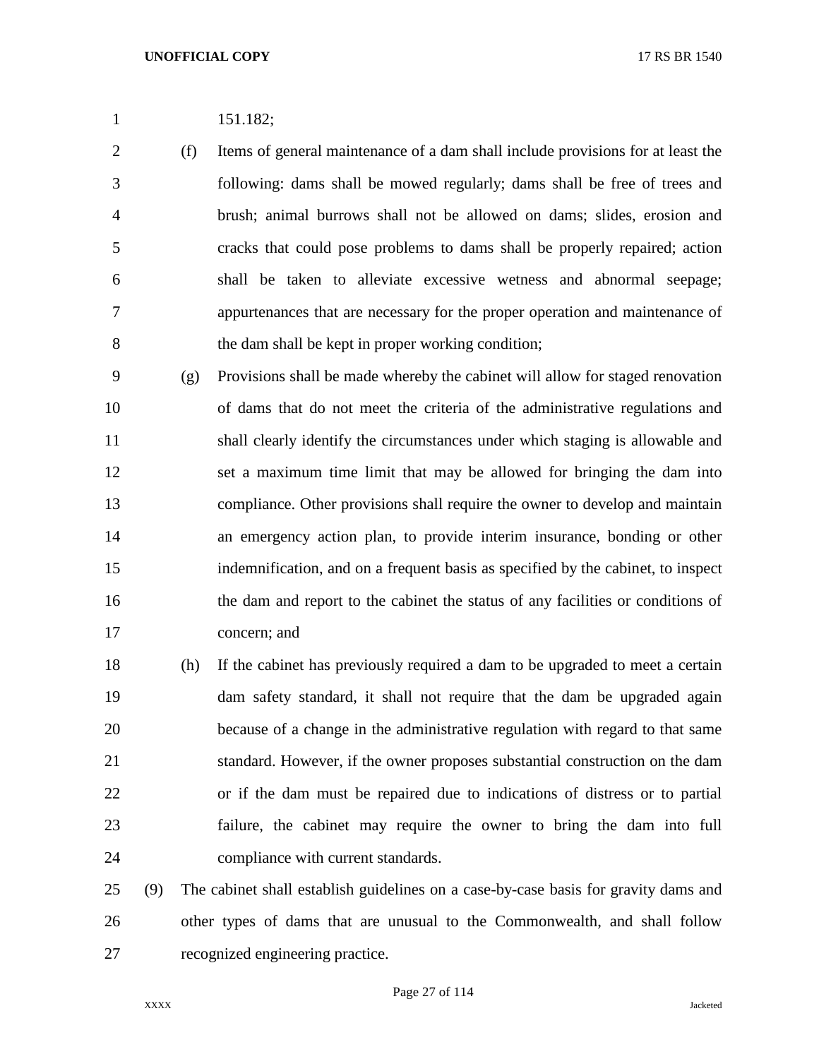151.182;

(f) Items of general maintenance of a dam shall include provisions for at least the following: dams shall be mowed regularly; dams shall be free of trees and brush; animal burrows shall not be allowed on dams; slides, erosion and cracks that could pose problems to dams shall be properly repaired; action shall be taken to alleviate excessive wetness and abnormal seepage; appurtenances that are necessary for the proper operation and maintenance of the dam shall be kept in proper working condition;

(g) Provisions shall be made whereby the cabinet will allow for staged renovation of dams that do not meet the criteria of the administrative regulations and shall clearly identify the circumstances under which staging is allowable and set a maximum time limit that may be allowed for bringing the dam into compliance. Other provisions shall require the owner to develop and maintain an emergency action plan, to provide interim insurance, bonding or other indemnification, and on a frequent basis as specified by the cabinet, to inspect the dam and report to the cabinet the status of any facilities or conditions of concern; and

(h) If the cabinet has previously required a dam to be upgraded to meet a certain dam safety standard, it shall not require that the dam be upgraded again because of a change in the administrative regulation with regard to that same standard. However, if the owner proposes substantial construction on the dam or if the dam must be repaired due to indications of distress or to partial failure, the cabinet may require the owner to bring the dam into full compliance with current standards.

(9) The cabinet shall establish guidelines on a case-by-case basis for gravity dams and other types of dams that are unusual to the Commonwealth, and shall follow recognized engineering practice.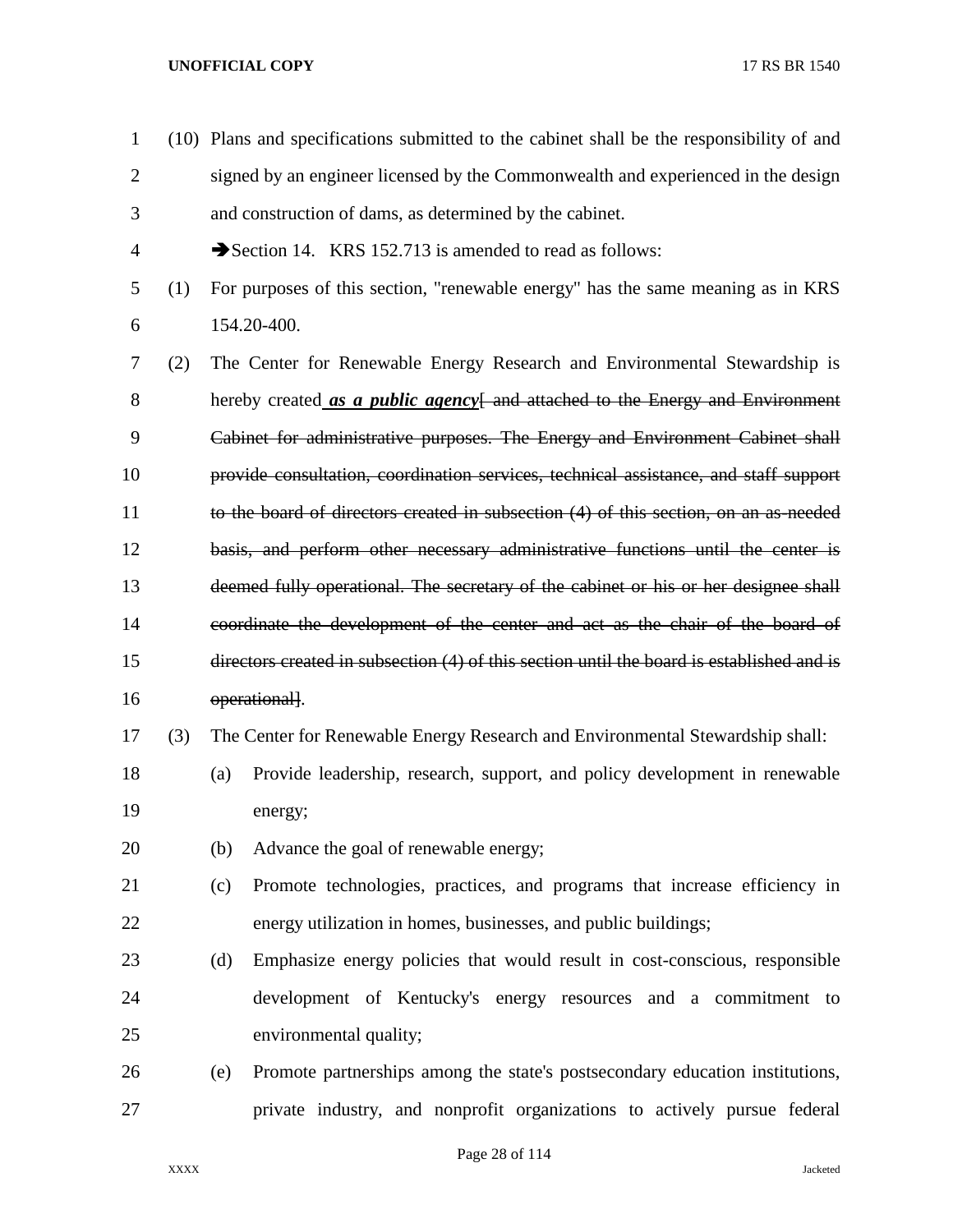(10) Plans and specifications submitted to the cabinet shall be the responsibility of and signed by an engineer licensed by the Commonwealth and experienced in the design and construction of dams, as determined by the cabinet.

➔Section 14. KRS 152.713 is amended to read as follows:

(1) For purposes of this section, "renewable energy" has the same meaning as in KRS 154.20-400.

(2) The Center for Renewable Energy Research and Environmental Stewardship is hereby created ***as a public agency***[ ~~and attached to the Energy and Environment Cabinet for administrative purposes. The Energy and Environment Cabinet shall provide consultation, coordination services, technical assistance, and staff support to the board of directors created in subsection (4) of this section, on an as-needed basis, and perform other necessary administrative functions until the center is deemed fully operational. The secretary of the cabinet or his or her designee shall coordinate the development of the center and act as the chair of the board of directors created in subsection (4) of this section until the board is established and is operational~~].

(3) The Center for Renewable Energy Research and Environmental Stewardship shall:

(a) Provide leadership, research, support, and policy development in renewable energy;

(b) Advance the goal of renewable energy;

(c) Promote technologies, practices, and programs that increase efficiency in energy utilization in homes, businesses, and public buildings;

(d) Emphasize energy policies that would result in cost-conscious, responsible development of Kentucky's energy resources and a commitment to environmental quality;

(e) Promote partnerships among the state's postsecondary education institutions, private industry, and nonprofit organizations to actively pursue federal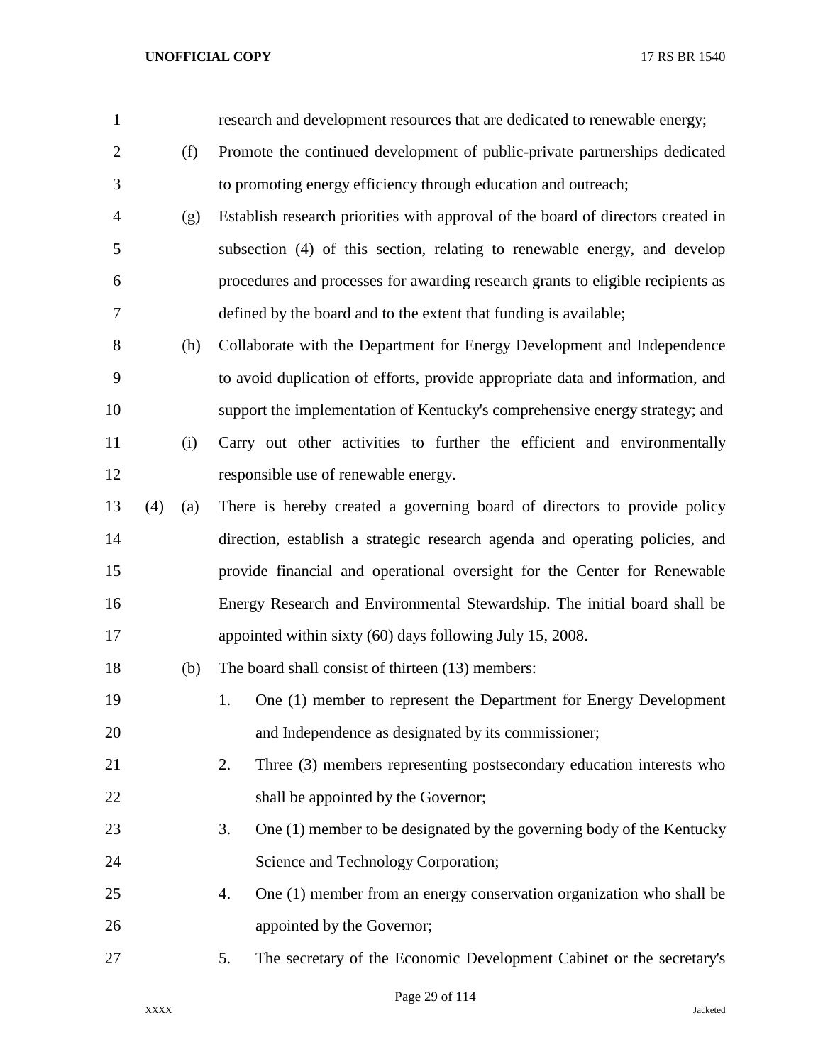research and development resources that are dedicated to renewable energy;

(f) Promote the continued development of public-private partnerships dedicated to promoting energy efficiency through education and outreach;

(g) Establish research priorities with approval of the board of directors created in subsection (4) of this section, relating to renewable energy, and develop procedures and processes for awarding research grants to eligible recipients as defined by the board and to the extent that funding is available;

(h) Collaborate with the Department for Energy Development and Independence to avoid duplication of efforts, provide appropriate data and information, and support the implementation of Kentucky's comprehensive energy strategy; and

(i) Carry out other activities to further the efficient and environmentally responsible use of renewable energy.

(4) (a) There is hereby created a governing board of directors to provide policy direction, establish a strategic research agenda and operating policies, and provide financial and operational oversight for the Center for Renewable Energy Research and Environmental Stewardship. The initial board shall be appointed within sixty (60) days following July 15, 2008.

(b) The board shall consist of thirteen (13) members:

1. One (1) member to represent the Department for Energy Development and Independence as designated by its commissioner;
2. Three (3) members representing postsecondary education interests who shall be appointed by the Governor;
3. One (1) member to be designated by the governing body of the Kentucky Science and Technology Corporation;
4. One (1) member from an energy conservation organization who shall be appointed by the Governor;
5. The secretary of the Economic Development Cabinet or the secretary's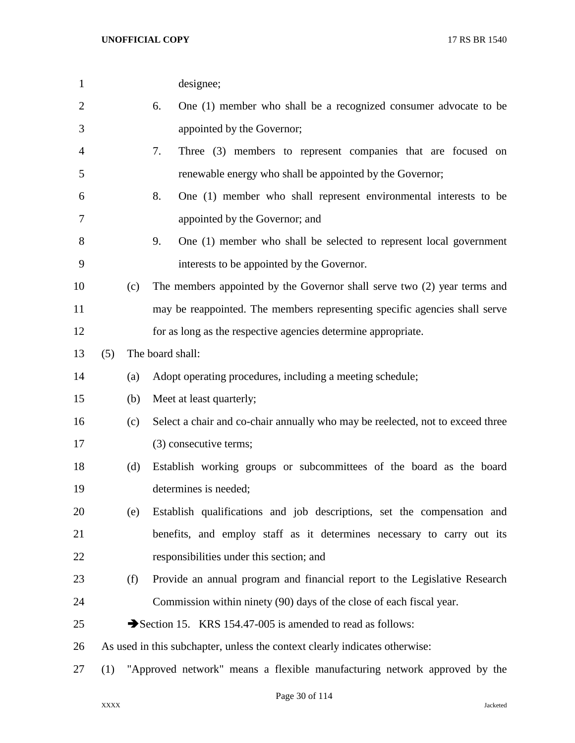designee;

6. One (1) member who shall be a recognized consumer advocate to be appointed by the Governor;

7. Three (3) members to represent companies that are focused on renewable energy who shall be appointed by the Governor;

8. One (1) member who shall represent environmental interests to be appointed by the Governor; and

9. One (1) member who shall be selected to represent local government interests to be appointed by the Governor.

(c) The members appointed by the Governor shall serve two (2) year terms and may be reappointed. The members representing specific agencies shall serve for as long as the respective agencies determine appropriate.

(5) The board shall:

(a) Adopt operating procedures, including a meeting schedule;

(b) Meet at least quarterly;

(c) Select a chair and co-chair annually who may be reelected, not to exceed three (3) consecutive terms;

(d) Establish working groups or subcommittees of the board as the board determines is needed;

(e) Establish qualifications and job descriptions, set the compensation and benefits, and employ staff as it determines necessary to carry out its responsibilities under this section; and

(f) Provide an annual program and financial report to the Legislative Research Commission within ninety (90) days of the close of each fiscal year.

➔Section 15. KRS 154.47-005 is amended to read as follows:

As used in this subchapter, unless the context clearly indicates otherwise:

(1) "Approved network" means a flexible manufacturing network approved by the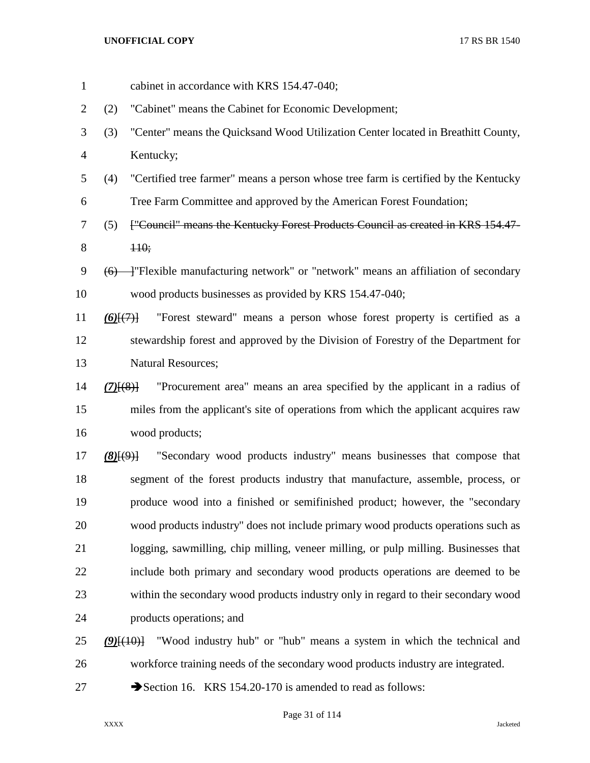cabinet in accordance with KRS 154.47-040;

(2) "Cabinet" means the Cabinet for Economic Development;

(3) "Center" means the Quicksand Wood Utilization Center located in Breathitt County, Kentucky;

(4) "Certified tree farmer" means a person whose tree farm is certified by the Kentucky Tree Farm Committee and approved by the American Forest Foundation;

(5) [~~"Council" means the Kentucky Forest Products Council as created in KRS 154.47-110;~~

~~(6)~~ ]"Flexible manufacturing network" or "network" means an affiliation of secondary wood products businesses as provided by KRS 154.47-040;

***(6)***[~~(7)~~] "Forest steward" means a person whose forest property is certified as a stewardship forest and approved by the Division of Forestry of the Department for Natural Resources;

***(7)***[~~(8)~~] "Procurement area" means an area specified by the applicant in a radius of miles from the applicant's site of operations from which the applicant acquires raw wood products;

***(8)***[~~(9)~~] "Secondary wood products industry" means businesses that compose that segment of the forest products industry that manufacture, assemble, process, or produce wood into a finished or semifinished product; however, the "secondary wood products industry" does not include primary wood products operations such as logging, sawmilling, chip milling, veneer milling, or pulp milling. Businesses that include both primary and secondary wood products operations are deemed to be within the secondary wood products industry only in regard to their secondary wood products operations; and

***(9)***[~~(10)~~] "Wood industry hub" or "hub" means a system in which the technical and workforce training needs of the secondary wood products industry are integrated.

➔Section 16. KRS 154.20-170 is amended to read as follows: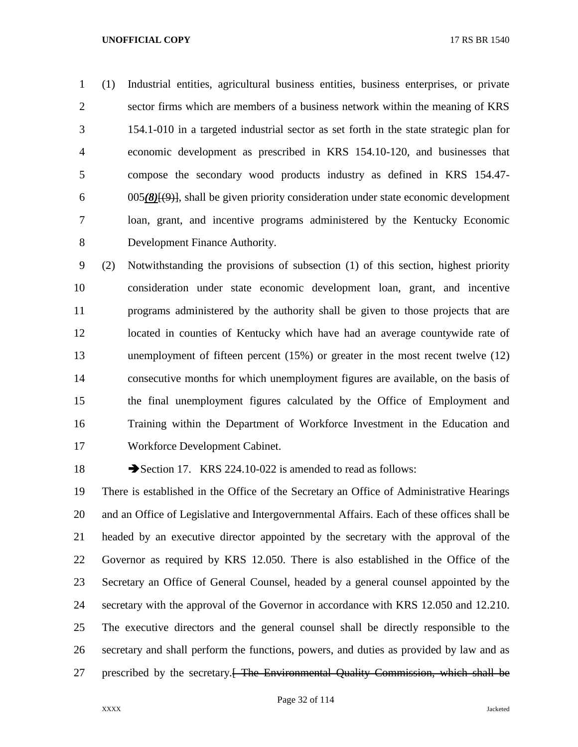(1) Industrial entities, agricultural business entities, business enterprises, or private sector firms which are members of a business network within the meaning of KRS 154.1-010 in a targeted industrial sector as set forth in the state strategic plan for economic development as prescribed in KRS 154.10-120, and businesses that compose the secondary wood products industry as defined in KRS 154.47-005***(8)***~~[(9)]~~, shall be given priority consideration under state economic development loan, grant, and incentive programs administered by the Kentucky Economic Development Finance Authority.

(2) Notwithstanding the provisions of subsection (1) of this section, highest priority consideration under state economic development loan, grant, and incentive programs administered by the authority shall be given to those projects that are located in counties of Kentucky which have had an average countywide rate of unemployment of fifteen percent (15%) or greater in the most recent twelve (12) consecutive months for which unemployment figures are available, on the basis of the final unemployment figures calculated by the Office of Employment and Training within the Department of Workforce Investment in the Education and Workforce Development Cabinet.

➔Section 17. KRS 224.10-022 is amended to read as follows:

There is established in the Office of the Secretary an Office of Administrative Hearings and an Office of Legislative and Intergovernmental Affairs. Each of these offices shall be headed by an executive director appointed by the secretary with the approval of the Governor as required by KRS 12.050. There is also established in the Office of the Secretary an Office of General Counsel, headed by a general counsel appointed by the secretary with the approval of the Governor in accordance with KRS 12.050 and 12.210. The executive directors and the general counsel shall be directly responsible to the secretary and shall perform the functions, powers, and duties as provided by law and as prescribed by the secretary.~~[ The Environmental Quality Commission, which shall be~~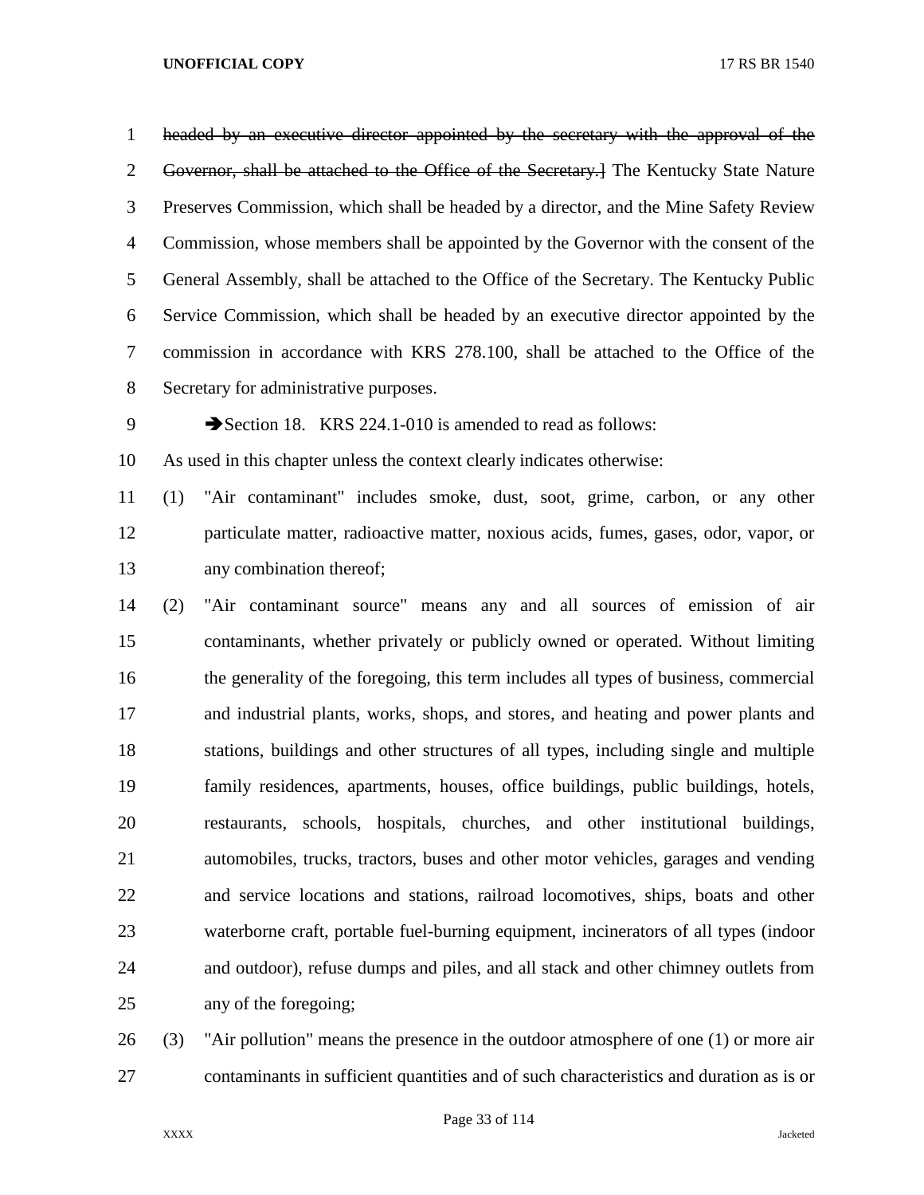~~headed by an executive director appointed by the secretary with the approval of the Governor, shall be attached to the Office of the Secretary.]~~ The Kentucky State Nature Preserves Commission, which shall be headed by a director, and the Mine Safety Review Commission, whose members shall be appointed by the Governor with the consent of the General Assembly, shall be attached to the Office of the Secretary. The Kentucky Public Service Commission, which shall be headed by an executive director appointed by the commission in accordance with KRS 278.100, shall be attached to the Office of the Secretary for administrative purposes.

➔Section 18. KRS 224.1-010 is amended to read as follows:

As used in this chapter unless the context clearly indicates otherwise:

(1) "Air contaminant" includes smoke, dust, soot, grime, carbon, or any other particulate matter, radioactive matter, noxious acids, fumes, gases, odor, vapor, or any combination thereof;

(2) "Air contaminant source" means any and all sources of emission of air contaminants, whether privately or publicly owned or operated. Without limiting the generality of the foregoing, this term includes all types of business, commercial and industrial plants, works, shops, and stores, and heating and power plants and stations, buildings and other structures of all types, including single and multiple family residences, apartments, houses, office buildings, public buildings, hotels, restaurants, schools, hospitals, churches, and other institutional buildings, automobiles, trucks, tractors, buses and other motor vehicles, garages and vending and service locations and stations, railroad locomotives, ships, boats and other waterborne craft, portable fuel-burning equipment, incinerators of all types (indoor and outdoor), refuse dumps and piles, and all stack and other chimney outlets from any of the foregoing;

(3) "Air pollution" means the presence in the outdoor atmosphere of one (1) or more air contaminants in sufficient quantities and of such characteristics and duration as is or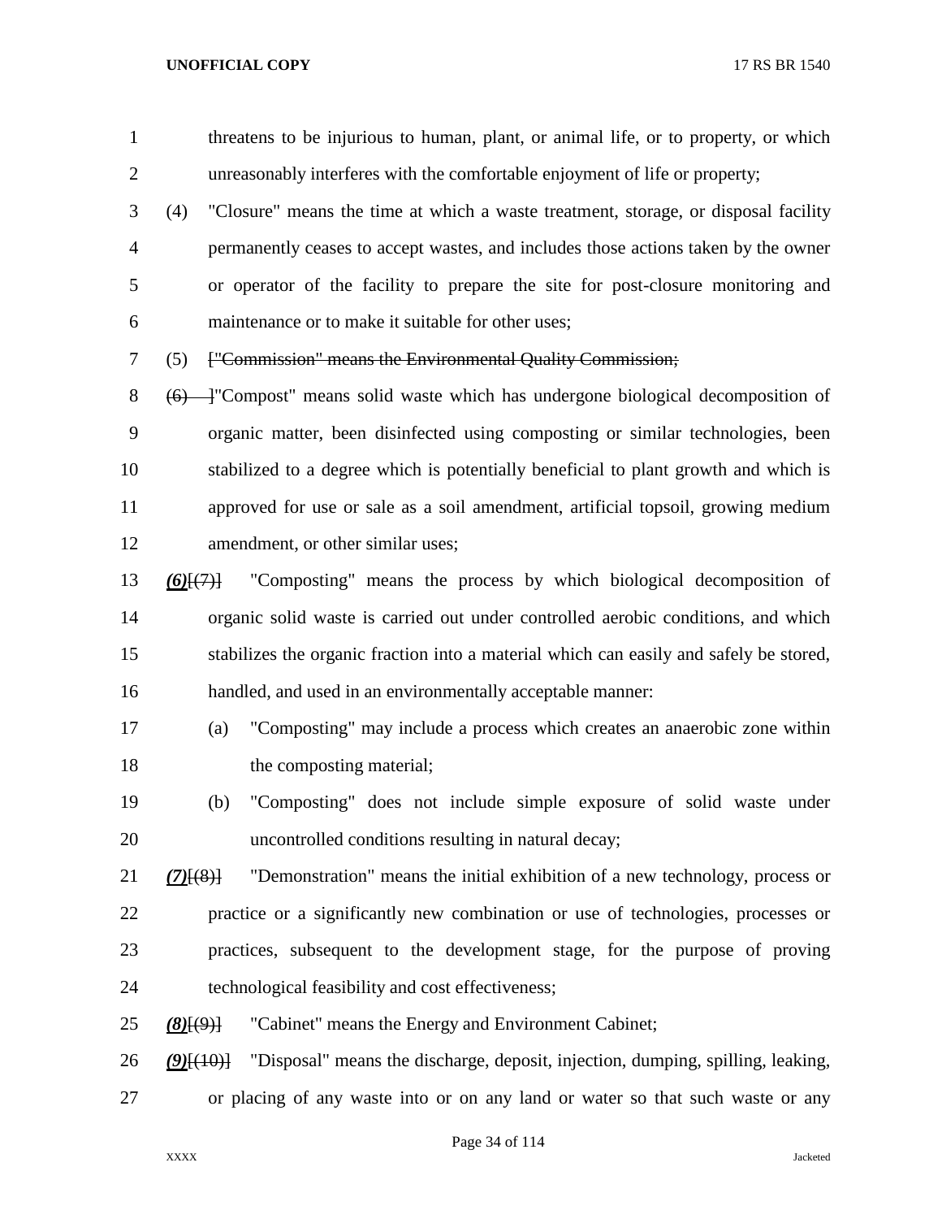threatens to be injurious to human, plant, or animal life, or to property, or which unreasonably interferes with the comfortable enjoyment of life or property;

(4) "Closure" means the time at which a waste treatment, storage, or disposal facility permanently ceases to accept wastes, and includes those actions taken by the owner or operator of the facility to prepare the site for post-closure monitoring and maintenance or to make it suitable for other uses;

(5) ~~["Commission" means the Environmental Quality Commission;~~

~~(6) ]~~"Compost" means solid waste which has undergone biological decomposition of organic matter, been disinfected using composting or similar technologies, been stabilized to a degree which is potentially beneficial to plant growth and which is approved for use or sale as a soil amendment, artificial topsoil, growing medium amendment, or other similar uses;

***(6)***~~[(7)]~~ "Composting" means the process by which biological decomposition of organic solid waste is carried out under controlled aerobic conditions, and which stabilizes the organic fraction into a material which can easily and safely be stored, handled, and used in an environmentally acceptable manner:

(a) "Composting" may include a process which creates an anaerobic zone within the composting material;

(b) "Composting" does not include simple exposure of solid waste under uncontrolled conditions resulting in natural decay;

***(7)***~~[(8)]~~ "Demonstration" means the initial exhibition of a new technology, process or practice or a significantly new combination or use of technologies, processes or practices, subsequent to the development stage, for the purpose of proving technological feasibility and cost effectiveness;

***(8)***~~[(9)]~~ "Cabinet" means the Energy and Environment Cabinet;

***(9)***~~[(10)]~~ "Disposal" means the discharge, deposit, injection, dumping, spilling, leaking, or placing of any waste into or on any land or water so that such waste or any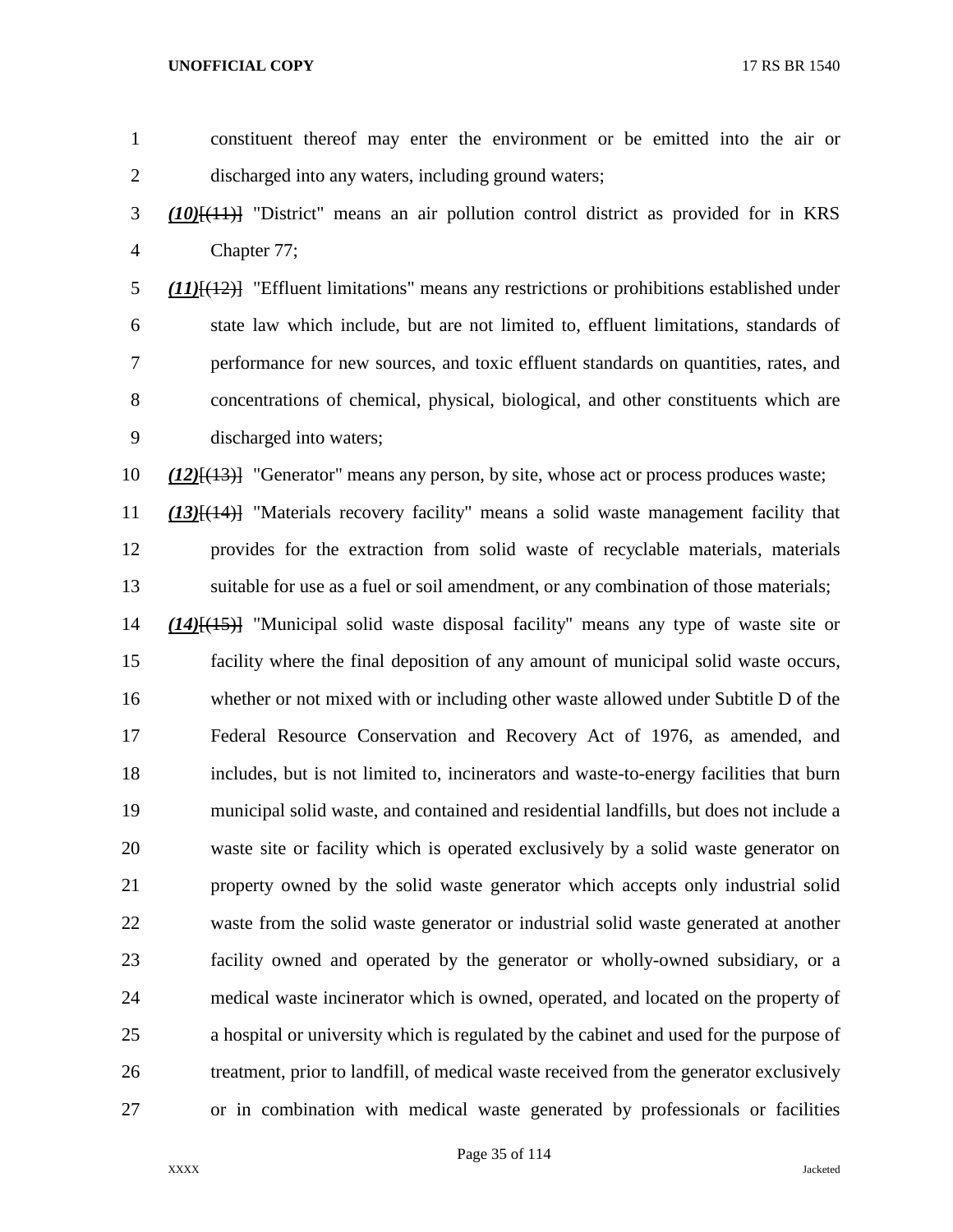constituent thereof may enter the environment or be emitted into the air or discharged into any waters, including ground waters;

***(10)***~~[(11)]~~ "District" means an air pollution control district as provided for in KRS Chapter 77;

***(11)***~~[(12)]~~ "Effluent limitations" means any restrictions or prohibitions established under state law which include, but are not limited to, effluent limitations, standards of performance for new sources, and toxic effluent standards on quantities, rates, and concentrations of chemical, physical, biological, and other constituents which are discharged into waters;

***(12)***~~[(13)]~~ "Generator" means any person, by site, whose act or process produces waste;

***(13)***~~[(14)]~~ "Materials recovery facility" means a solid waste management facility that provides for the extraction from solid waste of recyclable materials, materials suitable for use as a fuel or soil amendment, or any combination of those materials;

***(14)***~~[(15)]~~ "Municipal solid waste disposal facility" means any type of waste site or facility where the final deposition of any amount of municipal solid waste occurs, whether or not mixed with or including other waste allowed under Subtitle D of the Federal Resource Conservation and Recovery Act of 1976, as amended, and includes, but is not limited to, incinerators and waste-to-energy facilities that burn municipal solid waste, and contained and residential landfills, but does not include a waste site or facility which is operated exclusively by a solid waste generator on property owned by the solid waste generator which accepts only industrial solid waste from the solid waste generator or industrial solid waste generated at another facility owned and operated by the generator or wholly-owned subsidiary, or a medical waste incinerator which is owned, operated, and located on the property of a hospital or university which is regulated by the cabinet and used for the purpose of treatment, prior to landfill, of medical waste received from the generator exclusively or in combination with medical waste generated by professionals or facilities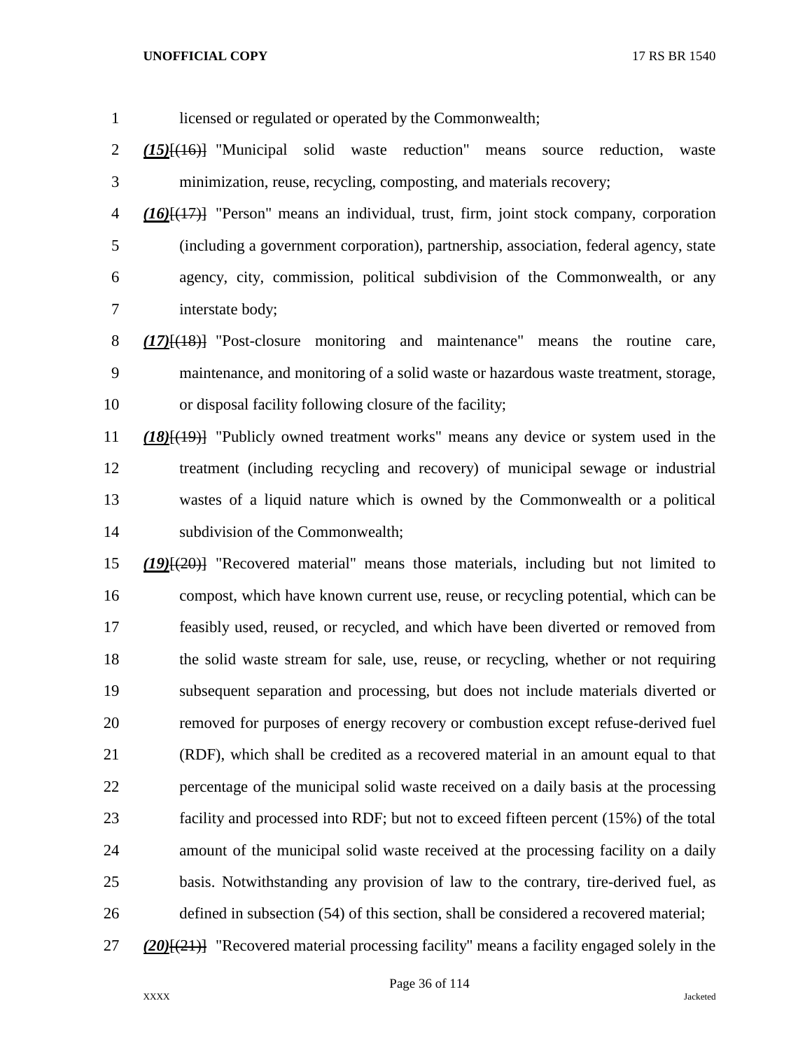licensed or regulated or operated by the Commonwealth;

***(15)***[(16)] "Municipal solid waste reduction" means source reduction, waste minimization, reuse, recycling, composting, and materials recovery;

***(16)***[(17)] "Person" means an individual, trust, firm, joint stock company, corporation (including a government corporation), partnership, association, federal agency, state agency, city, commission, political subdivision of the Commonwealth, or any interstate body;

***(17)***[(18)] "Post-closure monitoring and maintenance" means the routine care, maintenance, and monitoring of a solid waste or hazardous waste treatment, storage, or disposal facility following closure of the facility;

***(18)***[(19)] "Publicly owned treatment works" means any device or system used in the treatment (including recycling and recovery) of municipal sewage or industrial wastes of a liquid nature which is owned by the Commonwealth or a political subdivision of the Commonwealth;

***(19)***[(20)] "Recovered material" means those materials, including but not limited to compost, which have known current use, reuse, or recycling potential, which can be feasibly used, reused, or recycled, and which have been diverted or removed from the solid waste stream for sale, use, reuse, or recycling, whether or not requiring subsequent separation and processing, but does not include materials diverted or removed for purposes of energy recovery or combustion except refuse-derived fuel (RDF), which shall be credited as a recovered material in an amount equal to that percentage of the municipal solid waste received on a daily basis at the processing facility and processed into RDF; but not to exceed fifteen percent (15%) of the total amount of the municipal solid waste received at the processing facility on a daily basis. Notwithstanding any provision of law to the contrary, tire-derived fuel, as defined in subsection (54) of this section, shall be considered a recovered material;

***(20)***[(21)] "Recovered material processing facility" means a facility engaged solely in the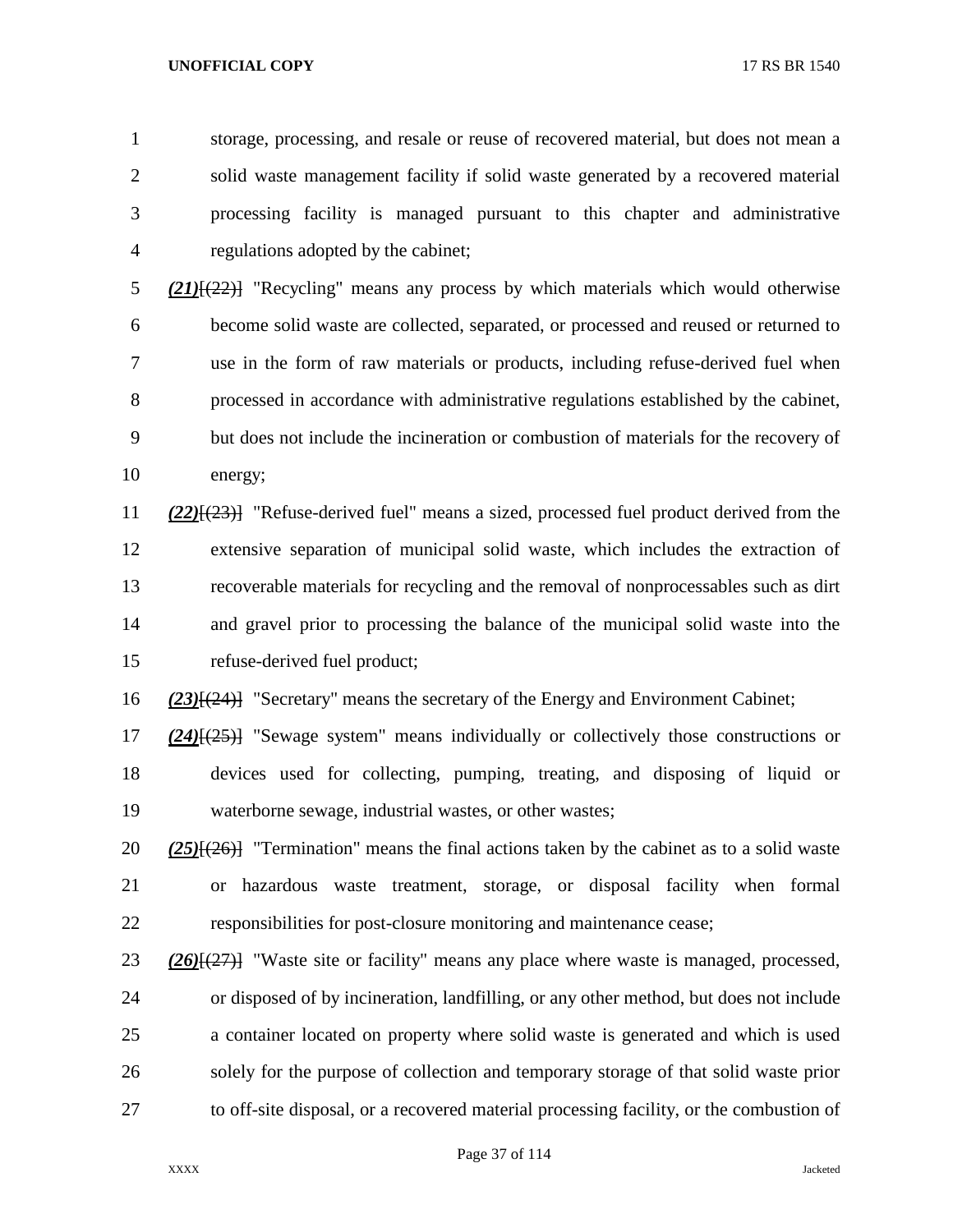storage, processing, and resale or reuse of recovered material, but does not mean a solid waste management facility if solid waste generated by a recovered material processing facility is managed pursuant to this chapter and administrative regulations adopted by the cabinet;

***(21)***~~[(22)]~~ "Recycling" means any process by which materials which would otherwise become solid waste are collected, separated, or processed and reused or returned to use in the form of raw materials or products, including refuse-derived fuel when processed in accordance with administrative regulations established by the cabinet, but does not include the incineration or combustion of materials for the recovery of energy;

***(22)***~~[(23)]~~ "Refuse-derived fuel" means a sized, processed fuel product derived from the extensive separation of municipal solid waste, which includes the extraction of recoverable materials for recycling and the removal of nonprocessables such as dirt and gravel prior to processing the balance of the municipal solid waste into the refuse-derived fuel product;

***(23)***~~[(24)]~~ "Secretary" means the secretary of the Energy and Environment Cabinet;

***(24)***~~[(25)]~~ "Sewage system" means individually or collectively those constructions or devices used for collecting, pumping, treating, and disposing of liquid or waterborne sewage, industrial wastes, or other wastes;

***(25)***~~[(26)]~~ "Termination" means the final actions taken by the cabinet as to a solid waste or hazardous waste treatment, storage, or disposal facility when formal responsibilities for post-closure monitoring and maintenance cease;

***(26)***~~[(27)]~~ "Waste site or facility" means any place where waste is managed, processed, or disposed of by incineration, landfilling, or any other method, but does not include a container located on property where solid waste is generated and which is used solely for the purpose of collection and temporary storage of that solid waste prior to off-site disposal, or a recovered material processing facility, or the combustion of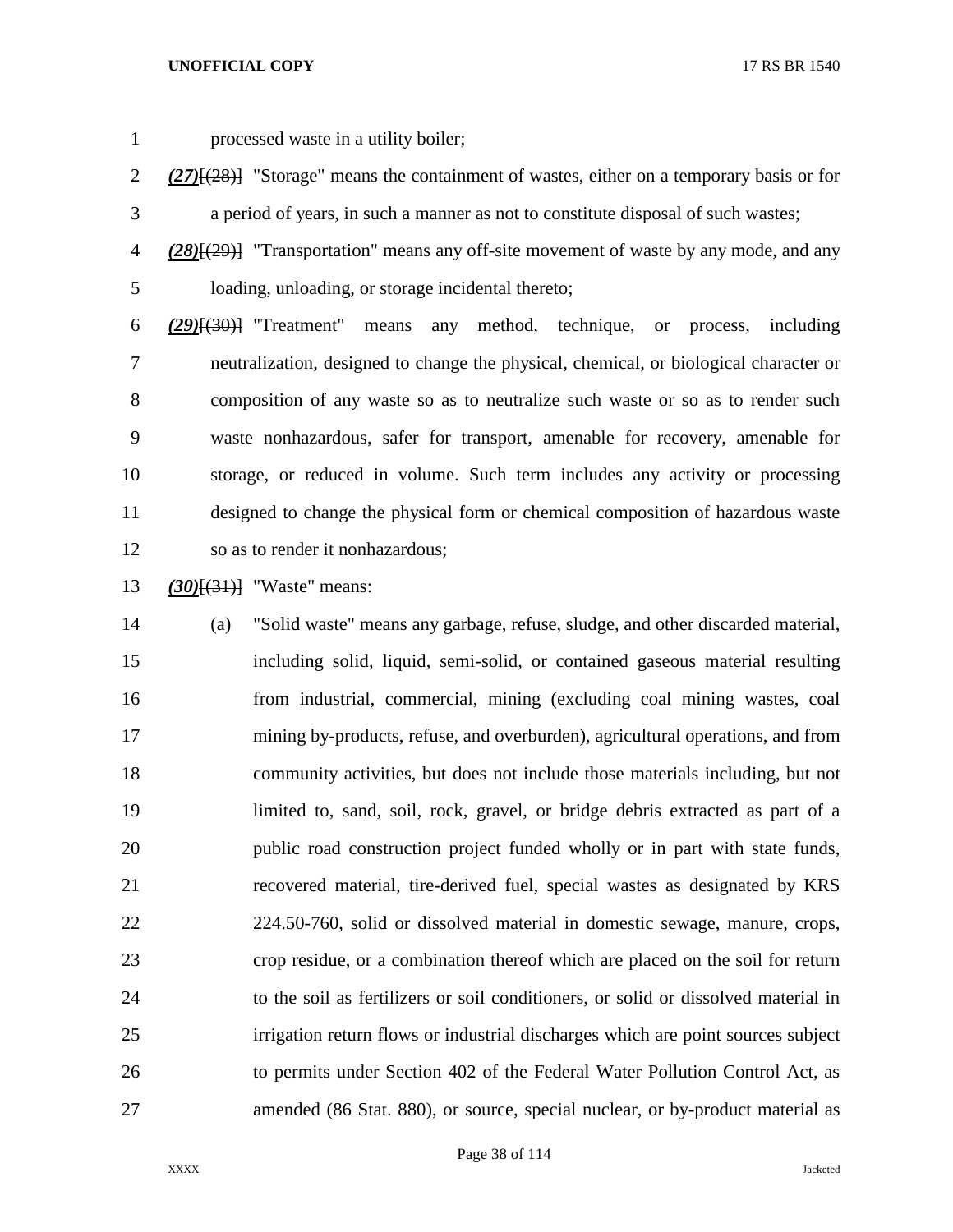processed waste in a utility boiler;

***(27)***~~[(28)]~~ "Storage" means the containment of wastes, either on a temporary basis or for a period of years, in such a manner as not to constitute disposal of such wastes;

***(28)***~~[(29)]~~ "Transportation" means any off-site movement of waste by any mode, and any loading, unloading, or storage incidental thereto;

***(29)***~~[(30)]~~ "Treatment" means any method, technique, or process, including neutralization, designed to change the physical, chemical, or biological character or composition of any waste so as to neutralize such waste or so as to render such waste nonhazardous, safer for transport, amenable for recovery, amenable for storage, or reduced in volume. Such term includes any activity or processing designed to change the physical form or chemical composition of hazardous waste so as to render it nonhazardous;

***(30)***~~[(31)]~~ "Waste" means:

(a) "Solid waste" means any garbage, refuse, sludge, and other discarded material, including solid, liquid, semi-solid, or contained gaseous material resulting from industrial, commercial, mining (excluding coal mining wastes, coal mining by-products, refuse, and overburden), agricultural operations, and from community activities, but does not include those materials including, but not limited to, sand, soil, rock, gravel, or bridge debris extracted as part of a public road construction project funded wholly or in part with state funds, recovered material, tire-derived fuel, special wastes as designated by KRS 224.50-760, solid or dissolved material in domestic sewage, manure, crops, crop residue, or a combination thereof which are placed on the soil for return to the soil as fertilizers or soil conditioners, or solid or dissolved material in irrigation return flows or industrial discharges which are point sources subject to permits under Section 402 of the Federal Water Pollution Control Act, as amended (86 Stat. 880), or source, special nuclear, or by-product material as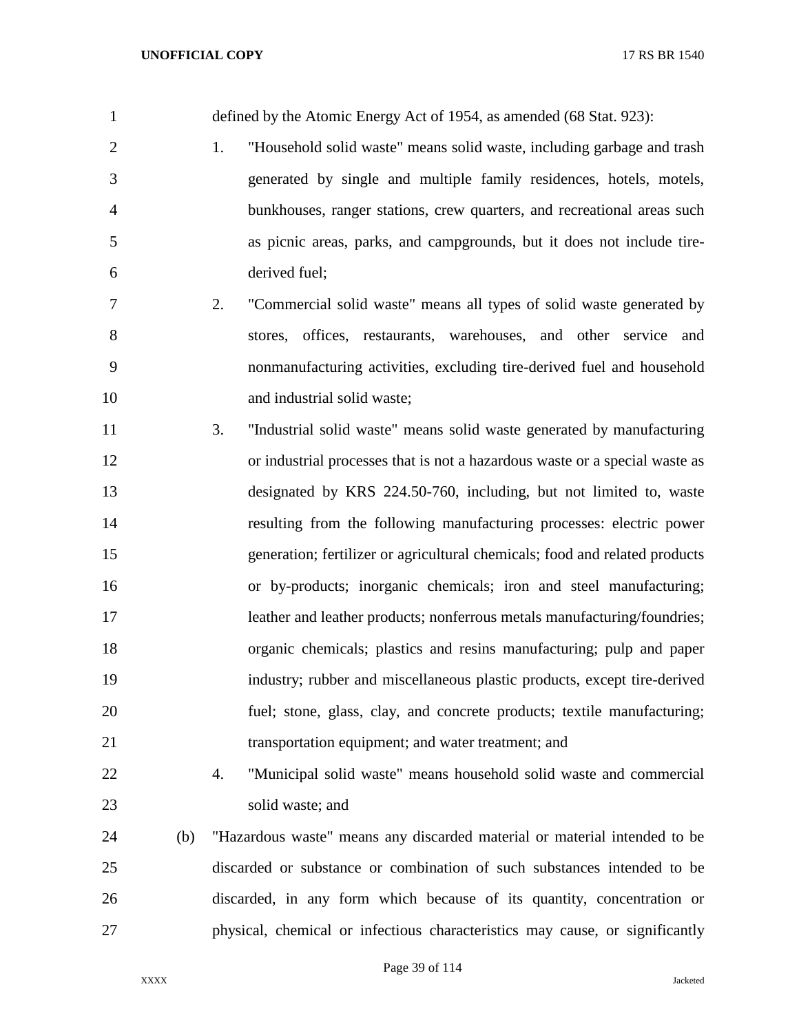defined by the Atomic Energy Act of 1954, as amended (68 Stat. 923):

1. "Household solid waste" means solid waste, including garbage and trash generated by single and multiple family residences, hotels, motels, bunkhouses, ranger stations, crew quarters, and recreational areas such as picnic areas, parks, and campgrounds, but it does not include tire-derived fuel;
2. "Commercial solid waste" means all types of solid waste generated by stores, offices, restaurants, warehouses, and other service and nonmanufacturing activities, excluding tire-derived fuel and household and industrial solid waste;
3. "Industrial solid waste" means solid waste generated by manufacturing or industrial processes that is not a hazardous waste or a special waste as designated by KRS 224.50-760, including, but not limited to, waste resulting from the following manufacturing processes: electric power generation; fertilizer or agricultural chemicals; food and related products or by-products; inorganic chemicals; iron and steel manufacturing; leather and leather products; nonferrous metals manufacturing/foundries; organic chemicals; plastics and resins manufacturing; pulp and paper industry; rubber and miscellaneous plastic products, except tire-derived fuel; stone, glass, clay, and concrete products; textile manufacturing; transportation equipment; and water treatment; and
4. "Municipal solid waste" means household solid waste and commercial solid waste; and

(b) "Hazardous waste" means any discarded material or material intended to be discarded or substance or combination of such substances intended to be discarded, in any form which because of its quantity, concentration or physical, chemical or infectious characteristics may cause, or significantly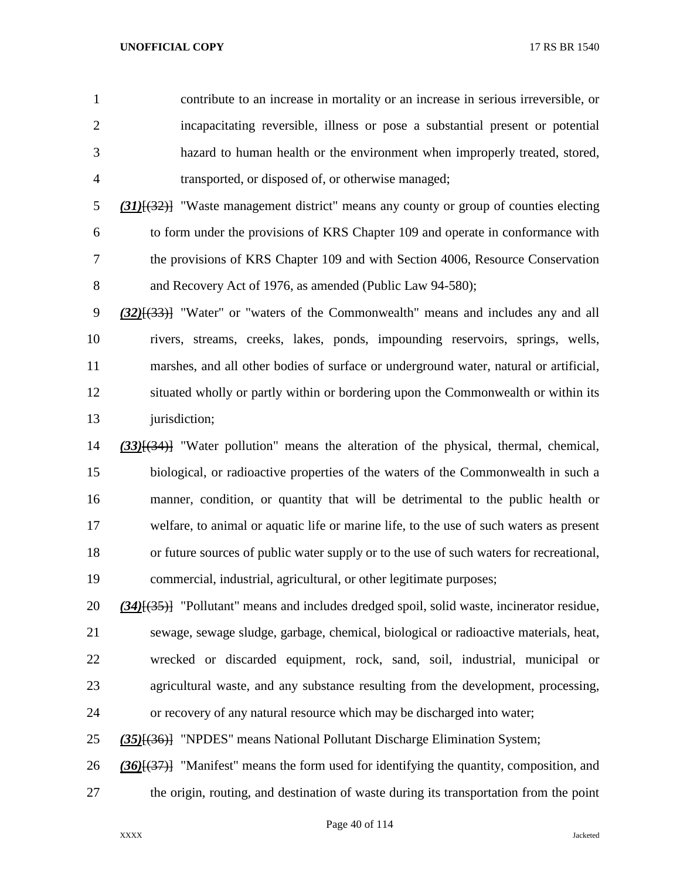contribute to an increase in mortality or an increase in serious irreversible, or incapacitating reversible, illness or pose a substantial present or potential hazard to human health or the environment when improperly treated, stored, transported, or disposed of, or otherwise managed;

***(31)***~~[(32)]~~ "Waste management district" means any county or group of counties electing to form under the provisions of KRS Chapter 109 and operate in conformance with the provisions of KRS Chapter 109 and with Section 4006, Resource Conservation and Recovery Act of 1976, as amended (Public Law 94-580);

***(32)***~~[(33)]~~ "Water" or "waters of the Commonwealth" means and includes any and all rivers, streams, creeks, lakes, ponds, impounding reservoirs, springs, wells, marshes, and all other bodies of surface or underground water, natural or artificial, situated wholly or partly within or bordering upon the Commonwealth or within its jurisdiction;

***(33)***~~[(34)]~~ "Water pollution" means the alteration of the physical, thermal, chemical, biological, or radioactive properties of the waters of the Commonwealth in such a manner, condition, or quantity that will be detrimental to the public health or welfare, to animal or aquatic life or marine life, to the use of such waters as present or future sources of public water supply or to the use of such waters for recreational, commercial, industrial, agricultural, or other legitimate purposes;

***(34)***~~[(35)]~~ "Pollutant" means and includes dredged spoil, solid waste, incinerator residue, sewage, sewage sludge, garbage, chemical, biological or radioactive materials, heat, wrecked or discarded equipment, rock, sand, soil, industrial, municipal or agricultural waste, and any substance resulting from the development, processing, or recovery of any natural resource which may be discharged into water;

***(35)***~~[(36)]~~ "NPDES" means National Pollutant Discharge Elimination System;

***(36)***~~[(37)]~~ "Manifest" means the form used for identifying the quantity, composition, and the origin, routing, and destination of waste during its transportation from the point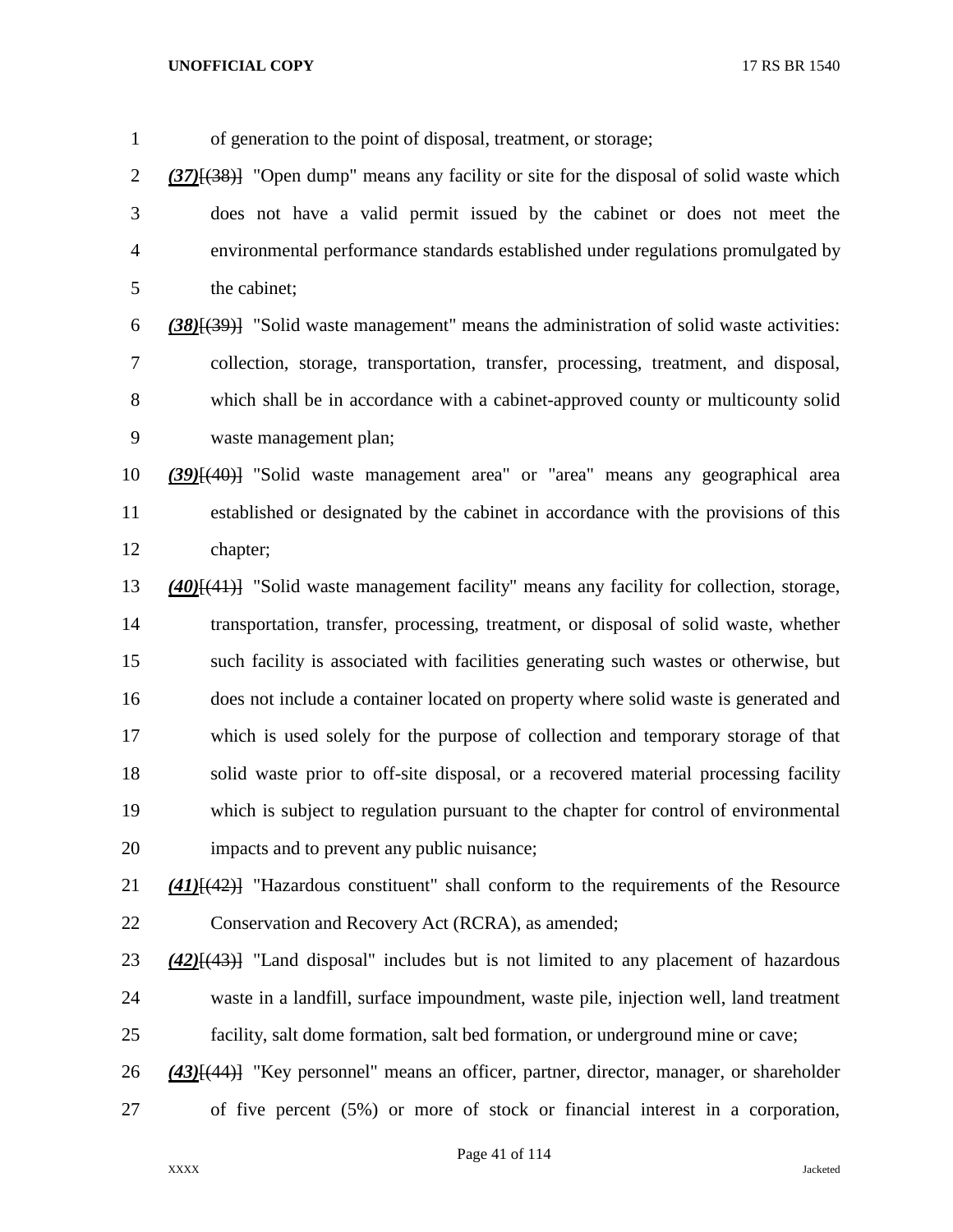of generation to the point of disposal, treatment, or storage;

***(37)***~~[(38)]~~ "Open dump" means any facility or site for the disposal of solid waste which does not have a valid permit issued by the cabinet or does not meet the environmental performance standards established under regulations promulgated by the cabinet;

***(38)***~~[(39)]~~ "Solid waste management" means the administration of solid waste activities: collection, storage, transportation, transfer, processing, treatment, and disposal, which shall be in accordance with a cabinet-approved county or multicounty solid waste management plan;

***(39)***~~[(40)]~~ "Solid waste management area" or "area" means any geographical area established or designated by the cabinet in accordance with the provisions of this chapter;

***(40)***~~[(41)]~~ "Solid waste management facility" means any facility for collection, storage, transportation, transfer, processing, treatment, or disposal of solid waste, whether such facility is associated with facilities generating such wastes or otherwise, but does not include a container located on property where solid waste is generated and which is used solely for the purpose of collection and temporary storage of that solid waste prior to off-site disposal, or a recovered material processing facility which is subject to regulation pursuant to the chapter for control of environmental impacts and to prevent any public nuisance;

***(41)***~~[(42)]~~ "Hazardous constituent" shall conform to the requirements of the Resource Conservation and Recovery Act (RCRA), as amended;

***(42)***~~[(43)]~~ "Land disposal" includes but is not limited to any placement of hazardous waste in a landfill, surface impoundment, waste pile, injection well, land treatment facility, salt dome formation, salt bed formation, or underground mine or cave;

***(43)***~~[(44)]~~ "Key personnel" means an officer, partner, director, manager, or shareholder of five percent (5%) or more of stock or financial interest in a corporation,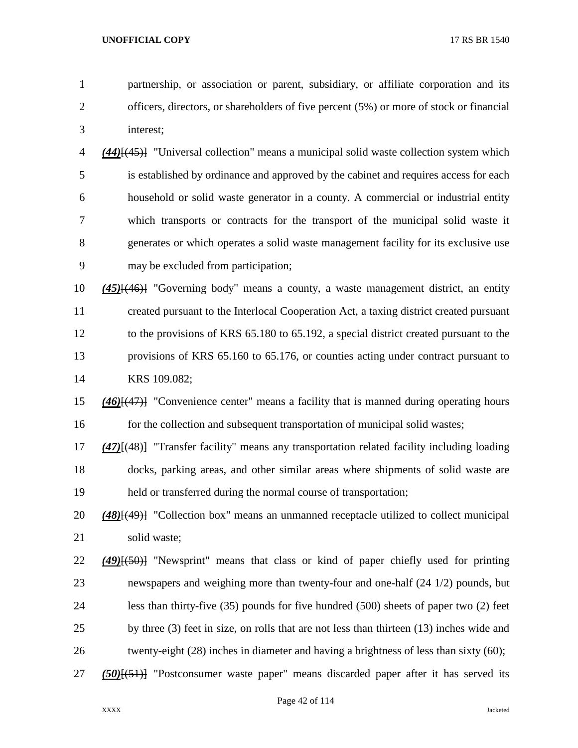partnership, or association or parent, subsidiary, or affiliate corporation and its officers, directors, or shareholders of five percent (5%) or more of stock or financial interest;

***(44)***~~[(45)]~~ "Universal collection" means a municipal solid waste collection system which is established by ordinance and approved by the cabinet and requires access for each household or solid waste generator in a county. A commercial or industrial entity which transports or contracts for the transport of the municipal solid waste it generates or which operates a solid waste management facility for its exclusive use may be excluded from participation;

***(45)***~~[(46)]~~ "Governing body" means a county, a waste management district, an entity created pursuant to the Interlocal Cooperation Act, a taxing district created pursuant to the provisions of KRS 65.180 to 65.192, a special district created pursuant to the provisions of KRS 65.160 to 65.176, or counties acting under contract pursuant to KRS 109.082;

***(46)***~~[(47)]~~ "Convenience center" means a facility that is manned during operating hours for the collection and subsequent transportation of municipal solid wastes;

***(47)***~~[(48)]~~ "Transfer facility" means any transportation related facility including loading docks, parking areas, and other similar areas where shipments of solid waste are held or transferred during the normal course of transportation;

***(48)***~~[(49)]~~ "Collection box" means an unmanned receptacle utilized to collect municipal solid waste;

***(49)***~~[(50)]~~ "Newsprint" means that class or kind of paper chiefly used for printing newspapers and weighing more than twenty-four and one-half (24 1/2) pounds, but less than thirty-five (35) pounds for five hundred (500) sheets of paper two (2) feet by three (3) feet in size, on rolls that are not less than thirteen (13) inches wide and twenty-eight (28) inches in diameter and having a brightness of less than sixty (60);

***(50)***~~[(51)]~~ "Postconsumer waste paper" means discarded paper after it has served its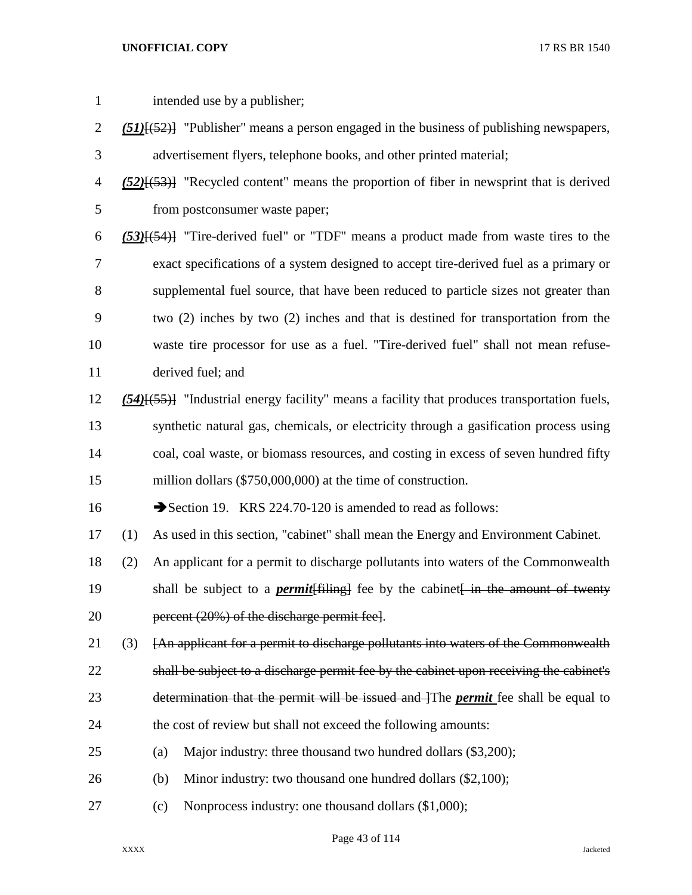intended use by a publisher;

***(51)***[(52)] "Publisher" means a person engaged in the business of publishing newspapers, advertisement flyers, telephone books, and other printed material;

***(52)***[(53)] "Recycled content" means the proportion of fiber in newsprint that is derived from postconsumer waste paper;

***(53)***[(54)] "Tire-derived fuel" or "TDF" means a product made from waste tires to the exact specifications of a system designed to accept tire-derived fuel as a primary or supplemental fuel source, that have been reduced to particle sizes not greater than two (2) inches by two (2) inches and that is destined for transportation from the waste tire processor for use as a fuel. "Tire-derived fuel" shall not mean refuse-derived fuel; and

***(54)***[(55)] "Industrial energy facility" means a facility that produces transportation fuels, synthetic natural gas, chemicals, or electricity through a gasification process using coal, coal waste, or biomass resources, and costing in excess of seven hundred fifty million dollars ($750,000,000) at the time of construction.

➔Section 19. KRS 224.70-120 is amended to read as follows:

(1) As used in this section, "cabinet" shall mean the Energy and Environment Cabinet.

(2) An applicant for a permit to discharge pollutants into waters of the Commonwealth shall be subject to a ***permit***[filing] fee by the cabinet[ in the amount of twenty percent (20%) of the discharge permit fee].

(3) [An applicant for a permit to discharge pollutants into waters of the Commonwealth shall be subject to a discharge permit fee by the cabinet upon receiving the cabinet's determination that the permit will be issued and ]The ***permit*** fee shall be equal to the cost of review but shall not exceed the following amounts:

(a) Major industry: three thousand two hundred dollars ($3,200);

(b) Minor industry: two thousand one hundred dollars ($2,100);

(c) Nonprocess industry: one thousand dollars ($1,000);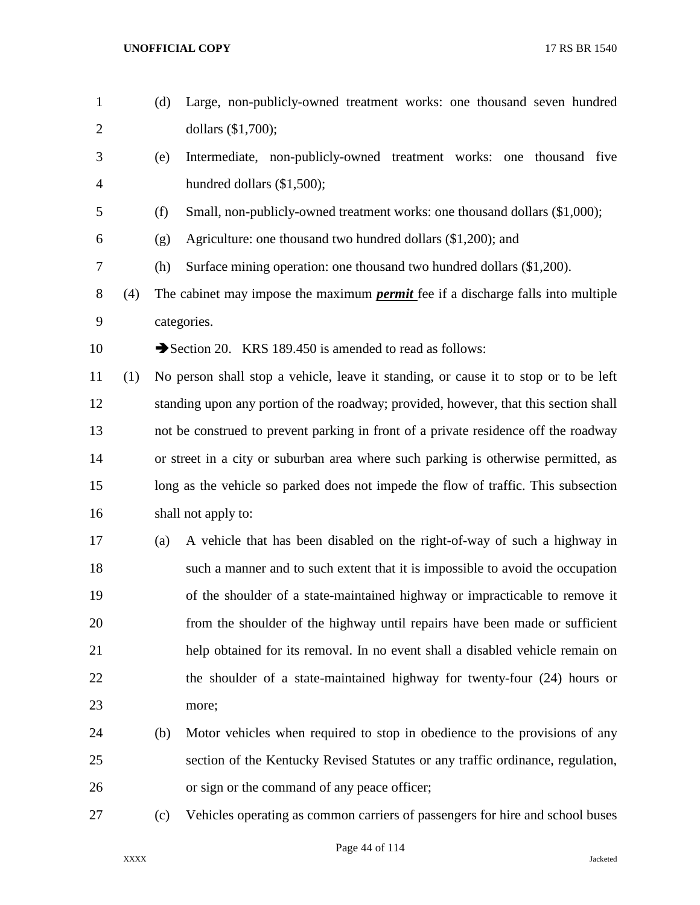(d) Large, non-publicly-owned treatment works: one thousand seven hundred dollars ($1,700);

(e) Intermediate, non-publicly-owned treatment works: one thousand five hundred dollars ($1,500);

(f) Small, non-publicly-owned treatment works: one thousand dollars ($1,000);

(g) Agriculture: one thousand two hundred dollars ($1,200); and

(h) Surface mining operation: one thousand two hundred dollars ($1,200).

(4) The cabinet may impose the maximum ***permit*** fee if a discharge falls into multiple categories.

➔Section 20. KRS 189.450 is amended to read as follows:

(1) No person shall stop a vehicle, leave it standing, or cause it to stop or to be left standing upon any portion of the roadway; provided, however, that this section shall not be construed to prevent parking in front of a private residence off the roadway or street in a city or suburban area where such parking is otherwise permitted, as long as the vehicle so parked does not impede the flow of traffic. This subsection shall not apply to:

(a) A vehicle that has been disabled on the right-of-way of such a highway in such a manner and to such extent that it is impossible to avoid the occupation of the shoulder of a state-maintained highway or impracticable to remove it from the shoulder of the highway until repairs have been made or sufficient help obtained for its removal. In no event shall a disabled vehicle remain on the shoulder of a state-maintained highway for twenty-four (24) hours or more;

(b) Motor vehicles when required to stop in obedience to the provisions of any section of the Kentucky Revised Statutes or any traffic ordinance, regulation, or sign or the command of any peace officer;

(c) Vehicles operating as common carriers of passengers for hire and school buses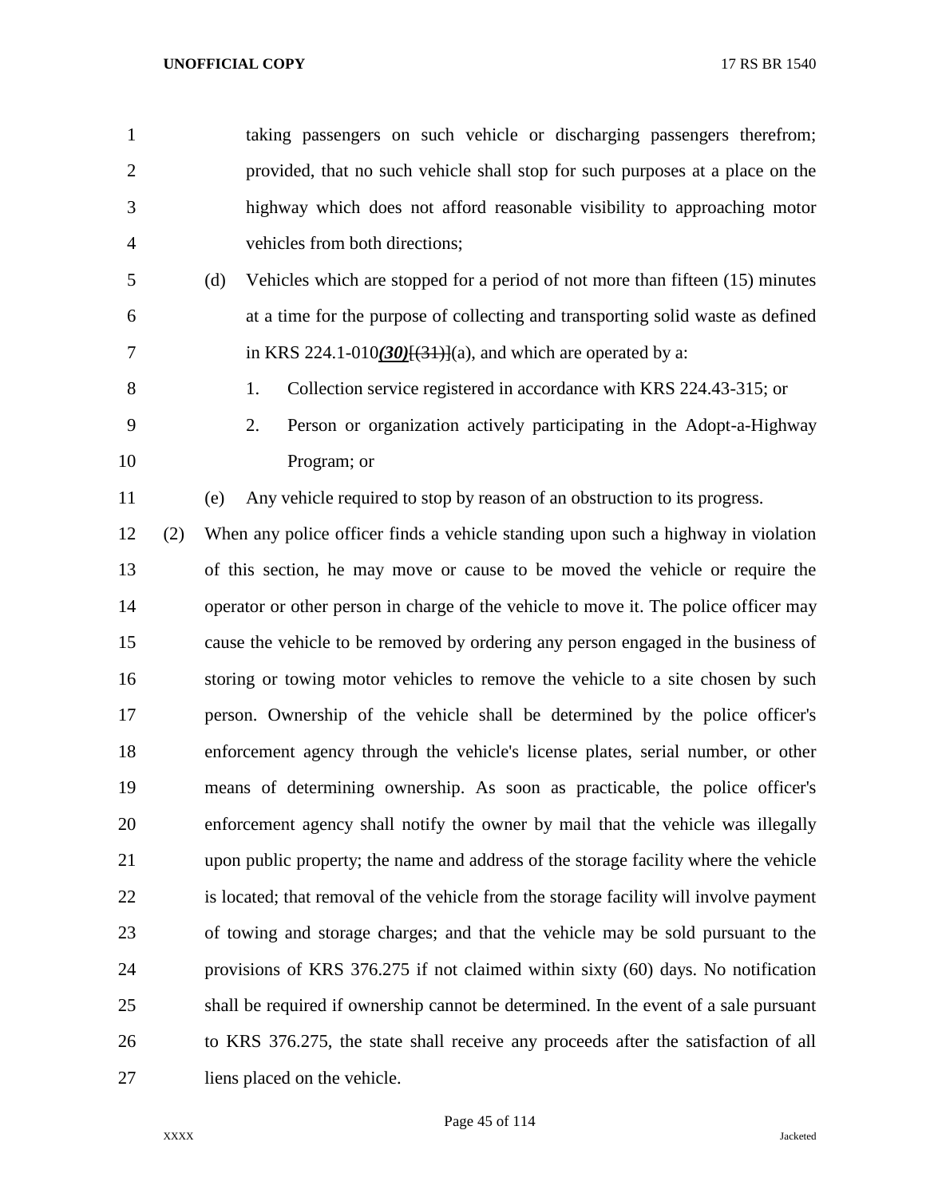taking passengers on such vehicle or discharging passengers therefrom; provided, that no such vehicle shall stop for such purposes at a place on the highway which does not afford reasonable visibility to approaching motor vehicles from both directions;

(d) Vehicles which are stopped for a period of not more than fifteen (15) minutes at a time for the purpose of collecting and transporting solid waste as defined in KRS 224.1-010***(30)***~~[(31)]~~(a), and which are operated by a:

1. Collection service registered in accordance with KRS 224.43-315; or
2. Person or organization actively participating in the Adopt-a-Highway Program; or

(e) Any vehicle required to stop by reason of an obstruction to its progress.

(2) When any police officer finds a vehicle standing upon such a highway in violation of this section, he may move or cause to be moved the vehicle or require the operator or other person in charge of the vehicle to move it. The police officer may cause the vehicle to be removed by ordering any person engaged in the business of storing or towing motor vehicles to remove the vehicle to a site chosen by such person. Ownership of the vehicle shall be determined by the police officer's enforcement agency through the vehicle's license plates, serial number, or other means of determining ownership. As soon as practicable, the police officer's enforcement agency shall notify the owner by mail that the vehicle was illegally upon public property; the name and address of the storage facility where the vehicle is located; that removal of the vehicle from the storage facility will involve payment of towing and storage charges; and that the vehicle may be sold pursuant to the provisions of KRS 376.275 if not claimed within sixty (60) days. No notification shall be required if ownership cannot be determined. In the event of a sale pursuant to KRS 376.275, the state shall receive any proceeds after the satisfaction of all liens placed on the vehicle.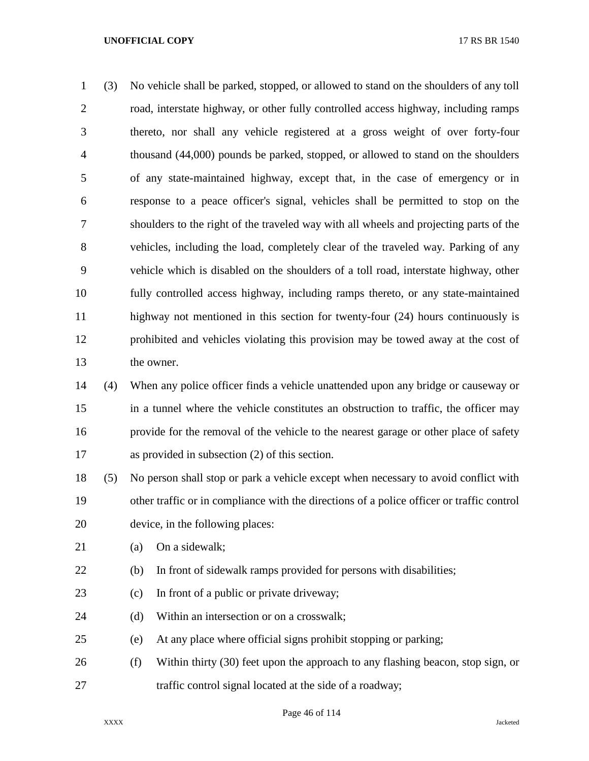(3) No vehicle shall be parked, stopped, or allowed to stand on the shoulders of any toll road, interstate highway, or other fully controlled access highway, including ramps thereto, nor shall any vehicle registered at a gross weight of over forty-four thousand (44,000) pounds be parked, stopped, or allowed to stand on the shoulders of any state-maintained highway, except that, in the case of emergency or in response to a peace officer's signal, vehicles shall be permitted to stop on the shoulders to the right of the traveled way with all wheels and projecting parts of the vehicles, including the load, completely clear of the traveled way. Parking of any vehicle which is disabled on the shoulders of a toll road, interstate highway, other fully controlled access highway, including ramps thereto, or any state-maintained highway not mentioned in this section for twenty-four (24) hours continuously is prohibited and vehicles violating this provision may be towed away at the cost of the owner.

(4) When any police officer finds a vehicle unattended upon any bridge or causeway or in a tunnel where the vehicle constitutes an obstruction to traffic, the officer may provide for the removal of the vehicle to the nearest garage or other place of safety as provided in subsection (2) of this section.

(5) No person shall stop or park a vehicle except when necessary to avoid conflict with other traffic or in compliance with the directions of a police officer or traffic control device, in the following places:

(a) On a sidewalk;

(b) In front of sidewalk ramps provided for persons with disabilities;

(c) In front of a public or private driveway;

(d) Within an intersection or on a crosswalk;

(e) At any place where official signs prohibit stopping or parking;

(f) Within thirty (30) feet upon the approach to any flashing beacon, stop sign, or traffic control signal located at the side of a roadway;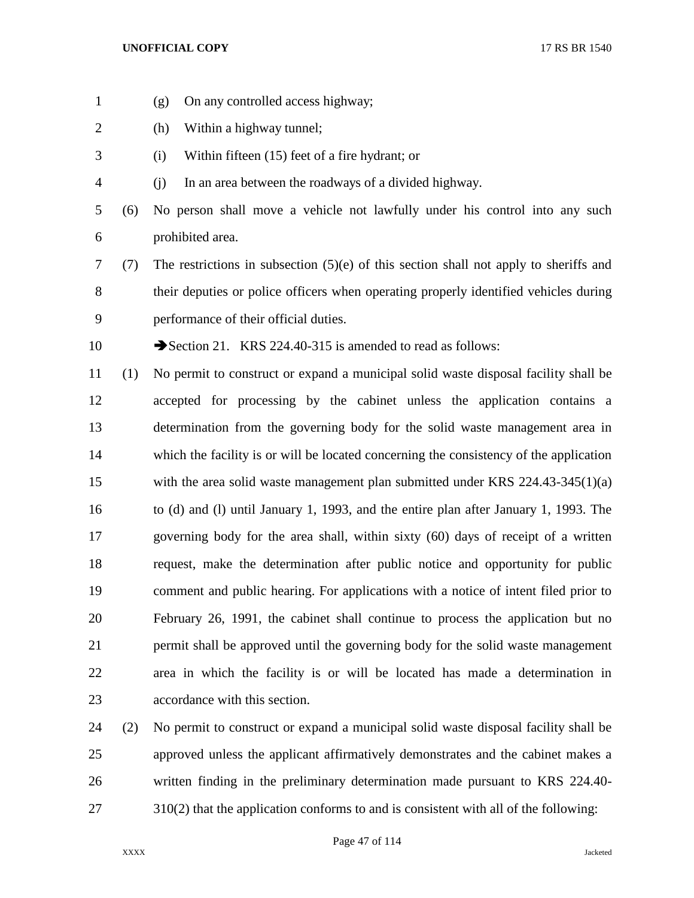(g) On any controlled access highway;

(h) Within a highway tunnel;

(i) Within fifteen (15) feet of a fire hydrant; or

(j) In an area between the roadways of a divided highway.

(6) No person shall move a vehicle not lawfully under his control into any such prohibited area.

(7) The restrictions in subsection (5)(e) of this section shall not apply to sheriffs and their deputies or police officers when operating properly identified vehicles during performance of their official duties.

➔Section 21. KRS 224.40-315 is amended to read as follows:

(1) No permit to construct or expand a municipal solid waste disposal facility shall be accepted for processing by the cabinet unless the application contains a determination from the governing body for the solid waste management area in which the facility is or will be located concerning the consistency of the application with the area solid waste management plan submitted under KRS 224.43-345(1)(a) to (d) and (l) until January 1, 1993, and the entire plan after January 1, 1993. The governing body for the area shall, within sixty (60) days of receipt of a written request, make the determination after public notice and opportunity for public comment and public hearing. For applications with a notice of intent filed prior to February 26, 1991, the cabinet shall continue to process the application but no permit shall be approved until the governing body for the solid waste management area in which the facility is or will be located has made a determination in accordance with this section.

(2) No permit to construct or expand a municipal solid waste disposal facility shall be approved unless the applicant affirmatively demonstrates and the cabinet makes a written finding in the preliminary determination made pursuant to KRS 224.40-310(2) that the application conforms to and is consistent with all of the following: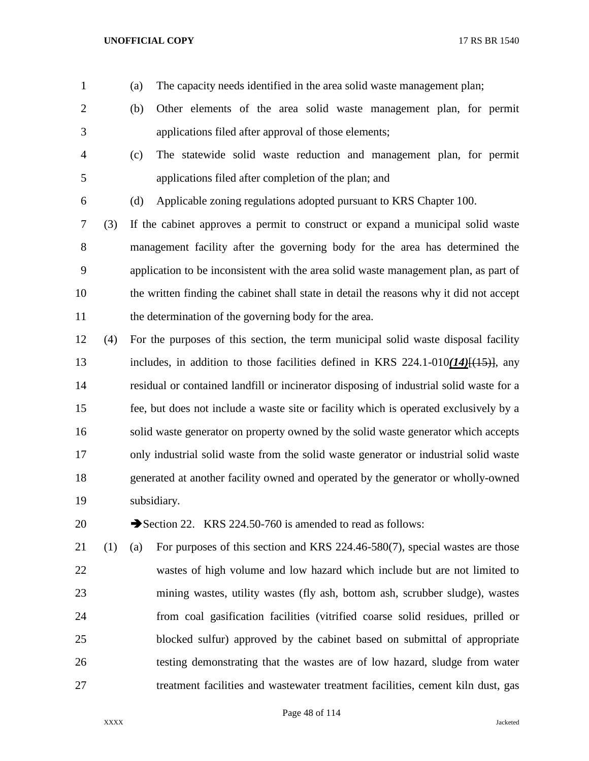(a) The capacity needs identified in the area solid waste management plan;

(b) Other elements of the area solid waste management plan, for permit applications filed after approval of those elements;

(c) The statewide solid waste reduction and management plan, for permit applications filed after completion of the plan; and

(d) Applicable zoning regulations adopted pursuant to KRS Chapter 100.

(3) If the cabinet approves a permit to construct or expand a municipal solid waste management facility after the governing body for the area has determined the application to be inconsistent with the area solid waste management plan, as part of the written finding the cabinet shall state in detail the reasons why it did not accept the determination of the governing body for the area.

(4) For the purposes of this section, the term municipal solid waste disposal facility includes, in addition to those facilities defined in KRS 224.1-010***(14)***[~~(15)~~], any residual or contained landfill or incinerator disposing of industrial solid waste for a fee, but does not include a waste site or facility which is operated exclusively by a solid waste generator on property owned by the solid waste generator which accepts only industrial solid waste from the solid waste generator or industrial solid waste generated at another facility owned and operated by the generator or wholly-owned subsidiary.

➔Section 22. KRS 224.50-760 is amended to read as follows:

(1) (a) For purposes of this section and KRS 224.46-580(7), special wastes are those wastes of high volume and low hazard which include but are not limited to mining wastes, utility wastes (fly ash, bottom ash, scrubber sludge), wastes from coal gasification facilities (vitrified coarse solid residues, prilled or blocked sulfur) approved by the cabinet based on submittal of appropriate testing demonstrating that the wastes are of low hazard, sludge from water treatment facilities and wastewater treatment facilities, cement kiln dust, gas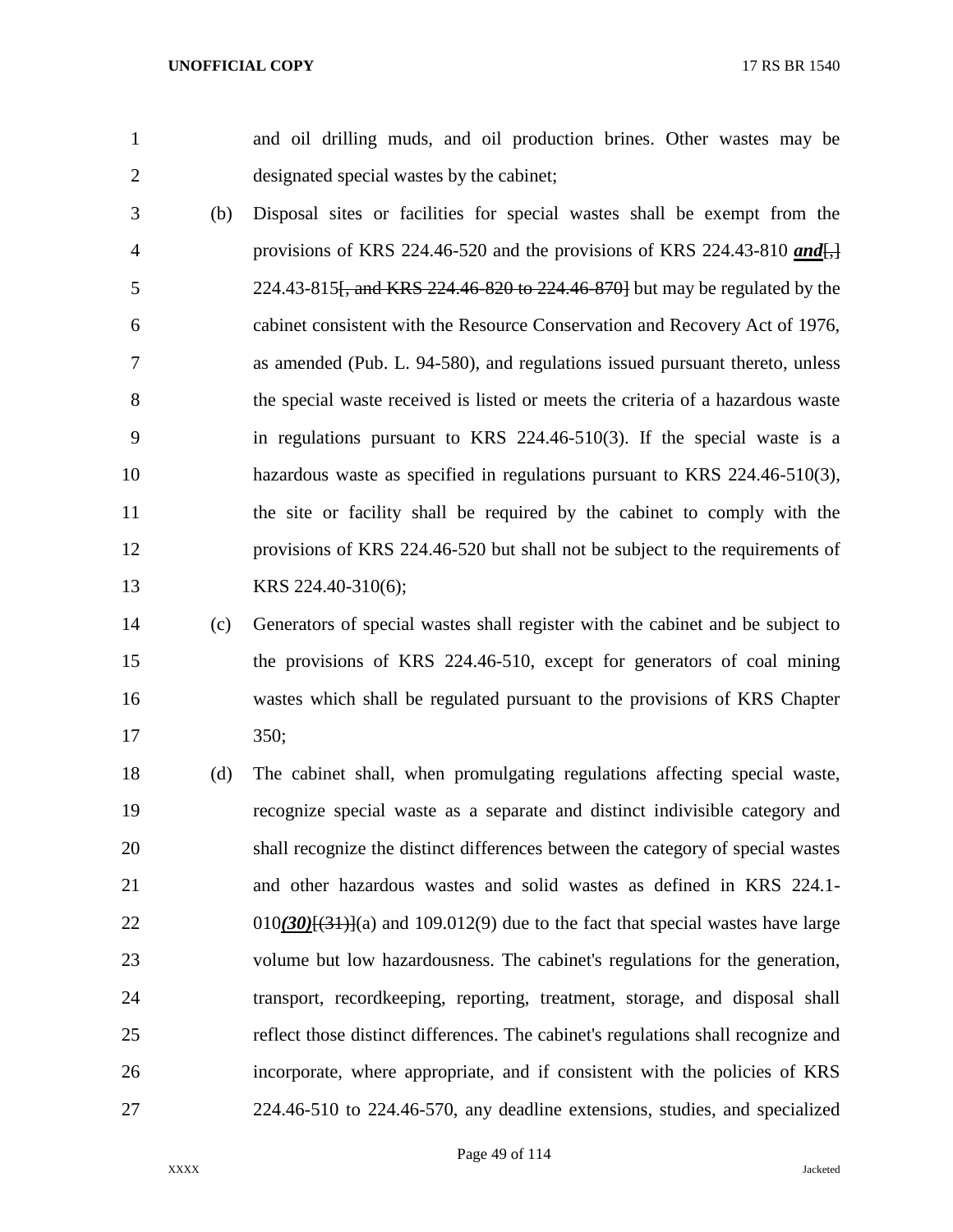and oil drilling muds, and oil production brines. Other wastes may be designated special wastes by the cabinet;

(b) Disposal sites or facilities for special wastes shall be exempt from the provisions of KRS 224.46-520 and the provisions of KRS 224.43-810 ***and***[,] 224.43-815[, and KRS 224.46-820 to 224.46-870] but may be regulated by the cabinet consistent with the Resource Conservation and Recovery Act of 1976, as amended (Pub. L. 94-580), and regulations issued pursuant thereto, unless the special waste received is listed or meets the criteria of a hazardous waste in regulations pursuant to KRS 224.46-510(3). If the special waste is a hazardous waste as specified in regulations pursuant to KRS 224.46-510(3), the site or facility shall be required by the cabinet to comply with the provisions of KRS 224.46-520 but shall not be subject to the requirements of KRS 224.40-310(6);

(c) Generators of special wastes shall register with the cabinet and be subject to the provisions of KRS 224.46-510, except for generators of coal mining wastes which shall be regulated pursuant to the provisions of KRS Chapter 350;

(d) The cabinet shall, when promulgating regulations affecting special waste, recognize special waste as a separate and distinct indivisible category and shall recognize the distinct differences between the category of special wastes and other hazardous wastes and solid wastes as defined in KRS 224.1-010***(30)***[(31)](a) and 109.012(9) due to the fact that special wastes have large volume but low hazardousness. The cabinet's regulations for the generation, transport, recordkeeping, reporting, treatment, storage, and disposal shall reflect those distinct differences. The cabinet's regulations shall recognize and incorporate, where appropriate, and if consistent with the policies of KRS 224.46-510 to 224.46-570, any deadline extensions, studies, and specialized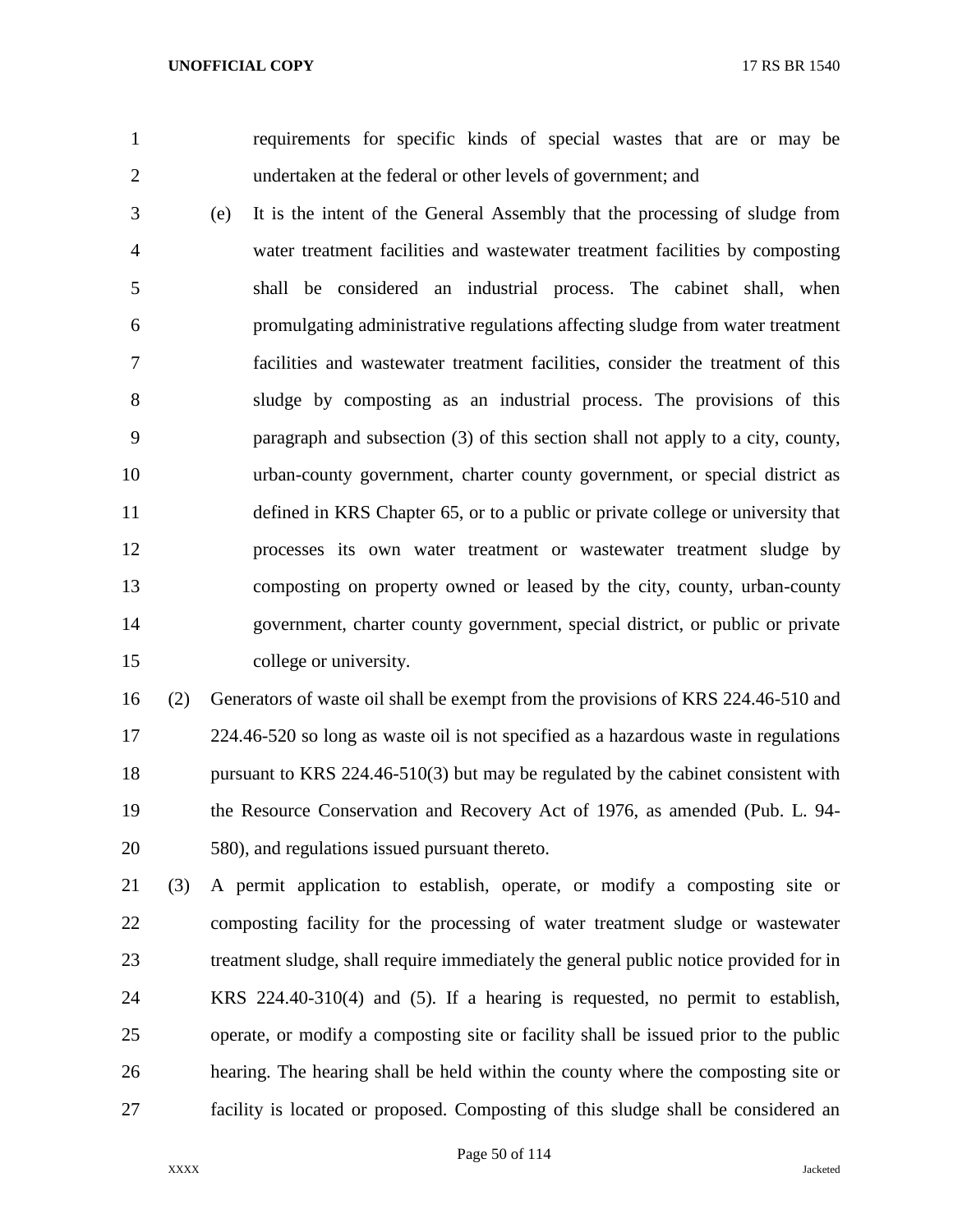requirements for specific kinds of special wastes that are or may be undertaken at the federal or other levels of government; and

(e) It is the intent of the General Assembly that the processing of sludge from water treatment facilities and wastewater treatment facilities by composting shall be considered an industrial process. The cabinet shall, when promulgating administrative regulations affecting sludge from water treatment facilities and wastewater treatment facilities, consider the treatment of this sludge by composting as an industrial process. The provisions of this paragraph and subsection (3) of this section shall not apply to a city, county, urban-county government, charter county government, or special district as defined in KRS Chapter 65, or to a public or private college or university that processes its own water treatment or wastewater treatment sludge by composting on property owned or leased by the city, county, urban-county government, charter county government, special district, or public or private college or university.

(2) Generators of waste oil shall be exempt from the provisions of KRS 224.46-510 and 224.46-520 so long as waste oil is not specified as a hazardous waste in regulations pursuant to KRS 224.46-510(3) but may be regulated by the cabinet consistent with the Resource Conservation and Recovery Act of 1976, as amended (Pub. L. 94-580), and regulations issued pursuant thereto.

(3) A permit application to establish, operate, or modify a composting site or composting facility for the processing of water treatment sludge or wastewater treatment sludge, shall require immediately the general public notice provided for in KRS 224.40-310(4) and (5). If a hearing is requested, no permit to establish, operate, or modify a composting site or facility shall be issued prior to the public hearing. The hearing shall be held within the county where the composting site or facility is located or proposed. Composting of this sludge shall be considered an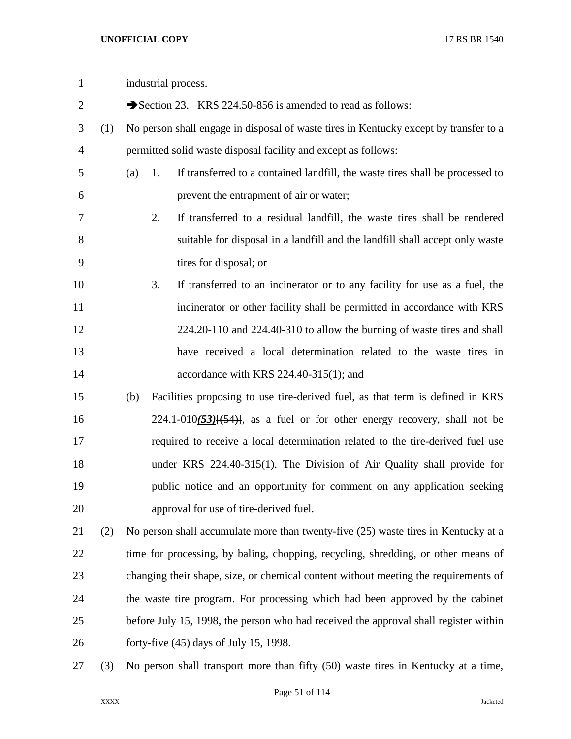industrial process.

➔Section 23. KRS 224.50-856 is amended to read as follows:

(1) No person shall engage in disposal of waste tires in Kentucky except by transfer to a permitted solid waste disposal facility and except as follows:

(a) 1. If transferred to a contained landfill, the waste tires shall be processed to prevent the entrapment of air or water;

2. If transferred to a residual landfill, the waste tires shall be rendered suitable for disposal in a landfill and the landfill shall accept only waste tires for disposal; or

3. If transferred to an incinerator or to any facility for use as a fuel, the incinerator or other facility shall be permitted in accordance with KRS 224.20-110 and 224.40-310 to allow the burning of waste tires and shall have received a local determination related to the waste tires in accordance with KRS 224.40-315(1); and

(b) Facilities proposing to use tire-derived fuel, as that term is defined in KRS 224.1-010***(53)***[~~(54)~~], as a fuel or for other energy recovery, shall not be required to receive a local determination related to the tire-derived fuel use under KRS 224.40-315(1). The Division of Air Quality shall provide for public notice and an opportunity for comment on any application seeking approval for use of tire-derived fuel.

(2) No person shall accumulate more than twenty-five (25) waste tires in Kentucky at a time for processing, by baling, chopping, recycling, shredding, or other means of changing their shape, size, or chemical content without meeting the requirements of the waste tire program. For processing which had been approved by the cabinet before July 15, 1998, the person who had received the approval shall register within forty-five (45) days of July 15, 1998.

(3) No person shall transport more than fifty (50) waste tires in Kentucky at a time,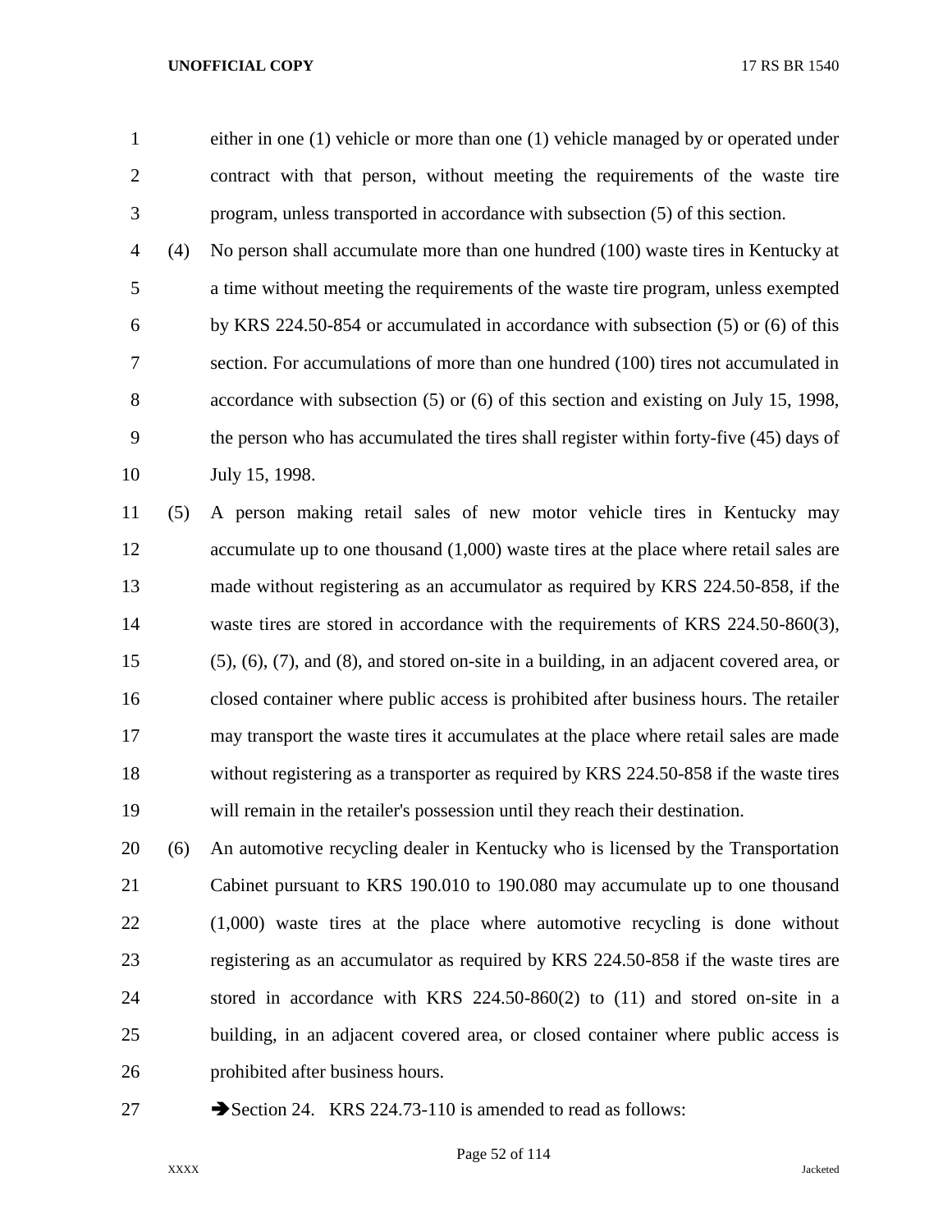either in one (1) vehicle or more than one (1) vehicle managed by or operated under contract with that person, without meeting the requirements of the waste tire program, unless transported in accordance with subsection (5) of this section.

(4) No person shall accumulate more than one hundred (100) waste tires in Kentucky at a time without meeting the requirements of the waste tire program, unless exempted by KRS 224.50-854 or accumulated in accordance with subsection (5) or (6) of this section. For accumulations of more than one hundred (100) tires not accumulated in accordance with subsection (5) or (6) of this section and existing on July 15, 1998, the person who has accumulated the tires shall register within forty-five (45) days of July 15, 1998.

(5) A person making retail sales of new motor vehicle tires in Kentucky may accumulate up to one thousand (1,000) waste tires at the place where retail sales are made without registering as an accumulator as required by KRS 224.50-858, if the waste tires are stored in accordance with the requirements of KRS 224.50-860(3), (5), (6), (7), and (8), and stored on-site in a building, in an adjacent covered area, or closed container where public access is prohibited after business hours. The retailer may transport the waste tires it accumulates at the place where retail sales are made without registering as a transporter as required by KRS 224.50-858 if the waste tires will remain in the retailer's possession until they reach their destination.

(6) An automotive recycling dealer in Kentucky who is licensed by the Transportation Cabinet pursuant to KRS 190.010 to 190.080 may accumulate up to one thousand (1,000) waste tires at the place where automotive recycling is done without registering as an accumulator as required by KRS 224.50-858 if the waste tires are stored in accordance with KRS 224.50-860(2) to (11) and stored on-site in a building, in an adjacent covered area, or closed container where public access is prohibited after business hours.

➔Section 24. KRS 224.73-110 is amended to read as follows: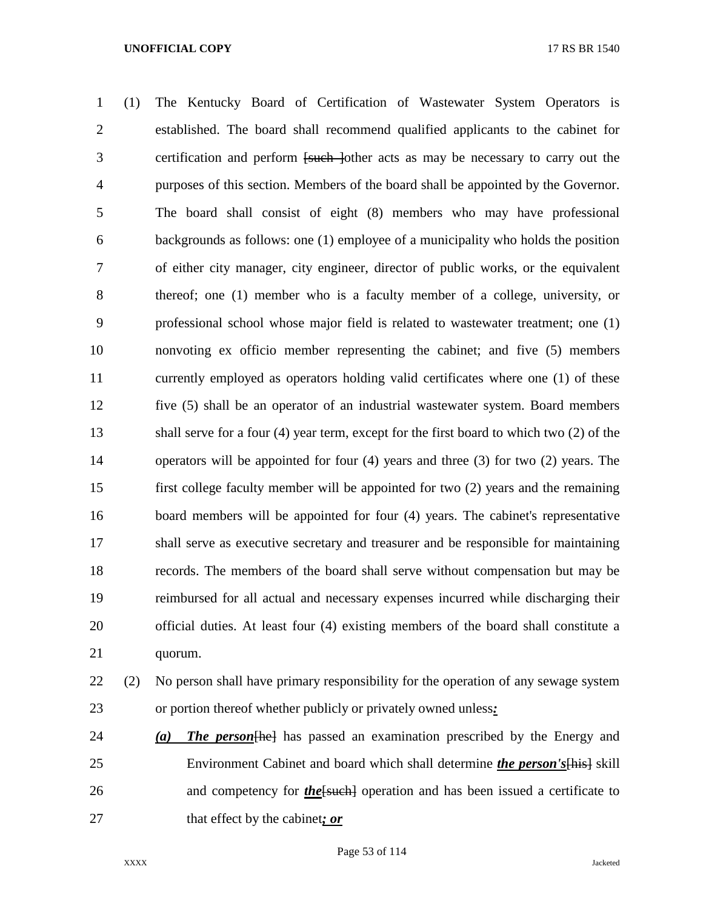(1) The Kentucky Board of Certification of Wastewater System Operators is established. The board shall recommend qualified applicants to the cabinet for certification and perform [such ]other acts as may be necessary to carry out the purposes of this section. Members of the board shall be appointed by the Governor. The board shall consist of eight (8) members who may have professional backgrounds as follows: one (1) employee of a municipality who holds the position of either city manager, city engineer, director of public works, or the equivalent thereof; one (1) member who is a faculty member of a college, university, or professional school whose major field is related to wastewater treatment; one (1) nonvoting ex officio member representing the cabinet; and five (5) members currently employed as operators holding valid certificates where one (1) of these five (5) shall be an operator of an industrial wastewater system. Board members shall serve for a four (4) year term, except for the first board to which two (2) of the operators will be appointed for four (4) years and three (3) for two (2) years. The first college faculty member will be appointed for two (2) years and the remaining board members will be appointed for four (4) years. The cabinet's representative shall serve as executive secretary and treasurer and be responsible for maintaining records. The members of the board shall serve without compensation but may be reimbursed for all actual and necessary expenses incurred while discharging their official duties. At least four (4) existing members of the board shall constitute a quorum.

(2) No person shall have primary responsibility for the operation of any sewage system or portion thereof whether publicly or privately owned unless***:***

***(a) The person***[he] has passed an examination prescribed by the Energy and Environment Cabinet and board which shall determine ***the person's***[his] skill and competency for ***the***[such] operation and has been issued a certificate to that effect by the cabinet***; or***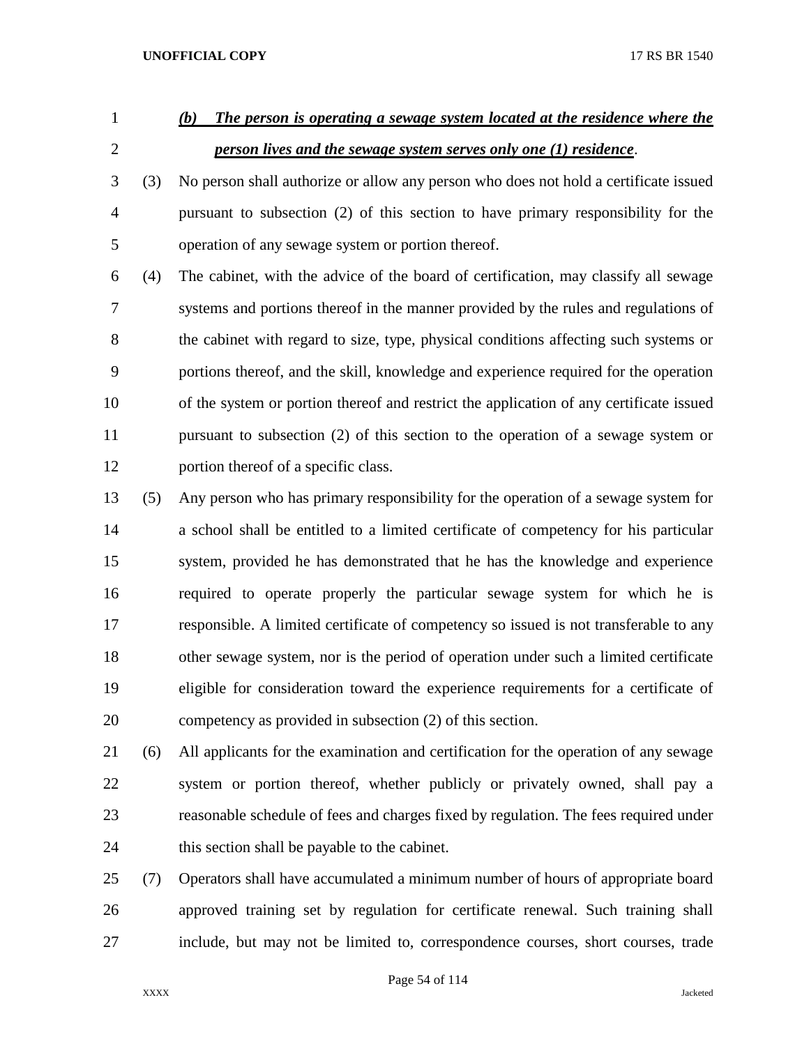***(b) The person is operating a sewage system located at the residence where the person lives and the sewage system serves only one (1) residence***.

(3) No person shall authorize or allow any person who does not hold a certificate issued pursuant to subsection (2) of this section to have primary responsibility for the operation of any sewage system or portion thereof.

(4) The cabinet, with the advice of the board of certification, may classify all sewage systems and portions thereof in the manner provided by the rules and regulations of the cabinet with regard to size, type, physical conditions affecting such systems or portions thereof, and the skill, knowledge and experience required for the operation of the system or portion thereof and restrict the application of any certificate issued pursuant to subsection (2) of this section to the operation of a sewage system or portion thereof of a specific class.

(5) Any person who has primary responsibility for the operation of a sewage system for a school shall be entitled to a limited certificate of competency for his particular system, provided he has demonstrated that he has the knowledge and experience required to operate properly the particular sewage system for which he is responsible. A limited certificate of competency so issued is not transferable to any other sewage system, nor is the period of operation under such a limited certificate eligible for consideration toward the experience requirements for a certificate of competency as provided in subsection (2) of this section.

(6) All applicants for the examination and certification for the operation of any sewage system or portion thereof, whether publicly or privately owned, shall pay a reasonable schedule of fees and charges fixed by regulation. The fees required under this section shall be payable to the cabinet.

(7) Operators shall have accumulated a minimum number of hours of appropriate board approved training set by regulation for certificate renewal. Such training shall include, but may not be limited to, correspondence courses, short courses, trade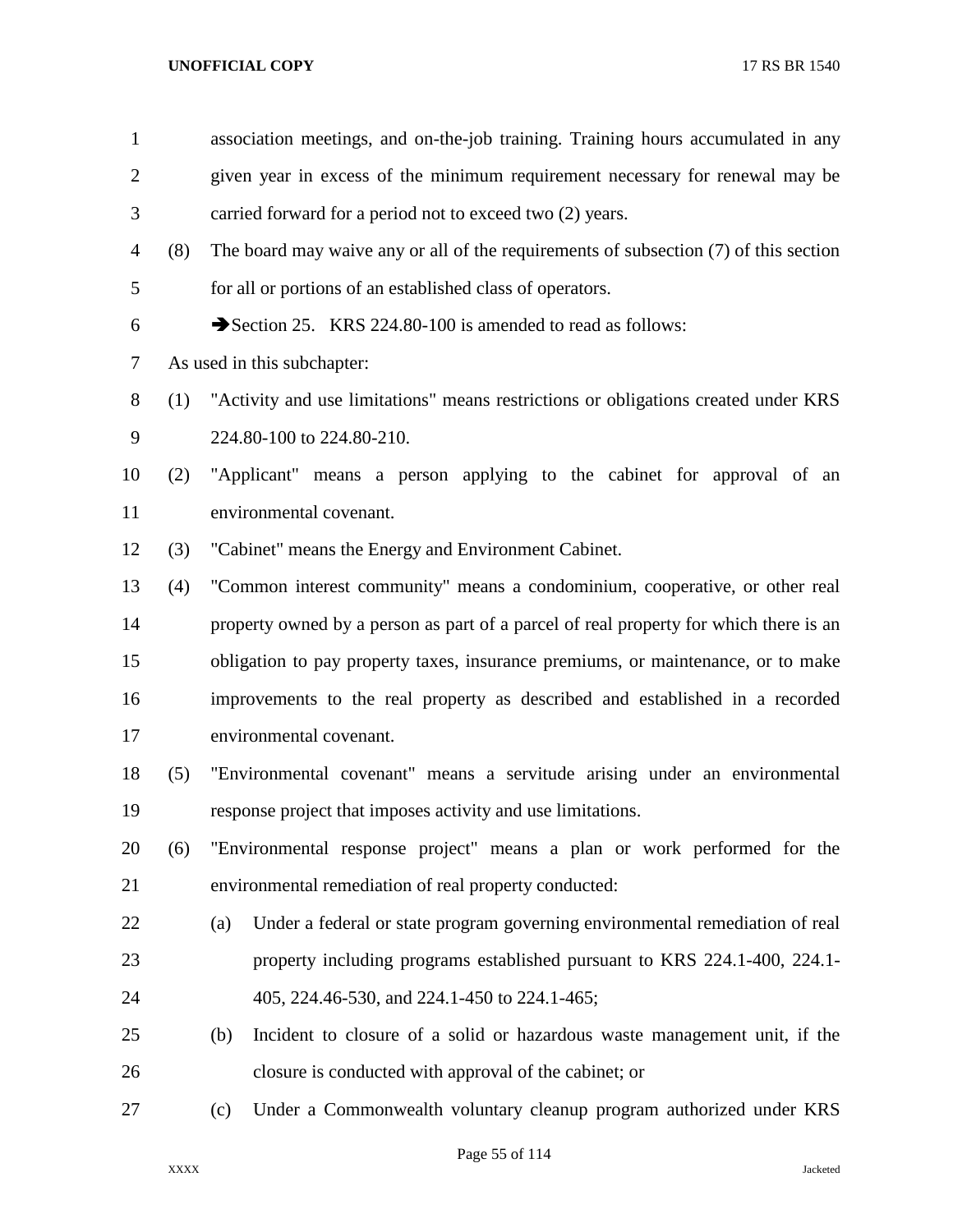association meetings, and on-the-job training. Training hours accumulated in any given year in excess of the minimum requirement necessary for renewal may be carried forward for a period not to exceed two (2) years.

(8) The board may waive any or all of the requirements of subsection (7) of this section for all or portions of an established class of operators.

➔Section 25. KRS 224.80-100 is amended to read as follows:

As used in this subchapter:

(1) "Activity and use limitations" means restrictions or obligations created under KRS 224.80-100 to 224.80-210.

(2) "Applicant" means a person applying to the cabinet for approval of an environmental covenant.

(3) "Cabinet" means the Energy and Environment Cabinet.

(4) "Common interest community" means a condominium, cooperative, or other real property owned by a person as part of a parcel of real property for which there is an obligation to pay property taxes, insurance premiums, or maintenance, or to make improvements to the real property as described and established in a recorded environmental covenant.

(5) "Environmental covenant" means a servitude arising under an environmental response project that imposes activity and use limitations.

(6) "Environmental response project" means a plan or work performed for the environmental remediation of real property conducted:

(a) Under a federal or state program governing environmental remediation of real property including programs established pursuant to KRS 224.1-400, 224.1-405, 224.46-530, and 224.1-450 to 224.1-465;

(b) Incident to closure of a solid or hazardous waste management unit, if the closure is conducted with approval of the cabinet; or

(c) Under a Commonwealth voluntary cleanup program authorized under KRS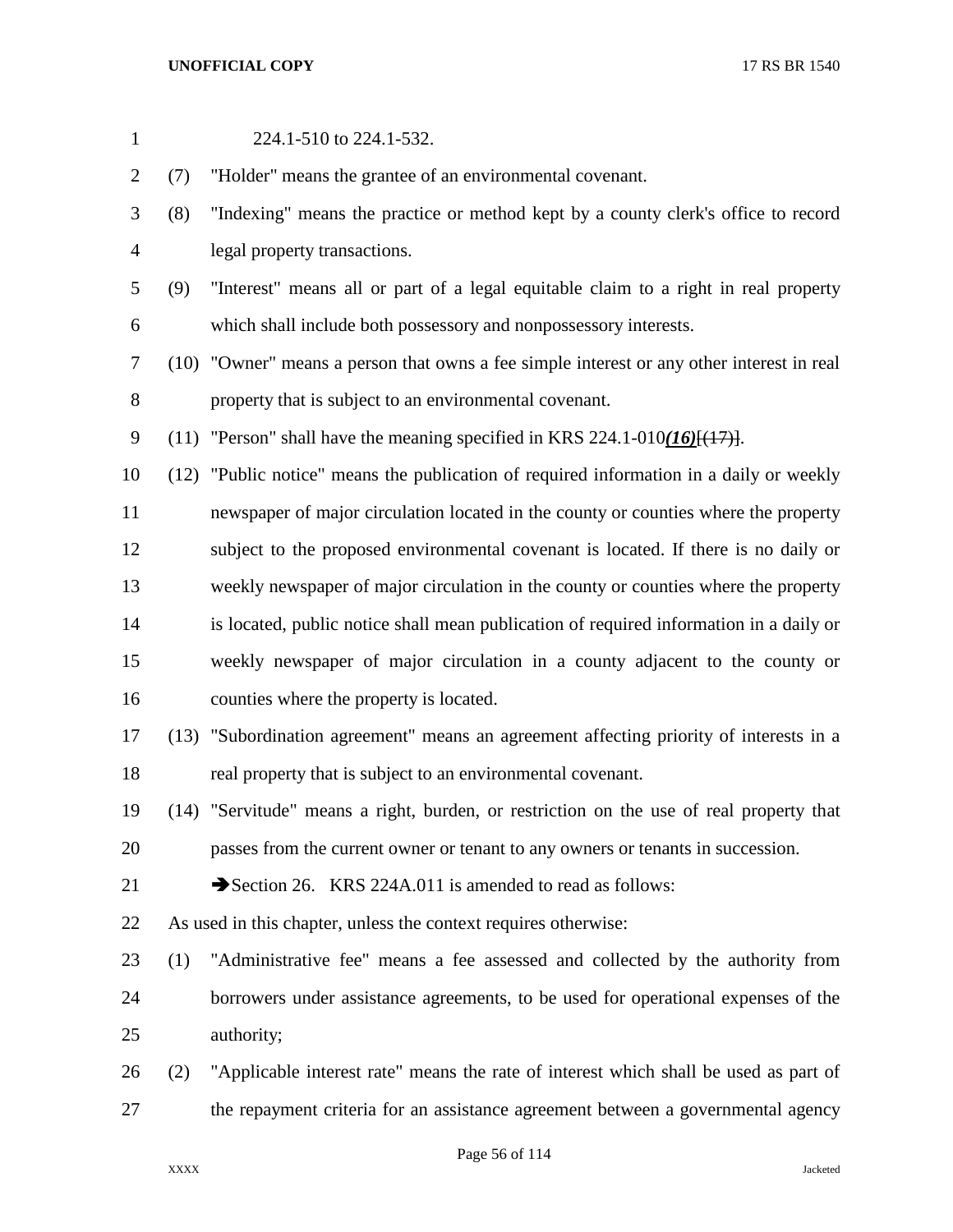224.1-510 to 224.1-532.

(7) "Holder" means the grantee of an environmental covenant.

(8) "Indexing" means the practice or method kept by a county clerk's office to record legal property transactions.

(9) "Interest" means all or part of a legal equitable claim to a right in real property which shall include both possessory and nonpossessory interests.

(10) "Owner" means a person that owns a fee simple interest or any other interest in real property that is subject to an environmental covenant.

(11) "Person" shall have the meaning specified in KRS 224.1-010***(16)***~~[(17)]~~.

(12) "Public notice" means the publication of required information in a daily or weekly newspaper of major circulation located in the county or counties where the property subject to the proposed environmental covenant is located. If there is no daily or weekly newspaper of major circulation in the county or counties where the property is located, public notice shall mean publication of required information in a daily or weekly newspaper of major circulation in a county adjacent to the county or counties where the property is located.

(13) "Subordination agreement" means an agreement affecting priority of interests in a real property that is subject to an environmental covenant.

(14) "Servitude" means a right, burden, or restriction on the use of real property that passes from the current owner or tenant to any owners or tenants in succession.

➔Section 26. KRS 224A.011 is amended to read as follows:

As used in this chapter, unless the context requires otherwise:

(1) "Administrative fee" means a fee assessed and collected by the authority from borrowers under assistance agreements, to be used for operational expenses of the authority;

(2) "Applicable interest rate" means the rate of interest which shall be used as part of the repayment criteria for an assistance agreement between a governmental agency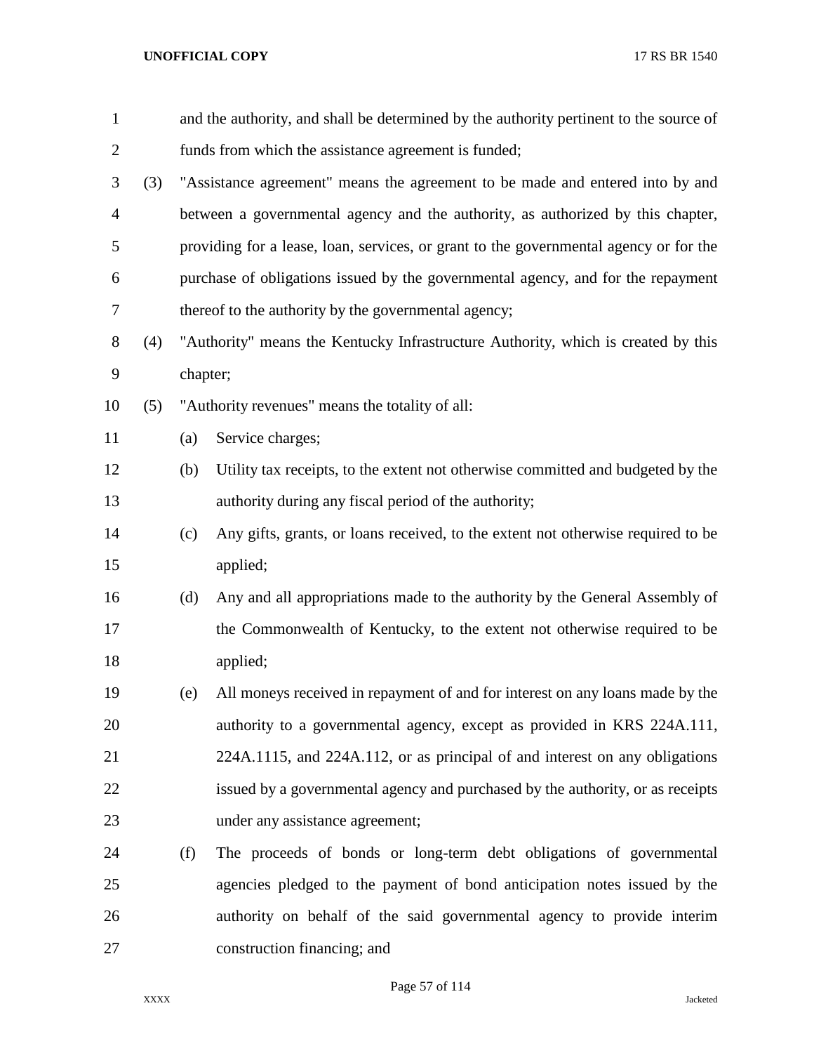and the authority, and shall be determined by the authority pertinent to the source of funds from which the assistance agreement is funded;

(3) "Assistance agreement" means the agreement to be made and entered into by and between a governmental agency and the authority, as authorized by this chapter, providing for a lease, loan, services, or grant to the governmental agency or for the purchase of obligations issued by the governmental agency, and for the repayment thereof to the authority by the governmental agency;

(4) "Authority" means the Kentucky Infrastructure Authority, which is created by this chapter;

(5) "Authority revenues" means the totality of all:

(a) Service charges;

(b) Utility tax receipts, to the extent not otherwise committed and budgeted by the authority during any fiscal period of the authority;

(c) Any gifts, grants, or loans received, to the extent not otherwise required to be applied;

(d) Any and all appropriations made to the authority by the General Assembly of the Commonwealth of Kentucky, to the extent not otherwise required to be applied;

(e) All moneys received in repayment of and for interest on any loans made by the authority to a governmental agency, except as provided in KRS 224A.111, 224A.1115, and 224A.112, or as principal of and interest on any obligations issued by a governmental agency and purchased by the authority, or as receipts under any assistance agreement;

(f) The proceeds of bonds or long-term debt obligations of governmental agencies pledged to the payment of bond anticipation notes issued by the authority on behalf of the said governmental agency to provide interim construction financing; and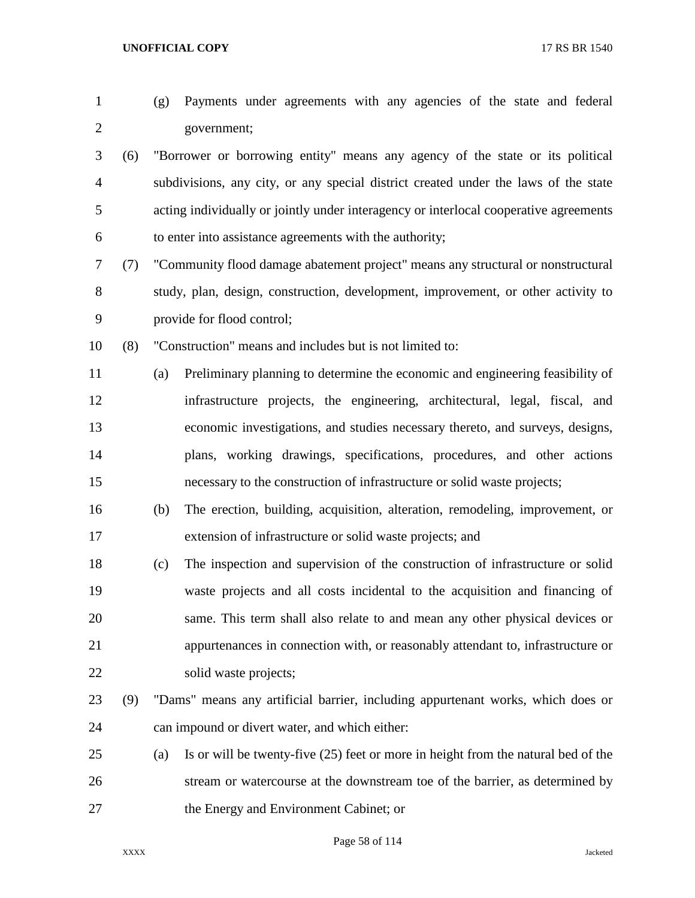(g) Payments under agreements with any agencies of the state and federal government;

(6) "Borrower or borrowing entity" means any agency of the state or its political subdivisions, any city, or any special district created under the laws of the state acting individually or jointly under interagency or interlocal cooperative agreements to enter into assistance agreements with the authority;

(7) "Community flood damage abatement project" means any structural or nonstructural study, plan, design, construction, development, improvement, or other activity to provide for flood control;

(8) "Construction" means and includes but is not limited to:

(a) Preliminary planning to determine the economic and engineering feasibility of infrastructure projects, the engineering, architectural, legal, fiscal, and economic investigations, and studies necessary thereto, and surveys, designs, plans, working drawings, specifications, procedures, and other actions necessary to the construction of infrastructure or solid waste projects;

(b) The erection, building, acquisition, alteration, remodeling, improvement, or extension of infrastructure or solid waste projects; and

(c) The inspection and supervision of the construction of infrastructure or solid waste projects and all costs incidental to the acquisition and financing of same. This term shall also relate to and mean any other physical devices or appurtenances in connection with, or reasonably attendant to, infrastructure or solid waste projects;

(9) "Dams" means any artificial barrier, including appurtenant works, which does or can impound or divert water, and which either:

(a) Is or will be twenty-five (25) feet or more in height from the natural bed of the stream or watercourse at the downstream toe of the barrier, as determined by the Energy and Environment Cabinet; or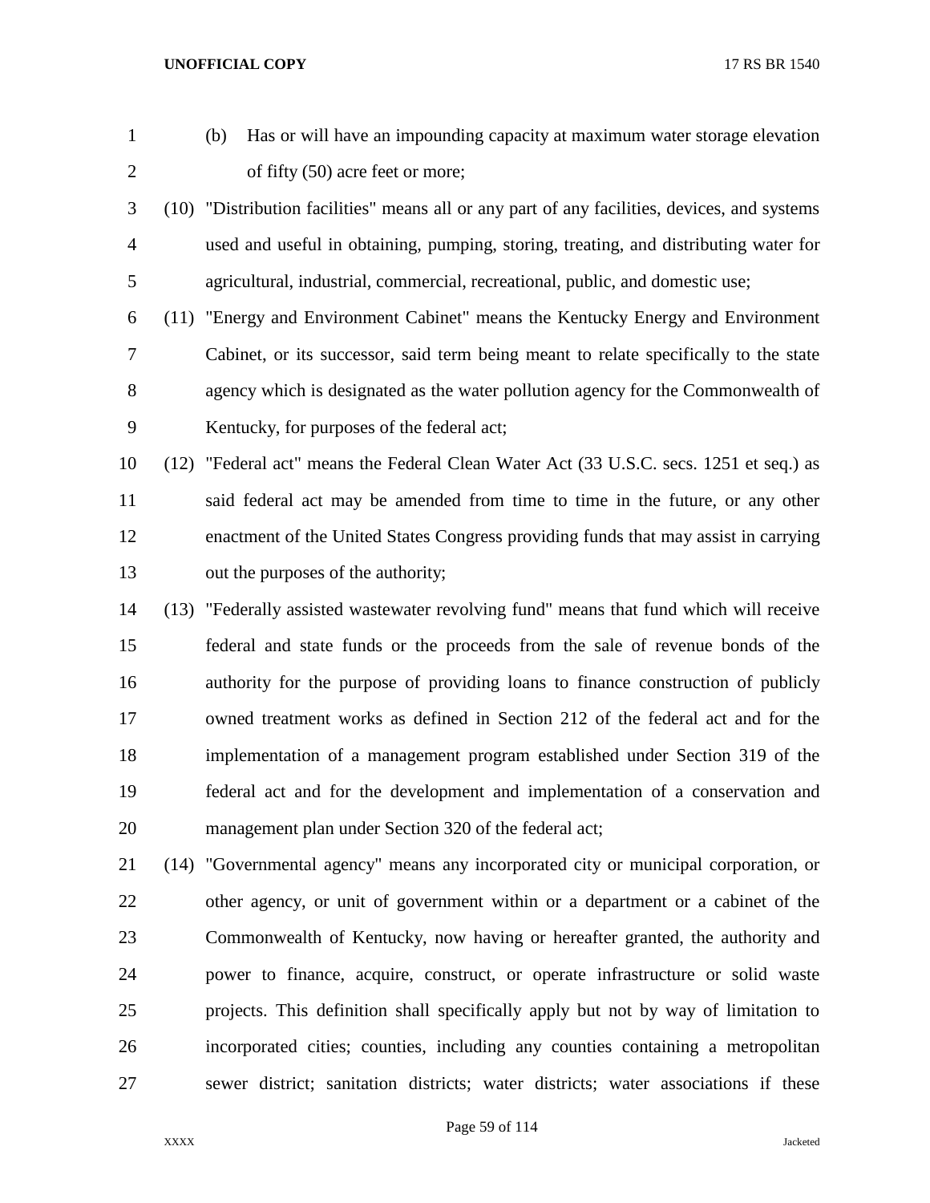(b) Has or will have an impounding capacity at maximum water storage elevation of fifty (50) acre feet or more;

(10) "Distribution facilities" means all or any part of any facilities, devices, and systems used and useful in obtaining, pumping, storing, treating, and distributing water for agricultural, industrial, commercial, recreational, public, and domestic use;

(11) "Energy and Environment Cabinet" means the Kentucky Energy and Environment Cabinet, or its successor, said term being meant to relate specifically to the state agency which is designated as the water pollution agency for the Commonwealth of Kentucky, for purposes of the federal act;

(12) "Federal act" means the Federal Clean Water Act (33 U.S.C. secs. 1251 et seq.) as said federal act may be amended from time to time in the future, or any other enactment of the United States Congress providing funds that may assist in carrying out the purposes of the authority;

(13) "Federally assisted wastewater revolving fund" means that fund which will receive federal and state funds or the proceeds from the sale of revenue bonds of the authority for the purpose of providing loans to finance construction of publicly owned treatment works as defined in Section 212 of the federal act and for the implementation of a management program established under Section 319 of the federal act and for the development and implementation of a conservation and management plan under Section 320 of the federal act;

(14) "Governmental agency" means any incorporated city or municipal corporation, or other agency, or unit of government within or a department or a cabinet of the Commonwealth of Kentucky, now having or hereafter granted, the authority and power to finance, acquire, construct, or operate infrastructure or solid waste projects. This definition shall specifically apply but not by way of limitation to incorporated cities; counties, including any counties containing a metropolitan sewer district; sanitation districts; water districts; water associations if these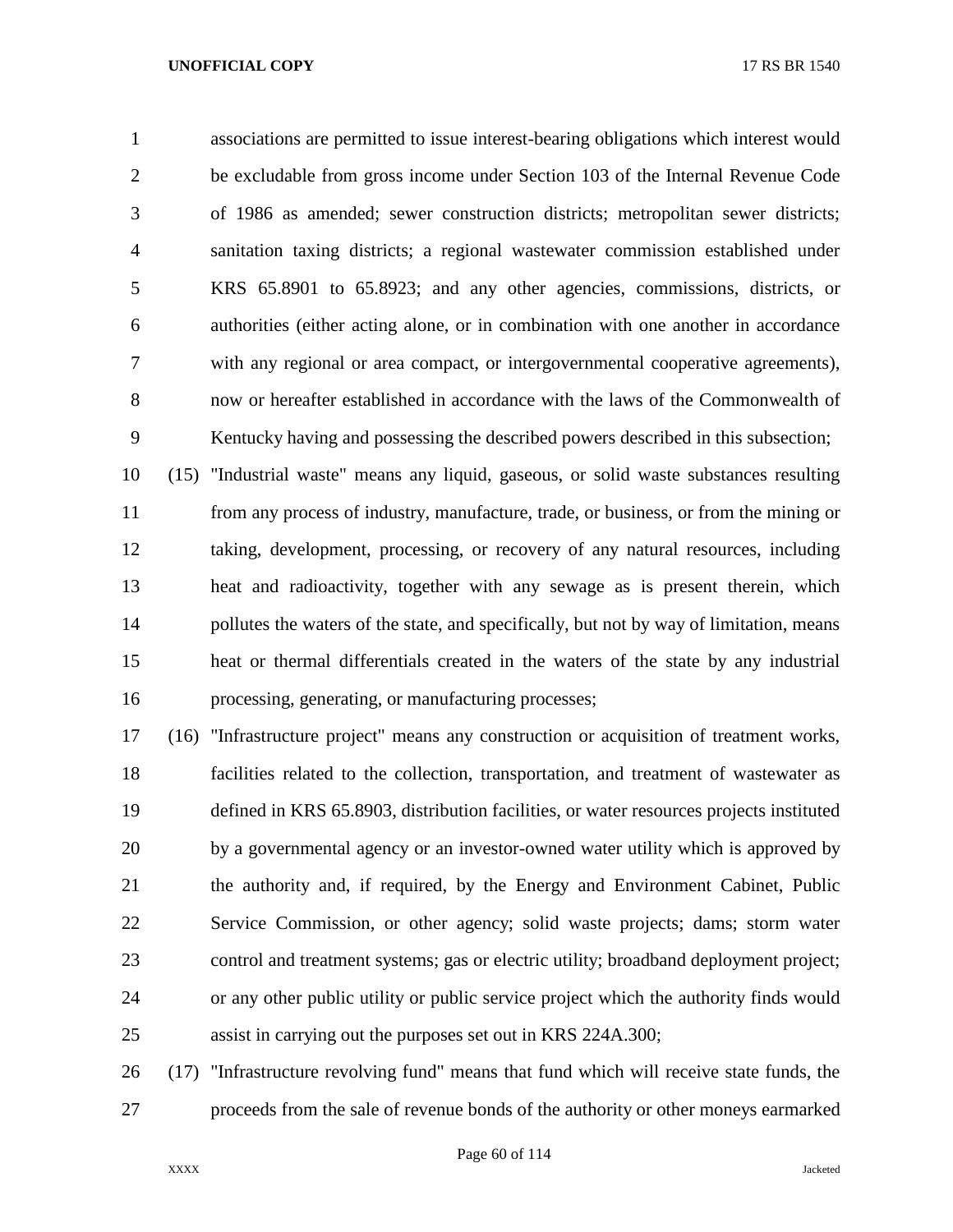associations are permitted to issue interest-bearing obligations which interest would be excludable from gross income under Section 103 of the Internal Revenue Code of 1986 as amended; sewer construction districts; metropolitan sewer districts; sanitation taxing districts; a regional wastewater commission established under KRS 65.8901 to 65.8923; and any other agencies, commissions, districts, or authorities (either acting alone, or in combination with one another in accordance with any regional or area compact, or intergovernmental cooperative agreements), now or hereafter established in accordance with the laws of the Commonwealth of Kentucky having and possessing the described powers described in this subsection;

(15) "Industrial waste" means any liquid, gaseous, or solid waste substances resulting from any process of industry, manufacture, trade, or business, or from the mining or taking, development, processing, or recovery of any natural resources, including heat and radioactivity, together with any sewage as is present therein, which pollutes the waters of the state, and specifically, but not by way of limitation, means heat or thermal differentials created in the waters of the state by any industrial processing, generating, or manufacturing processes;

(16) "Infrastructure project" means any construction or acquisition of treatment works, facilities related to the collection, transportation, and treatment of wastewater as defined in KRS 65.8903, distribution facilities, or water resources projects instituted by a governmental agency or an investor-owned water utility which is approved by the authority and, if required, by the Energy and Environment Cabinet, Public Service Commission, or other agency; solid waste projects; dams; storm water control and treatment systems; gas or electric utility; broadband deployment project; or any other public utility or public service project which the authority finds would assist in carrying out the purposes set out in KRS 224A.300;

(17) "Infrastructure revolving fund" means that fund which will receive state funds, the proceeds from the sale of revenue bonds of the authority or other moneys earmarked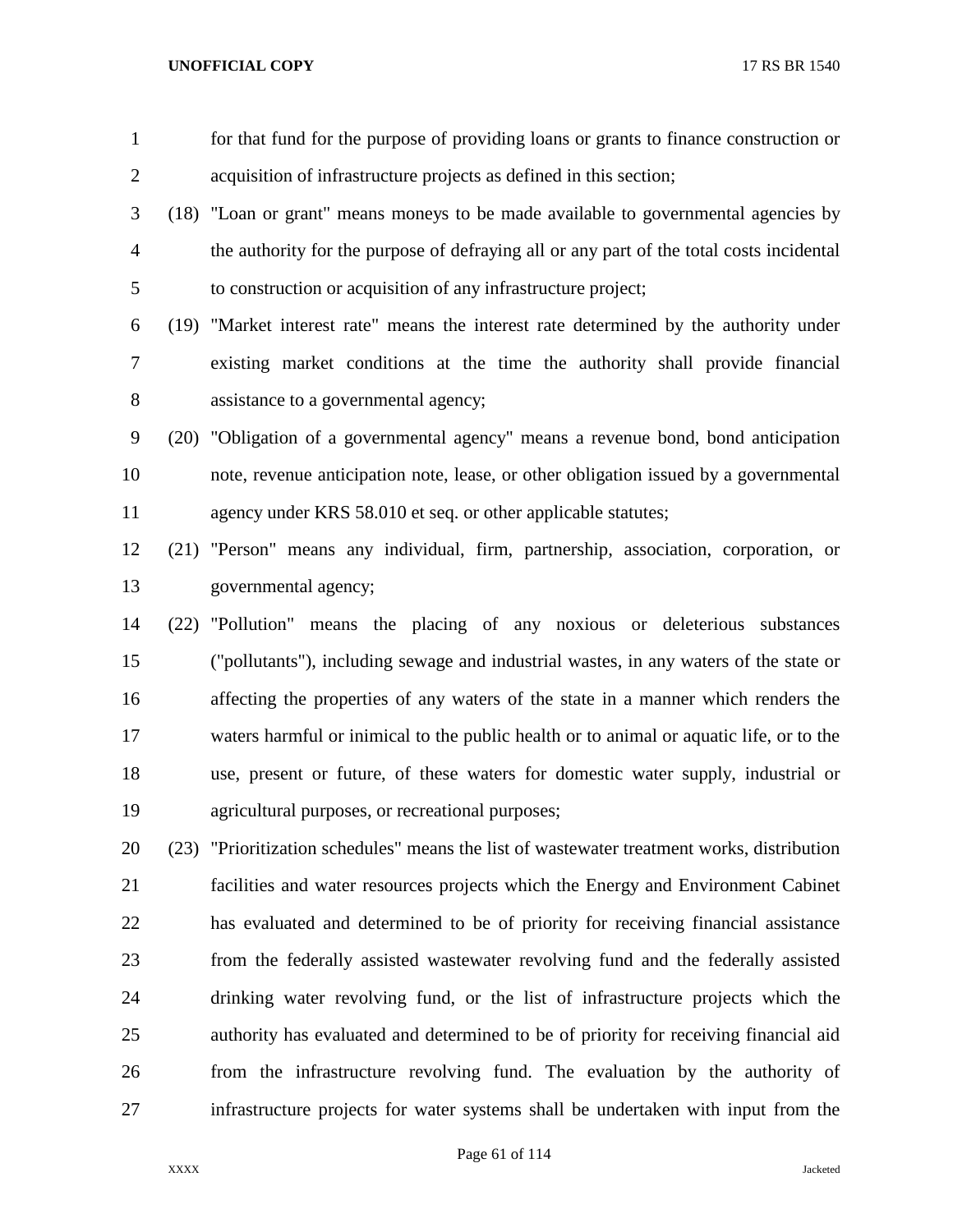for that fund for the purpose of providing loans or grants to finance construction or acquisition of infrastructure projects as defined in this section;

(18) "Loan or grant" means moneys to be made available to governmental agencies by the authority for the purpose of defraying all or any part of the total costs incidental to construction or acquisition of any infrastructure project;

(19) "Market interest rate" means the interest rate determined by the authority under existing market conditions at the time the authority shall provide financial assistance to a governmental agency;

(20) "Obligation of a governmental agency" means a revenue bond, bond anticipation note, revenue anticipation note, lease, or other obligation issued by a governmental agency under KRS 58.010 et seq. or other applicable statutes;

(21) "Person" means any individual, firm, partnership, association, corporation, or governmental agency;

(22) "Pollution" means the placing of any noxious or deleterious substances ("pollutants"), including sewage and industrial wastes, in any waters of the state or affecting the properties of any waters of the state in a manner which renders the waters harmful or inimical to the public health or to animal or aquatic life, or to the use, present or future, of these waters for domestic water supply, industrial or agricultural purposes, or recreational purposes;

(23) "Prioritization schedules" means the list of wastewater treatment works, distribution facilities and water resources projects which the Energy and Environment Cabinet has evaluated and determined to be of priority for receiving financial assistance from the federally assisted wastewater revolving fund and the federally assisted drinking water revolving fund, or the list of infrastructure projects which the authority has evaluated and determined to be of priority for receiving financial aid from the infrastructure revolving fund. The evaluation by the authority of infrastructure projects for water systems shall be undertaken with input from the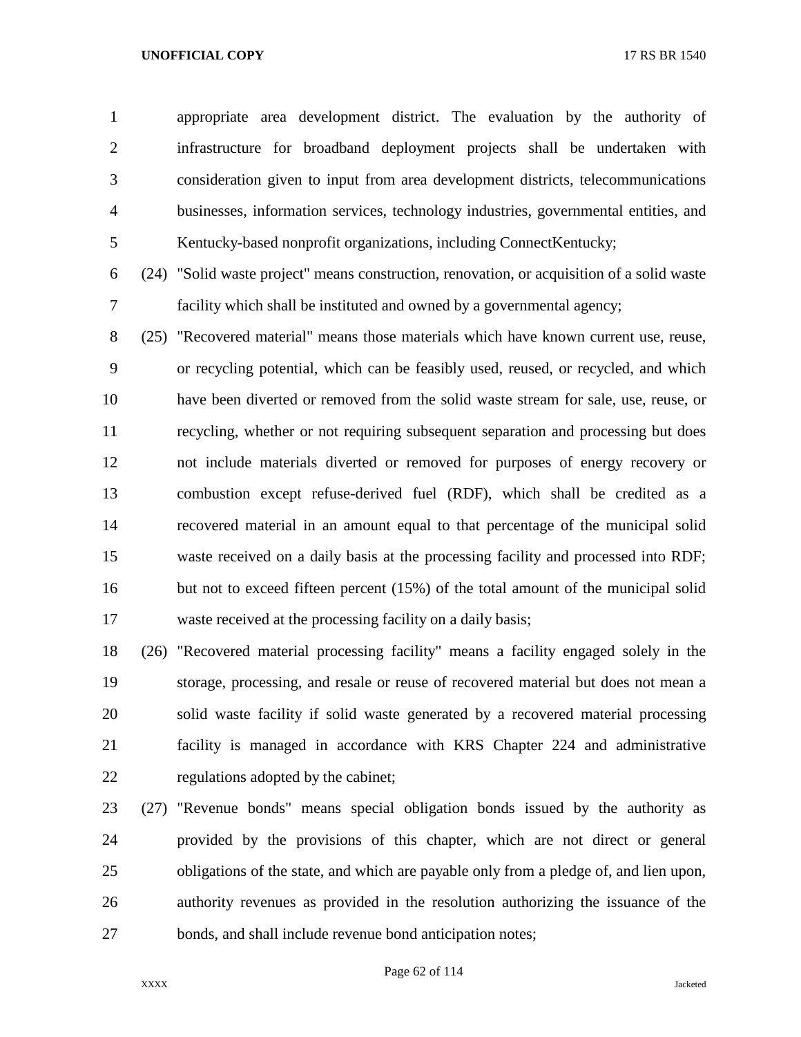appropriate area development district. The evaluation by the authority of infrastructure for broadband deployment projects shall be undertaken with consideration given to input from area development districts, telecommunications businesses, information services, technology industries, governmental entities, and Kentucky-based nonprofit organizations, including ConnectKentucky;

(24) "Solid waste project" means construction, renovation, or acquisition of a solid waste facility which shall be instituted and owned by a governmental agency;

(25) "Recovered material" means those materials which have known current use, reuse, or recycling potential, which can be feasibly used, reused, or recycled, and which have been diverted or removed from the solid waste stream for sale, use, reuse, or recycling, whether or not requiring subsequent separation and processing but does not include materials diverted or removed for purposes of energy recovery or combustion except refuse-derived fuel (RDF), which shall be credited as a recovered material in an amount equal to that percentage of the municipal solid waste received on a daily basis at the processing facility and processed into RDF; but not to exceed fifteen percent (15%) of the total amount of the municipal solid waste received at the processing facility on a daily basis;

(26) "Recovered material processing facility" means a facility engaged solely in the storage, processing, and resale or reuse of recovered material but does not mean a solid waste facility if solid waste generated by a recovered material processing facility is managed in accordance with KRS Chapter 224 and administrative regulations adopted by the cabinet;

(27) "Revenue bonds" means special obligation bonds issued by the authority as provided by the provisions of this chapter, which are not direct or general obligations of the state, and which are payable only from a pledge of, and lien upon, authority revenues as provided in the resolution authorizing the issuance of the bonds, and shall include revenue bond anticipation notes;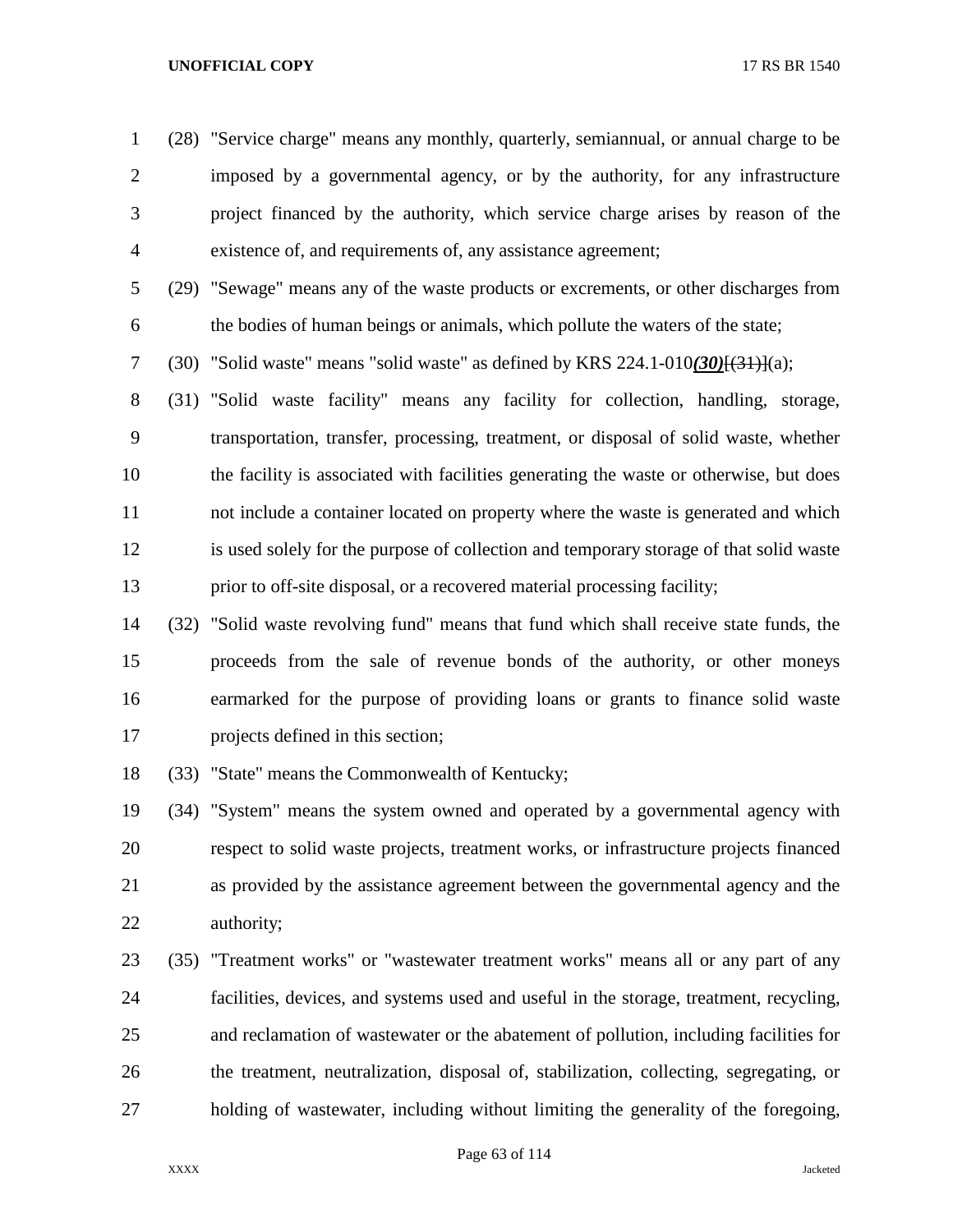(28) "Service charge" means any monthly, quarterly, semiannual, or annual charge to be imposed by a governmental agency, or by the authority, for any infrastructure project financed by the authority, which service charge arises by reason of the existence of, and requirements of, any assistance agreement;

(29) "Sewage" means any of the waste products or excrements, or other discharges from the bodies of human beings or animals, which pollute the waters of the state;

(30) "Solid waste" means "solid waste" as defined by KRS 224.1-010***(30)***[~~(31)~~](a);

(31) "Solid waste facility" means any facility for collection, handling, storage, transportation, transfer, processing, treatment, or disposal of solid waste, whether the facility is associated with facilities generating the waste or otherwise, but does not include a container located on property where the waste is generated and which is used solely for the purpose of collection and temporary storage of that solid waste prior to off-site disposal, or a recovered material processing facility;

(32) "Solid waste revolving fund" means that fund which shall receive state funds, the proceeds from the sale of revenue bonds of the authority, or other moneys earmarked for the purpose of providing loans or grants to finance solid waste projects defined in this section;

(33) "State" means the Commonwealth of Kentucky;

(34) "System" means the system owned and operated by a governmental agency with respect to solid waste projects, treatment works, or infrastructure projects financed as provided by the assistance agreement between the governmental agency and the authority;

(35) "Treatment works" or "wastewater treatment works" means all or any part of any facilities, devices, and systems used and useful in the storage, treatment, recycling, and reclamation of wastewater or the abatement of pollution, including facilities for the treatment, neutralization, disposal of, stabilization, collecting, segregating, or holding of wastewater, including without limiting the generality of the foregoing,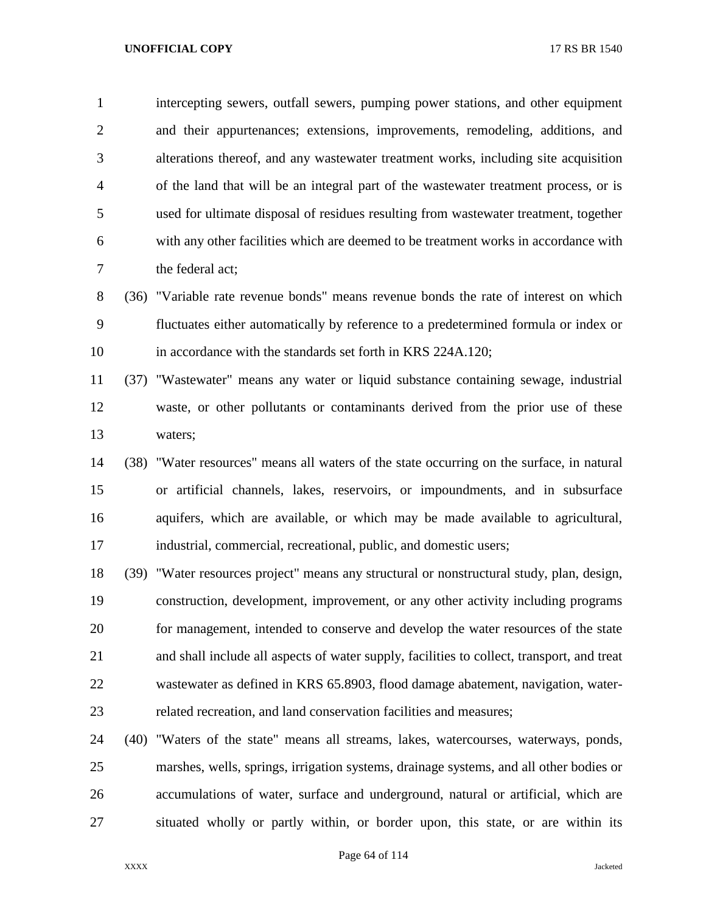intercepting sewers, outfall sewers, pumping power stations, and other equipment and their appurtenances; extensions, improvements, remodeling, additions, and alterations thereof, and any wastewater treatment works, including site acquisition of the land that will be an integral part of the wastewater treatment process, or is used for ultimate disposal of residues resulting from wastewater treatment, together with any other facilities which are deemed to be treatment works in accordance with the federal act;

(36) "Variable rate revenue bonds" means revenue bonds the rate of interest on which fluctuates either automatically by reference to a predetermined formula or index or in accordance with the standards set forth in KRS 224A.120;

(37) "Wastewater" means any water or liquid substance containing sewage, industrial waste, or other pollutants or contaminants derived from the prior use of these waters;

(38) "Water resources" means all waters of the state occurring on the surface, in natural or artificial channels, lakes, reservoirs, or impoundments, and in subsurface aquifers, which are available, or which may be made available to agricultural, industrial, commercial, recreational, public, and domestic users;

(39) "Water resources project" means any structural or nonstructural study, plan, design, construction, development, improvement, or any other activity including programs for management, intended to conserve and develop the water resources of the state and shall include all aspects of water supply, facilities to collect, transport, and treat wastewater as defined in KRS 65.8903, flood damage abatement, navigation, water-related recreation, and land conservation facilities and measures;

(40) "Waters of the state" means all streams, lakes, watercourses, waterways, ponds, marshes, wells, springs, irrigation systems, drainage systems, and all other bodies or accumulations of water, surface and underground, natural or artificial, which are situated wholly or partly within, or border upon, this state, or are within its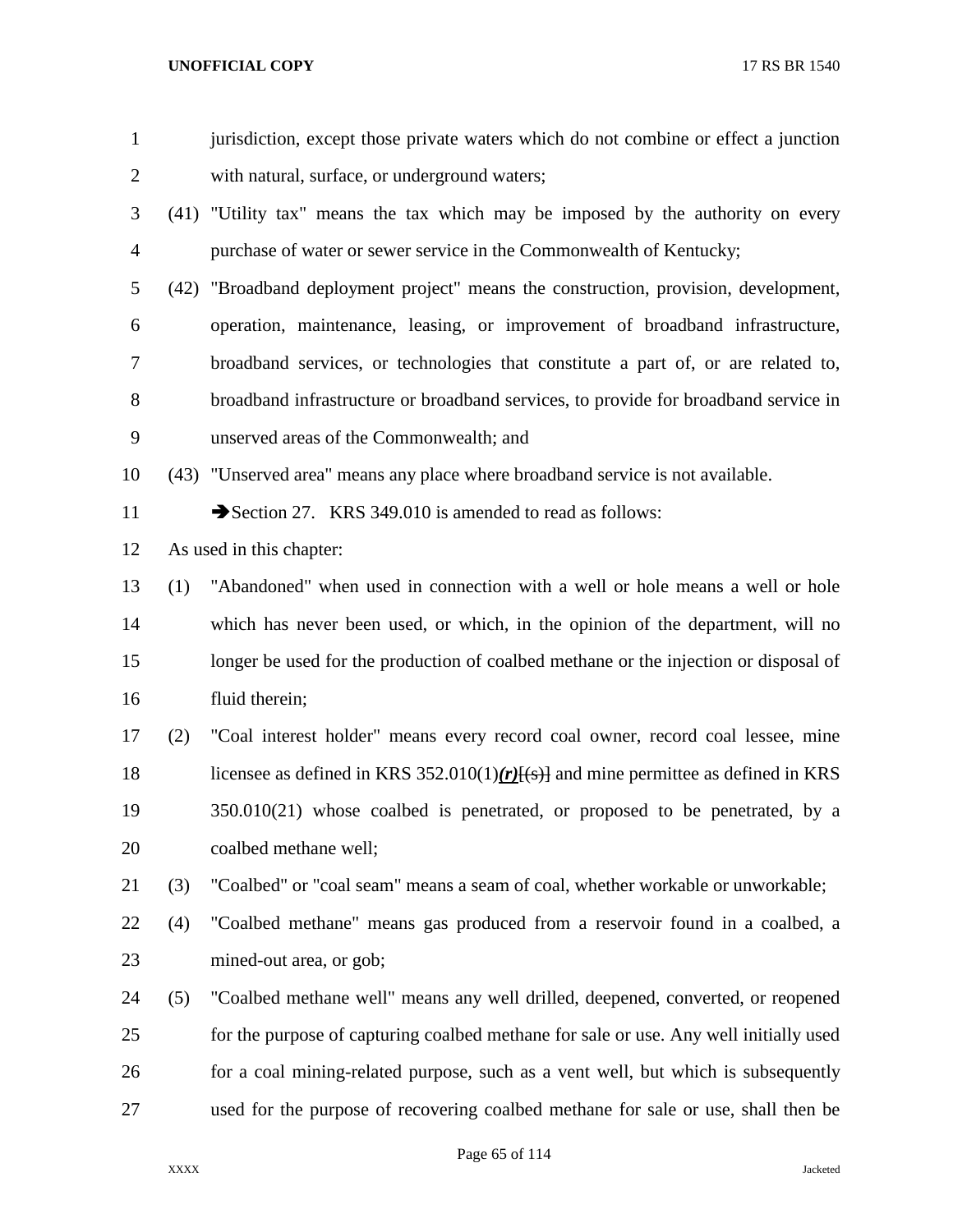jurisdiction, except those private waters which do not combine or effect a junction with natural, surface, or underground waters;

(41) "Utility tax" means the tax which may be imposed by the authority on every purchase of water or sewer service in the Commonwealth of Kentucky;

(42) "Broadband deployment project" means the construction, provision, development, operation, maintenance, leasing, or improvement of broadband infrastructure, broadband services, or technologies that constitute a part of, or are related to, broadband infrastructure or broadband services, to provide for broadband service in unserved areas of the Commonwealth; and

(43) "Unserved area" means any place where broadband service is not available.

➔Section 27. KRS 349.010 is amended to read as follows:

As used in this chapter:

(1) "Abandoned" when used in connection with a well or hole means a well or hole which has never been used, or which, in the opinion of the department, will no longer be used for the production of coalbed methane or the injection or disposal of fluid therein;

(2) "Coal interest holder" means every record coal owner, record coal lessee, mine licensee as defined in KRS 352.010(1)***(r)***[~~(s)~~] and mine permittee as defined in KRS 350.010(21) whose coalbed is penetrated, or proposed to be penetrated, by a coalbed methane well;

(3) "Coalbed" or "coal seam" means a seam of coal, whether workable or unworkable;

(4) "Coalbed methane" means gas produced from a reservoir found in a coalbed, a mined-out area, or gob;

(5) "Coalbed methane well" means any well drilled, deepened, converted, or reopened for the purpose of capturing coalbed methane for sale or use. Any well initially used for a coal mining-related purpose, such as a vent well, but which is subsequently used for the purpose of recovering coalbed methane for sale or use, shall then be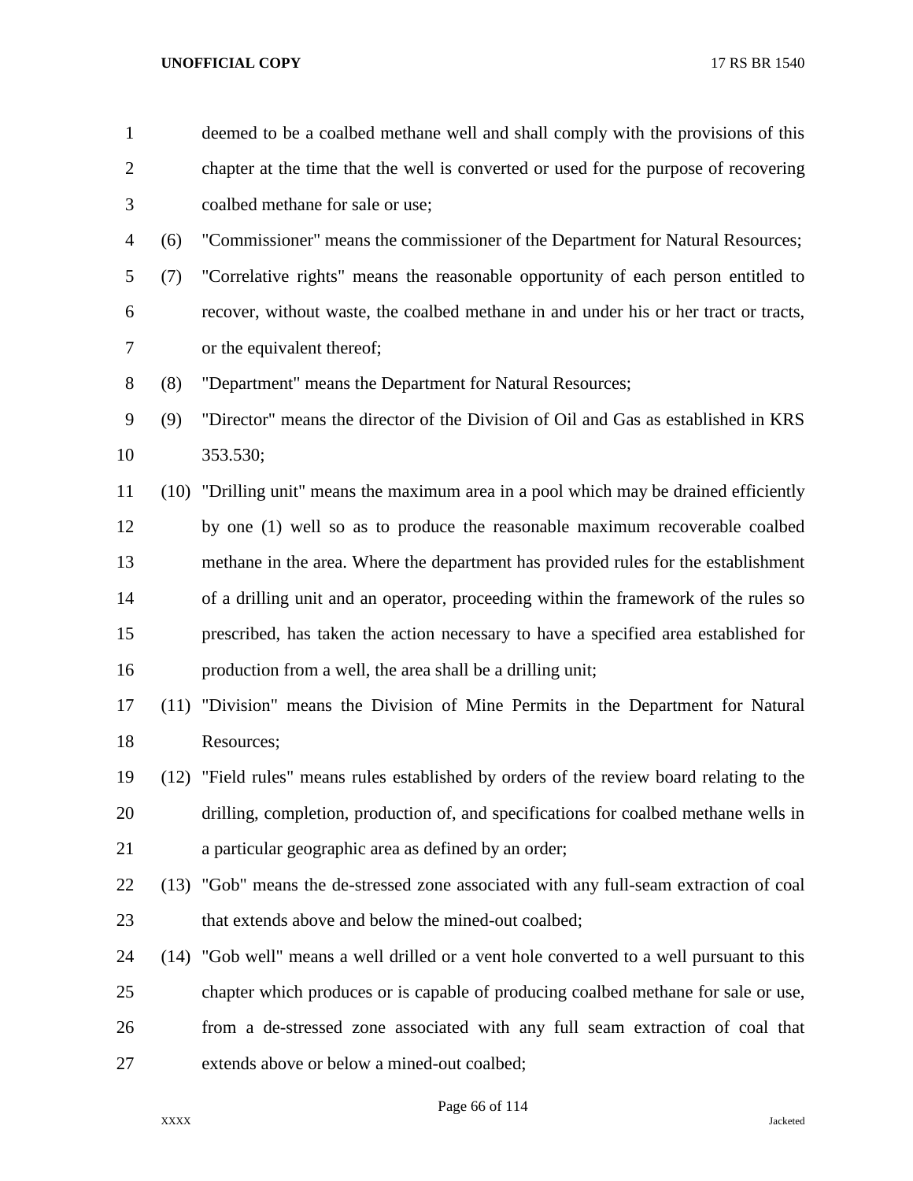deemed to be a coalbed methane well and shall comply with the provisions of this chapter at the time that the well is converted or used for the purpose of recovering coalbed methane for sale or use;

(6) "Commissioner" means the commissioner of the Department for Natural Resources;

(7) "Correlative rights" means the reasonable opportunity of each person entitled to recover, without waste, the coalbed methane in and under his or her tract or tracts, or the equivalent thereof;

(8) "Department" means the Department for Natural Resources;

(9) "Director" means the director of the Division of Oil and Gas as established in KRS 353.530;

(10) "Drilling unit" means the maximum area in a pool which may be drained efficiently by one (1) well so as to produce the reasonable maximum recoverable coalbed methane in the area. Where the department has provided rules for the establishment of a drilling unit and an operator, proceeding within the framework of the rules so prescribed, has taken the action necessary to have a specified area established for production from a well, the area shall be a drilling unit;

(11) "Division" means the Division of Mine Permits in the Department for Natural Resources;

(12) "Field rules" means rules established by orders of the review board relating to the drilling, completion, production of, and specifications for coalbed methane wells in a particular geographic area as defined by an order;

(13) "Gob" means the de-stressed zone associated with any full-seam extraction of coal that extends above and below the mined-out coalbed;

(14) "Gob well" means a well drilled or a vent hole converted to a well pursuant to this chapter which produces or is capable of producing coalbed methane for sale or use, from a de-stressed zone associated with any full seam extraction of coal that extends above or below a mined-out coalbed;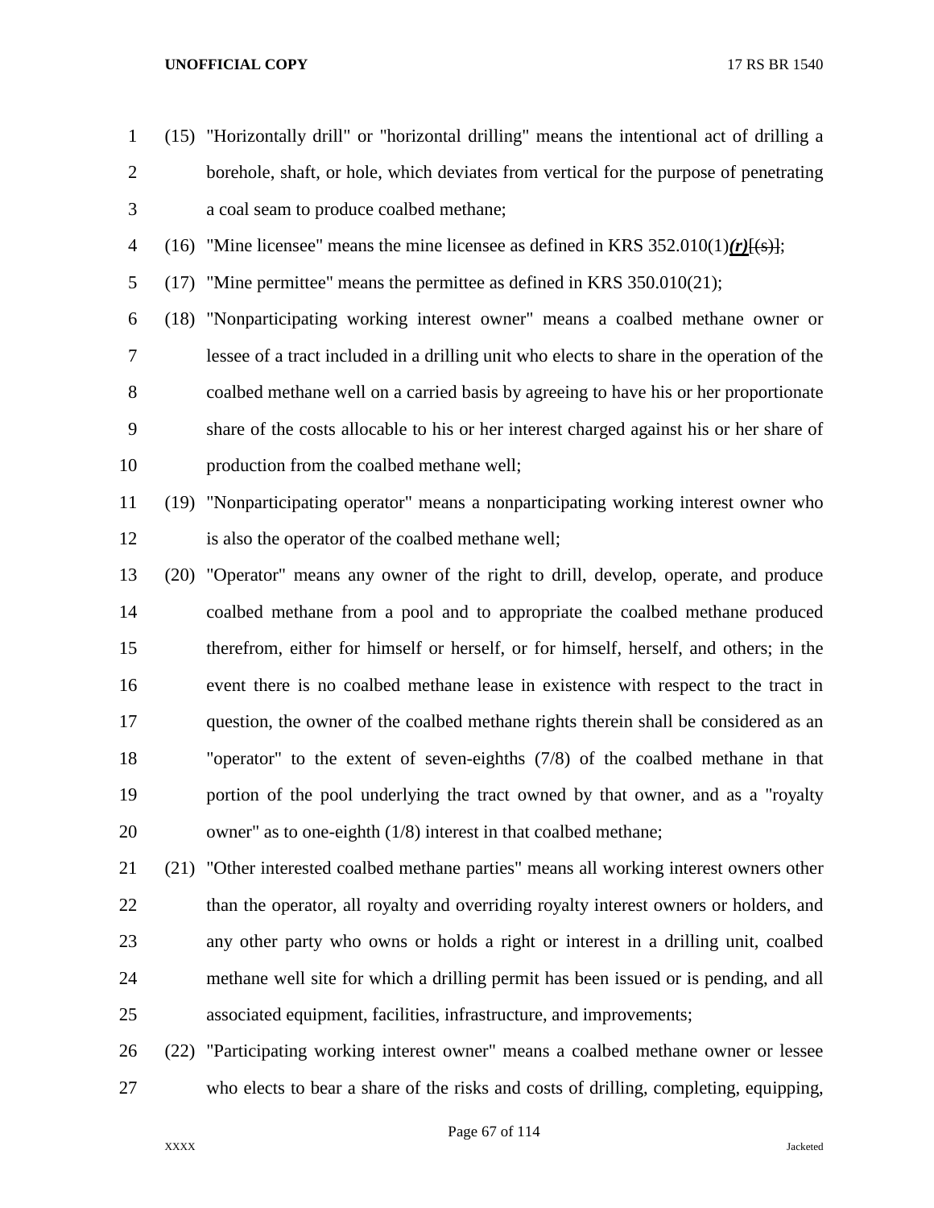(15) "Horizontally drill" or "horizontal drilling" means the intentional act of drilling a borehole, shaft, or hole, which deviates from vertical for the purpose of penetrating a coal seam to produce coalbed methane;

(16) "Mine licensee" means the mine licensee as defined in KRS 352.010(1)***(r)***[(s)];

(17) "Mine permittee" means the permittee as defined in KRS 350.010(21);

(18) "Nonparticipating working interest owner" means a coalbed methane owner or lessee of a tract included in a drilling unit who elects to share in the operation of the coalbed methane well on a carried basis by agreeing to have his or her proportionate share of the costs allocable to his or her interest charged against his or her share of production from the coalbed methane well;

(19) "Nonparticipating operator" means a nonparticipating working interest owner who is also the operator of the coalbed methane well;

(20) "Operator" means any owner of the right to drill, develop, operate, and produce coalbed methane from a pool and to appropriate the coalbed methane produced therefrom, either for himself or herself, or for himself, herself, and others; in the event there is no coalbed methane lease in existence with respect to the tract in question, the owner of the coalbed methane rights therein shall be considered as an "operator" to the extent of seven-eighths (7/8) of the coalbed methane in that portion of the pool underlying the tract owned by that owner, and as a "royalty owner" as to one-eighth (1/8) interest in that coalbed methane;

(21) "Other interested coalbed methane parties" means all working interest owners other than the operator, all royalty and overriding royalty interest owners or holders, and any other party who owns or holds a right or interest in a drilling unit, coalbed methane well site for which a drilling permit has been issued or is pending, and all associated equipment, facilities, infrastructure, and improvements;

(22) "Participating working interest owner" means a coalbed methane owner or lessee who elects to bear a share of the risks and costs of drilling, completing, equipping,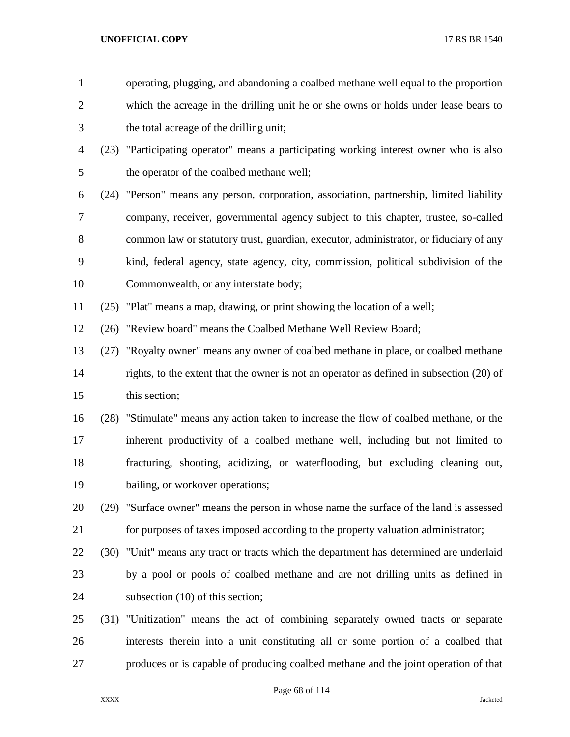operating, plugging, and abandoning a coalbed methane well equal to the proportion which the acreage in the drilling unit he or she owns or holds under lease bears to the total acreage of the drilling unit;

(23) "Participating operator" means a participating working interest owner who is also the operator of the coalbed methane well;

(24) "Person" means any person, corporation, association, partnership, limited liability company, receiver, governmental agency subject to this chapter, trustee, so-called common law or statutory trust, guardian, executor, administrator, or fiduciary of any kind, federal agency, state agency, city, commission, political subdivision of the Commonwealth, or any interstate body;

(25) "Plat" means a map, drawing, or print showing the location of a well;

(26) "Review board" means the Coalbed Methane Well Review Board;

(27) "Royalty owner" means any owner of coalbed methane in place, or coalbed methane rights, to the extent that the owner is not an operator as defined in subsection (20) of this section;

(28) "Stimulate" means any action taken to increase the flow of coalbed methane, or the inherent productivity of a coalbed methane well, including but not limited to fracturing, shooting, acidizing, or waterflooding, but excluding cleaning out, bailing, or workover operations;

(29) "Surface owner" means the person in whose name the surface of the land is assessed for purposes of taxes imposed according to the property valuation administrator;

(30) "Unit" means any tract or tracts which the department has determined are underlaid by a pool or pools of coalbed methane and are not drilling units as defined in subsection (10) of this section;

(31) "Unitization" means the act of combining separately owned tracts or separate interests therein into a unit constituting all or some portion of a coalbed that produces or is capable of producing coalbed methane and the joint operation of that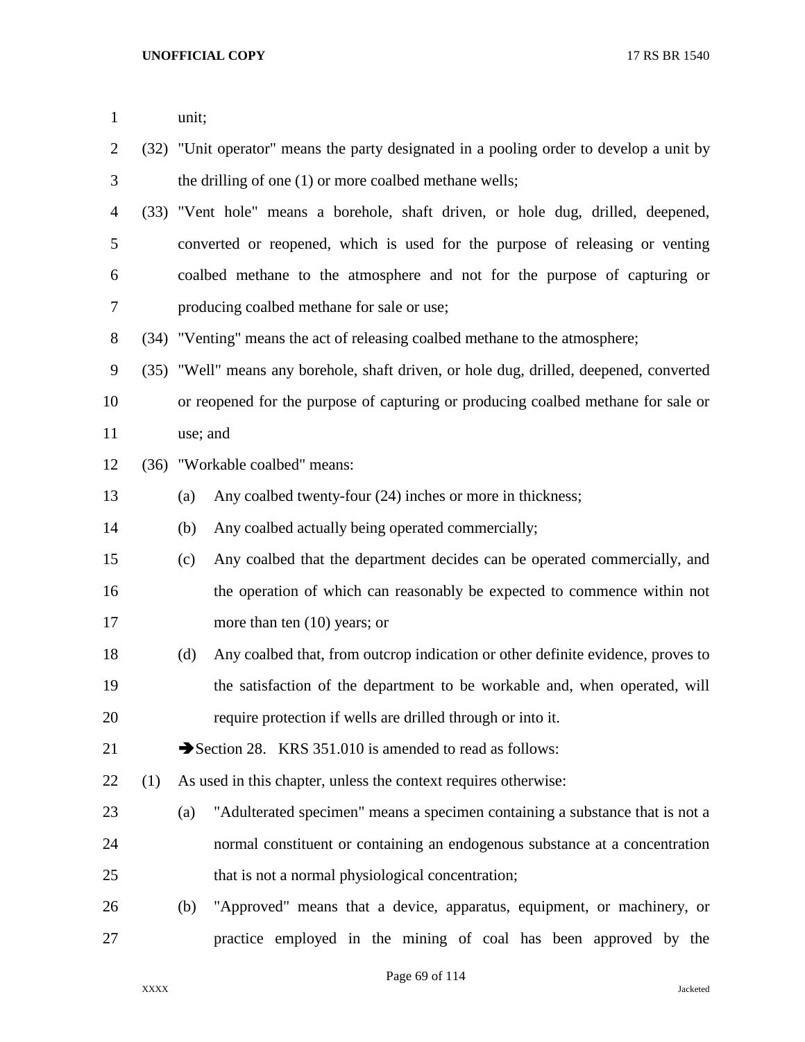unit;

(32) "Unit operator" means the party designated in a pooling order to develop a unit by the drilling of one (1) or more coalbed methane wells;

(33) "Vent hole" means a borehole, shaft driven, or hole dug, drilled, deepened, converted or reopened, which is used for the purpose of releasing or venting coalbed methane to the atmosphere and not for the purpose of capturing or producing coalbed methane for sale or use;

(34) "Venting" means the act of releasing coalbed methane to the atmosphere;

(35) "Well" means any borehole, shaft driven, or hole dug, drilled, deepened, converted or reopened for the purpose of capturing or producing coalbed methane for sale or use; and

(36) "Workable coalbed" means:

(a) Any coalbed twenty-four (24) inches or more in thickness;

(b) Any coalbed actually being operated commercially;

(c) Any coalbed that the department decides can be operated commercially, and the operation of which can reasonably be expected to commence within not more than ten (10) years; or

(d) Any coalbed that, from outcrop indication or other definite evidence, proves to the satisfaction of the department to be workable and, when operated, will require protection if wells are drilled through or into it.

➔Section 28. KRS 351.010 is amended to read as follows:

(1) As used in this chapter, unless the context requires otherwise:

(a) "Adulterated specimen" means a specimen containing a substance that is not a normal constituent or containing an endogenous substance at a concentration that is not a normal physiological concentration;

(b) "Approved" means that a device, apparatus, equipment, or machinery, or practice employed in the mining of coal has been approved by the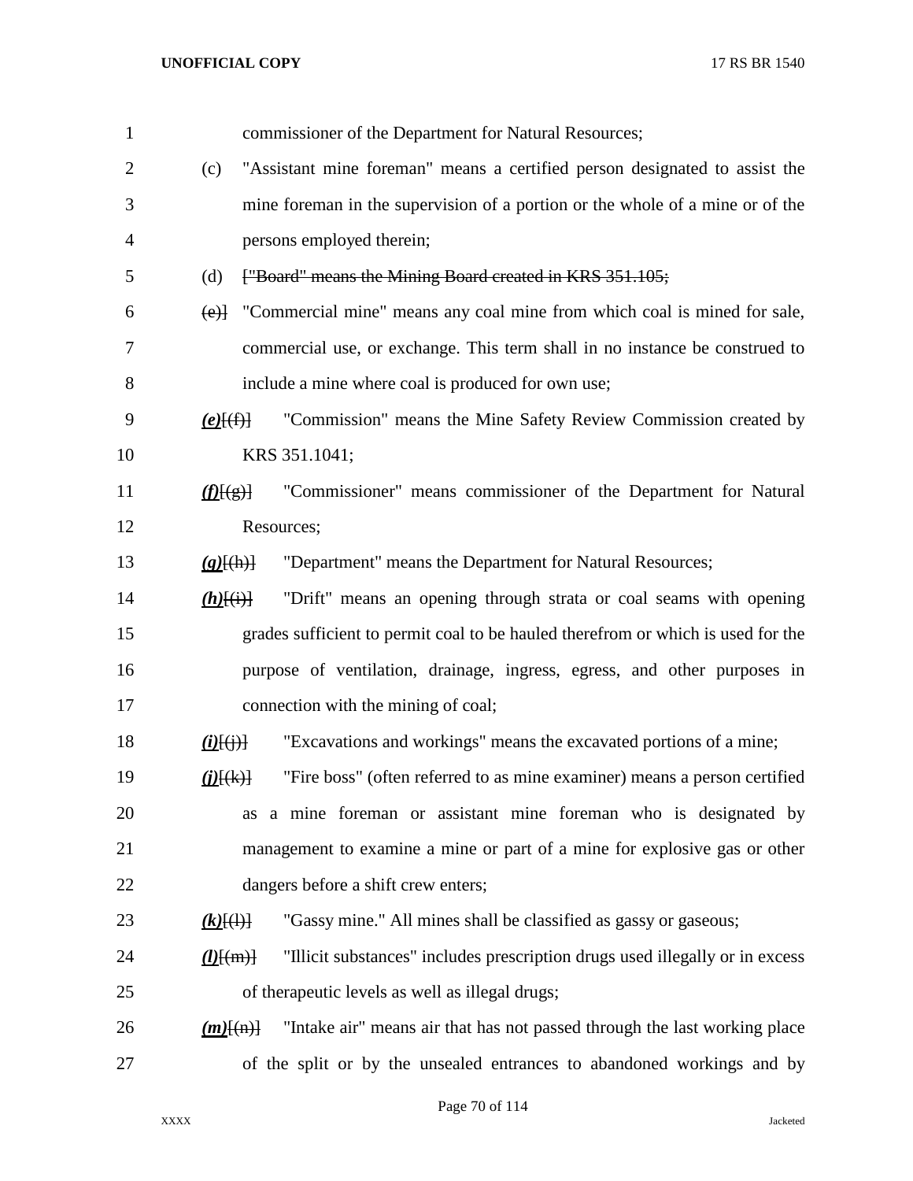commissioner of the Department for Natural Resources;

(c) "Assistant mine foreman" means a certified person designated to assist the mine foreman in the supervision of a portion or the whole of a mine or of the persons employed therein;

(d) ~~["Board" means the Mining Board created in KRS 351.105;~~

~~(e)]~~ "Commercial mine" means any coal mine from which coal is mined for sale, commercial use, or exchange. This term shall in no instance be construed to include a mine where coal is produced for own use;

***(e)***~~[(f)]~~ "Commission" means the Mine Safety Review Commission created by KRS 351.1041;

***(f)***~~[(g)]~~ "Commissioner" means commissioner of the Department for Natural Resources;

***(g)***~~[(h)]~~ "Department" means the Department for Natural Resources;

***(h)***~~[(i)]~~ "Drift" means an opening through strata or coal seams with opening grades sufficient to permit coal to be hauled therefrom or which is used for the purpose of ventilation, drainage, ingress, egress, and other purposes in connection with the mining of coal;

***(i)***~~[(j)]~~ "Excavations and workings" means the excavated portions of a mine;

***(j)***~~[(k)]~~ "Fire boss" (often referred to as mine examiner) means a person certified as a mine foreman or assistant mine foreman who is designated by management to examine a mine or part of a mine for explosive gas or other dangers before a shift crew enters;

***(k)***~~[(l)]~~ "Gassy mine." All mines shall be classified as gassy or gaseous;

***(l)***~~[(m)]~~ "Illicit substances" includes prescription drugs used illegally or in excess of therapeutic levels as well as illegal drugs;

***(m)***~~[(n)]~~ "Intake air" means air that has not passed through the last working place of the split or by the unsealed entrances to abandoned workings and by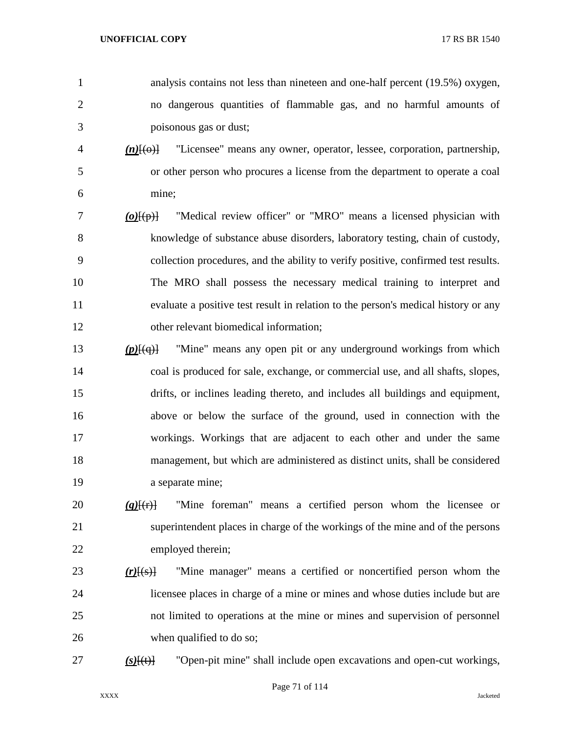analysis contains not less than nineteen and one-half percent (19.5%) oxygen, no dangerous quantities of flammable gas, and no harmful amounts of poisonous gas or dust;

***(n)***[(o)] "Licensee" means any owner, operator, lessee, corporation, partnership, or other person who procures a license from the department to operate a coal mine;

***(o)***[(p)] "Medical review officer" or "MRO" means a licensed physician with knowledge of substance abuse disorders, laboratory testing, chain of custody, collection procedures, and the ability to verify positive, confirmed test results. The MRO shall possess the necessary medical training to interpret and evaluate a positive test result in relation to the person's medical history or any other relevant biomedical information;

***(p)***[(q)] "Mine" means any open pit or any underground workings from which coal is produced for sale, exchange, or commercial use, and all shafts, slopes, drifts, or inclines leading thereto, and includes all buildings and equipment, above or below the surface of the ground, used in connection with the workings. Workings that are adjacent to each other and under the same management, but which are administered as distinct units, shall be considered a separate mine;

***(q)***[(r)] "Mine foreman" means a certified person whom the licensee or superintendent places in charge of the workings of the mine and of the persons employed therein;

***(r)***[(s)] "Mine manager" means a certified or noncertified person whom the licensee places in charge of a mine or mines and whose duties include but are not limited to operations at the mine or mines and supervision of personnel when qualified to do so;

***(s)***[(t)] "Open-pit mine" shall include open excavations and open-cut workings,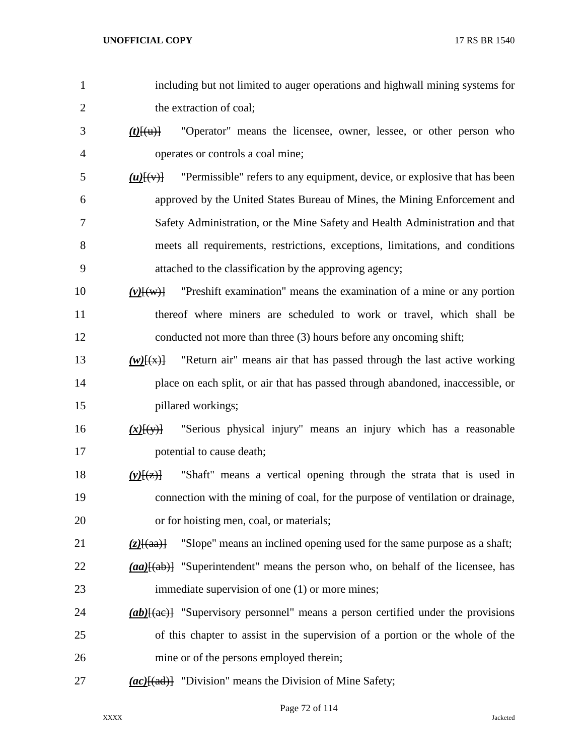including but not limited to auger operations and highwall mining systems for the extraction of coal;

***(t)***~~[(u)]~~ "Operator" means the licensee, owner, lessee, or other person who operates or controls a coal mine;

***(u)***~~[(v)]~~ "Permissible" refers to any equipment, device, or explosive that has been approved by the United States Bureau of Mines, the Mining Enforcement and Safety Administration, or the Mine Safety and Health Administration and that meets all requirements, restrictions, exceptions, limitations, and conditions attached to the classification by the approving agency;

***(v)***~~[(w)]~~ "Preshift examination" means the examination of a mine or any portion thereof where miners are scheduled to work or travel, which shall be conducted not more than three (3) hours before any oncoming shift;

***(w)***~~[(x)]~~ "Return air" means air that has passed through the last active working place on each split, or air that has passed through abandoned, inaccessible, or pillared workings;

***(x)***~~[(y)]~~ "Serious physical injury" means an injury which has a reasonable potential to cause death;

***(y)***~~[(z)]~~ "Shaft" means a vertical opening through the strata that is used in connection with the mining of coal, for the purpose of ventilation or drainage, or for hoisting men, coal, or materials;

***(z)***~~[(aa)]~~ "Slope" means an inclined opening used for the same purpose as a shaft;

***(aa)***~~[(ab)]~~ "Superintendent" means the person who, on behalf of the licensee, has immediate supervision of one (1) or more mines;

***(ab)***~~[(ac)]~~ "Supervisory personnel" means a person certified under the provisions of this chapter to assist in the supervision of a portion or the whole of the mine or of the persons employed therein;

***(ac)***~~[(ad)]~~ "Division" means the Division of Mine Safety;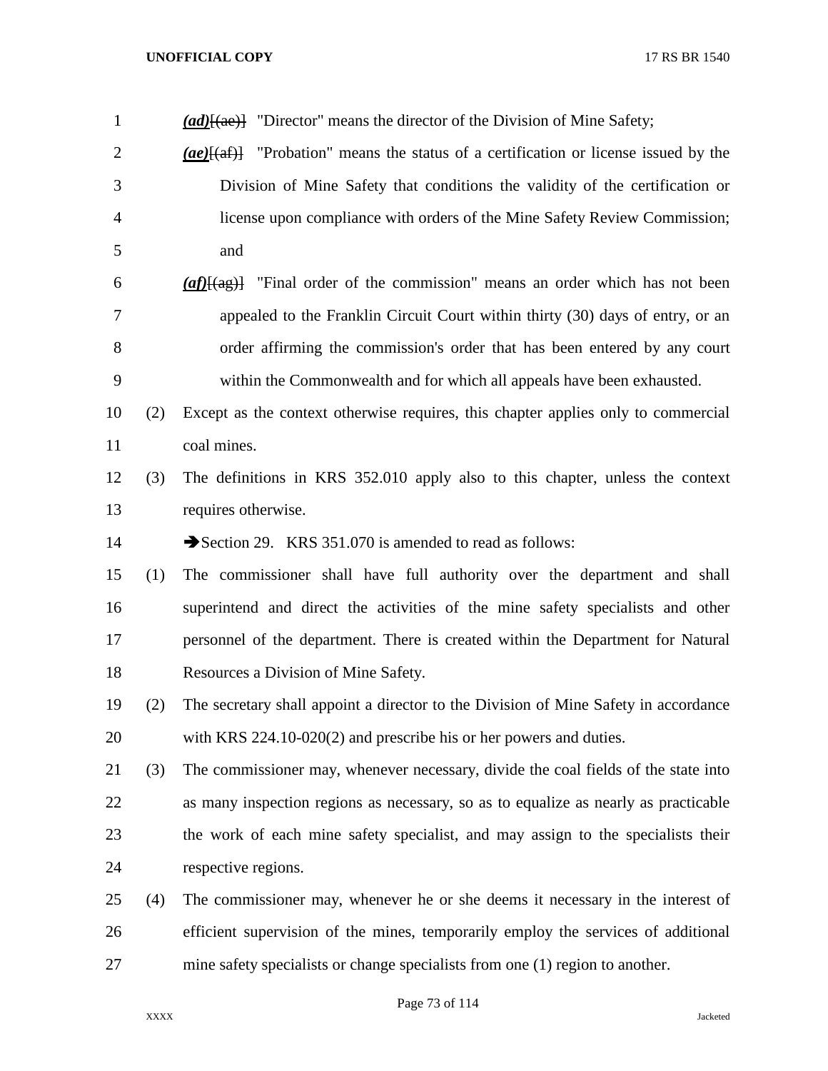*(ad)*~~[(ae)]~~ "Director" means the director of the Division of Mine Safety;

*(ae)*~~[(af)]~~ "Probation" means the status of a certification or license issued by the Division of Mine Safety that conditions the validity of the certification or license upon compliance with orders of the Mine Safety Review Commission; and

*(af)*~~[(ag)]~~ "Final order of the commission" means an order which has not been appealed to the Franklin Circuit Court within thirty (30) days of entry, or an order affirming the commission's order that has been entered by any court within the Commonwealth and for which all appeals have been exhausted.

(2) Except as the context otherwise requires, this chapter applies only to commercial coal mines.

(3) The definitions in KRS 352.010 apply also to this chapter, unless the context requires otherwise.

➔Section 29. KRS 351.070 is amended to read as follows:

(1) The commissioner shall have full authority over the department and shall superintend and direct the activities of the mine safety specialists and other personnel of the department. There is created within the Department for Natural Resources a Division of Mine Safety.

(2) The secretary shall appoint a director to the Division of Mine Safety in accordance with KRS 224.10-020(2) and prescribe his or her powers and duties.

(3) The commissioner may, whenever necessary, divide the coal fields of the state into as many inspection regions as necessary, so as to equalize as nearly as practicable the work of each mine safety specialist, and may assign to the specialists their respective regions.

(4) The commissioner may, whenever he or she deems it necessary in the interest of efficient supervision of the mines, temporarily employ the services of additional mine safety specialists or change specialists from one (1) region to another.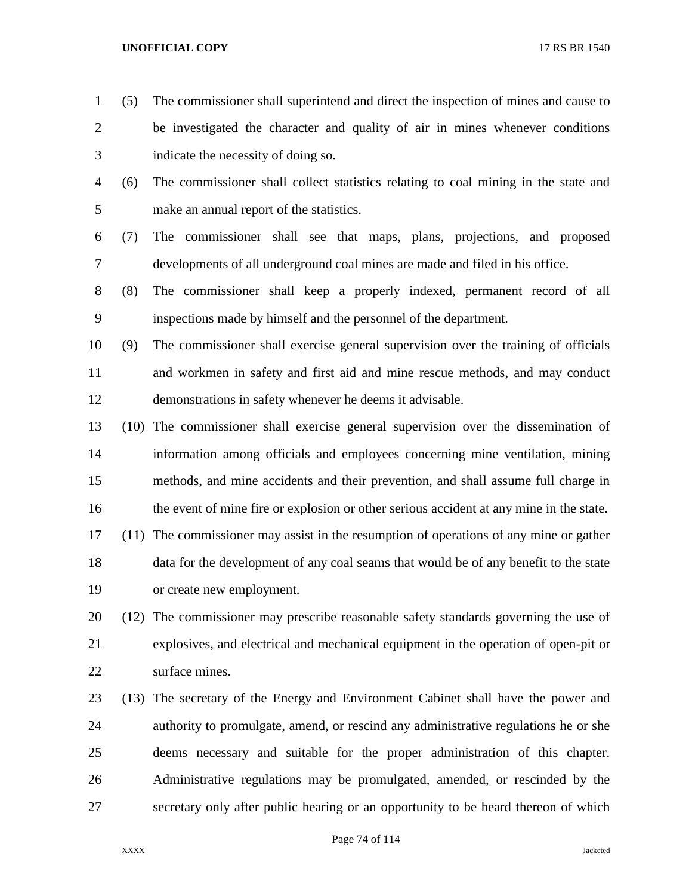(5) The commissioner shall superintend and direct the inspection of mines and cause to be investigated the character and quality of air in mines whenever conditions indicate the necessity of doing so.

(6) The commissioner shall collect statistics relating to coal mining in the state and make an annual report of the statistics.

(7) The commissioner shall see that maps, plans, projections, and proposed developments of all underground coal mines are made and filed in his office.

(8) The commissioner shall keep a properly indexed, permanent record of all inspections made by himself and the personnel of the department.

(9) The commissioner shall exercise general supervision over the training of officials and workmen in safety and first aid and mine rescue methods, and may conduct demonstrations in safety whenever he deems it advisable.

(10) The commissioner shall exercise general supervision over the dissemination of information among officials and employees concerning mine ventilation, mining methods, and mine accidents and their prevention, and shall assume full charge in the event of mine fire or explosion or other serious accident at any mine in the state.

(11) The commissioner may assist in the resumption of operations of any mine or gather data for the development of any coal seams that would be of any benefit to the state or create new employment.

(12) The commissioner may prescribe reasonable safety standards governing the use of explosives, and electrical and mechanical equipment in the operation of open-pit or surface mines.

(13) The secretary of the Energy and Environment Cabinet shall have the power and authority to promulgate, amend, or rescind any administrative regulations he or she deems necessary and suitable for the proper administration of this chapter. Administrative regulations may be promulgated, amended, or rescinded by the secretary only after public hearing or an opportunity to be heard thereon of which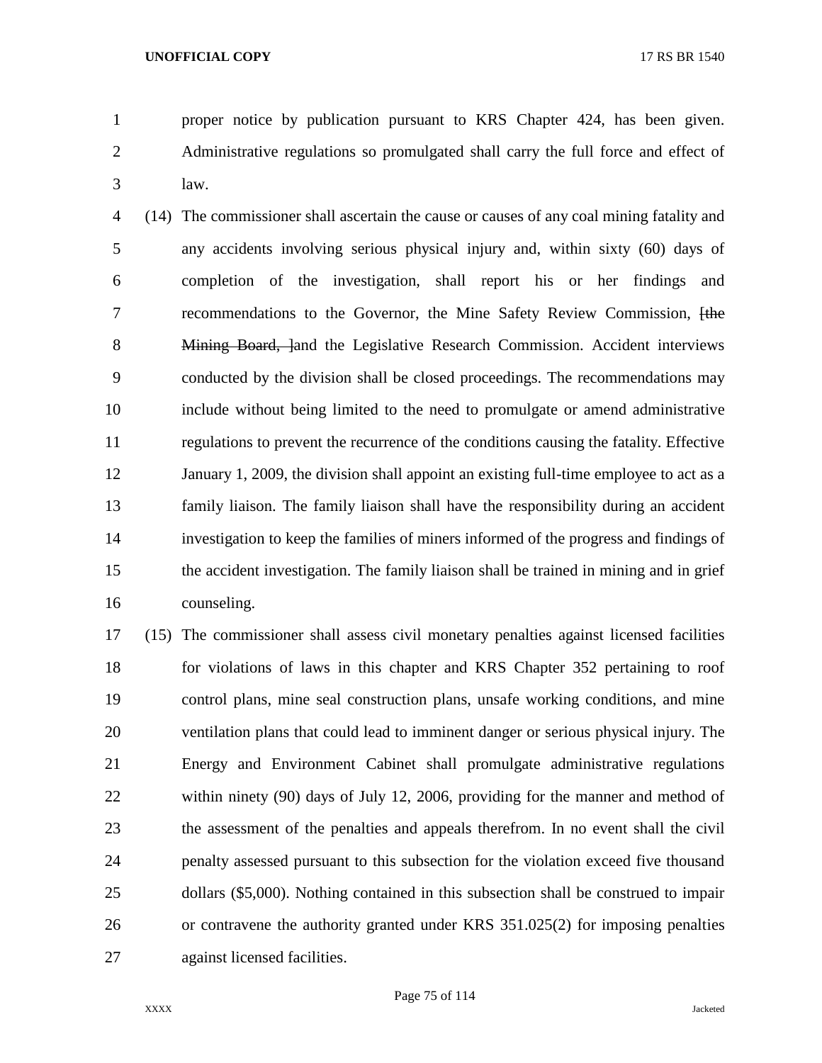proper notice by publication pursuant to KRS Chapter 424, has been given. Administrative regulations so promulgated shall carry the full force and effect of law.

(14) The commissioner shall ascertain the cause or causes of any coal mining fatality and any accidents involving serious physical injury and, within sixty (60) days of completion of the investigation, shall report his or her findings and recommendations to the Governor, the Mine Safety Review Commission, ~~[the Mining Board, ]~~and the Legislative Research Commission. Accident interviews conducted by the division shall be closed proceedings. The recommendations may include without being limited to the need to promulgate or amend administrative regulations to prevent the recurrence of the conditions causing the fatality. Effective January 1, 2009, the division shall appoint an existing full-time employee to act as a family liaison. The family liaison shall have the responsibility during an accident investigation to keep the families of miners informed of the progress and findings of the accident investigation. The family liaison shall be trained in mining and in grief counseling.

(15) The commissioner shall assess civil monetary penalties against licensed facilities for violations of laws in this chapter and KRS Chapter 352 pertaining to roof control plans, mine seal construction plans, unsafe working conditions, and mine ventilation plans that could lead to imminent danger or serious physical injury. The Energy and Environment Cabinet shall promulgate administrative regulations within ninety (90) days of July 12, 2006, providing for the manner and method of the assessment of the penalties and appeals therefrom. In no event shall the civil penalty assessed pursuant to this subsection for the violation exceed five thousand dollars ($5,000). Nothing contained in this subsection shall be construed to impair or contravene the authority granted under KRS 351.025(2) for imposing penalties against licensed facilities.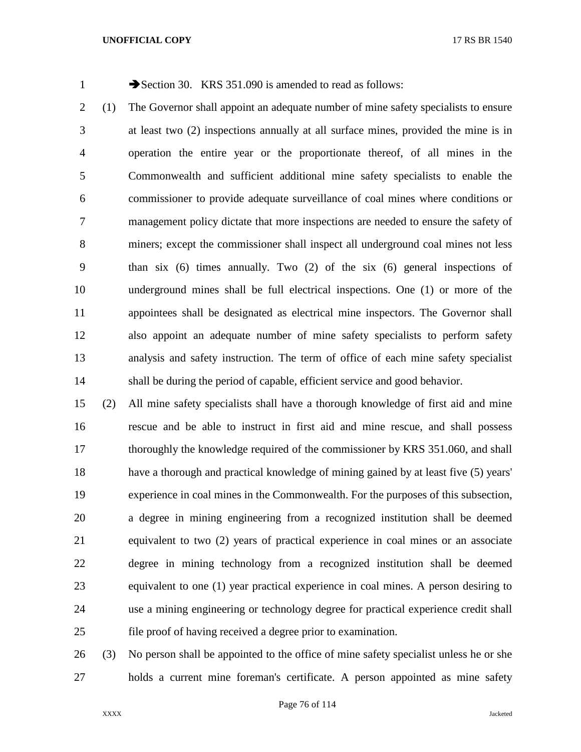➔Section 30. KRS 351.090 is amended to read as follows:

(1) The Governor shall appoint an adequate number of mine safety specialists to ensure at least two (2) inspections annually at all surface mines, provided the mine is in operation the entire year or the proportionate thereof, of all mines in the Commonwealth and sufficient additional mine safety specialists to enable the commissioner to provide adequate surveillance of coal mines where conditions or management policy dictate that more inspections are needed to ensure the safety of miners; except the commissioner shall inspect all underground coal mines not less than six (6) times annually. Two (2) of the six (6) general inspections of underground mines shall be full electrical inspections. One (1) or more of the appointees shall be designated as electrical mine inspectors. The Governor shall also appoint an adequate number of mine safety specialists to perform safety analysis and safety instruction. The term of office of each mine safety specialist shall be during the period of capable, efficient service and good behavior.

(2) All mine safety specialists shall have a thorough knowledge of first aid and mine rescue and be able to instruct in first aid and mine rescue, and shall possess thoroughly the knowledge required of the commissioner by KRS 351.060, and shall have a thorough and practical knowledge of mining gained by at least five (5) years' experience in coal mines in the Commonwealth. For the purposes of this subsection, a degree in mining engineering from a recognized institution shall be deemed equivalent to two (2) years of practical experience in coal mines or an associate degree in mining technology from a recognized institution shall be deemed equivalent to one (1) year practical experience in coal mines. A person desiring to use a mining engineering or technology degree for practical experience credit shall file proof of having received a degree prior to examination.

(3) No person shall be appointed to the office of mine safety specialist unless he or she holds a current mine foreman's certificate. A person appointed as mine safety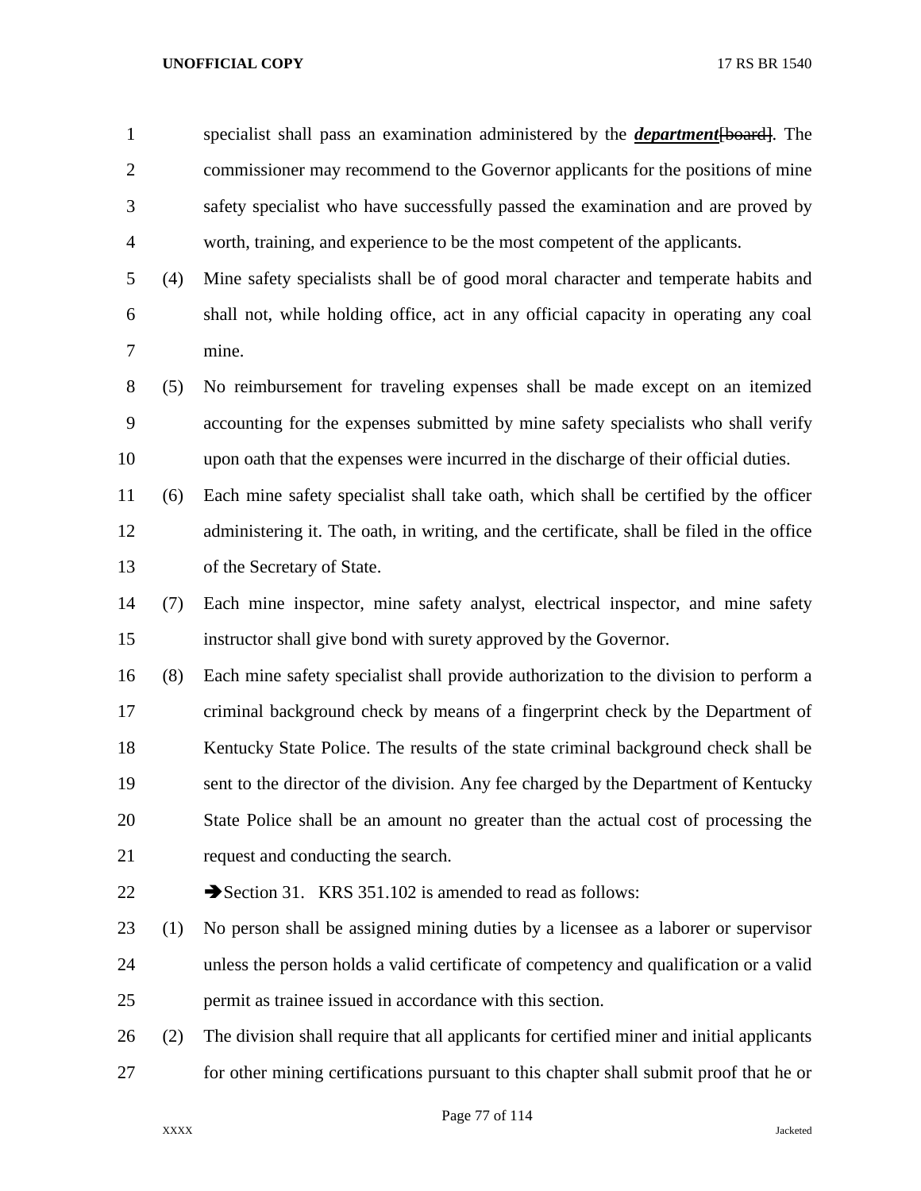specialist shall pass an examination administered by the ***department***[board]. The commissioner may recommend to the Governor applicants for the positions of mine safety specialist who have successfully passed the examination and are proved by worth, training, and experience to be the most competent of the applicants.

(4) Mine safety specialists shall be of good moral character and temperate habits and shall not, while holding office, act in any official capacity in operating any coal mine.

(5) No reimbursement for traveling expenses shall be made except on an itemized accounting for the expenses submitted by mine safety specialists who shall verify upon oath that the expenses were incurred in the discharge of their official duties.

(6) Each mine safety specialist shall take oath, which shall be certified by the officer administering it. The oath, in writing, and the certificate, shall be filed in the office of the Secretary of State.

(7) Each mine inspector, mine safety analyst, electrical inspector, and mine safety instructor shall give bond with surety approved by the Governor.

(8) Each mine safety specialist shall provide authorization to the division to perform a criminal background check by means of a fingerprint check by the Department of Kentucky State Police. The results of the state criminal background check shall be sent to the director of the division. Any fee charged by the Department of Kentucky State Police shall be an amount no greater than the actual cost of processing the request and conducting the search.

➔Section 31. KRS 351.102 is amended to read as follows:

(1) No person shall be assigned mining duties by a licensee as a laborer or supervisor unless the person holds a valid certificate of competency and qualification or a valid permit as trainee issued in accordance with this section.

(2) The division shall require that all applicants for certified miner and initial applicants for other mining certifications pursuant to this chapter shall submit proof that he or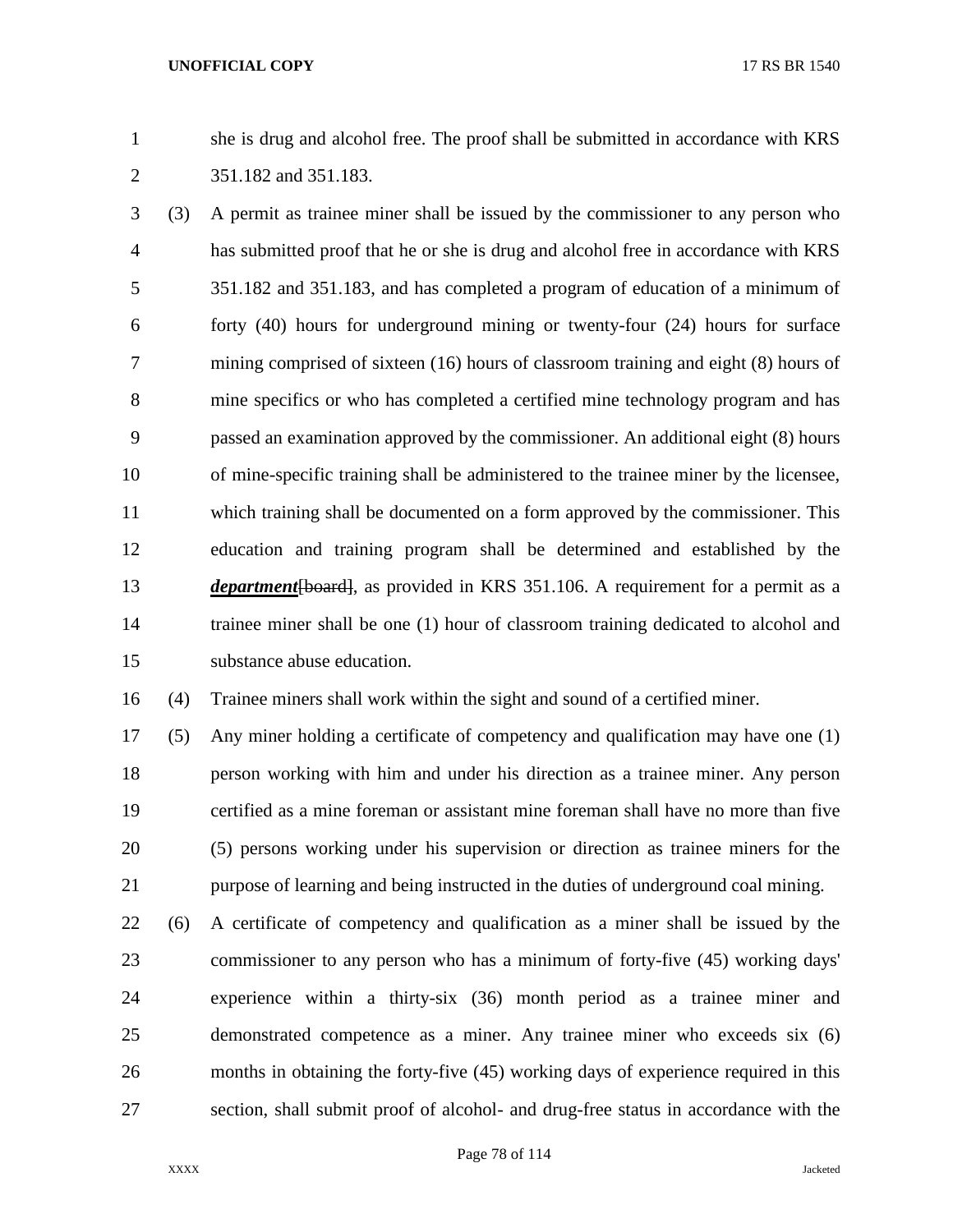she is drug and alcohol free. The proof shall be submitted in accordance with KRS 351.182 and 351.183.

(3) A permit as trainee miner shall be issued by the commissioner to any person who has submitted proof that he or she is drug and alcohol free in accordance with KRS 351.182 and 351.183, and has completed a program of education of a minimum of forty (40) hours for underground mining or twenty-four (24) hours for surface mining comprised of sixteen (16) hours of classroom training and eight (8) hours of mine specifics or who has completed a certified mine technology program and has passed an examination approved by the commissioner. An additional eight (8) hours of mine-specific training shall be administered to the trainee miner by the licensee, which training shall be documented on a form approved by the commissioner. This education and training program shall be determined and established by the ***department***~~[board]~~, as provided in KRS 351.106. A requirement for a permit as a trainee miner shall be one (1) hour of classroom training dedicated to alcohol and substance abuse education.

(4) Trainee miners shall work within the sight and sound of a certified miner.

(5) Any miner holding a certificate of competency and qualification may have one (1) person working with him and under his direction as a trainee miner. Any person certified as a mine foreman or assistant mine foreman shall have no more than five (5) persons working under his supervision or direction as trainee miners for the purpose of learning and being instructed in the duties of underground coal mining.

(6) A certificate of competency and qualification as a miner shall be issued by the commissioner to any person who has a minimum of forty-five (45) working days' experience within a thirty-six (36) month period as a trainee miner and demonstrated competence as a miner. Any trainee miner who exceeds six (6) months in obtaining the forty-five (45) working days of experience required in this section, shall submit proof of alcohol- and drug-free status in accordance with the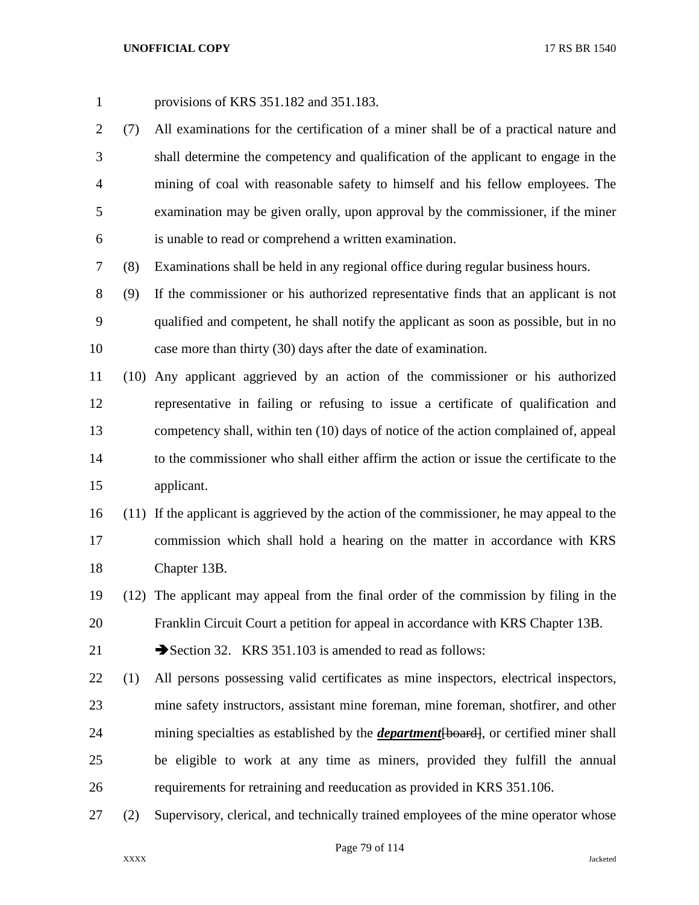provisions of KRS 351.182 and 351.183.

(7) All examinations for the certification of a miner shall be of a practical nature and shall determine the competency and qualification of the applicant to engage in the mining of coal with reasonable safety to himself and his fellow employees. The examination may be given orally, upon approval by the commissioner, if the miner is unable to read or comprehend a written examination.

(8) Examinations shall be held in any regional office during regular business hours.

(9) If the commissioner or his authorized representative finds that an applicant is not qualified and competent, he shall notify the applicant as soon as possible, but in no case more than thirty (30) days after the date of examination.

(10) Any applicant aggrieved by an action of the commissioner or his authorized representative in failing or refusing to issue a certificate of qualification and competency shall, within ten (10) days of notice of the action complained of, appeal to the commissioner who shall either affirm the action or issue the certificate to the applicant.

(11) If the applicant is aggrieved by the action of the commissioner, he may appeal to the commission which shall hold a hearing on the matter in accordance with KRS Chapter 13B.

(12) The applicant may appeal from the final order of the commission by filing in the Franklin Circuit Court a petition for appeal in accordance with KRS Chapter 13B.

➔Section 32. KRS 351.103 is amended to read as follows:

(1) All persons possessing valid certificates as mine inspectors, electrical inspectors, mine safety instructors, assistant mine foreman, mine foreman, shotfirer, and other mining specialties as established by the ***department***~~[board]~~, or certified miner shall be eligible to work at any time as miners, provided they fulfill the annual requirements for retraining and reeducation as provided in KRS 351.106.

(2) Supervisory, clerical, and technically trained employees of the mine operator whose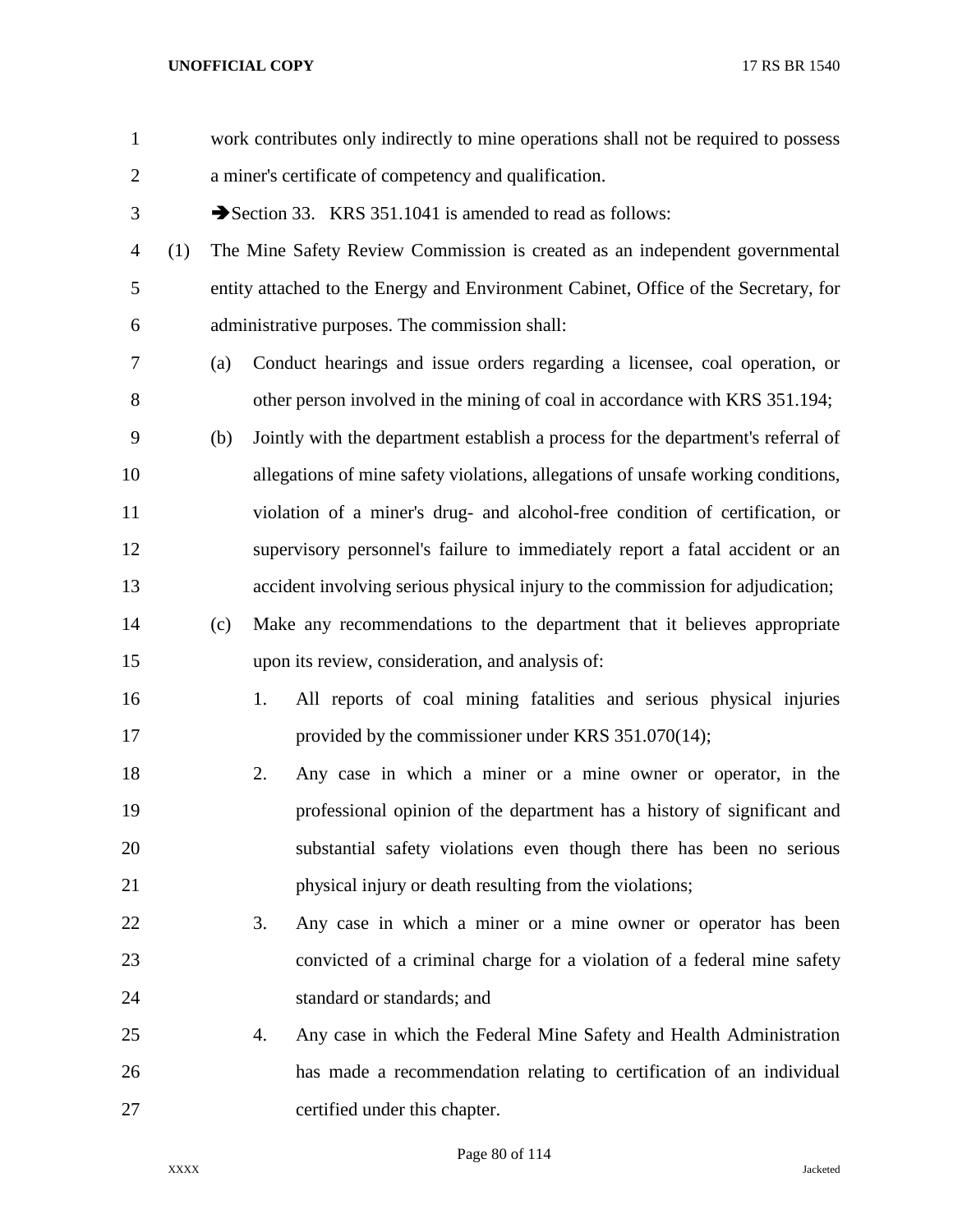work contributes only indirectly to mine operations shall not be required to possess a miner's certificate of competency and qualification.

➔Section 33. KRS 351.1041 is amended to read as follows:

(1) The Mine Safety Review Commission is created as an independent governmental entity attached to the Energy and Environment Cabinet, Office of the Secretary, for administrative purposes. The commission shall:

(a) Conduct hearings and issue orders regarding a licensee, coal operation, or other person involved in the mining of coal in accordance with KRS 351.194;

(b) Jointly with the department establish a process for the department's referral of allegations of mine safety violations, allegations of unsafe working conditions, violation of a miner's drug- and alcohol-free condition of certification, or supervisory personnel's failure to immediately report a fatal accident or an accident involving serious physical injury to the commission for adjudication;

(c) Make any recommendations to the department that it believes appropriate upon its review, consideration, and analysis of:

1. All reports of coal mining fatalities and serious physical injuries provided by the commissioner under KRS 351.070(14);

2. Any case in which a miner or a mine owner or operator, in the professional opinion of the department has a history of significant and substantial safety violations even though there has been no serious physical injury or death resulting from the violations;

3. Any case in which a miner or a mine owner or operator has been convicted of a criminal charge for a violation of a federal mine safety standard or standards; and

4. Any case in which the Federal Mine Safety and Health Administration has made a recommendation relating to certification of an individual certified under this chapter.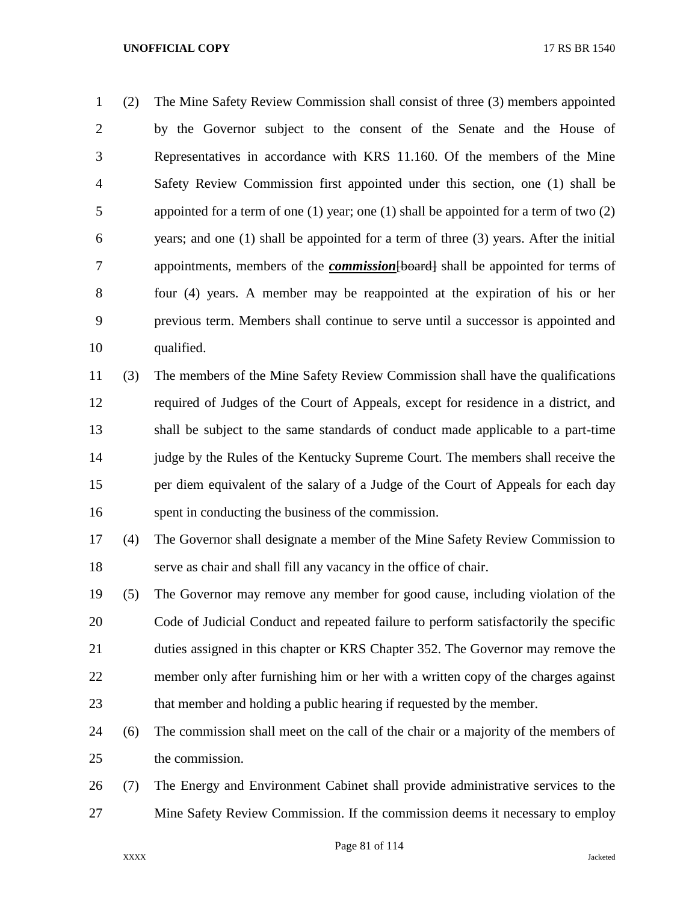(2) The Mine Safety Review Commission shall consist of three (3) members appointed by the Governor subject to the consent of the Senate and the House of Representatives in accordance with KRS 11.160. Of the members of the Mine Safety Review Commission first appointed under this section, one (1) shall be appointed for a term of one (1) year; one (1) shall be appointed for a term of two (2) years; and one (1) shall be appointed for a term of three (3) years. After the initial appointments, members of the ***commission***[~~board~~] shall be appointed for terms of four (4) years. A member may be reappointed at the expiration of his or her previous term. Members shall continue to serve until a successor is appointed and qualified.

(3) The members of the Mine Safety Review Commission shall have the qualifications required of Judges of the Court of Appeals, except for residence in a district, and shall be subject to the same standards of conduct made applicable to a part-time judge by the Rules of the Kentucky Supreme Court. The members shall receive the per diem equivalent of the salary of a Judge of the Court of Appeals for each day spent in conducting the business of the commission.

(4) The Governor shall designate a member of the Mine Safety Review Commission to serve as chair and shall fill any vacancy in the office of chair.

(5) The Governor may remove any member for good cause, including violation of the Code of Judicial Conduct and repeated failure to perform satisfactorily the specific duties assigned in this chapter or KRS Chapter 352. The Governor may remove the member only after furnishing him or her with a written copy of the charges against that member and holding a public hearing if requested by the member.

(6) The commission shall meet on the call of the chair or a majority of the members of the commission.

(7) The Energy and Environment Cabinet shall provide administrative services to the Mine Safety Review Commission. If the commission deems it necessary to employ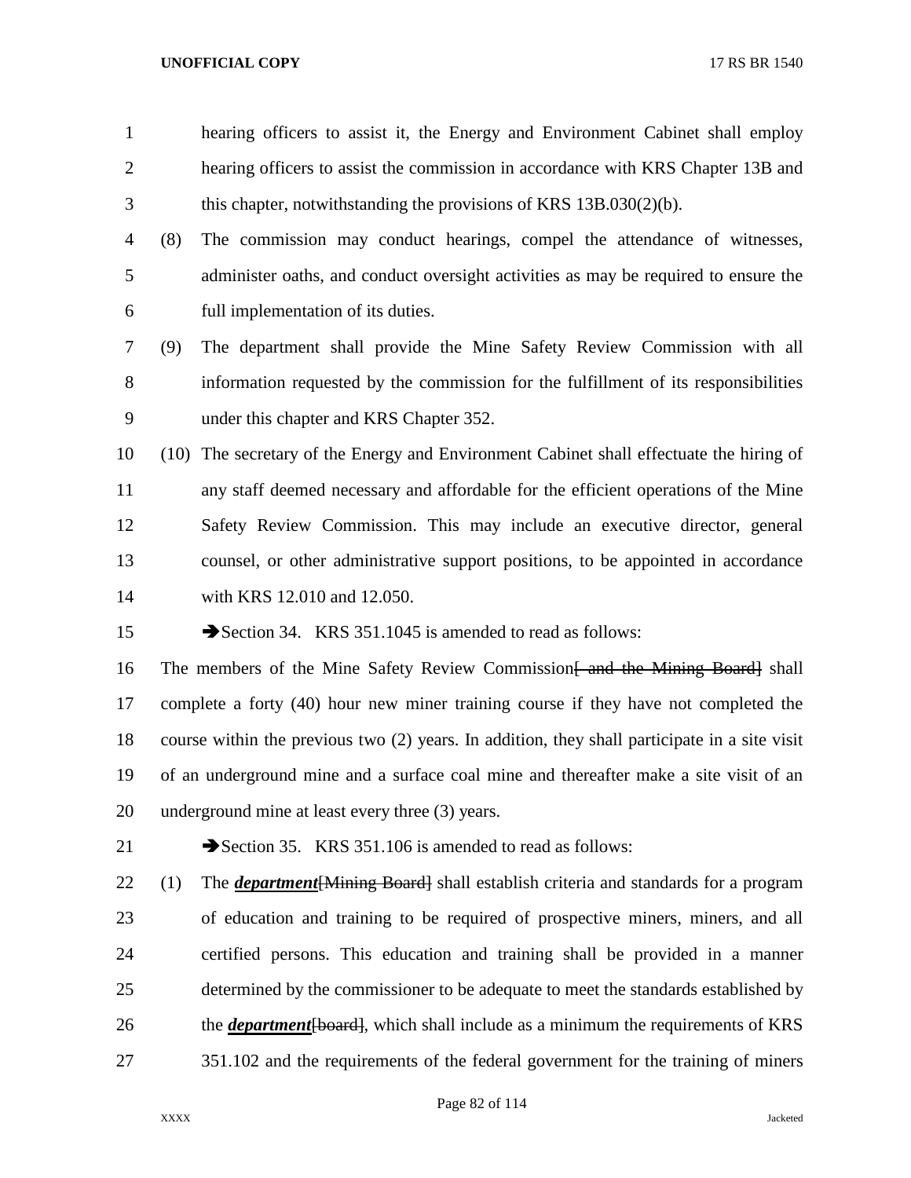hearing officers to assist it, the Energy and Environment Cabinet shall employ hearing officers to assist the commission in accordance with KRS Chapter 13B and this chapter, notwithstanding the provisions of KRS 13B.030(2)(b).

(8) The commission may conduct hearings, compel the attendance of witnesses, administer oaths, and conduct oversight activities as may be required to ensure the full implementation of its duties.

(9) The department shall provide the Mine Safety Review Commission with all information requested by the commission for the fulfillment of its responsibilities under this chapter and KRS Chapter 352.

(10) The secretary of the Energy and Environment Cabinet shall effectuate the hiring of any staff deemed necessary and affordable for the efficient operations of the Mine Safety Review Commission. This may include an executive director, general counsel, or other administrative support positions, to be appointed in accordance with KRS 12.010 and 12.050.

➔Section 34. KRS 351.1045 is amended to read as follows:

The members of the Mine Safety Review Commission~~[ and the Mining Board]~~ shall complete a forty (40) hour new miner training course if they have not completed the course within the previous two (2) years. In addition, they shall participate in a site visit of an underground mine and a surface coal mine and thereafter make a site visit of an underground mine at least every three (3) years.

➔Section 35. KRS 351.106 is amended to read as follows:

(1) The ***department***~~[Mining Board]~~ shall establish criteria and standards for a program of education and training to be required of prospective miners, miners, and all certified persons. This education and training shall be provided in a manner determined by the commissioner to be adequate to meet the standards established by the ***department***~~[board]~~, which shall include as a minimum the requirements of KRS 351.102 and the requirements of the federal government for the training of miners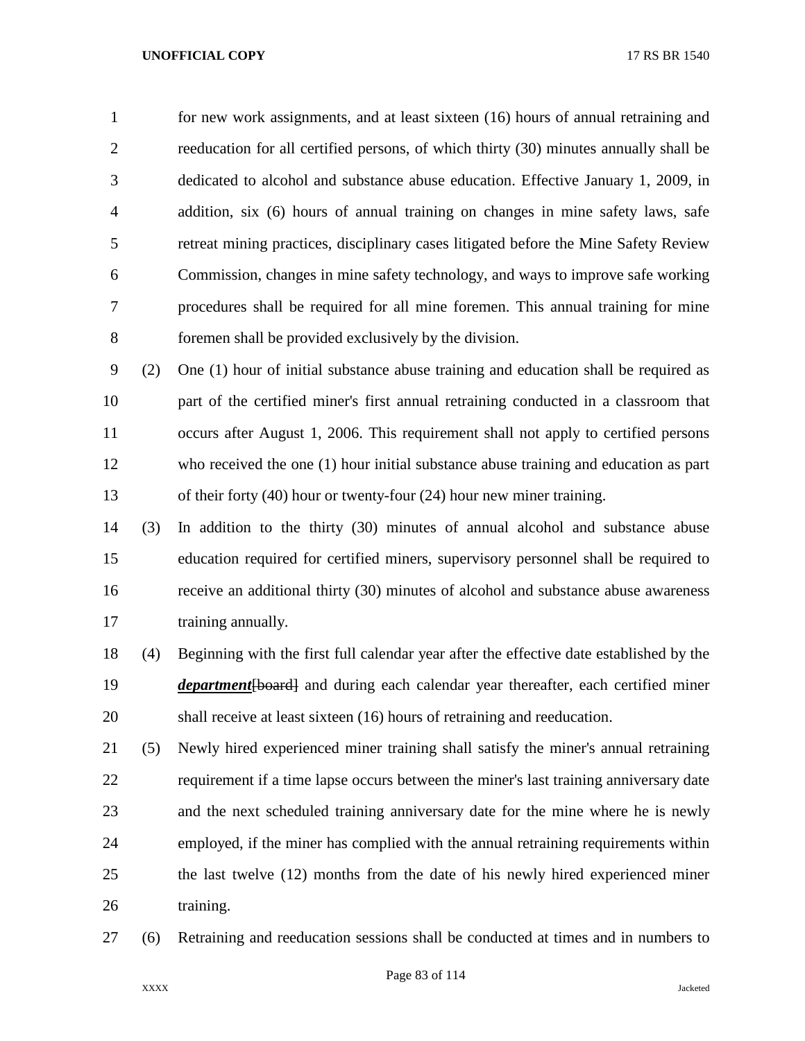for new work assignments, and at least sixteen (16) hours of annual retraining and reeducation for all certified persons, of which thirty (30) minutes annually shall be dedicated to alcohol and substance abuse education. Effective January 1, 2009, in addition, six (6) hours of annual training on changes in mine safety laws, safe retreat mining practices, disciplinary cases litigated before the Mine Safety Review Commission, changes in mine safety technology, and ways to improve safe working procedures shall be required for all mine foremen. This annual training for mine foremen shall be provided exclusively by the division.

(2) One (1) hour of initial substance abuse training and education shall be required as part of the certified miner's first annual retraining conducted in a classroom that occurs after August 1, 2006. This requirement shall not apply to certified persons who received the one (1) hour initial substance abuse training and education as part of their forty (40) hour or twenty-four (24) hour new miner training.

(3) In addition to the thirty (30) minutes of annual alcohol and substance abuse education required for certified miners, supervisory personnel shall be required to receive an additional thirty (30) minutes of alcohol and substance abuse awareness training annually.

(4) Beginning with the first full calendar year after the effective date established by the ***department***~~[board]~~ and during each calendar year thereafter, each certified miner shall receive at least sixteen (16) hours of retraining and reeducation.

(5) Newly hired experienced miner training shall satisfy the miner's annual retraining requirement if a time lapse occurs between the miner's last training anniversary date and the next scheduled training anniversary date for the mine where he is newly employed, if the miner has complied with the annual retraining requirements within the last twelve (12) months from the date of his newly hired experienced miner training.

(6) Retraining and reeducation sessions shall be conducted at times and in numbers to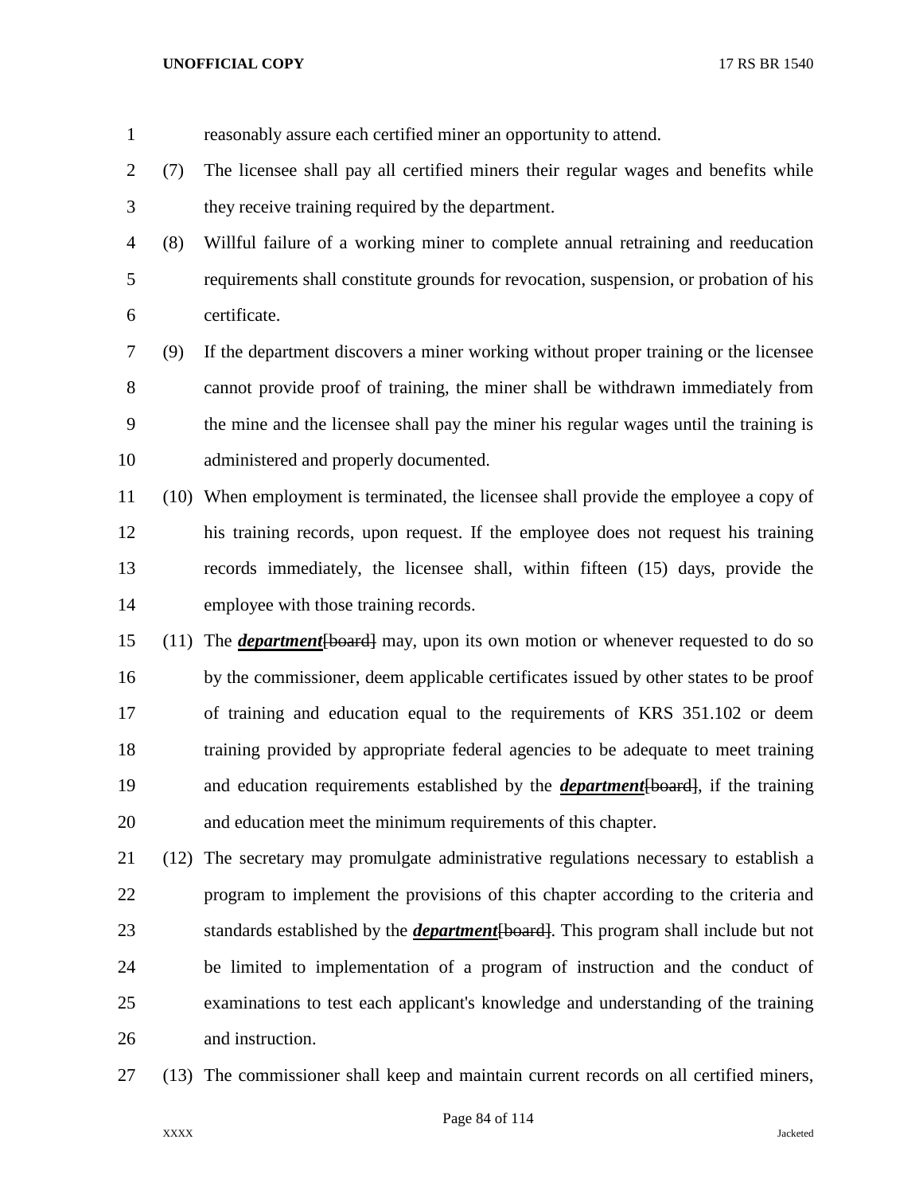reasonably assure each certified miner an opportunity to attend.

(7) The licensee shall pay all certified miners their regular wages and benefits while they receive training required by the department.

(8) Willful failure of a working miner to complete annual retraining and reeducation requirements shall constitute grounds for revocation, suspension, or probation of his certificate.

(9) If the department discovers a miner working without proper training or the licensee cannot provide proof of training, the miner shall be withdrawn immediately from the mine and the licensee shall pay the miner his regular wages until the training is administered and properly documented.

(10) When employment is terminated, the licensee shall provide the employee a copy of his training records, upon request. If the employee does not request his training records immediately, the licensee shall, within fifteen (15) days, provide the employee with those training records.

(11) The ***department***~~[board]~~ may, upon its own motion or whenever requested to do so by the commissioner, deem applicable certificates issued by other states to be proof of training and education equal to the requirements of KRS 351.102 or deem training provided by appropriate federal agencies to be adequate to meet training and education requirements established by the ***department***~~[board]~~, if the training and education meet the minimum requirements of this chapter.

(12) The secretary may promulgate administrative regulations necessary to establish a program to implement the provisions of this chapter according to the criteria and standards established by the ***department***~~[board]~~. This program shall include but not be limited to implementation of a program of instruction and the conduct of examinations to test each applicant's knowledge and understanding of the training and instruction.

(13) The commissioner shall keep and maintain current records on all certified miners,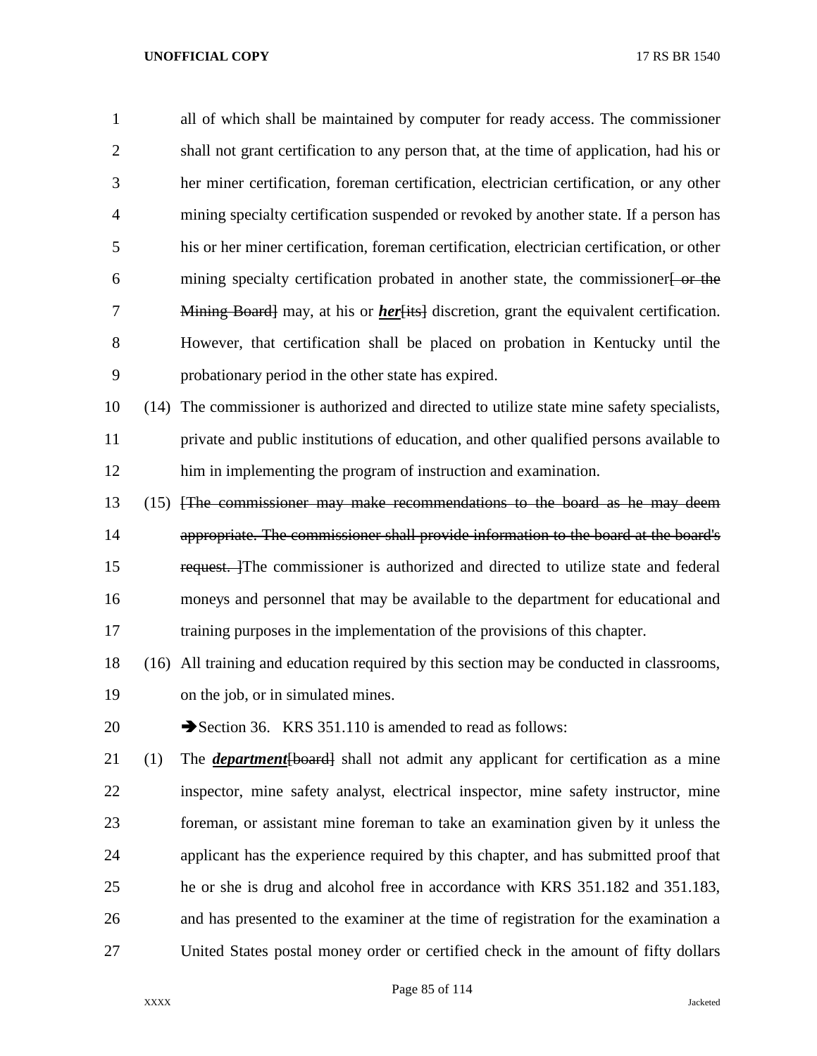all of which shall be maintained by computer for ready access. The commissioner shall not grant certification to any person that, at the time of application, had his or her miner certification, foreman certification, electrician certification, or any other mining specialty certification suspended or revoked by another state. If a person has his or her miner certification, foreman certification, electrician certification, or other mining specialty certification probated in another state, the commissioner~~[ or the Mining Board]~~ may, at his or ***her***~~[its]~~ discretion, grant the equivalent certification. However, that certification shall be placed on probation in Kentucky until the probationary period in the other state has expired.

(14) The commissioner is authorized and directed to utilize state mine safety specialists, private and public institutions of education, and other qualified persons available to him in implementing the program of instruction and examination.

(15) ~~[The commissioner may make recommendations to the board as he may deem appropriate. The commissioner shall provide information to the board at the board's request. ]~~The commissioner is authorized and directed to utilize state and federal moneys and personnel that may be available to the department for educational and training purposes in the implementation of the provisions of this chapter.

(16) All training and education required by this section may be conducted in classrooms, on the job, or in simulated mines.

➔Section 36. KRS 351.110 is amended to read as follows:

(1) The ***department***~~[board]~~ shall not admit any applicant for certification as a mine inspector, mine safety analyst, electrical inspector, mine safety instructor, mine foreman, or assistant mine foreman to take an examination given by it unless the applicant has the experience required by this chapter, and has submitted proof that he or she is drug and alcohol free in accordance with KRS 351.182 and 351.183, and has presented to the examiner at the time of registration for the examination a United States postal money order or certified check in the amount of fifty dollars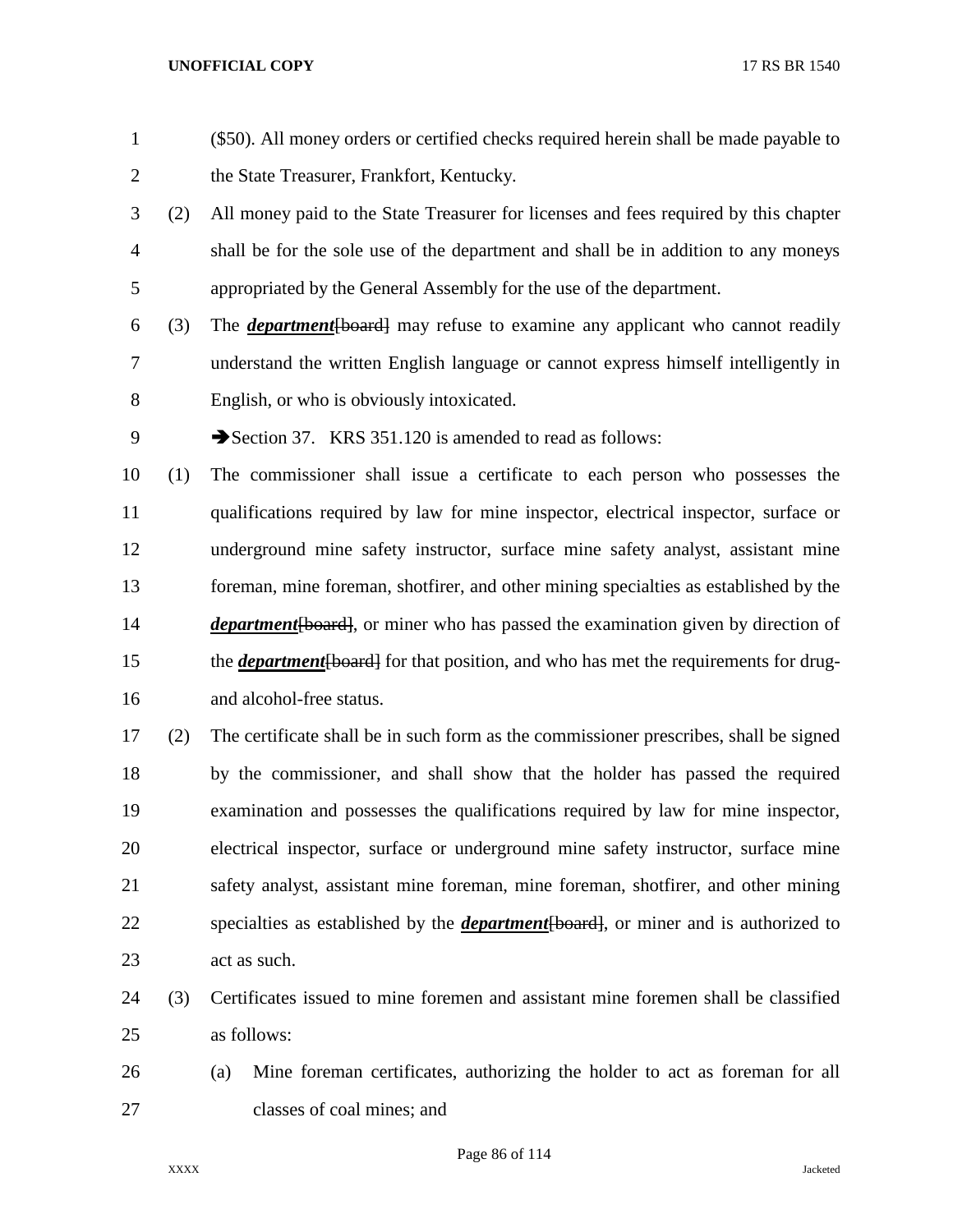($50). All money orders or certified checks required herein shall be made payable to the State Treasurer, Frankfort, Kentucky.

(2) All money paid to the State Treasurer for licenses and fees required by this chapter shall be for the sole use of the department and shall be in addition to any moneys appropriated by the General Assembly for the use of the department.

(3) The ***department***~~[board]~~ may refuse to examine any applicant who cannot readily understand the written English language or cannot express himself intelligently in English, or who is obviously intoxicated.

➔Section 37. KRS 351.120 is amended to read as follows:

(1) The commissioner shall issue a certificate to each person who possesses the qualifications required by law for mine inspector, electrical inspector, surface or underground mine safety instructor, surface mine safety analyst, assistant mine foreman, mine foreman, shotfirer, and other mining specialties as established by the ***department***~~[board]~~, or miner who has passed the examination given by direction of the ***department***~~[board]~~ for that position, and who has met the requirements for drug- and alcohol-free status.

(2) The certificate shall be in such form as the commissioner prescribes, shall be signed by the commissioner, and shall show that the holder has passed the required examination and possesses the qualifications required by law for mine inspector, electrical inspector, surface or underground mine safety instructor, surface mine safety analyst, assistant mine foreman, mine foreman, shotfirer, and other mining specialties as established by the ***department***~~[board]~~, or miner and is authorized to act as such.

(3) Certificates issued to mine foremen and assistant mine foremen shall be classified as follows:

(a) Mine foreman certificates, authorizing the holder to act as foreman for all classes of coal mines; and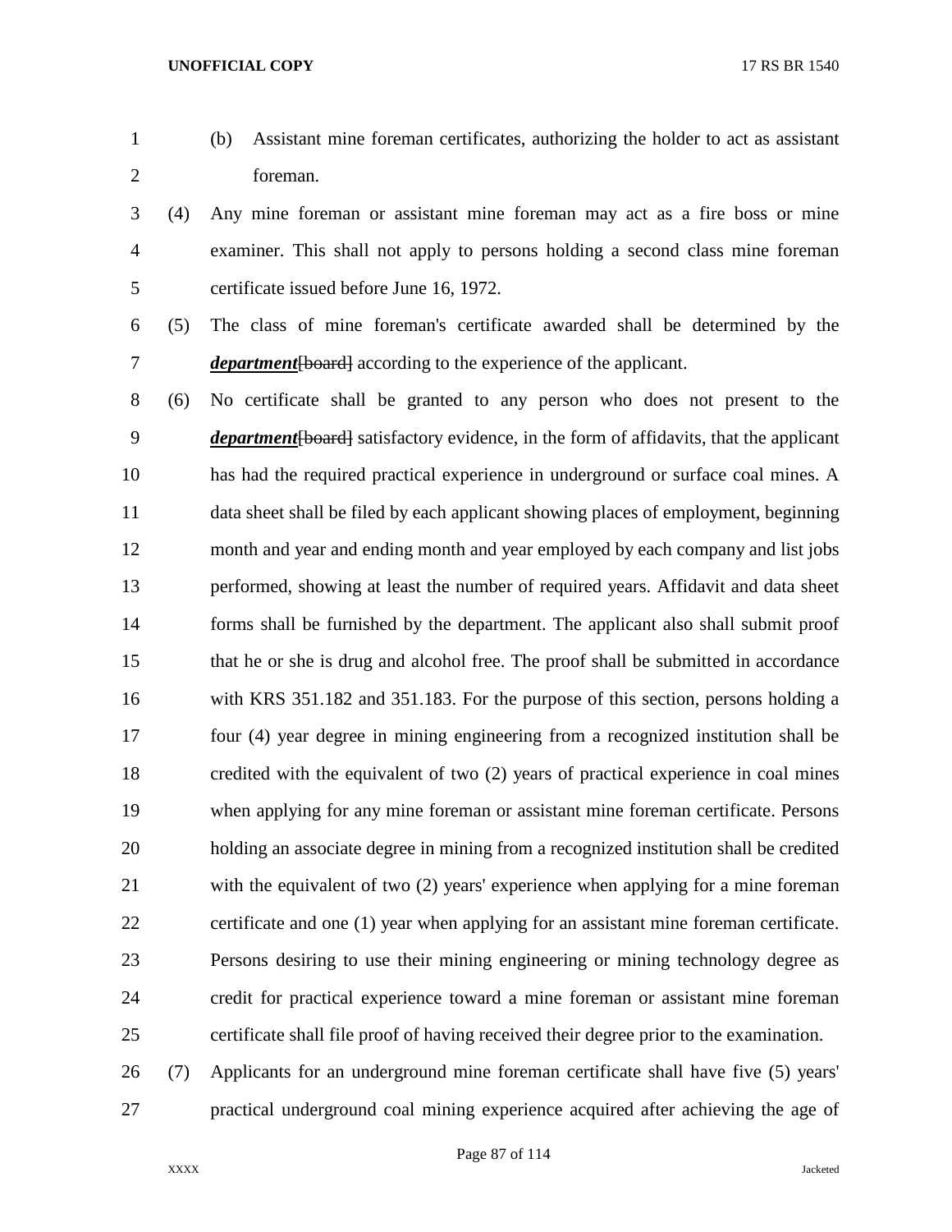(b) Assistant mine foreman certificates, authorizing the holder to act as assistant foreman.

(4) Any mine foreman or assistant mine foreman may act as a fire boss or mine examiner. This shall not apply to persons holding a second class mine foreman certificate issued before June 16, 1972.

(5) The class of mine foreman's certificate awarded shall be determined by the ***department***~~[board]~~ according to the experience of the applicant.

(6) No certificate shall be granted to any person who does not present to the ***department***~~[board]~~ satisfactory evidence, in the form of affidavits, that the applicant has had the required practical experience in underground or surface coal mines. A data sheet shall be filed by each applicant showing places of employment, beginning month and year and ending month and year employed by each company and list jobs performed, showing at least the number of required years. Affidavit and data sheet forms shall be furnished by the department. The applicant also shall submit proof that he or she is drug and alcohol free. The proof shall be submitted in accordance with KRS 351.182 and 351.183. For the purpose of this section, persons holding a four (4) year degree in mining engineering from a recognized institution shall be credited with the equivalent of two (2) years of practical experience in coal mines when applying for any mine foreman or assistant mine foreman certificate. Persons holding an associate degree in mining from a recognized institution shall be credited with the equivalent of two (2) years' experience when applying for a mine foreman certificate and one (1) year when applying for an assistant mine foreman certificate. Persons desiring to use their mining engineering or mining technology degree as credit for practical experience toward a mine foreman or assistant mine foreman certificate shall file proof of having received their degree prior to the examination.

(7) Applicants for an underground mine foreman certificate shall have five (5) years' practical underground coal mining experience acquired after achieving the age of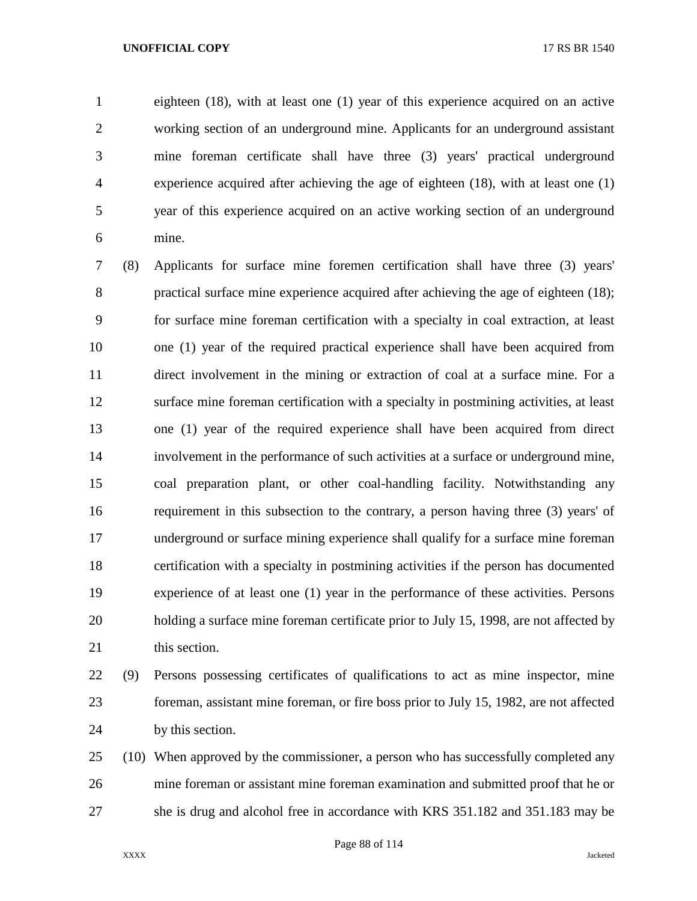eighteen (18), with at least one (1) year of this experience acquired on an active working section of an underground mine. Applicants for an underground assistant mine foreman certificate shall have three (3) years' practical underground experience acquired after achieving the age of eighteen (18), with at least one (1) year of this experience acquired on an active working section of an underground mine.

(8) Applicants for surface mine foremen certification shall have three (3) years' practical surface mine experience acquired after achieving the age of eighteen (18); for surface mine foreman certification with a specialty in coal extraction, at least one (1) year of the required practical experience shall have been acquired from direct involvement in the mining or extraction of coal at a surface mine. For a surface mine foreman certification with a specialty in postmining activities, at least one (1) year of the required experience shall have been acquired from direct involvement in the performance of such activities at a surface or underground mine, coal preparation plant, or other coal-handling facility. Notwithstanding any requirement in this subsection to the contrary, a person having three (3) years' of underground or surface mining experience shall qualify for a surface mine foreman certification with a specialty in postmining activities if the person has documented experience of at least one (1) year in the performance of these activities. Persons holding a surface mine foreman certificate prior to July 15, 1998, are not affected by this section.

(9) Persons possessing certificates of qualifications to act as mine inspector, mine foreman, assistant mine foreman, or fire boss prior to July 15, 1982, are not affected by this section.

(10) When approved by the commissioner, a person who has successfully completed any mine foreman or assistant mine foreman examination and submitted proof that he or she is drug and alcohol free in accordance with KRS 351.182 and 351.183 may be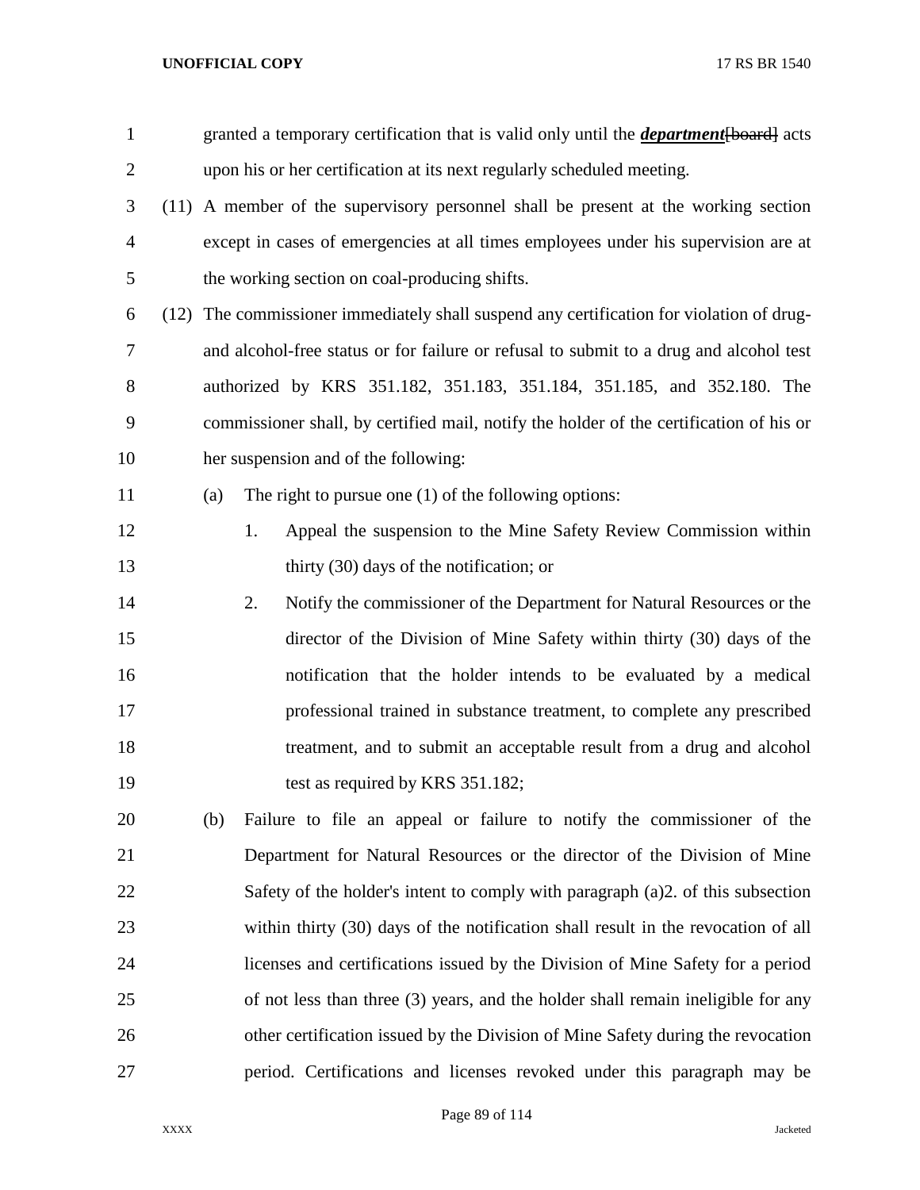granted a temporary certification that is valid only until the ***department***~~[board]~~ acts upon his or her certification at its next regularly scheduled meeting.

(11) A member of the supervisory personnel shall be present at the working section except in cases of emergencies at all times employees under his supervision are at the working section on coal-producing shifts.

(12) The commissioner immediately shall suspend any certification for violation of drug- and alcohol-free status or for failure or refusal to submit to a drug and alcohol test authorized by KRS 351.182, 351.183, 351.184, 351.185, and 352.180. The commissioner shall, by certified mail, notify the holder of the certification of his or her suspension and of the following:

(a) The right to pursue one (1) of the following options:

1. Appeal the suspension to the Mine Safety Review Commission within thirty (30) days of the notification; or

2. Notify the commissioner of the Department for Natural Resources or the director of the Division of Mine Safety within thirty (30) days of the notification that the holder intends to be evaluated by a medical professional trained in substance treatment, to complete any prescribed treatment, and to submit an acceptable result from a drug and alcohol test as required by KRS 351.182;

(b) Failure to file an appeal or failure to notify the commissioner of the Department for Natural Resources or the director of the Division of Mine Safety of the holder's intent to comply with paragraph (a)2. of this subsection within thirty (30) days of the notification shall result in the revocation of all licenses and certifications issued by the Division of Mine Safety for a period of not less than three (3) years, and the holder shall remain ineligible for any other certification issued by the Division of Mine Safety during the revocation period. Certifications and licenses revoked under this paragraph may be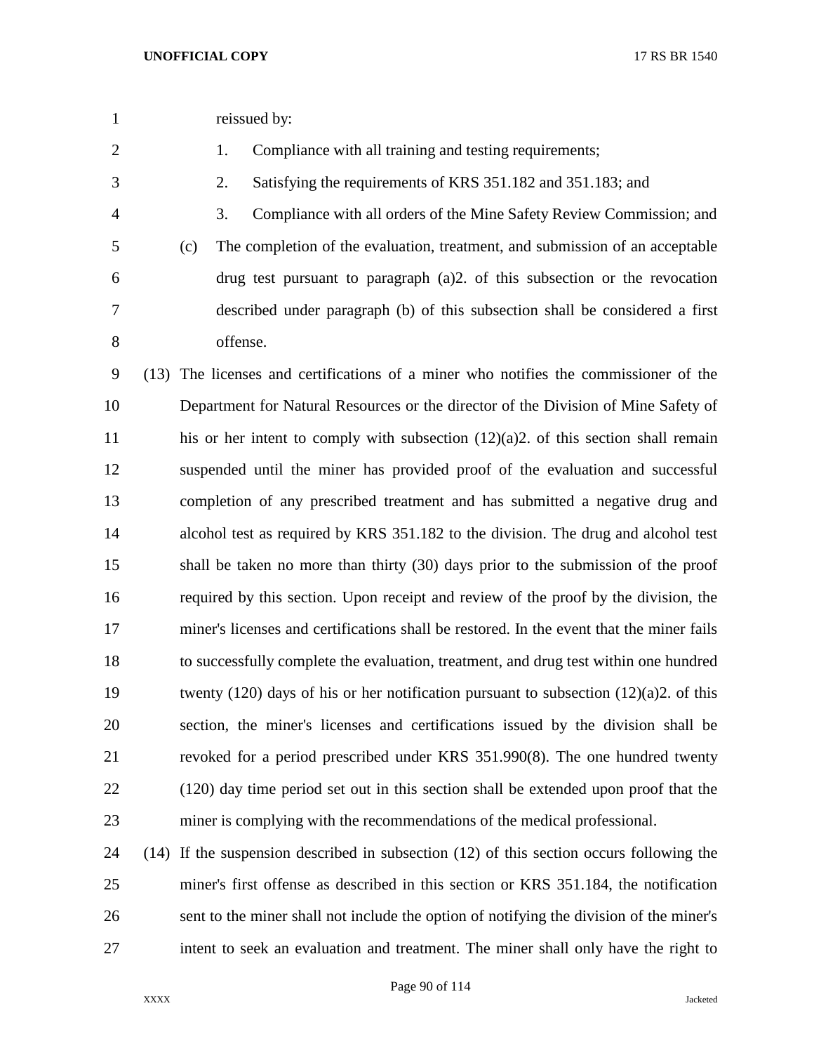reissued by:

1. Compliance with all training and testing requirements;
2. Satisfying the requirements of KRS 351.182 and 351.183; and
3. Compliance with all orders of the Mine Safety Review Commission; and

(c) The completion of the evaluation, treatment, and submission of an acceptable drug test pursuant to paragraph (a)2. of this subsection or the revocation described under paragraph (b) of this subsection shall be considered a first offense.

(13) The licenses and certifications of a miner who notifies the commissioner of the Department for Natural Resources or the director of the Division of Mine Safety of his or her intent to comply with subsection (12)(a)2. of this section shall remain suspended until the miner has provided proof of the evaluation and successful completion of any prescribed treatment and has submitted a negative drug and alcohol test as required by KRS 351.182 to the division. The drug and alcohol test shall be taken no more than thirty (30) days prior to the submission of the proof required by this section. Upon receipt and review of the proof by the division, the miner's licenses and certifications shall be restored. In the event that the miner fails to successfully complete the evaluation, treatment, and drug test within one hundred twenty (120) days of his or her notification pursuant to subsection (12)(a)2. of this section, the miner's licenses and certifications issued by the division shall be revoked for a period prescribed under KRS 351.990(8). The one hundred twenty (120) day time period set out in this section shall be extended upon proof that the miner is complying with the recommendations of the medical professional.

(14) If the suspension described in subsection (12) of this section occurs following the miner's first offense as described in this section or KRS 351.184, the notification sent to the miner shall not include the option of notifying the division of the miner's intent to seek an evaluation and treatment. The miner shall only have the right to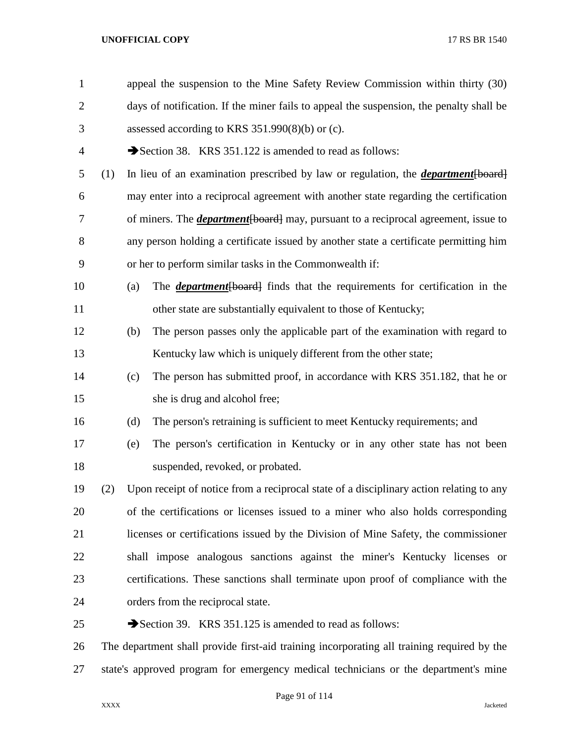appeal the suspension to the Mine Safety Review Commission within thirty (30) days of notification. If the miner fails to appeal the suspension, the penalty shall be assessed according to KRS 351.990(8)(b) or (c).

➔Section 38. KRS 351.122 is amended to read as follows:

(1) In lieu of an examination prescribed by law or regulation, the ***department***[board] may enter into a reciprocal agreement with another state regarding the certification of miners. The ***department***[board] may, pursuant to a reciprocal agreement, issue to any person holding a certificate issued by another state a certificate permitting him or her to perform similar tasks in the Commonwealth if:

(a) The ***department***[board] finds that the requirements for certification in the other state are substantially equivalent to those of Kentucky;

(b) The person passes only the applicable part of the examination with regard to Kentucky law which is uniquely different from the other state;

(c) The person has submitted proof, in accordance with KRS 351.182, that he or she is drug and alcohol free;

(d) The person's retraining is sufficient to meet Kentucky requirements; and

(e) The person's certification in Kentucky or in any other state has not been suspended, revoked, or probated.

(2) Upon receipt of notice from a reciprocal state of a disciplinary action relating to any of the certifications or licenses issued to a miner who also holds corresponding licenses or certifications issued by the Division of Mine Safety, the commissioner shall impose analogous sanctions against the miner's Kentucky licenses or certifications. These sanctions shall terminate upon proof of compliance with the orders from the reciprocal state.

➔Section 39. KRS 351.125 is amended to read as follows:

The department shall provide first-aid training incorporating all training required by the state's approved program for emergency medical technicians or the department's mine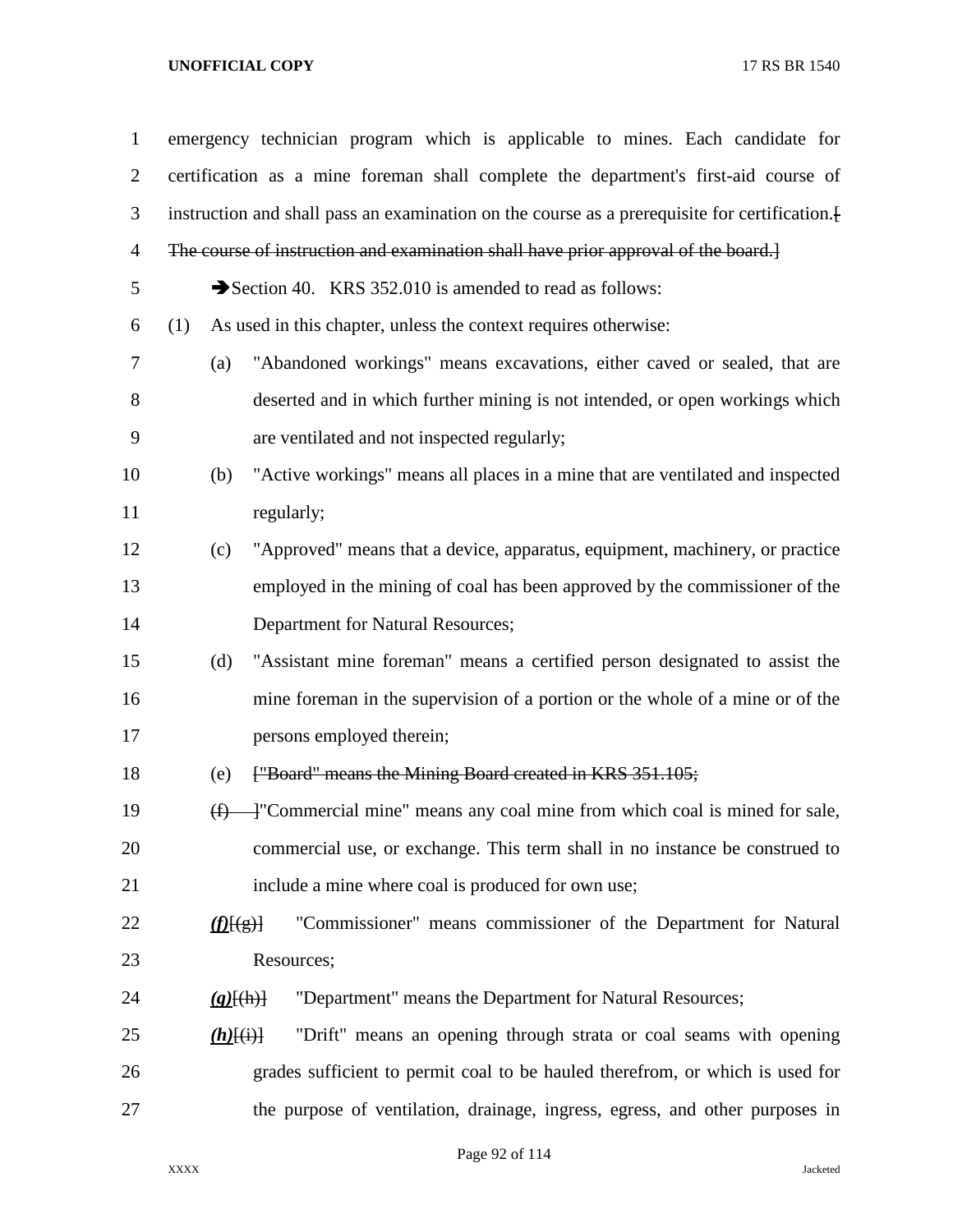emergency technician program which is applicable to mines. Each candidate for certification as a mine foreman shall complete the department's first-aid course of instruction and shall pass an examination on the course as a prerequisite for certification.~~[ The course of instruction and examination shall have prior approval of the board.]~~

➔Section 40. KRS 352.010 is amended to read as follows:

(1) As used in this chapter, unless the context requires otherwise:

(a) "Abandoned workings" means excavations, either caved or sealed, that are deserted and in which further mining is not intended, or open workings which are ventilated and not inspected regularly;

(b) "Active workings" means all places in a mine that are ventilated and inspected regularly;

(c) "Approved" means that a device, apparatus, equipment, machinery, or practice employed in the mining of coal has been approved by the commissioner of the Department for Natural Resources;

(d) "Assistant mine foreman" means a certified person designated to assist the mine foreman in the supervision of a portion or the whole of a mine or of the persons employed therein;

(e) ~~["Board" means the Mining Board created in KRS 351.105;~~

~~(f) ]~~"Commercial mine" means any coal mine from which coal is mined for sale, commercial use, or exchange. This term shall in no instance be construed to include a mine where coal is produced for own use;

***(f)***~~[(g)]~~ "Commissioner" means commissioner of the Department for Natural Resources;

***(g)***~~[(h)]~~ "Department" means the Department for Natural Resources;

***(h)***~~[(i)]~~ "Drift" means an opening through strata or coal seams with opening grades sufficient to permit coal to be hauled therefrom, or which is used for the purpose of ventilation, drainage, ingress, egress, and other purposes in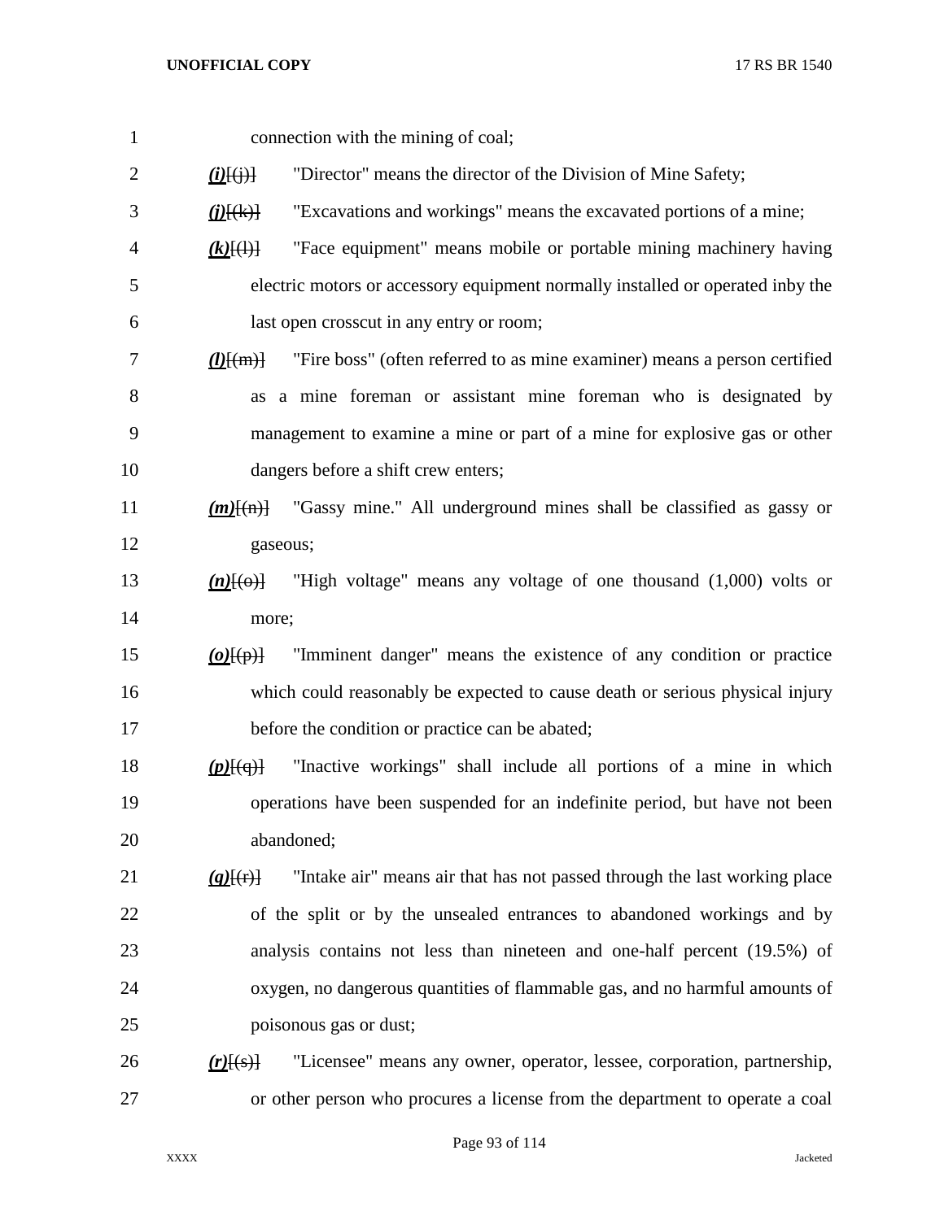connection with the mining of coal;

***(i)***[(j)] "Director" means the director of the Division of Mine Safety;

***(j)***[(k)] "Excavations and workings" means the excavated portions of a mine;

***(k)***[(l)] "Face equipment" means mobile or portable mining machinery having electric motors or accessory equipment normally installed or operated inby the last open crosscut in any entry or room;

***(l)***[(m)] "Fire boss" (often referred to as mine examiner) means a person certified as a mine foreman or assistant mine foreman who is designated by management to examine a mine or part of a mine for explosive gas or other dangers before a shift crew enters;

***(m)***[(n)] "Gassy mine." All underground mines shall be classified as gassy or gaseous;

***(n)***[(o)] "High voltage" means any voltage of one thousand (1,000) volts or more;

***(o)***[(p)] "Imminent danger" means the existence of any condition or practice which could reasonably be expected to cause death or serious physical injury before the condition or practice can be abated;

***(p)***[(q)] "Inactive workings" shall include all portions of a mine in which operations have been suspended for an indefinite period, but have not been abandoned;

***(q)***[(r)] "Intake air" means air that has not passed through the last working place of the split or by the unsealed entrances to abandoned workings and by analysis contains not less than nineteen and one-half percent (19.5%) of oxygen, no dangerous quantities of flammable gas, and no harmful amounts of poisonous gas or dust;

***(r)***[(s)] "Licensee" means any owner, operator, lessee, corporation, partnership, or other person who procures a license from the department to operate a coal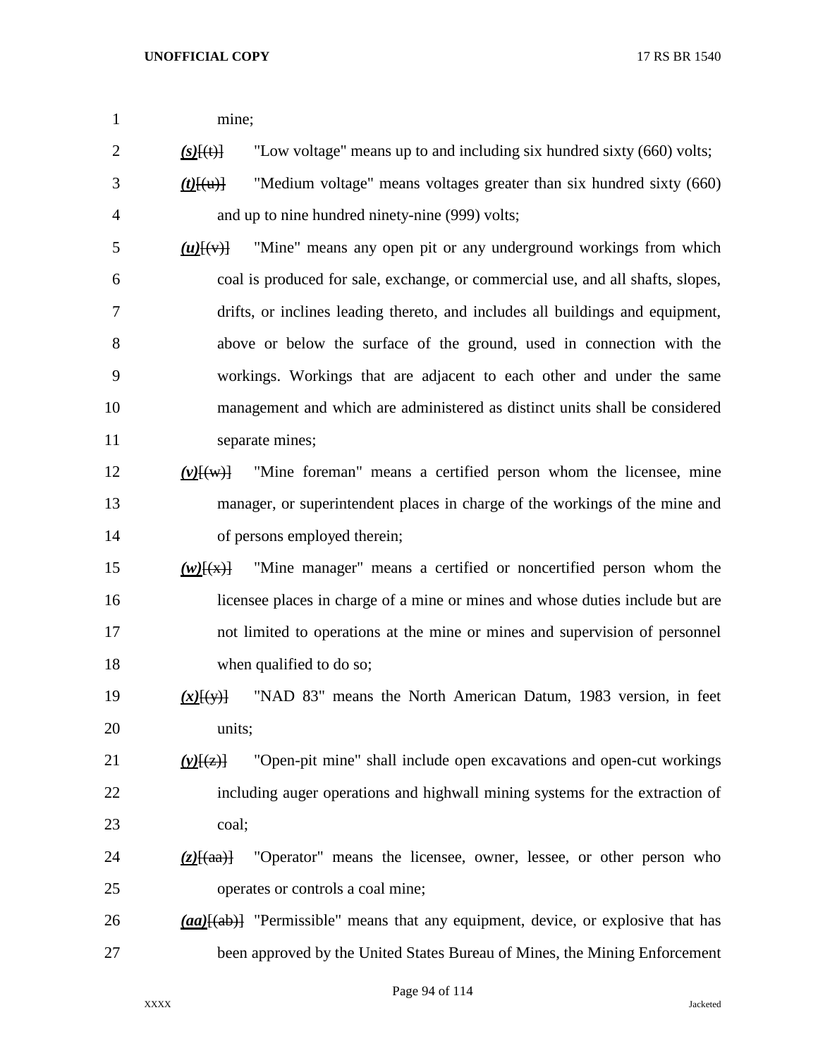mine;

***(s)***[(t)] "Low voltage" means up to and including six hundred sixty (660) volts;

***(t)***[(u)] "Medium voltage" means voltages greater than six hundred sixty (660) and up to nine hundred ninety-nine (999) volts;

***(u)***[(v)] "Mine" means any open pit or any underground workings from which coal is produced for sale, exchange, or commercial use, and all shafts, slopes, drifts, or inclines leading thereto, and includes all buildings and equipment, above or below the surface of the ground, used in connection with the workings. Workings that are adjacent to each other and under the same management and which are administered as distinct units shall be considered separate mines;

***(v)***[(w)] "Mine foreman" means a certified person whom the licensee, mine manager, or superintendent places in charge of the workings of the mine and of persons employed therein;

***(w)***[(x)] "Mine manager" means a certified or noncertified person whom the licensee places in charge of a mine or mines and whose duties include but are not limited to operations at the mine or mines and supervision of personnel when qualified to do so;

***(x)***[(y)] "NAD 83" means the North American Datum, 1983 version, in feet units;

***(y)***[(z)] "Open-pit mine" shall include open excavations and open-cut workings including auger operations and highwall mining systems for the extraction of coal;

***(z)***[(aa)] "Operator" means the licensee, owner, lessee, or other person who operates or controls a coal mine;

***(aa)***[(ab)] "Permissible" means that any equipment, device, or explosive that has been approved by the United States Bureau of Mines, the Mining Enforcement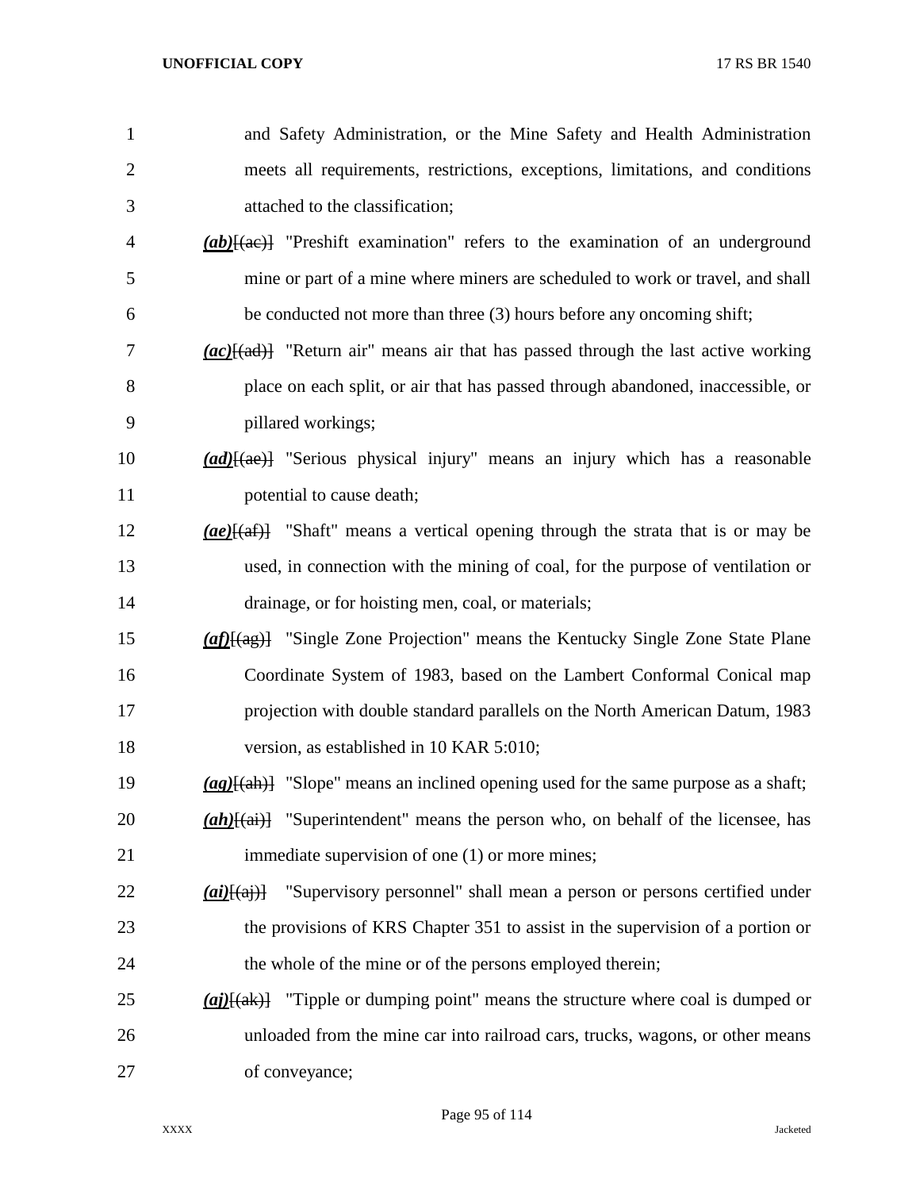and Safety Administration, or the Mine Safety and Health Administration meets all requirements, restrictions, exceptions, limitations, and conditions attached to the classification;

***(ab)***~~[(ac)]~~ "Preshift examination" refers to the examination of an underground mine or part of a mine where miners are scheduled to work or travel, and shall be conducted not more than three (3) hours before any oncoming shift;

***(ac)***~~[(ad)]~~ "Return air" means air that has passed through the last active working place on each split, or air that has passed through abandoned, inaccessible, or pillared workings;

***(ad)***~~[(ae)]~~ "Serious physical injury" means an injury which has a reasonable potential to cause death;

***(ae)***~~[(af)]~~ "Shaft" means a vertical opening through the strata that is or may be used, in connection with the mining of coal, for the purpose of ventilation or drainage, or for hoisting men, coal, or materials;

***(af)***~~[(ag)]~~ "Single Zone Projection" means the Kentucky Single Zone State Plane Coordinate System of 1983, based on the Lambert Conformal Conical map projection with double standard parallels on the North American Datum, 1983 version, as established in 10 KAR 5:010;

***(ag)***~~[(ah)]~~ "Slope" means an inclined opening used for the same purpose as a shaft;

***(ah)***~~[(ai)]~~ "Superintendent" means the person who, on behalf of the licensee, has immediate supervision of one (1) or more mines;

***(ai)***~~[(aj)]~~ "Supervisory personnel" shall mean a person or persons certified under the provisions of KRS Chapter 351 to assist in the supervision of a portion or the whole of the mine or of the persons employed therein;

***(aj)***~~[(ak)]~~ "Tipple or dumping point" means the structure where coal is dumped or unloaded from the mine car into railroad cars, trucks, wagons, or other means of conveyance;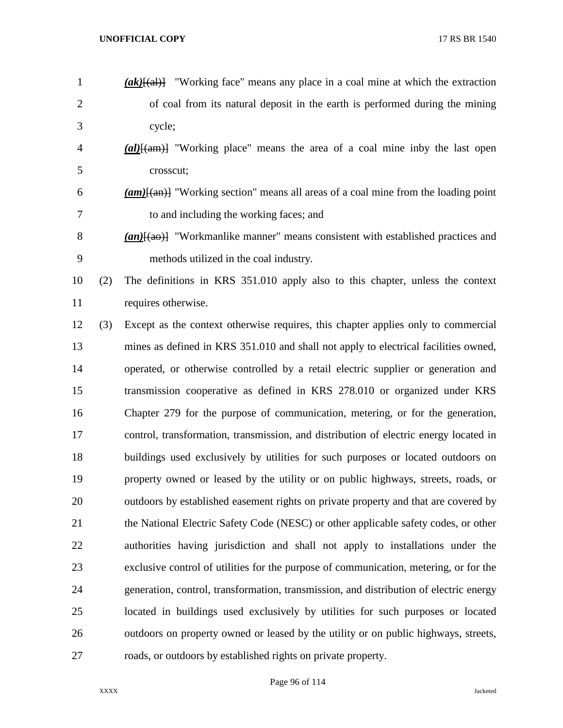***(ak)***~~[(al)]~~ "Working face" means any place in a coal mine at which the extraction of coal from its natural deposit in the earth is performed during the mining cycle;

***(al)***~~[(am)]~~ "Working place" means the area of a coal mine inby the last open crosscut;

***(am)***~~[(an)]~~ "Working section" means all areas of a coal mine from the loading point to and including the working faces; and

***(an)***~~[(ao)]~~ "Workmanlike manner" means consistent with established practices and methods utilized in the coal industry.

(2) The definitions in KRS 351.010 apply also to this chapter, unless the context requires otherwise.

(3) Except as the context otherwise requires, this chapter applies only to commercial mines as defined in KRS 351.010 and shall not apply to electrical facilities owned, operated, or otherwise controlled by a retail electric supplier or generation and transmission cooperative as defined in KRS 278.010 or organized under KRS Chapter 279 for the purpose of communication, metering, or for the generation, control, transformation, transmission, and distribution of electric energy located in buildings used exclusively by utilities for such purposes or located outdoors on property owned or leased by the utility or on public highways, streets, roads, or outdoors by established easement rights on private property and that are covered by the National Electric Safety Code (NESC) or other applicable safety codes, or other authorities having jurisdiction and shall not apply to installations under the exclusive control of utilities for the purpose of communication, metering, or for the generation, control, transformation, transmission, and distribution of electric energy located in buildings used exclusively by utilities for such purposes or located outdoors on property owned or leased by the utility or on public highways, streets, roads, or outdoors by established rights on private property.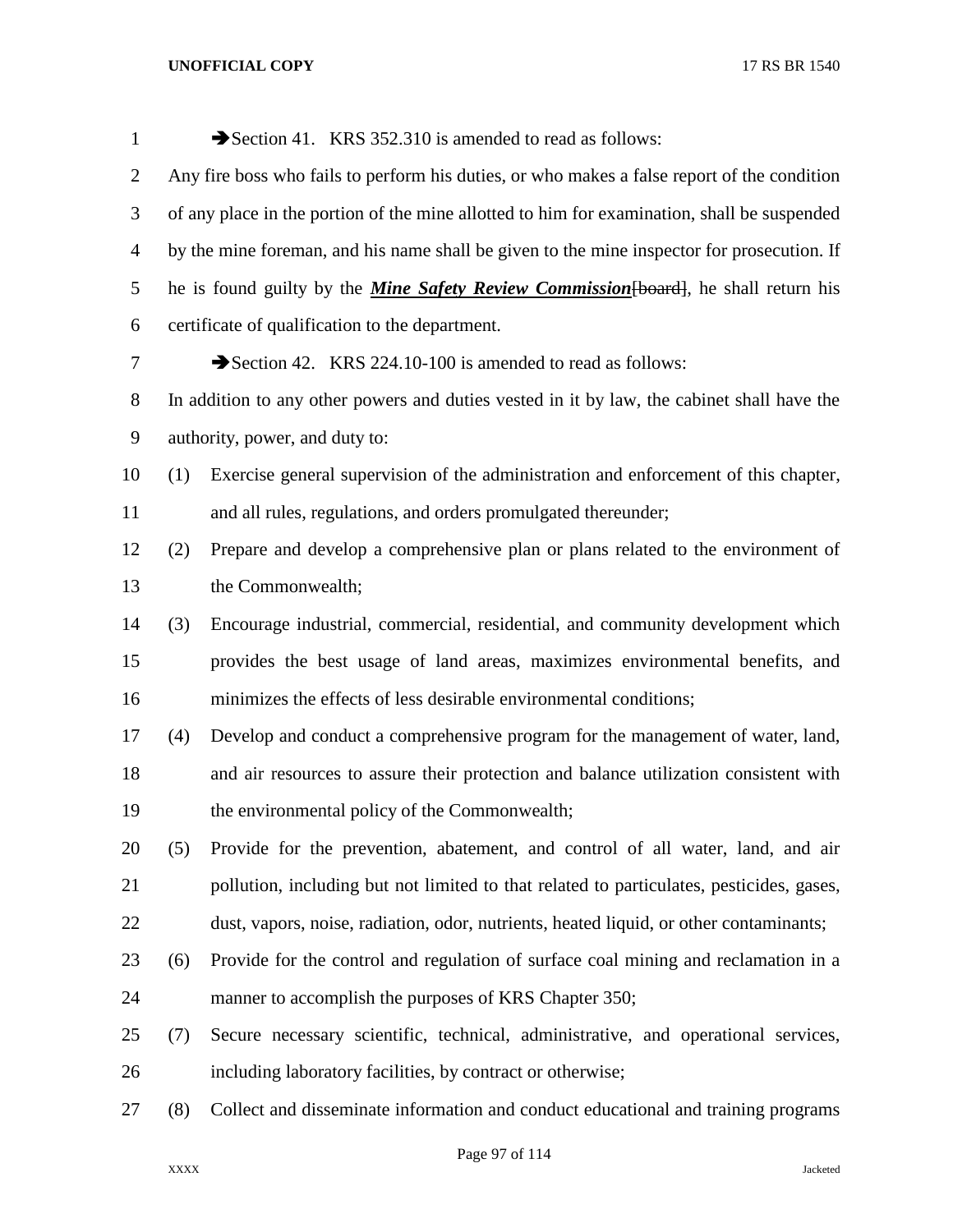➔Section 41. KRS 352.310 is amended to read as follows:

Any fire boss who fails to perform his duties, or who makes a false report of the condition of any place in the portion of the mine allotted to him for examination, shall be suspended by the mine foreman, and his name shall be given to the mine inspector for prosecution. If he is found guilty by the ***Mine Safety Review Commission***~~[board]~~, he shall return his certificate of qualification to the department.

➔Section 42. KRS 224.10-100 is amended to read as follows:

In addition to any other powers and duties vested in it by law, the cabinet shall have the authority, power, and duty to:

(1) Exercise general supervision of the administration and enforcement of this chapter, and all rules, regulations, and orders promulgated thereunder;

(2) Prepare and develop a comprehensive plan or plans related to the environment of the Commonwealth;

(3) Encourage industrial, commercial, residential, and community development which provides the best usage of land areas, maximizes environmental benefits, and minimizes the effects of less desirable environmental conditions;

(4) Develop and conduct a comprehensive program for the management of water, land, and air resources to assure their protection and balance utilization consistent with the environmental policy of the Commonwealth;

(5) Provide for the prevention, abatement, and control of all water, land, and air pollution, including but not limited to that related to particulates, pesticides, gases, dust, vapors, noise, radiation, odor, nutrients, heated liquid, or other contaminants;

(6) Provide for the control and regulation of surface coal mining and reclamation in a manner to accomplish the purposes of KRS Chapter 350;

(7) Secure necessary scientific, technical, administrative, and operational services, including laboratory facilities, by contract or otherwise;

(8) Collect and disseminate information and conduct educational and training programs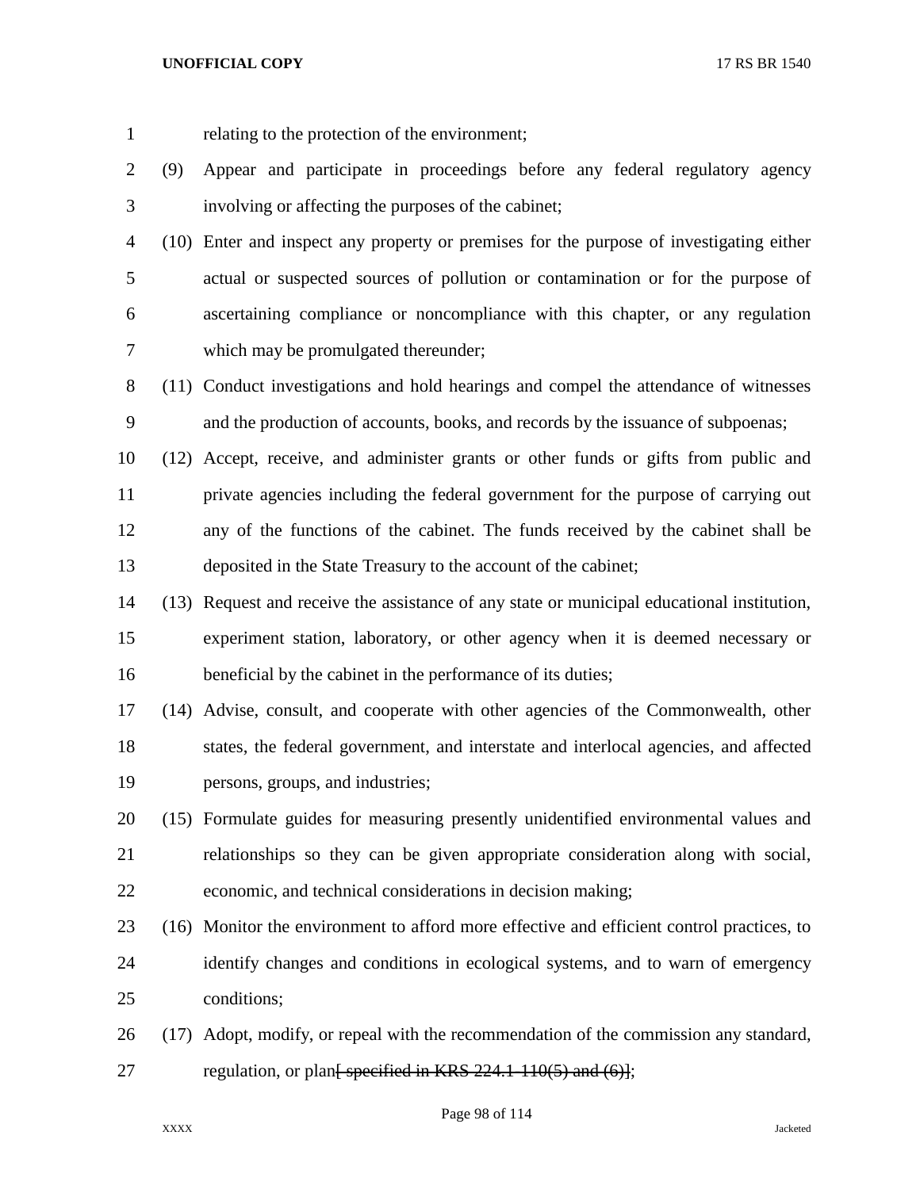relating to the protection of the environment;

(9) Appear and participate in proceedings before any federal regulatory agency involving or affecting the purposes of the cabinet;

(10) Enter and inspect any property or premises for the purpose of investigating either actual or suspected sources of pollution or contamination or for the purpose of ascertaining compliance or noncompliance with this chapter, or any regulation which may be promulgated thereunder;

(11) Conduct investigations and hold hearings and compel the attendance of witnesses and the production of accounts, books, and records by the issuance of subpoenas;

(12) Accept, receive, and administer grants or other funds or gifts from public and private agencies including the federal government for the purpose of carrying out any of the functions of the cabinet. The funds received by the cabinet shall be deposited in the State Treasury to the account of the cabinet;

(13) Request and receive the assistance of any state or municipal educational institution, experiment station, laboratory, or other agency when it is deemed necessary or beneficial by the cabinet in the performance of its duties;

(14) Advise, consult, and cooperate with other agencies of the Commonwealth, other states, the federal government, and interstate and interlocal agencies, and affected persons, groups, and industries;

(15) Formulate guides for measuring presently unidentified environmental values and relationships so they can be given appropriate consideration along with social, economic, and technical considerations in decision making;

(16) Monitor the environment to afford more effective and efficient control practices, to identify changes and conditions in ecological systems, and to warn of emergency conditions;

(17) Adopt, modify, or repeal with the recommendation of the commission any standard, regulation, or plan~~[ specified in KRS 224.1-110(5) and (6)]~~;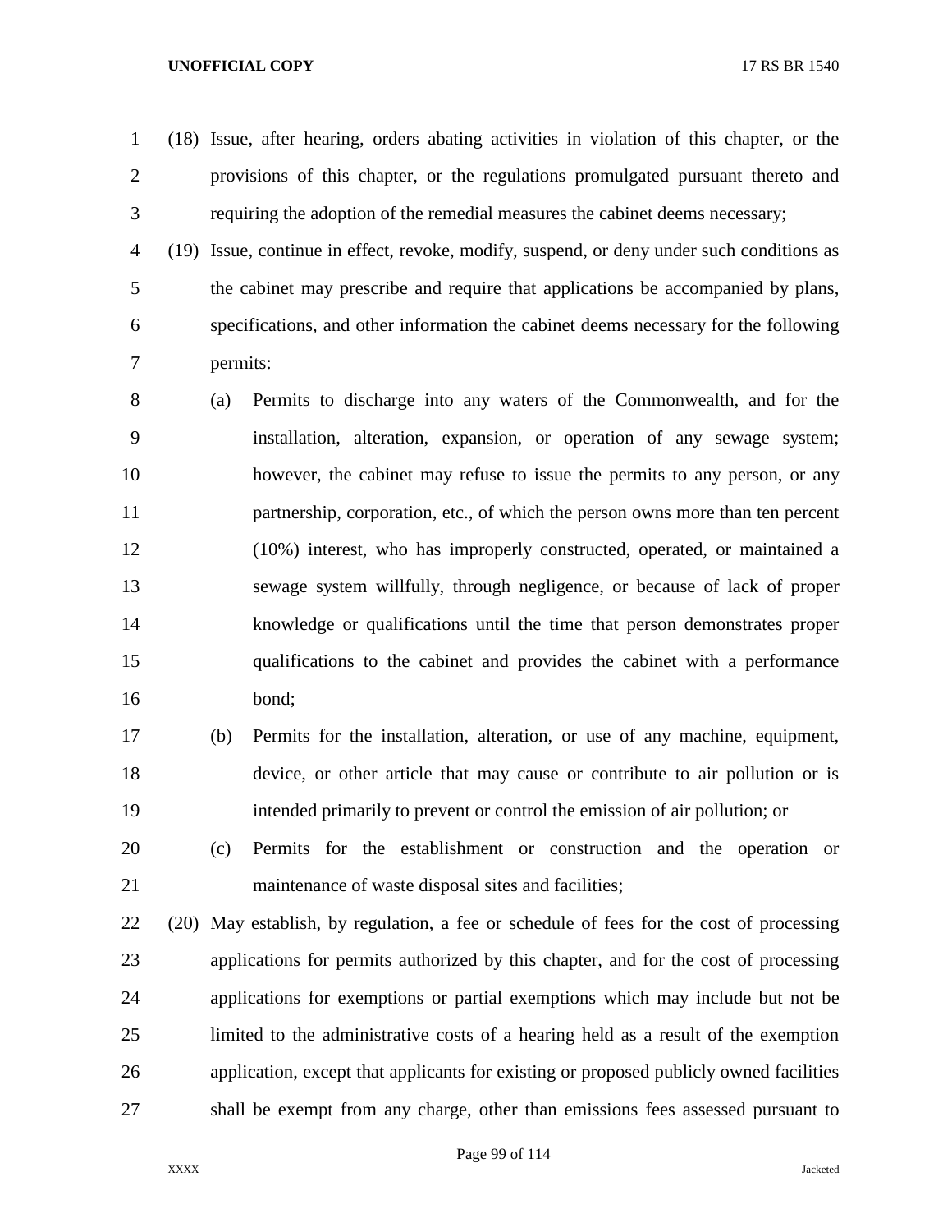(18) Issue, after hearing, orders abating activities in violation of this chapter, or the provisions of this chapter, or the regulations promulgated pursuant thereto and requiring the adoption of the remedial measures the cabinet deems necessary;

(19) Issue, continue in effect, revoke, modify, suspend, or deny under such conditions as the cabinet may prescribe and require that applications be accompanied by plans, specifications, and other information the cabinet deems necessary for the following permits:

(a) Permits to discharge into any waters of the Commonwealth, and for the installation, alteration, expansion, or operation of any sewage system; however, the cabinet may refuse to issue the permits to any person, or any partnership, corporation, etc., of which the person owns more than ten percent (10%) interest, who has improperly constructed, operated, or maintained a sewage system willfully, through negligence, or because of lack of proper knowledge or qualifications until the time that person demonstrates proper qualifications to the cabinet and provides the cabinet with a performance bond;

(b) Permits for the installation, alteration, or use of any machine, equipment, device, or other article that may cause or contribute to air pollution or is intended primarily to prevent or control the emission of air pollution; or

(c) Permits for the establishment or construction and the operation or maintenance of waste disposal sites and facilities;

(20) May establish, by regulation, a fee or schedule of fees for the cost of processing applications for permits authorized by this chapter, and for the cost of processing applications for exemptions or partial exemptions which may include but not be limited to the administrative costs of a hearing held as a result of the exemption application, except that applicants for existing or proposed publicly owned facilities shall be exempt from any charge, other than emissions fees assessed pursuant to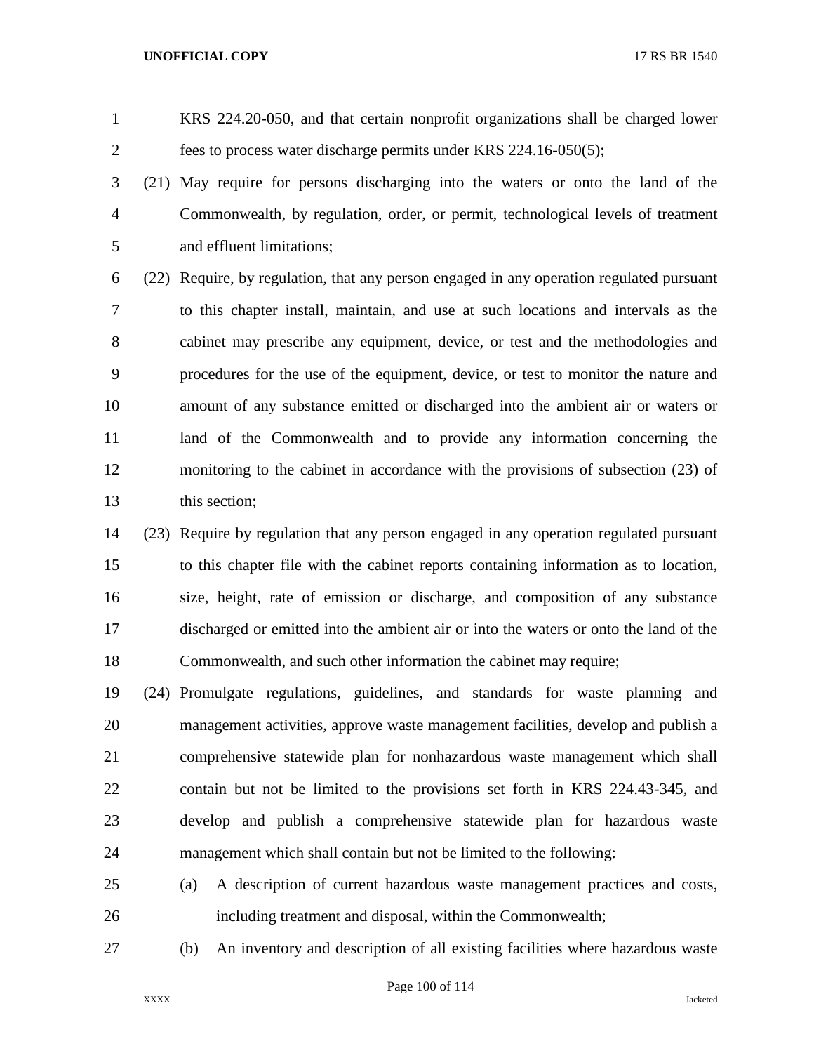KRS 224.20-050, and that certain nonprofit organizations shall be charged lower fees to process water discharge permits under KRS 224.16-050(5);

(21) May require for persons discharging into the waters or onto the land of the Commonwealth, by regulation, order, or permit, technological levels of treatment and effluent limitations;

(22) Require, by regulation, that any person engaged in any operation regulated pursuant to this chapter install, maintain, and use at such locations and intervals as the cabinet may prescribe any equipment, device, or test and the methodologies and procedures for the use of the equipment, device, or test to monitor the nature and amount of any substance emitted or discharged into the ambient air or waters or land of the Commonwealth and to provide any information concerning the monitoring to the cabinet in accordance with the provisions of subsection (23) of this section;

(23) Require by regulation that any person engaged in any operation regulated pursuant to this chapter file with the cabinet reports containing information as to location, size, height, rate of emission or discharge, and composition of any substance discharged or emitted into the ambient air or into the waters or onto the land of the Commonwealth, and such other information the cabinet may require;

(24) Promulgate regulations, guidelines, and standards for waste planning and management activities, approve waste management facilities, develop and publish a comprehensive statewide plan for nonhazardous waste management which shall contain but not be limited to the provisions set forth in KRS 224.43-345, and develop and publish a comprehensive statewide plan for hazardous waste management which shall contain but not be limited to the following:

(a) A description of current hazardous waste management practices and costs, including treatment and disposal, within the Commonwealth;

(b) An inventory and description of all existing facilities where hazardous waste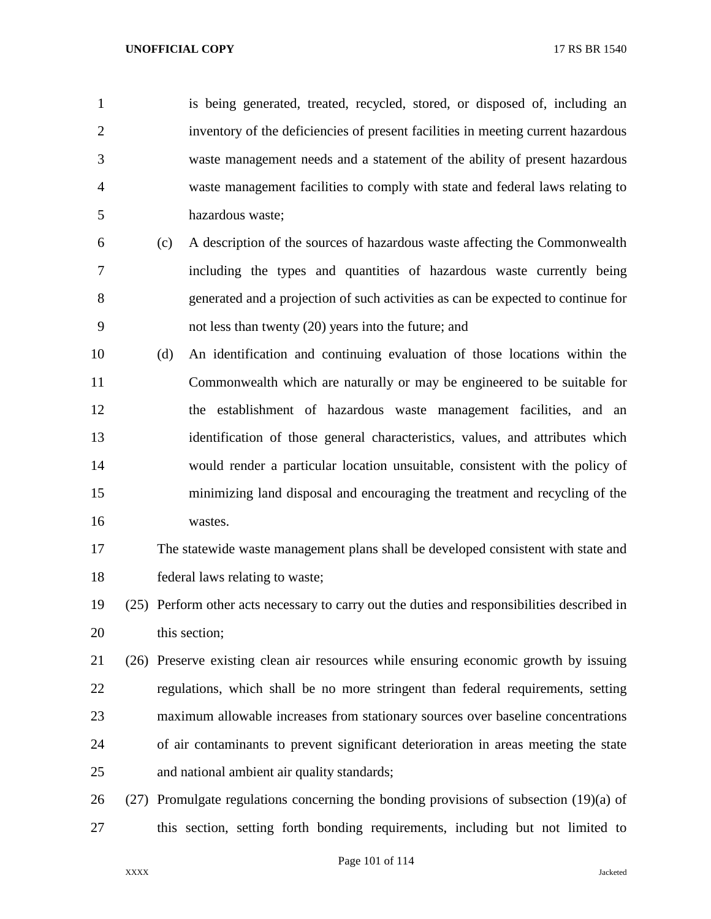is being generated, treated, recycled, stored, or disposed of, including an inventory of the deficiencies of present facilities in meeting current hazardous waste management needs and a statement of the ability of present hazardous waste management facilities to comply with state and federal laws relating to hazardous waste;

(c) A description of the sources of hazardous waste affecting the Commonwealth including the types and quantities of hazardous waste currently being generated and a projection of such activities as can be expected to continue for not less than twenty (20) years into the future; and

(d) An identification and continuing evaluation of those locations within the Commonwealth which are naturally or may be engineered to be suitable for the establishment of hazardous waste management facilities, and an identification of those general characteristics, values, and attributes which would render a particular location unsuitable, consistent with the policy of minimizing land disposal and encouraging the treatment and recycling of the wastes.

The statewide waste management plans shall be developed consistent with state and federal laws relating to waste;

(25) Perform other acts necessary to carry out the duties and responsibilities described in this section;

(26) Preserve existing clean air resources while ensuring economic growth by issuing regulations, which shall be no more stringent than federal requirements, setting maximum allowable increases from stationary sources over baseline concentrations of air contaminants to prevent significant deterioration in areas meeting the state and national ambient air quality standards;

(27) Promulgate regulations concerning the bonding provisions of subsection (19)(a) of this section, setting forth bonding requirements, including but not limited to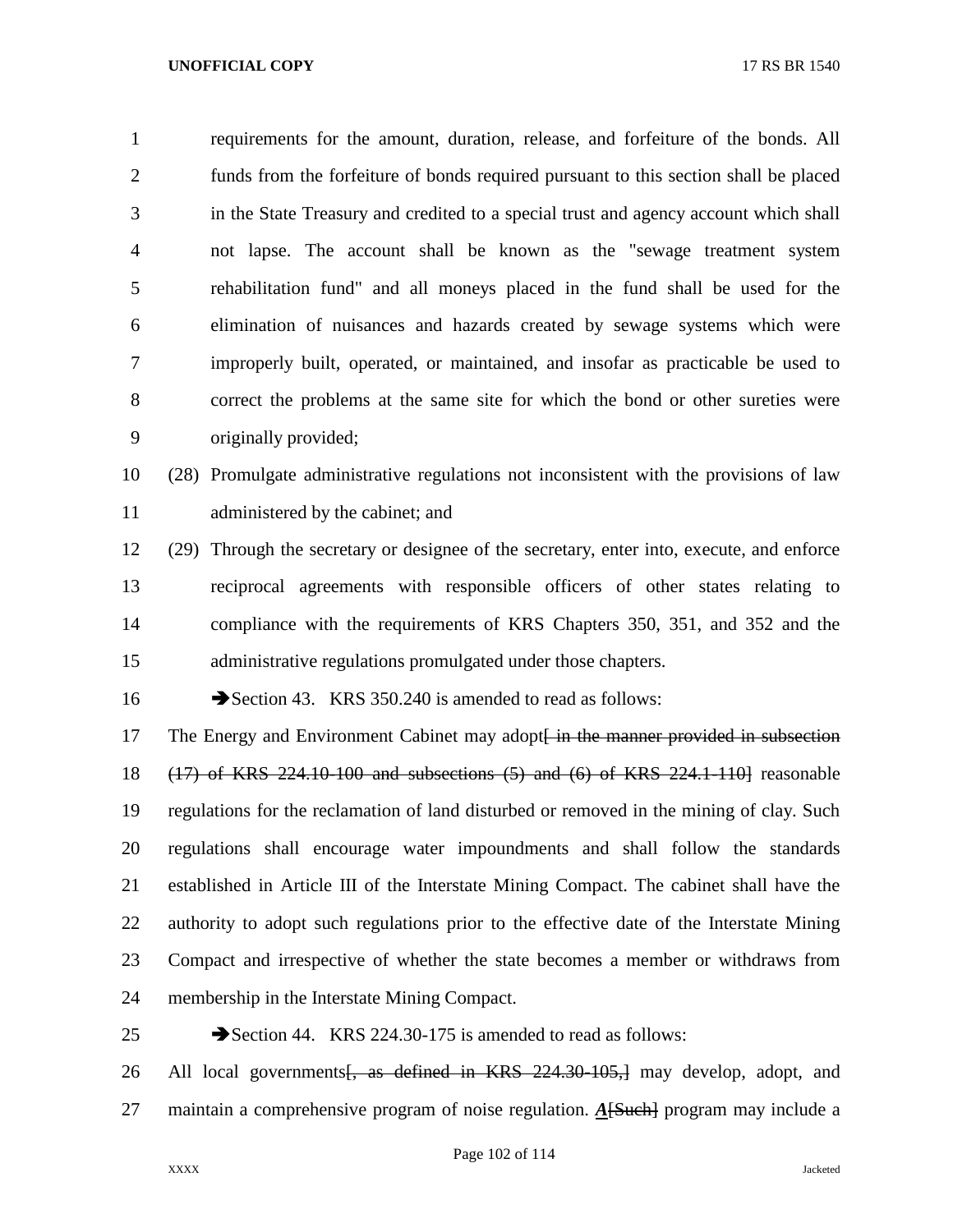requirements for the amount, duration, release, and forfeiture of the bonds. All funds from the forfeiture of bonds required pursuant to this section shall be placed in the State Treasury and credited to a special trust and agency account which shall not lapse. The account shall be known as the "sewage treatment system rehabilitation fund" and all moneys placed in the fund shall be used for the elimination of nuisances and hazards created by sewage systems which were improperly built, operated, or maintained, and insofar as practicable be used to correct the problems at the same site for which the bond or other sureties were originally provided;

(28) Promulgate administrative regulations not inconsistent with the provisions of law administered by the cabinet; and

(29) Through the secretary or designee of the secretary, enter into, execute, and enforce reciprocal agreements with responsible officers of other states relating to compliance with the requirements of KRS Chapters 350, 351, and 352 and the administrative regulations promulgated under those chapters.

➔Section 43. KRS 350.240 is amended to read as follows:

The Energy and Environment Cabinet may adopt~~[ in the manner provided in subsection (17) of KRS 224.10-100 and subsections (5) and (6) of KRS 224.1-110]~~ reasonable regulations for the reclamation of land disturbed or removed in the mining of clay. Such regulations shall encourage water impoundments and shall follow the standards established in Article III of the Interstate Mining Compact. The cabinet shall have the authority to adopt such regulations prior to the effective date of the Interstate Mining Compact and irrespective of whether the state becomes a member or withdraws from membership in the Interstate Mining Compact.

➔Section 44. KRS 224.30-175 is amended to read as follows:

All local governments~~[, as defined in KRS 224.30-105,]~~ may develop, adopt, and maintain a comprehensive program of noise regulation. ***A***~~[Such]~~ program may include a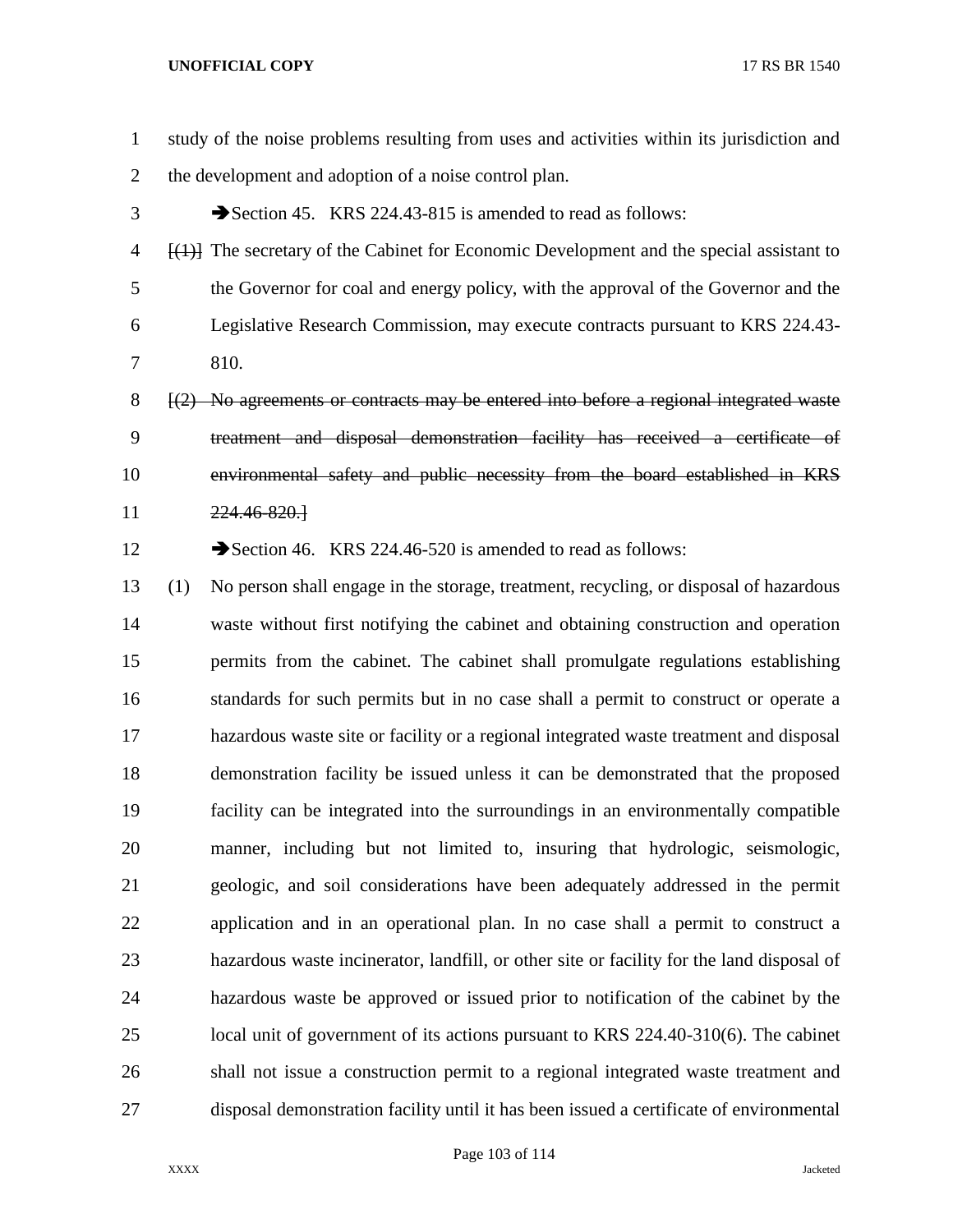study of the noise problems resulting from uses and activities within its jurisdiction and the development and adoption of a noise control plan.

➔Section 45. KRS 224.43-815 is amended to read as follows:

~~[(1)]~~ The secretary of the Cabinet for Economic Development and the special assistant to the Governor for coal and energy policy, with the approval of the Governor and the Legislative Research Commission, may execute contracts pursuant to KRS 224.43-810.

~~[(2) No agreements or contracts may be entered into before a regional integrated waste treatment and disposal demonstration facility has received a certificate of environmental safety and public necessity from the board established in KRS 224.46-820.]~~

➔Section 46. KRS 224.46-520 is amended to read as follows:

(1) No person shall engage in the storage, treatment, recycling, or disposal of hazardous waste without first notifying the cabinet and obtaining construction and operation permits from the cabinet. The cabinet shall promulgate regulations establishing standards for such permits but in no case shall a permit to construct or operate a hazardous waste site or facility or a regional integrated waste treatment and disposal demonstration facility be issued unless it can be demonstrated that the proposed facility can be integrated into the surroundings in an environmentally compatible manner, including but not limited to, insuring that hydrologic, seismologic, geologic, and soil considerations have been adequately addressed in the permit application and in an operational plan. In no case shall a permit to construct a hazardous waste incinerator, landfill, or other site or facility for the land disposal of hazardous waste be approved or issued prior to notification of the cabinet by the local unit of government of its actions pursuant to KRS 224.40-310(6). The cabinet shall not issue a construction permit to a regional integrated waste treatment and disposal demonstration facility until it has been issued a certificate of environmental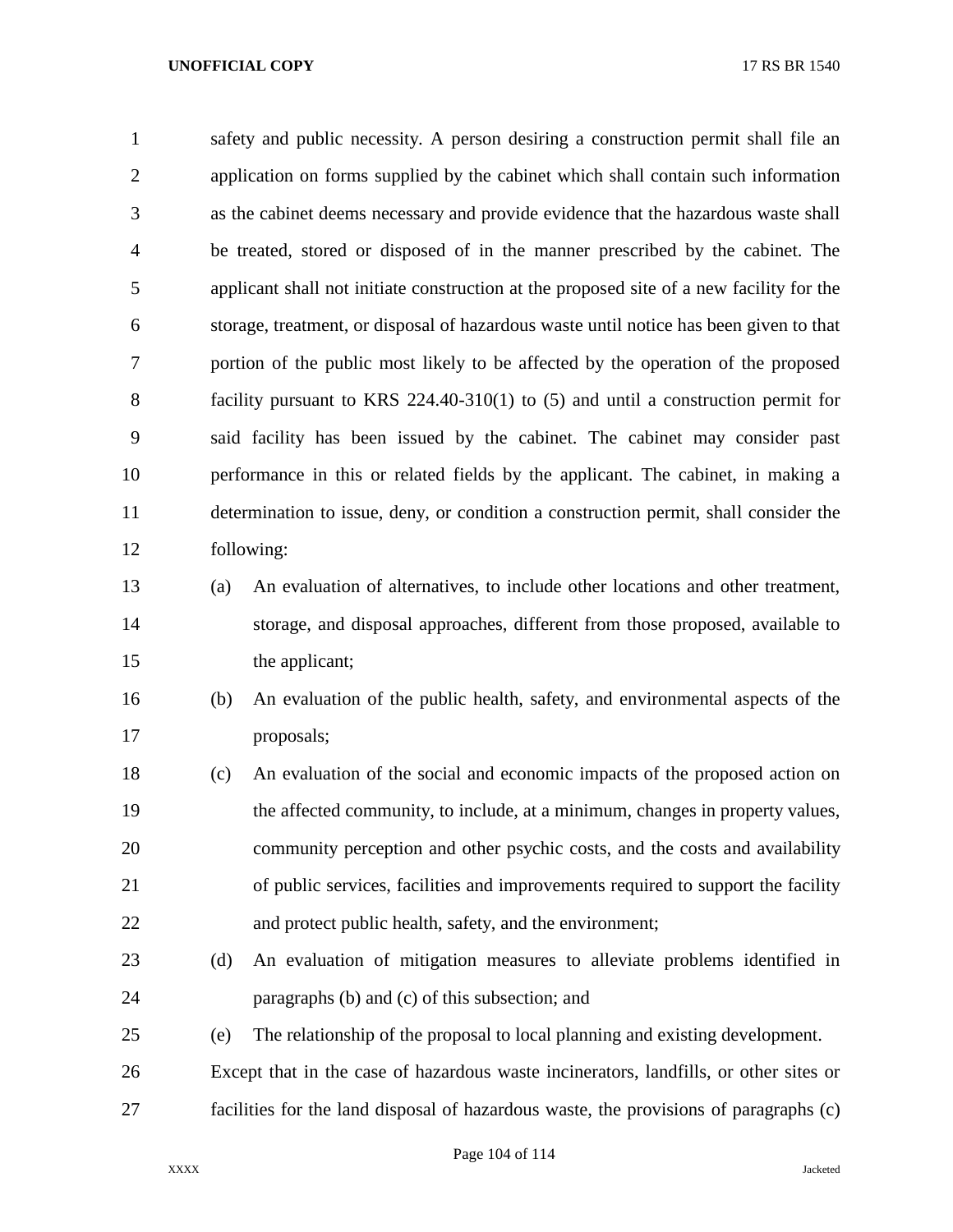safety and public necessity. A person desiring a construction permit shall file an application on forms supplied by the cabinet which shall contain such information as the cabinet deems necessary and provide evidence that the hazardous waste shall be treated, stored or disposed of in the manner prescribed by the cabinet. The applicant shall not initiate construction at the proposed site of a new facility for the storage, treatment, or disposal of hazardous waste until notice has been given to that portion of the public most likely to be affected by the operation of the proposed facility pursuant to KRS 224.40-310(1) to (5) and until a construction permit for said facility has been issued by the cabinet. The cabinet may consider past performance in this or related fields by the applicant. The cabinet, in making a determination to issue, deny, or condition a construction permit, shall consider the following:

(a) An evaluation of alternatives, to include other locations and other treatment, storage, and disposal approaches, different from those proposed, available to the applicant;

(b) An evaluation of the public health, safety, and environmental aspects of the proposals;

(c) An evaluation of the social and economic impacts of the proposed action on the affected community, to include, at a minimum, changes in property values, community perception and other psychic costs, and the costs and availability of public services, facilities and improvements required to support the facility and protect public health, safety, and the environment;

(d) An evaluation of mitigation measures to alleviate problems identified in paragraphs (b) and (c) of this subsection; and

(e) The relationship of the proposal to local planning and existing development.

Except that in the case of hazardous waste incinerators, landfills, or other sites or facilities for the land disposal of hazardous waste, the provisions of paragraphs (c)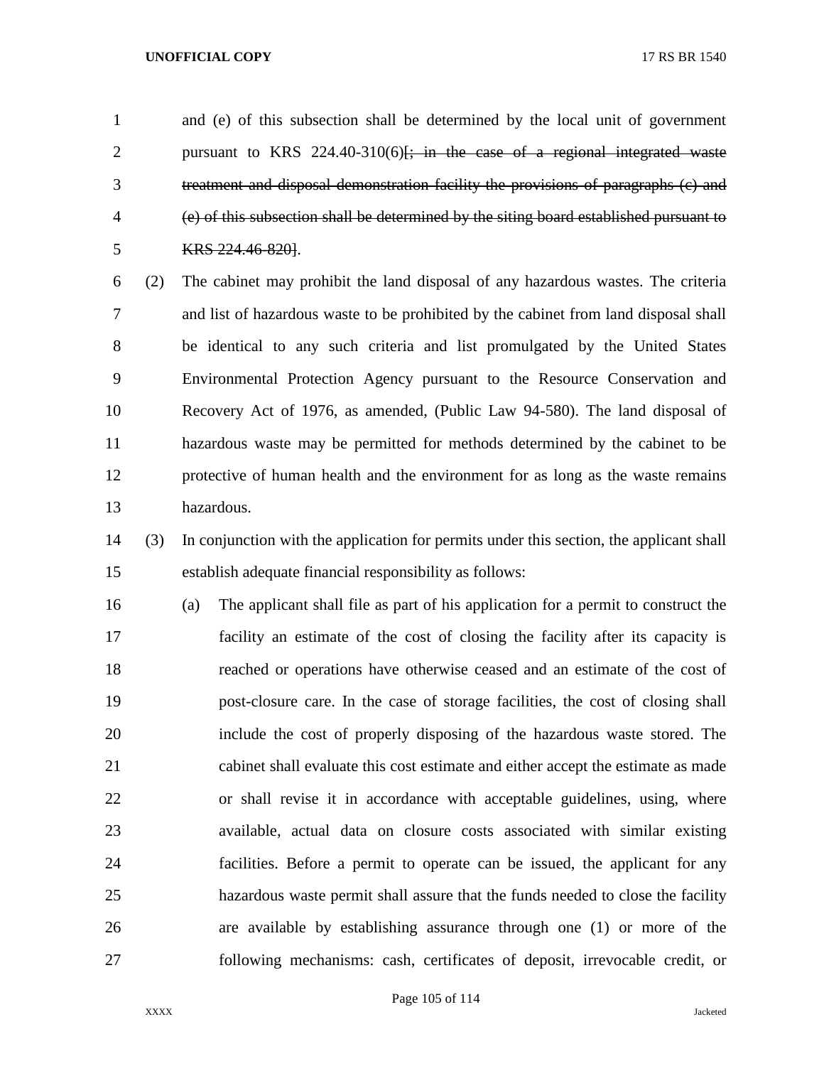and (e) of this subsection shall be determined by the local unit of government pursuant to KRS 224.40-310(6)~~[; in the case of a regional integrated waste treatment and disposal demonstration facility the provisions of paragraphs (c) and (e) of this subsection shall be determined by the siting board established pursuant to KRS 224.46-820]~~.

(2) The cabinet may prohibit the land disposal of any hazardous wastes. The criteria and list of hazardous waste to be prohibited by the cabinet from land disposal shall be identical to any such criteria and list promulgated by the United States Environmental Protection Agency pursuant to the Resource Conservation and Recovery Act of 1976, as amended, (Public Law 94-580). The land disposal of hazardous waste may be permitted for methods determined by the cabinet to be protective of human health and the environment for as long as the waste remains hazardous.

(3) In conjunction with the application for permits under this section, the applicant shall establish adequate financial responsibility as follows:

(a) The applicant shall file as part of his application for a permit to construct the facility an estimate of the cost of closing the facility after its capacity is reached or operations have otherwise ceased and an estimate of the cost of post-closure care. In the case of storage facilities, the cost of closing shall include the cost of properly disposing of the hazardous waste stored. The cabinet shall evaluate this cost estimate and either accept the estimate as made or shall revise it in accordance with acceptable guidelines, using, where available, actual data on closure costs associated with similar existing facilities. Before a permit to operate can be issued, the applicant for any hazardous waste permit shall assure that the funds needed to close the facility are available by establishing assurance through one (1) or more of the following mechanisms: cash, certificates of deposit, irrevocable credit, or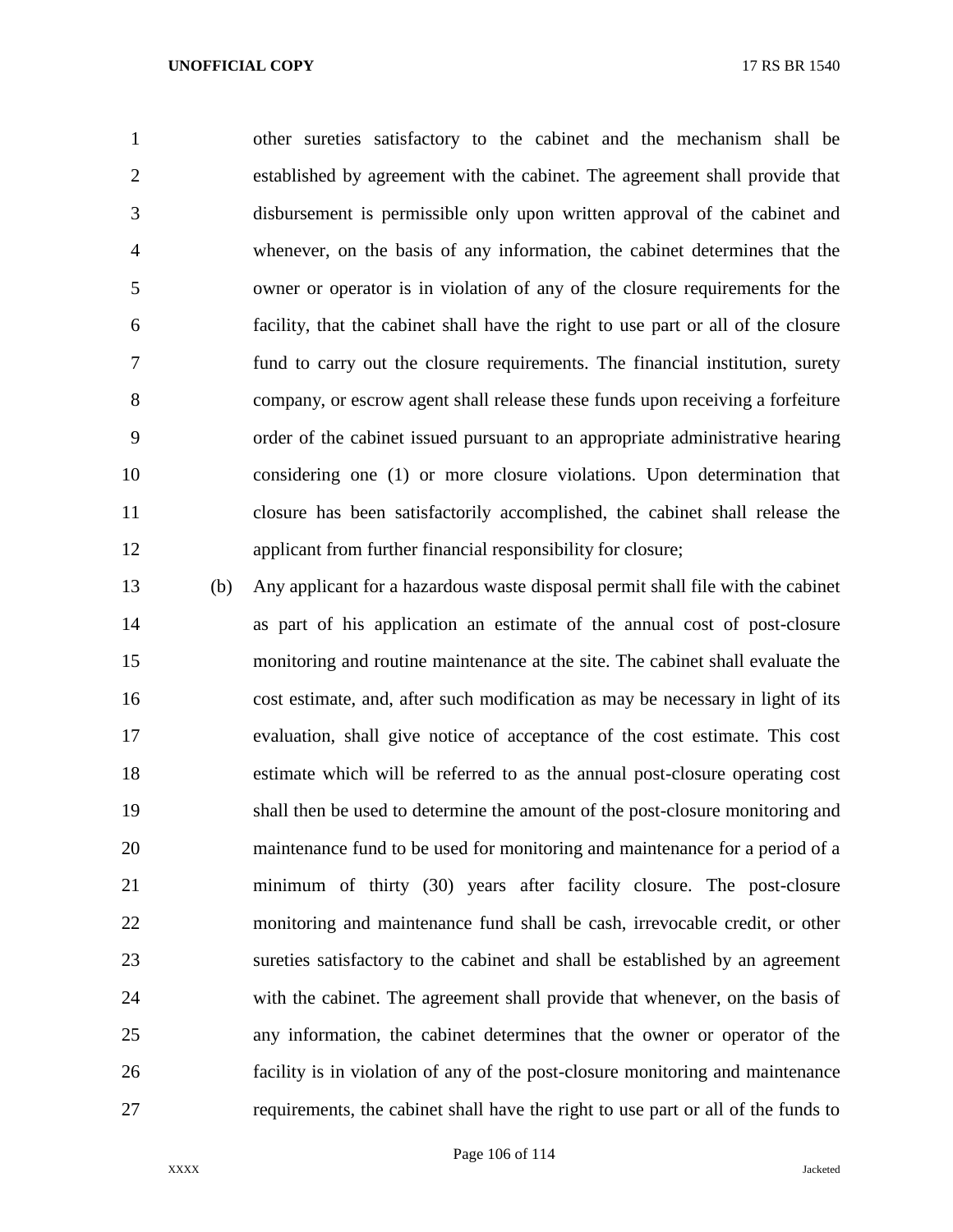other sureties satisfactory to the cabinet and the mechanism shall be established by agreement with the cabinet. The agreement shall provide that disbursement is permissible only upon written approval of the cabinet and whenever, on the basis of any information, the cabinet determines that the owner or operator is in violation of any of the closure requirements for the facility, that the cabinet shall have the right to use part or all of the closure fund to carry out the closure requirements. The financial institution, surety company, or escrow agent shall release these funds upon receiving a forfeiture order of the cabinet issued pursuant to an appropriate administrative hearing considering one (1) or more closure violations. Upon determination that closure has been satisfactorily accomplished, the cabinet shall release the applicant from further financial responsibility for closure;

(b) Any applicant for a hazardous waste disposal permit shall file with the cabinet as part of his application an estimate of the annual cost of post-closure monitoring and routine maintenance at the site. The cabinet shall evaluate the cost estimate, and, after such modification as may be necessary in light of its evaluation, shall give notice of acceptance of the cost estimate. This cost estimate which will be referred to as the annual post-closure operating cost shall then be used to determine the amount of the post-closure monitoring and maintenance fund to be used for monitoring and maintenance for a period of a minimum of thirty (30) years after facility closure. The post-closure monitoring and maintenance fund shall be cash, irrevocable credit, or other sureties satisfactory to the cabinet and shall be established by an agreement with the cabinet. The agreement shall provide that whenever, on the basis of any information, the cabinet determines that the owner or operator of the facility is in violation of any of the post-closure monitoring and maintenance requirements, the cabinet shall have the right to use part or all of the funds to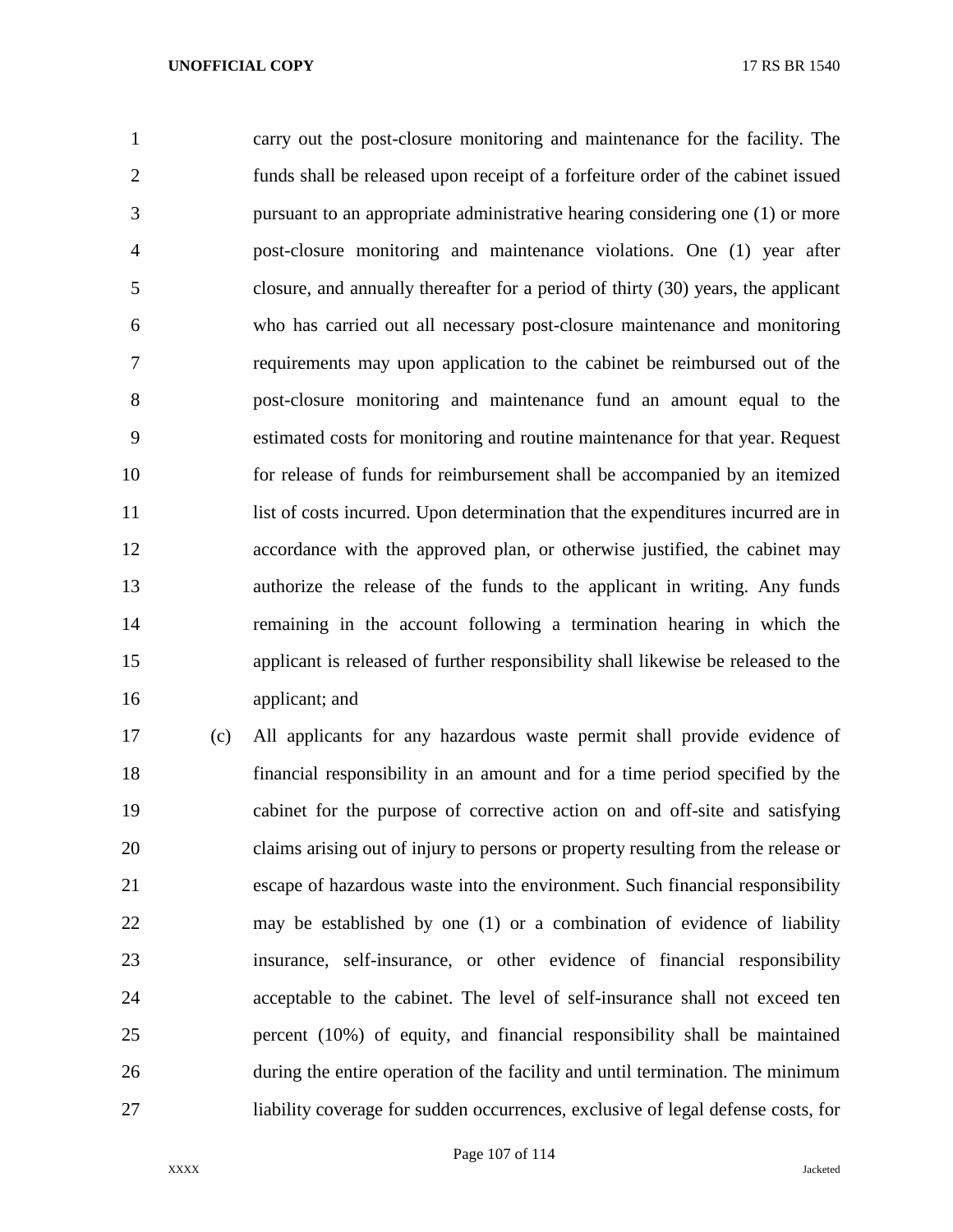carry out the post-closure monitoring and maintenance for the facility. The funds shall be released upon receipt of a forfeiture order of the cabinet issued pursuant to an appropriate administrative hearing considering one (1) or more post-closure monitoring and maintenance violations. One (1) year after closure, and annually thereafter for a period of thirty (30) years, the applicant who has carried out all necessary post-closure maintenance and monitoring requirements may upon application to the cabinet be reimbursed out of the post-closure monitoring and maintenance fund an amount equal to the estimated costs for monitoring and routine maintenance for that year. Request for release of funds for reimbursement shall be accompanied by an itemized list of costs incurred. Upon determination that the expenditures incurred are in accordance with the approved plan, or otherwise justified, the cabinet may authorize the release of the funds to the applicant in writing. Any funds remaining in the account following a termination hearing in which the applicant is released of further responsibility shall likewise be released to the applicant; and

(c) All applicants for any hazardous waste permit shall provide evidence of financial responsibility in an amount and for a time period specified by the cabinet for the purpose of corrective action on and off-site and satisfying claims arising out of injury to persons or property resulting from the release or escape of hazardous waste into the environment. Such financial responsibility may be established by one (1) or a combination of evidence of liability insurance, self-insurance, or other evidence of financial responsibility acceptable to the cabinet. The level of self-insurance shall not exceed ten percent (10%) of equity, and financial responsibility shall be maintained during the entire operation of the facility and until termination. The minimum liability coverage for sudden occurrences, exclusive of legal defense costs, for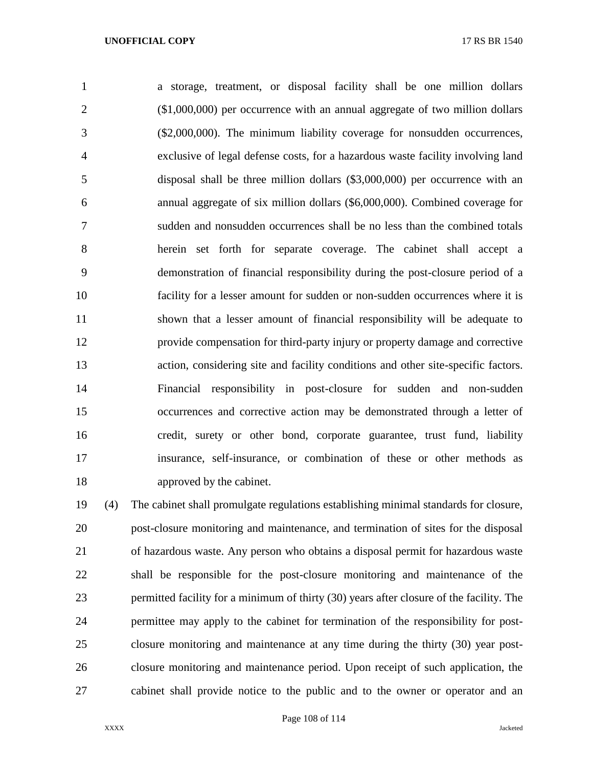a storage, treatment, or disposal facility shall be one million dollars ($1,000,000) per occurrence with an annual aggregate of two million dollars ($2,000,000). The minimum liability coverage for nonsudden occurrences, exclusive of legal defense costs, for a hazardous waste facility involving land disposal shall be three million dollars ($3,000,000) per occurrence with an annual aggregate of six million dollars ($6,000,000). Combined coverage for sudden and nonsudden occurrences shall be no less than the combined totals herein set forth for separate coverage. The cabinet shall accept a demonstration of financial responsibility during the post-closure period of a facility for a lesser amount for sudden or non-sudden occurrences where it is shown that a lesser amount of financial responsibility will be adequate to provide compensation for third-party injury or property damage and corrective action, considering site and facility conditions and other site-specific factors. Financial responsibility in post-closure for sudden and non-sudden occurrences and corrective action may be demonstrated through a letter of credit, surety or other bond, corporate guarantee, trust fund, liability insurance, self-insurance, or combination of these or other methods as approved by the cabinet.

(4) The cabinet shall promulgate regulations establishing minimal standards for closure, post-closure monitoring and maintenance, and termination of sites for the disposal of hazardous waste. Any person who obtains a disposal permit for hazardous waste shall be responsible for the post-closure monitoring and maintenance of the permitted facility for a minimum of thirty (30) years after closure of the facility. The permittee may apply to the cabinet for termination of the responsibility for post-closure monitoring and maintenance at any time during the thirty (30) year post-closure monitoring and maintenance period. Upon receipt of such application, the cabinet shall provide notice to the public and to the owner or operator and an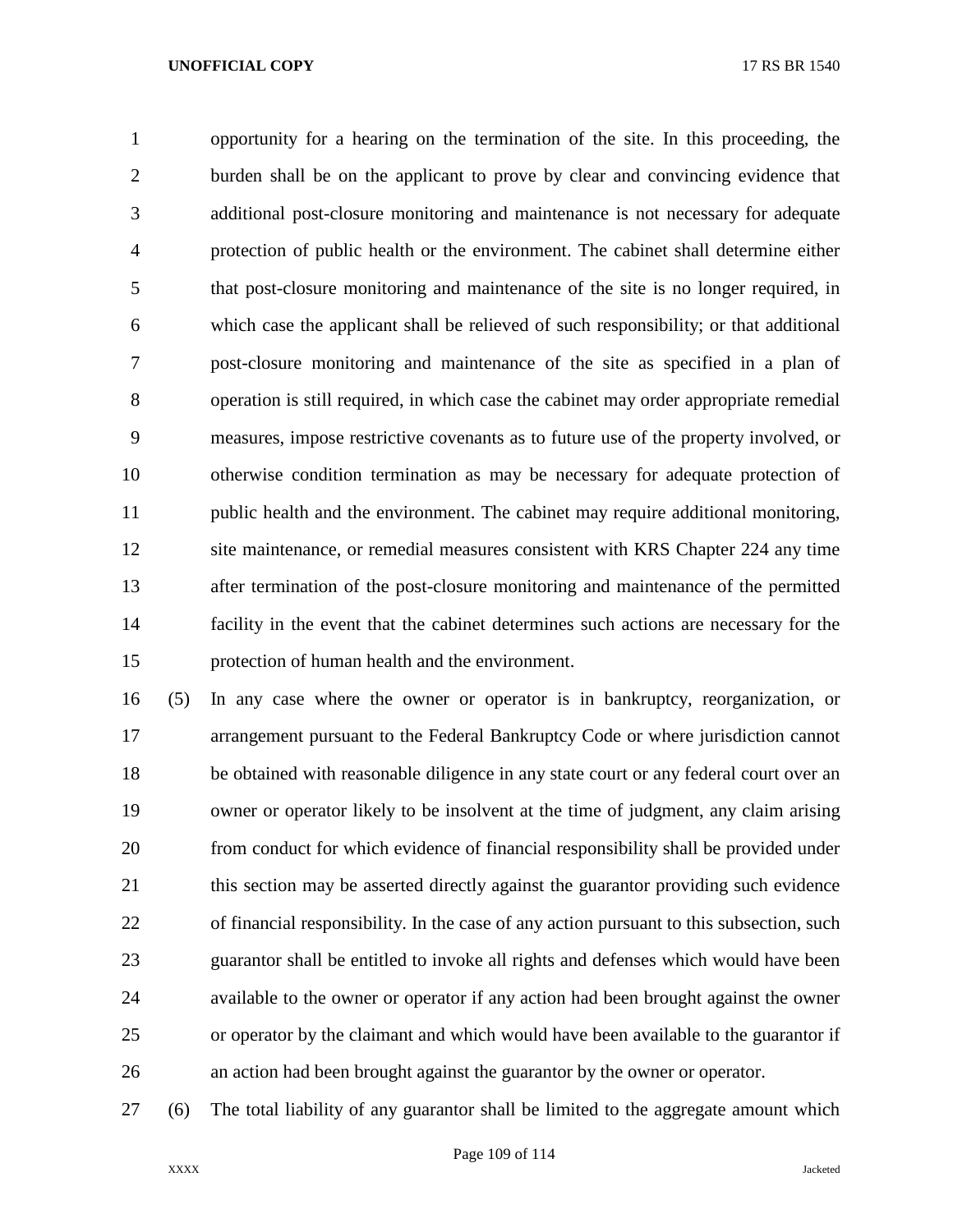opportunity for a hearing on the termination of the site. In this proceeding, the burden shall be on the applicant to prove by clear and convincing evidence that additional post-closure monitoring and maintenance is not necessary for adequate protection of public health or the environment. The cabinet shall determine either that post-closure monitoring and maintenance of the site is no longer required, in which case the applicant shall be relieved of such responsibility; or that additional post-closure monitoring and maintenance of the site as specified in a plan of operation is still required, in which case the cabinet may order appropriate remedial measures, impose restrictive covenants as to future use of the property involved, or otherwise condition termination as may be necessary for adequate protection of public health and the environment. The cabinet may require additional monitoring, site maintenance, or remedial measures consistent with KRS Chapter 224 any time after termination of the post-closure monitoring and maintenance of the permitted facility in the event that the cabinet determines such actions are necessary for the protection of human health and the environment.

(5) In any case where the owner or operator is in bankruptcy, reorganization, or arrangement pursuant to the Federal Bankruptcy Code or where jurisdiction cannot be obtained with reasonable diligence in any state court or any federal court over an owner or operator likely to be insolvent at the time of judgment, any claim arising from conduct for which evidence of financial responsibility shall be provided under this section may be asserted directly against the guarantor providing such evidence of financial responsibility. In the case of any action pursuant to this subsection, such guarantor shall be entitled to invoke all rights and defenses which would have been available to the owner or operator if any action had been brought against the owner or operator by the claimant and which would have been available to the guarantor if an action had been brought against the guarantor by the owner or operator.

(6) The total liability of any guarantor shall be limited to the aggregate amount which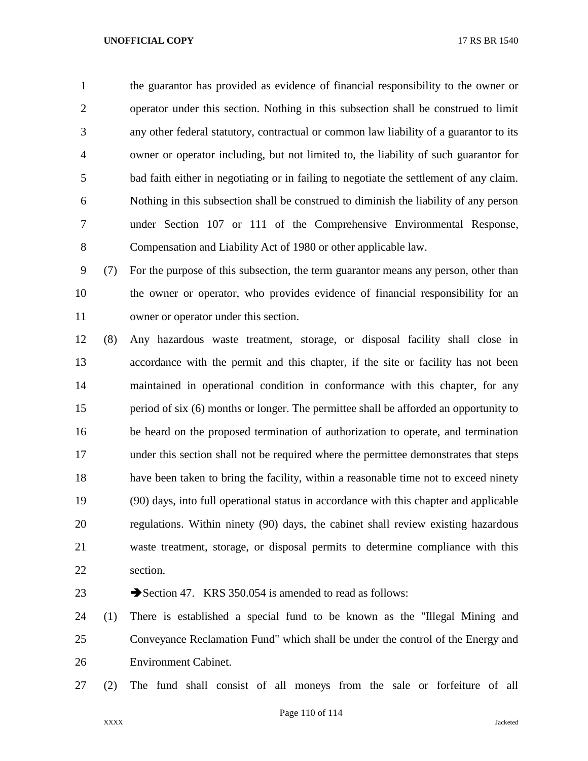the guarantor has provided as evidence of financial responsibility to the owner or operator under this section. Nothing in this subsection shall be construed to limit any other federal statutory, contractual or common law liability of a guarantor to its owner or operator including, but not limited to, the liability of such guarantor for bad faith either in negotiating or in failing to negotiate the settlement of any claim. Nothing in this subsection shall be construed to diminish the liability of any person under Section 107 or 111 of the Comprehensive Environmental Response, Compensation and Liability Act of 1980 or other applicable law.

(7) For the purpose of this subsection, the term guarantor means any person, other than the owner or operator, who provides evidence of financial responsibility for an owner or operator under this section.

(8) Any hazardous waste treatment, storage, or disposal facility shall close in accordance with the permit and this chapter, if the site or facility has not been maintained in operational condition in conformance with this chapter, for any period of six (6) months or longer. The permittee shall be afforded an opportunity to be heard on the proposed termination of authorization to operate, and termination under this section shall not be required where the permittee demonstrates that steps have been taken to bring the facility, within a reasonable time not to exceed ninety (90) days, into full operational status in accordance with this chapter and applicable regulations. Within ninety (90) days, the cabinet shall review existing hazardous waste treatment, storage, or disposal permits to determine compliance with this section.

➔Section 47. KRS 350.054 is amended to read as follows:

(1) There is established a special fund to be known as the "Illegal Mining and Conveyance Reclamation Fund" which shall be under the control of the Energy and Environment Cabinet.

(2) The fund shall consist of all moneys from the sale or forfeiture of all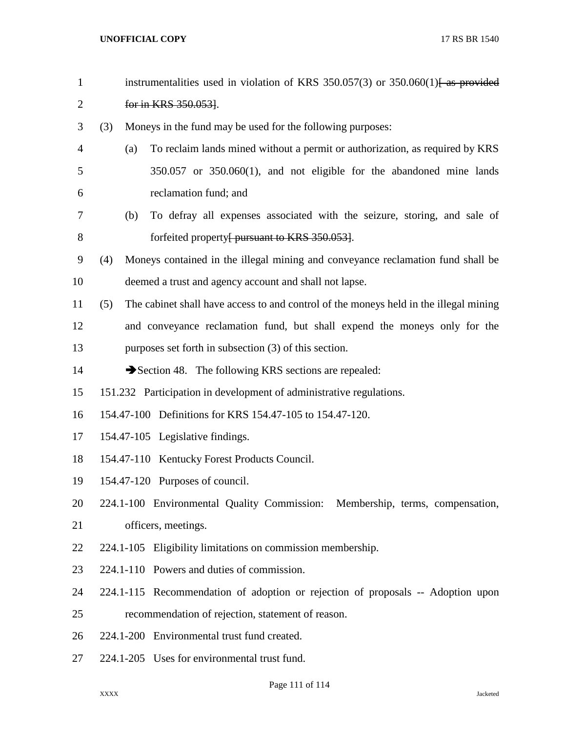instrumentalities used in violation of KRS 350.057(3) or 350.060(1)~~[ as provided for in KRS 350.053]~~.

(3) Moneys in the fund may be used for the following purposes:

(a) To reclaim lands mined without a permit or authorization, as required by KRS 350.057 or 350.060(1), and not eligible for the abandoned mine lands reclamation fund; and

(b) To defray all expenses associated with the seizure, storing, and sale of forfeited property~~[ pursuant to KRS 350.053]~~.

(4) Moneys contained in the illegal mining and conveyance reclamation fund shall be deemed a trust and agency account and shall not lapse.

(5) The cabinet shall have access to and control of the moneys held in the illegal mining and conveyance reclamation fund, but shall expend the moneys only for the purposes set forth in subsection (3) of this section.

➔Section 48. The following KRS sections are repealed:

151.232 Participation in development of administrative regulations.

154.47-100 Definitions for KRS 154.47-105 to 154.47-120.

154.47-105 Legislative findings.

154.47-110 Kentucky Forest Products Council.

154.47-120 Purposes of council.

224.1-100 Environmental Quality Commission: Membership, terms, compensation, officers, meetings.

224.1-105 Eligibility limitations on commission membership.

224.1-110 Powers and duties of commission.

224.1-115 Recommendation of adoption or rejection of proposals -- Adoption upon recommendation of rejection, statement of reason.

224.1-200 Environmental trust fund created.

224.1-205 Uses for environmental trust fund.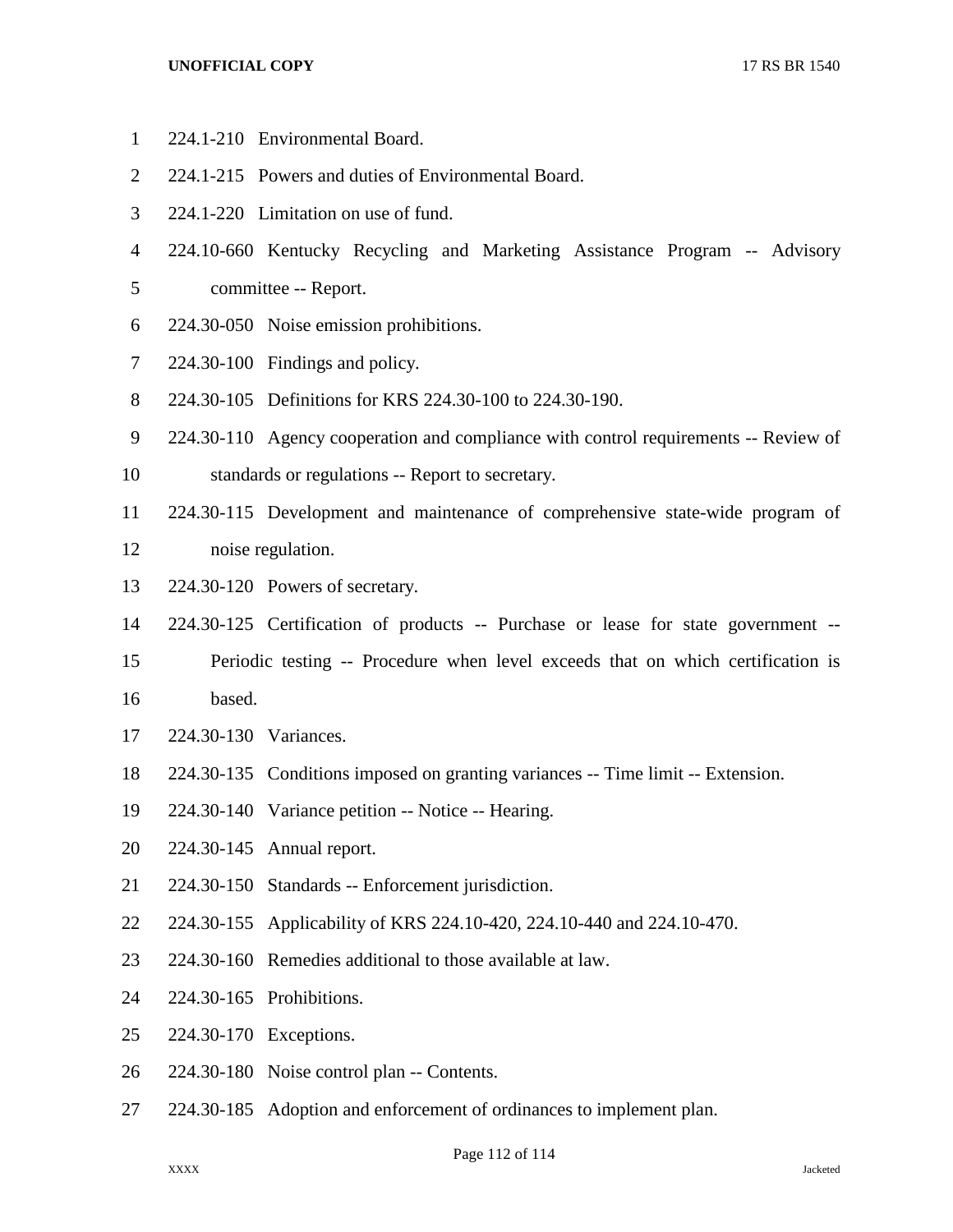224.1-210 Environmental Board.

224.1-215 Powers and duties of Environmental Board.

224.1-220 Limitation on use of fund.

224.10-660 Kentucky Recycling and Marketing Assistance Program -- Advisory committee -- Report.

224.30-050 Noise emission prohibitions.

224.30-100 Findings and policy.

224.30-105 Definitions for KRS 224.30-100 to 224.30-190.

224.30-110 Agency cooperation and compliance with control requirements -- Review of standards or regulations -- Report to secretary.

224.30-115 Development and maintenance of comprehensive state-wide program of noise regulation.

224.30-120 Powers of secretary.

224.30-125 Certification of products -- Purchase or lease for state government -- Periodic testing -- Procedure when level exceeds that on which certification is based.

224.30-130 Variances.

224.30-135 Conditions imposed on granting variances -- Time limit -- Extension.

224.30-140 Variance petition -- Notice -- Hearing.

224.30-145 Annual report.

224.30-150 Standards -- Enforcement jurisdiction.

224.30-155 Applicability of KRS 224.10-420, 224.10-440 and 224.10-470.

224.30-160 Remedies additional to those available at law.

224.30-165 Prohibitions.

224.30-170 Exceptions.

224.30-180 Noise control plan -- Contents.

224.30-185 Adoption and enforcement of ordinances to implement plan.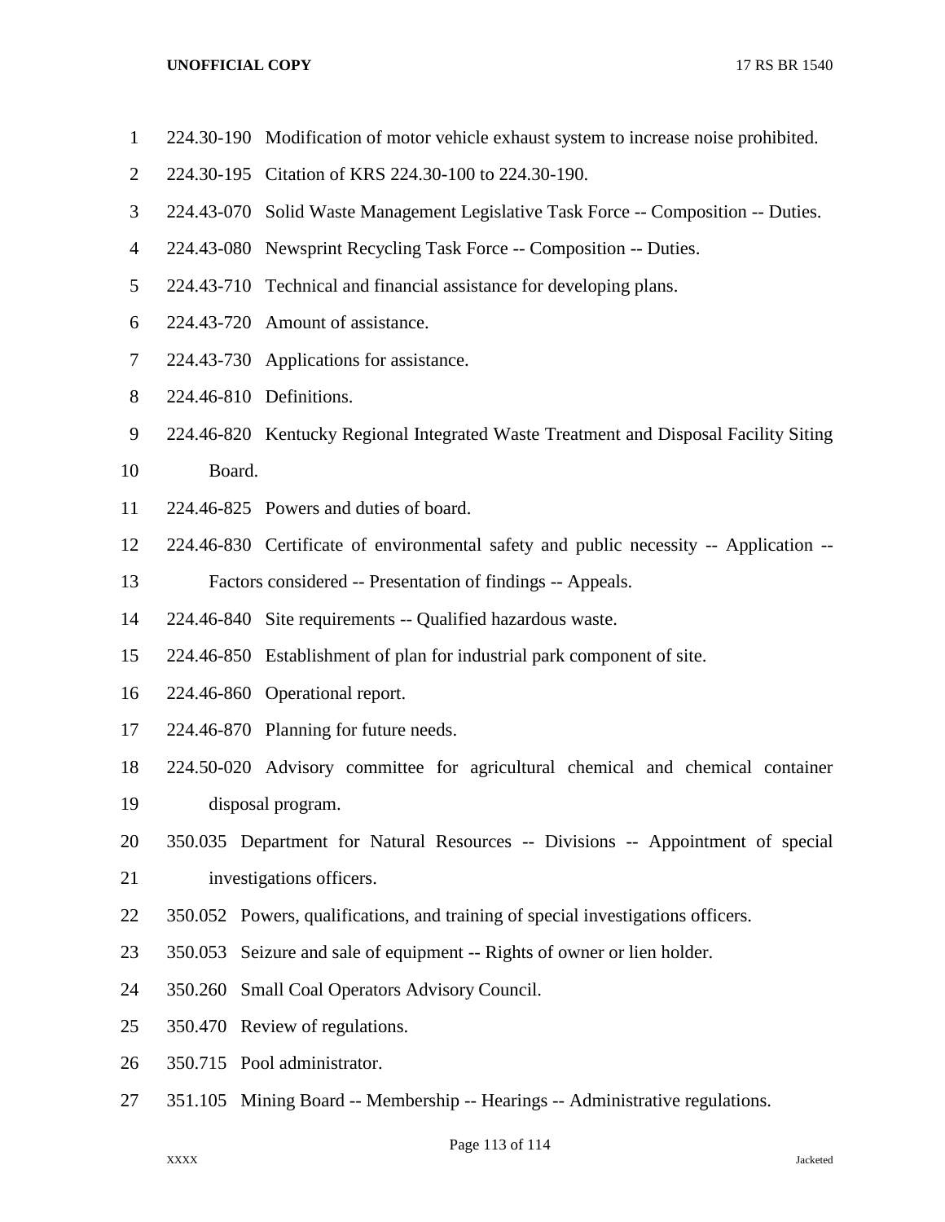224.30-190 Modification of motor vehicle exhaust system to increase noise prohibited.

224.30-195 Citation of KRS 224.30-100 to 224.30-190.

224.43-070 Solid Waste Management Legislative Task Force -- Composition -- Duties.

224.43-080 Newsprint Recycling Task Force -- Composition -- Duties.

224.43-710 Technical and financial assistance for developing plans.

224.43-720 Amount of assistance.

224.43-730 Applications for assistance.

224.46-810 Definitions.

224.46-820 Kentucky Regional Integrated Waste Treatment and Disposal Facility Siting Board.

224.46-825 Powers and duties of board.

224.46-830 Certificate of environmental safety and public necessity -- Application -- Factors considered -- Presentation of findings -- Appeals.

224.46-840 Site requirements -- Qualified hazardous waste.

224.46-850 Establishment of plan for industrial park component of site.

224.46-860 Operational report.

224.46-870 Planning for future needs.

224.50-020 Advisory committee for agricultural chemical and chemical container disposal program.

350.035 Department for Natural Resources -- Divisions -- Appointment of special investigations officers.

350.052 Powers, qualifications, and training of special investigations officers.

350.053 Seizure and sale of equipment -- Rights of owner or lien holder.

350.260 Small Coal Operators Advisory Council.

350.470 Review of regulations.

350.715 Pool administrator.

351.105 Mining Board -- Membership -- Hearings -- Administrative regulations.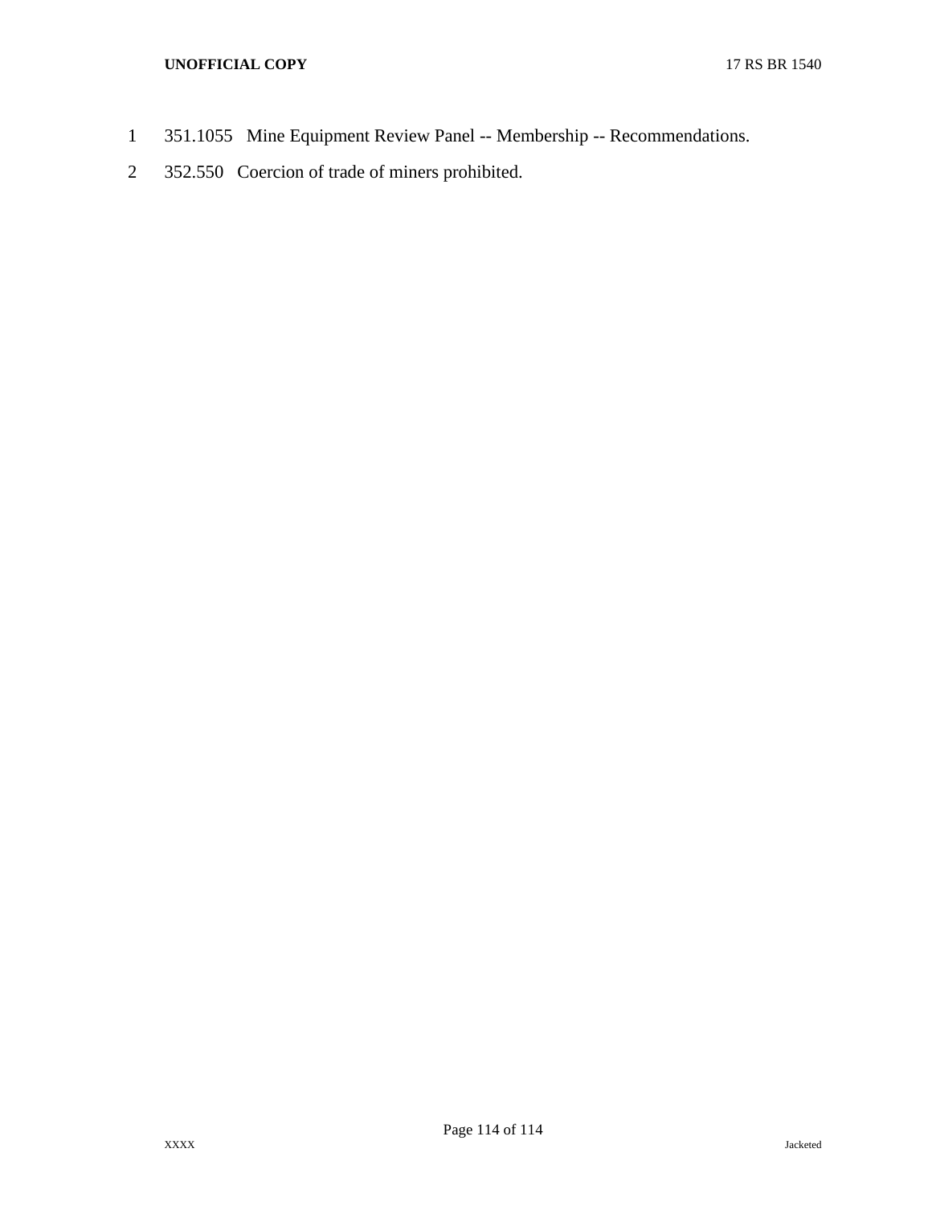351.1055 Mine Equipment Review Panel -- Membership -- Recommendations.

352.550 Coercion of trade of miners prohibited.